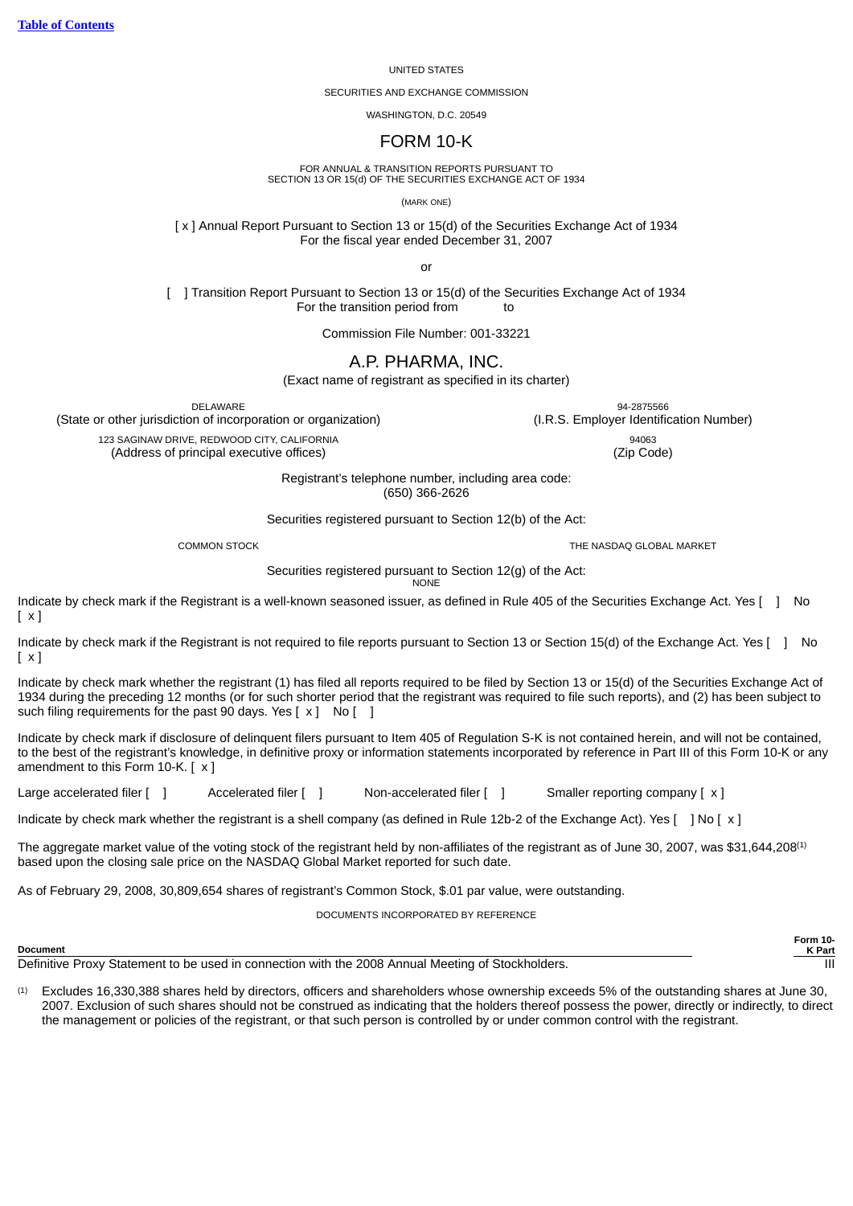Table of Contents

UNITED STATES

SECURITIES AND EXCHANGE COMMISSION

WASHINGTON, D.C. 20549

# FORM 10-K

FOR ANNUAL & TRANSITION REPORTS PURSUANT TO
SECTION 13 OR 15(d) OF THE SECURITIES EXCHANGE ACT OF 1934

(MARK ONE)

[ x ] Annual Report Pursuant to Section 13 or 15(d) of the Securities Exchange Act of 1934
For the fiscal year ended December 31, 2007

or

[ ] Transition Report Pursuant to Section 13 or 15(d) of the Securities Exchange Act of 1934
For the transition period from to

Commission File Number: 001-33221

## A.P. PHARMA, INC.

(Exact name of registrant as specified in its charter)

| DELAWARE | 94-2875566 |
|---|---|
| (State or other jurisdiction of incorporation or organization) | (I.R.S. Employer Identification Number) |
| 123 SAGINAW DRIVE, REDWOOD CITY, CALIFORNIA | 94063 |
| (Address of principal executive offices) | (Zip Code) |

Registrant's telephone number, including area code:
(650) 366-2626

Securities registered pursuant to Section 12(b) of the Act:

| COMMON STOCK | THE NASDAQ GLOBAL MARKET |
|---|---|

Securities registered pursuant to Section 12(g) of the Act:
NONE

Indicate by check mark if the Registrant is a well-known seasoned issuer, as defined in Rule 405 of the Securities Exchange Act. Yes [ ] No [ x ]

Indicate by check mark if the Registrant is not required to file reports pursuant to Section 13 or Section 15(d) of the Exchange Act. Yes [ ] No [ x ]

Indicate by check mark whether the registrant (1) has filed all reports required to be filed by Section 13 or 15(d) of the Securities Exchange Act of 1934 during the preceding 12 months (or for such shorter period that the registrant was required to file such reports), and (2) has been subject to such filing requirements for the past 90 days. Yes [ x ] No [ ]

Indicate by check mark if disclosure of delinquent filers pursuant to Item 405 of Regulation S-K is not contained herein, and will not be contained, to the best of the registrant's knowledge, in definitive proxy or information statements incorporated by reference in Part III of this Form 10-K or any amendment to this Form 10-K. [ x ]

Large accelerated filer [ ] Accelerated filer [ ] Non-accelerated filer [ ] Smaller reporting company [ x ]

Indicate by check mark whether the registrant is a shell company (as defined in Rule 12b-2 of the Exchange Act). Yes [ ] No [ x ]

The aggregate market value of the voting stock of the registrant held by non-affiliates of the registrant as of June 30, 2007, was $31,644,208[(1)] based upon the closing sale price on the NASDAQ Global Market reported for such date.

As of February 29, 2008, 30,809,654 shares of registrant's Common Stock, $.01 par value, were outstanding.

DOCUMENTS INCORPORATED BY REFERENCE

| Document | Form 10-K Part |
|---|---|
| Definitive Proxy Statement to be used in connection with the 2008 Annual Meeting of Stockholders. | III |

(1) Excludes 16,330,388 shares held by directors, officers and shareholders whose ownership exceeds 5% of the outstanding shares at June 30, 2007. Exclusion of such shares should not be construed as indicating that the holders thereof possess the power, directly or indirectly, to direct the management or policies of the registrant, or that such person is controlled by or under common control with the registrant.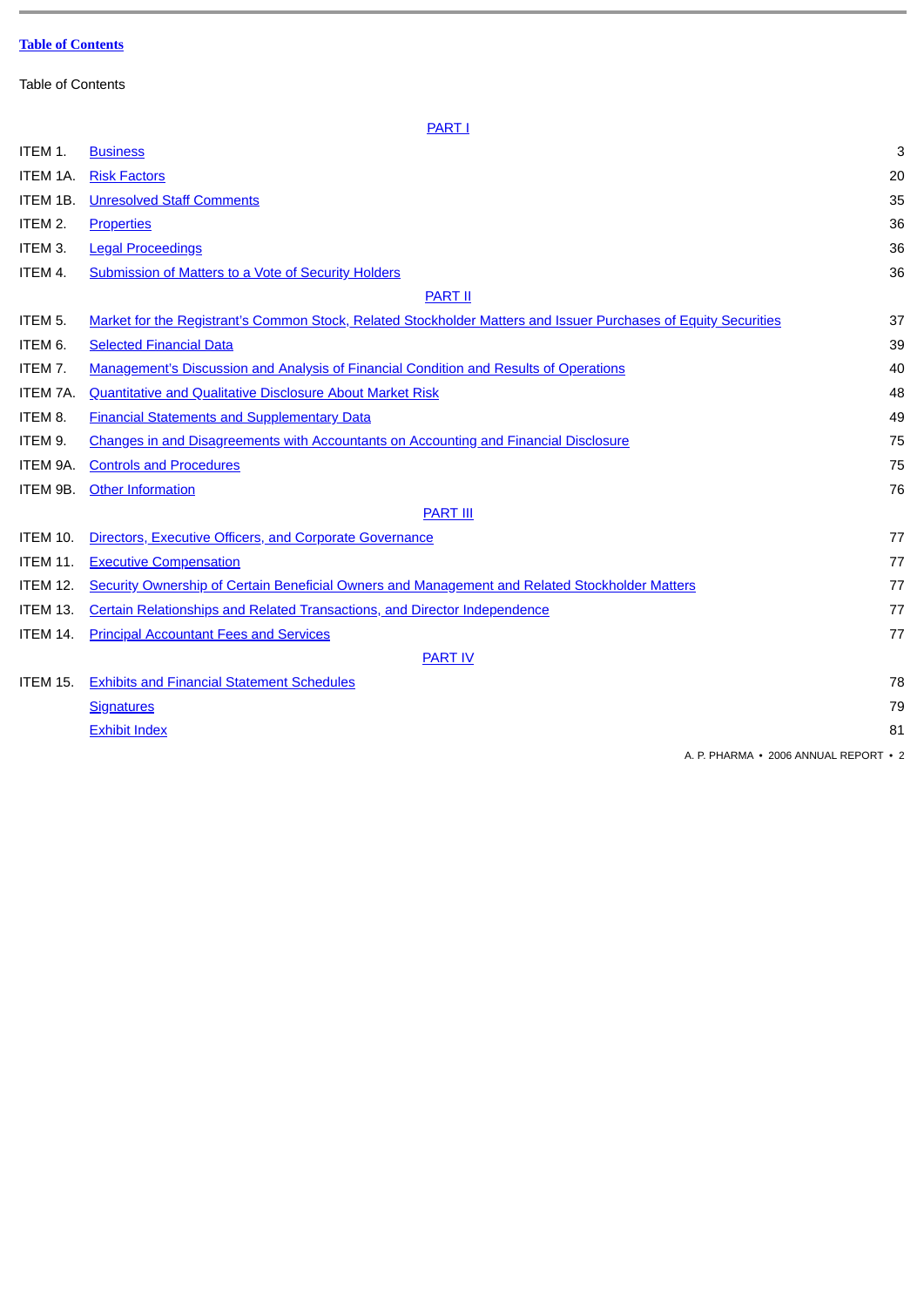**Table of Contents**

Table of Contents

| | | |
|---|---|---|
| | **PART I** | |
| ITEM 1. | Business | 3 |
| ITEM 1A. | Risk Factors | 20 |
| ITEM 1B. | Unresolved Staff Comments | 35 |
| ITEM 2. | Properties | 36 |
| ITEM 3. | Legal Proceedings | 36 |
| ITEM 4. | Submission of Matters to a Vote of Security Holders | 36 |
| | **PART II** | |
| ITEM 5. | Market for the Registrant's Common Stock, Related Stockholder Matters and Issuer Purchases of Equity Securities | 37 |
| ITEM 6. | Selected Financial Data | 39 |
| ITEM 7. | Management's Discussion and Analysis of Financial Condition and Results of Operations | 40 |
| ITEM 7A. | Quantitative and Qualitative Disclosure About Market Risk | 48 |
| ITEM 8. | Financial Statements and Supplementary Data | 49 |
| ITEM 9. | Changes in and Disagreements with Accountants on Accounting and Financial Disclosure | 75 |
| ITEM 9A. | Controls and Procedures | 75 |
| ITEM 9B. | Other Information | 76 |
| | **PART III** | |
| ITEM 10. | Directors, Executive Officers, and Corporate Governance | 77 |
| ITEM 11. | Executive Compensation | 77 |
| ITEM 12. | Security Ownership of Certain Beneficial Owners and Management and Related Stockholder Matters | 77 |
| ITEM 13. | Certain Relationships and Related Transactions, and Director Independence | 77 |
| ITEM 14. | Principal Accountant Fees and Services | 77 |
| | **PART IV** | |
| ITEM 15. | Exhibits and Financial Statement Schedules | 78 |
| | Signatures | 79 |
| | Exhibit Index | 81 |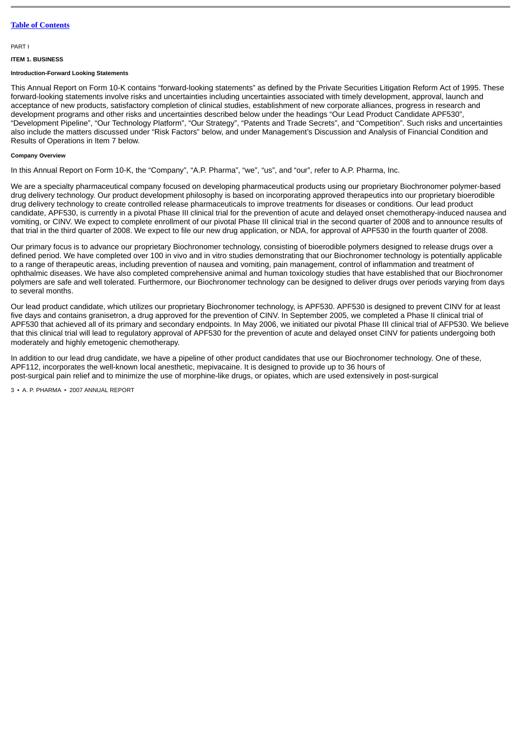[Table of Contents](#)

PART I

## ITEM 1. BUSINESS

### Introduction-Forward Looking Statements

This Annual Report on Form 10-K contains "forward-looking statements" as defined by the Private Securities Litigation Reform Act of 1995. These forward-looking statements involve risks and uncertainties including uncertainties associated with timely development, approval, launch and acceptance of new products, satisfactory completion of clinical studies, establishment of new corporate alliances, progress in research and development programs and other risks and uncertainties described below under the headings "Our Lead Product Candidate APF530", "Development Pipeline", "Our Technology Platform", "Our Strategy", "Patents and Trade Secrets", and "Competition". Such risks and uncertainties also include the matters discussed under "Risk Factors" below, and under Management's Discussion and Analysis of Financial Condition and Results of Operations in Item 7 below.

### Company Overview

In this Annual Report on Form 10-K, the "Company", "A.P. Pharma", "we", "us", and "our", refer to A.P. Pharma, Inc.

We are a specialty pharmaceutical company focused on developing pharmaceutical products using our proprietary Biochronomer polymer-based drug delivery technology. Our product development philosophy is based on incorporating approved therapeutics into our proprietary bioerodible drug delivery technology to create controlled release pharmaceuticals to improve treatments for diseases or conditions. Our lead product candidate, APF530, is currently in a pivotal Phase III clinical trial for the prevention of acute and delayed onset chemotherapy-induced nausea and vomiting, or CINV. We expect to complete enrollment of our pivotal Phase III clinical trial in the second quarter of 2008 and to announce results of that trial in the third quarter of 2008. We expect to file our new drug application, or NDA, for approval of APF530 in the fourth quarter of 2008.

Our primary focus is to advance our proprietary Biochronomer technology, consisting of bioerodible polymers designed to release drugs over a defined period. We have completed over 100 in vivo and in vitro studies demonstrating that our Biochronomer technology is potentially applicable to a range of therapeutic areas, including prevention of nausea and vomiting, pain management, control of inflammation and treatment of ophthalmic diseases. We have also completed comprehensive animal and human toxicology studies that have established that our Biochronomer polymers are safe and well tolerated. Furthermore, our Biochronomer technology can be designed to deliver drugs over periods varying from days to several months.

Our lead product candidate, which utilizes our proprietary Biochronomer technology, is APF530. APF530 is designed to prevent CINV for at least five days and contains granisetron, a drug approved for the prevention of CINV. In September 2005, we completed a Phase II clinical trial of APF530 that achieved all of its primary and secondary endpoints. In May 2006, we initiated our pivotal Phase III clinical trial of AFP530. We believe that this clinical trial will lead to regulatory approval of APF530 for the prevention of acute and delayed onset CINV for patients undergoing both moderately and highly emetogenic chemotherapy.

In addition to our lead drug candidate, we have a pipeline of other product candidates that use our Biochronomer technology. One of these, APF112, incorporates the well-known local anesthetic, mepivacaine. It is designed to provide up to 36 hours of post-surgical pain relief and to minimize the use of morphine-like drugs, or opiates, which are used extensively in post-surgical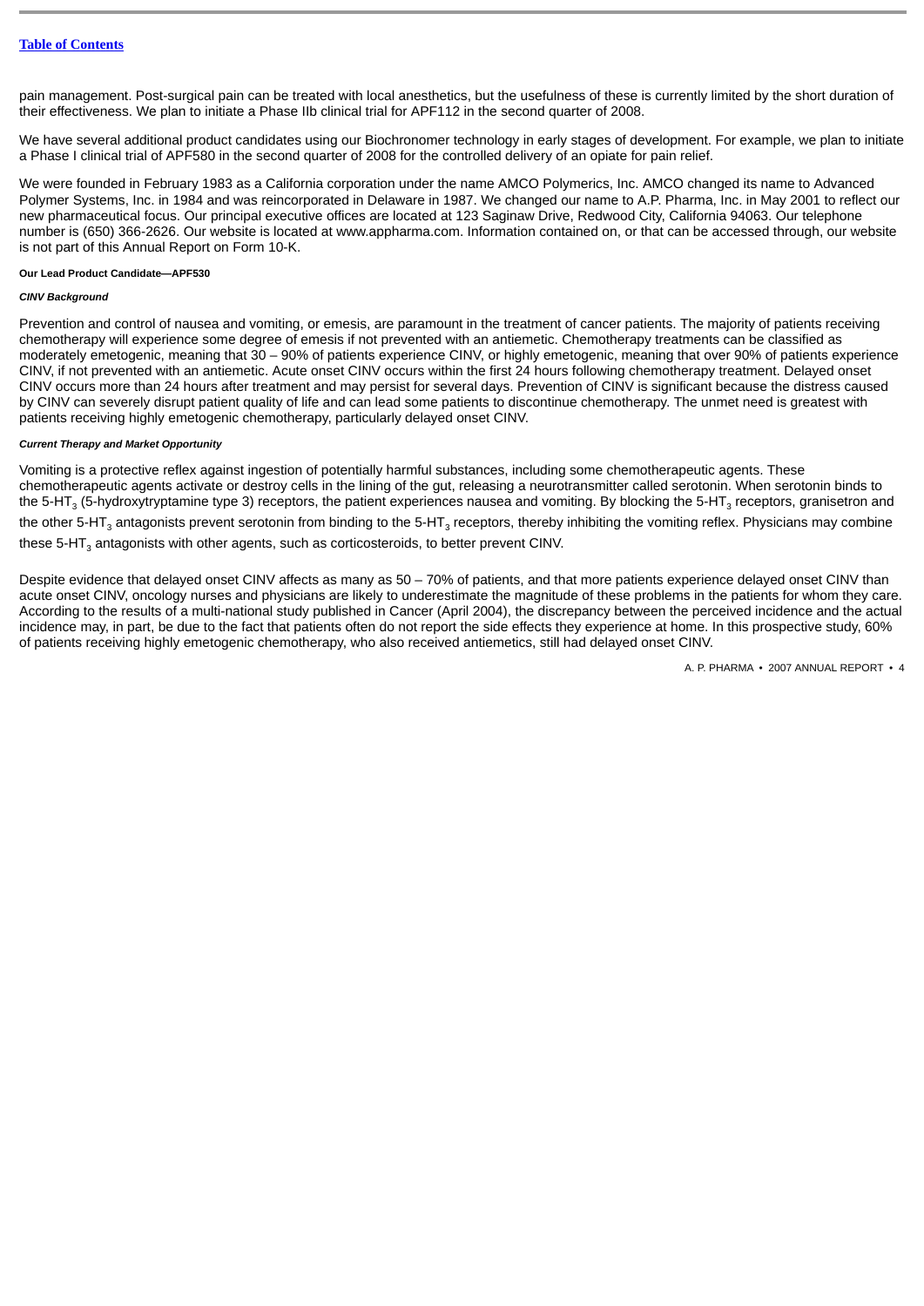pain management. Post-surgical pain can be treated with local anesthetics, but the usefulness of these is currently limited by the short duration of their effectiveness. We plan to initiate a Phase IIb clinical trial for APF112 in the second quarter of 2008.

We have several additional product candidates using our Biochronomer technology in early stages of development. For example, we plan to initiate a Phase I clinical trial of APF580 in the second quarter of 2008 for the controlled delivery of an opiate for pain relief.

We were founded in February 1983 as a California corporation under the name AMCO Polymerics, Inc. AMCO changed its name to Advanced Polymer Systems, Inc. in 1984 and was reincorporated in Delaware in 1987. We changed our name to A.P. Pharma, Inc. in May 2001 to reflect our new pharmaceutical focus. Our principal executive offices are located at 123 Saginaw Drive, Redwood City, California 94063. Our telephone number is (650) 366-2626. Our website is located at www.appharma.com. Information contained on, or that can be accessed through, our website is not part of this Annual Report on Form 10-K.

**Our Lead Product Candidate—APF530**

***CINV Background***

Prevention and control of nausea and vomiting, or emesis, are paramount in the treatment of cancer patients. The majority of patients receiving chemotherapy will experience some degree of emesis if not prevented with an antiemetic. Chemotherapy treatments can be classified as moderately emetogenic, meaning that 30 – 90% of patients experience CINV, or highly emetogenic, meaning that over 90% of patients experience CINV, if not prevented with an antiemetic. Acute onset CINV occurs within the first 24 hours following chemotherapy treatment. Delayed onset CINV occurs more than 24 hours after treatment and may persist for several days. Prevention of CINV is significant because the distress caused by CINV can severely disrupt patient quality of life and can lead some patients to discontinue chemotherapy. The unmet need is greatest with patients receiving highly emetogenic chemotherapy, particularly delayed onset CINV.

***Current Therapy and Market Opportunity***

Vomiting is a protective reflex against ingestion of potentially harmful substances, including some chemotherapeutic agents. These chemotherapeutic agents activate or destroy cells in the lining of the gut, releasing a neurotransmitter called serotonin. When serotonin binds to the 5-$HT_3$ (5-hydroxytryptamine type 3) receptors, the patient experiences nausea and vomiting. By blocking the 5-$HT_3$ receptors, granisetron and the other 5-$HT_3$ antagonists prevent serotonin from binding to the 5-$HT_3$ receptors, thereby inhibiting the vomiting reflex. Physicians may combine these 5-$HT_3$ antagonists with other agents, such as corticosteroids, to better prevent CINV.

Despite evidence that delayed onset CINV affects as many as 50 – 70% of patients, and that more patients experience delayed onset CINV than acute onset CINV, oncology nurses and physicians are likely to underestimate the magnitude of these problems in the patients for whom they care. According to the results of a multi-national study published in Cancer (April 2004), the discrepancy between the perceived incidence and the actual incidence may, in part, be due to the fact that patients often do not report the side effects they experience at home. In this prospective study, 60% of patients receiving highly emetogenic chemotherapy, who also received antiemetics, still had delayed onset CINV.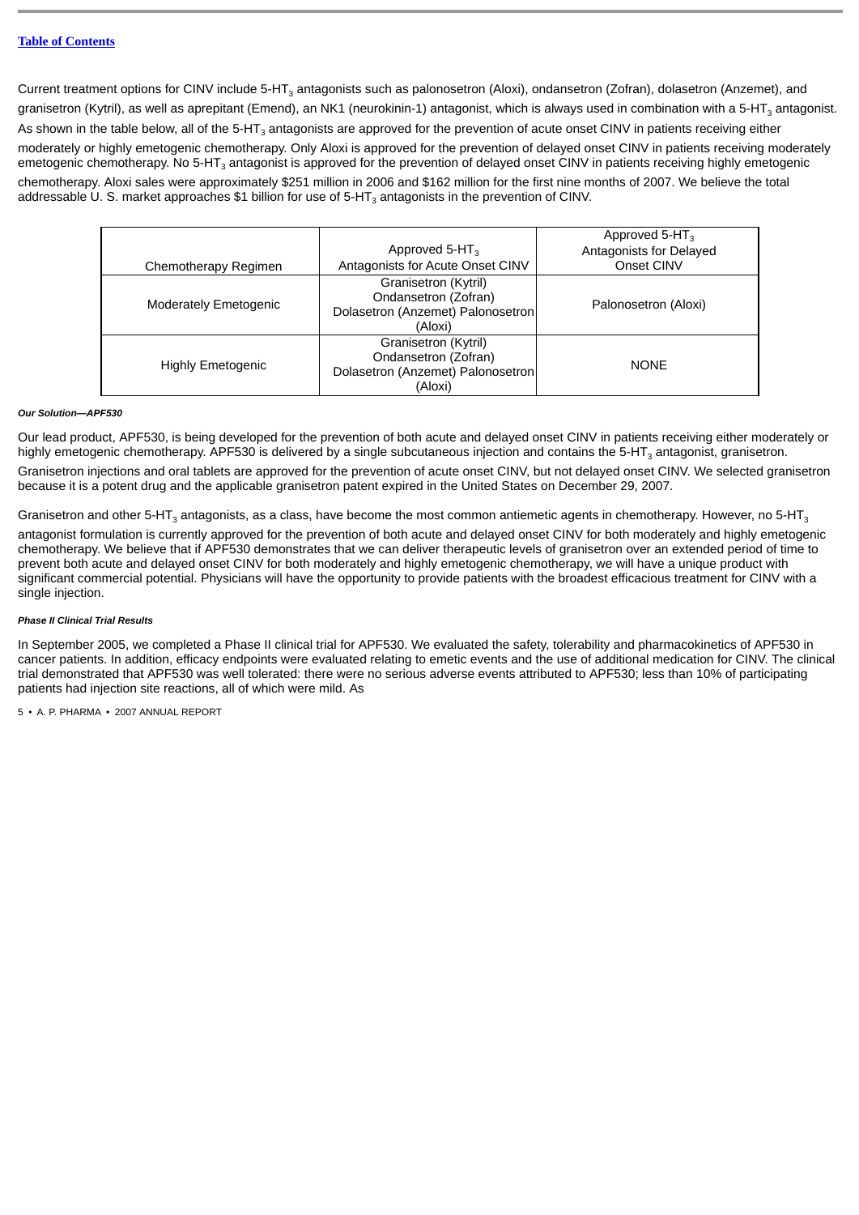Current treatment options for CINV include 5-$HT_3$ antagonists such as palonosetron (Aloxi), ondansetron (Zofran), dolasetron (Anzemet), and granisetron (Kytril), as well as aprepitant (Emend), an NK1 (neurokinin-1) antagonist, which is always used in combination with a 5-$HT_3$ antagonist. As shown in the table below, all of the 5-$HT_3$ antagonists are approved for the prevention of acute onset CINV in patients receiving either moderately or highly emetogenic chemotherapy. Only Aloxi is approved for the prevention of delayed onset CINV in patients receiving moderately emetogenic chemotherapy. No 5-$HT_3$ antagonist is approved for the prevention of delayed onset CINV in patients receiving highly emetogenic chemotherapy. Aloxi sales were approximately $251 million in 2006 and $162 million for the first nine months of 2007. We believe the total addressable U. S. market approaches $1 billion for use of 5-$HT_3$ antagonists in the prevention of CINV.

| Chemotherapy Regimen | Approved 5-$HT_3$ Antagonists for Acute Onset CINV | Approved 5-$HT_3$ Antagonists for Delayed Onset CINV |
|---|---|---|
| Moderately Emetogenic | Granisetron (Kytril) Ondansetron (Zofran) Dolasetron (Anzemet) Palonosetron (Aloxi) | Palonosetron (Aloxi) |
| Highly Emetogenic | Granisetron (Kytril) Ondansetron (Zofran) Dolasetron (Anzemet) Palonosetron (Aloxi) | NONE |

***Our Solution—APF530***

Our lead product, APF530, is being developed for the prevention of both acute and delayed onset CINV in patients receiving either moderately or highly emetogenic chemotherapy. APF530 is delivered by a single subcutaneous injection and contains the 5-$HT_3$ antagonist, granisetron. Granisetron injections and oral tablets are approved for the prevention of acute onset CINV, but not delayed onset CINV. We selected granisetron because it is a potent drug and the applicable granisetron patent expired in the United States on December 29, 2007.

Granisetron and other 5-$HT_3$ antagonists, as a class, have become the most common antiemetic agents in chemotherapy. However, no 5-$HT_3$ antagonist formulation is currently approved for the prevention of both acute and delayed onset CINV for both moderately and highly emetogenic chemotherapy. We believe that if APF530 demonstrates that we can deliver therapeutic levels of granisetron over an extended period of time to prevent both acute and delayed onset CINV for both moderately and highly emetogenic chemotherapy, we will have a unique product with significant commercial potential. Physicians will have the opportunity to provide patients with the broadest efficacious treatment for CINV with a single injection.

***Phase II Clinical Trial Results***

In September 2005, we completed a Phase II clinical trial for APF530. We evaluated the safety, tolerability and pharmacokinetics of APF530 in cancer patients. In addition, efficacy endpoints were evaluated relating to emetic events and the use of additional medication for CINV. The clinical trial demonstrated that APF530 was well tolerated: there were no serious adverse events attributed to APF530; less than 10% of participating patients had injection site reactions, all of which were mild. As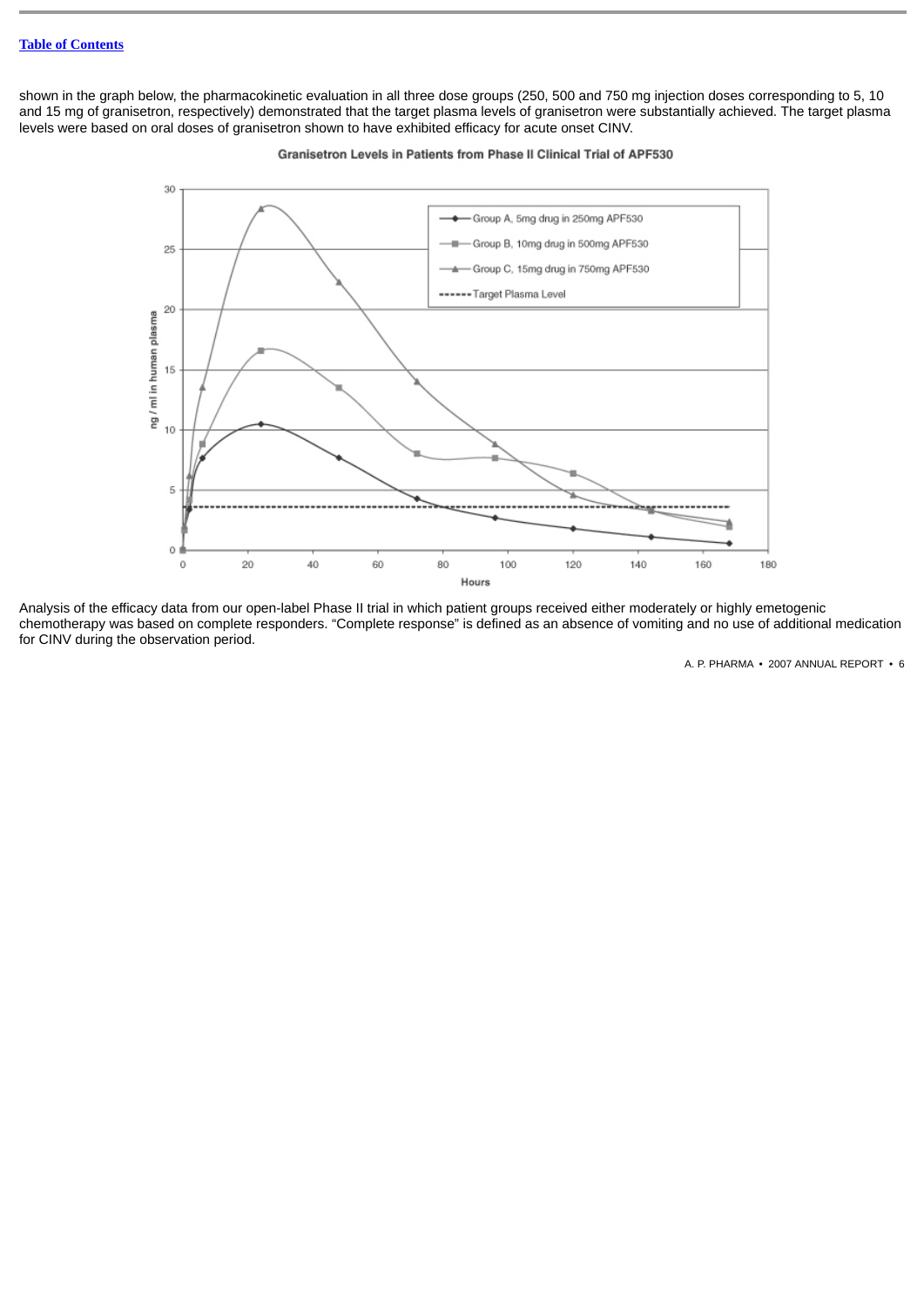shown in the graph below, the pharmacokinetic evaluation in all three dose groups (250, 500 and 750 mg injection doses corresponding to 5, 10 and 15 mg of granisetron, respectively) demonstrated that the target plasma levels of granisetron were substantially achieved. The target plasma levels were based on oral doses of granisetron shown to have exhibited efficacy for acute onset CINV.

**Granisetron Levels in Patients from Phase II Clinical Trial of APF530**

Analysis of the efficacy data from our open-label Phase II trial in which patient groups received either moderately or highly emetogenic chemotherapy was based on complete responders. "Complete response" is defined as an absence of vomiting and no use of additional medication for CINV during the observation period.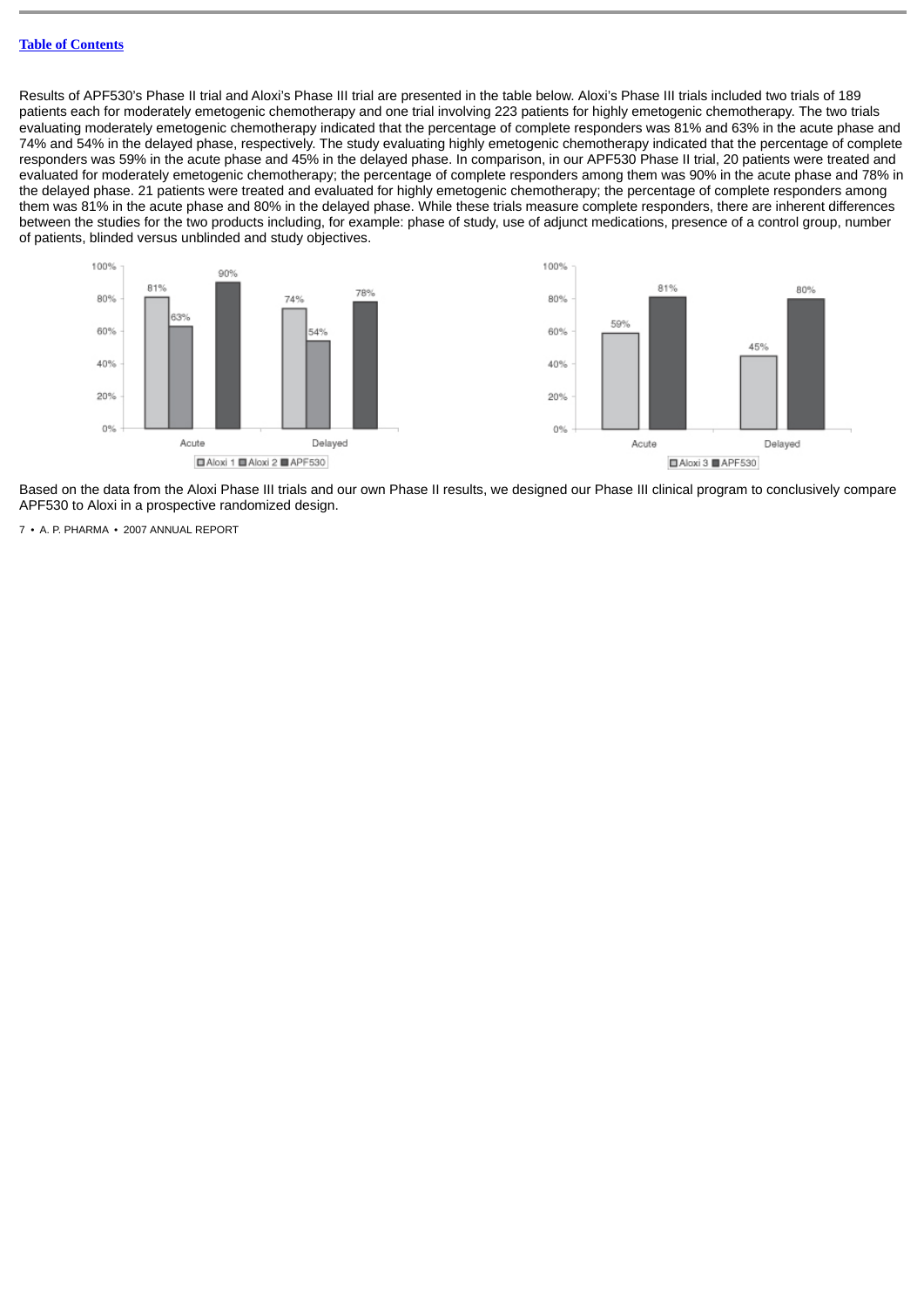Results of APF530's Phase II trial and Aloxi's Phase III trial are presented in the table below. Aloxi's Phase III trials included two trials of 189 patients each for moderately emetogenic chemotherapy and one trial involving 223 patients for highly emetogenic chemotherapy. The two trials evaluating moderately emetogenic chemotherapy indicated that the percentage of complete responders was 81% and 63% in the acute phase and 74% and 54% in the delayed phase, respectively. The study evaluating highly emetogenic chemotherapy indicated that the percentage of complete responders was 59% in the acute phase and 45% in the delayed phase. In comparison, in our APF530 Phase II trial, 20 patients were treated and evaluated for moderately emetogenic chemotherapy; the percentage of complete responders among them was 90% in the acute phase and 78% in the delayed phase. 21 patients were treated and evaluated for highly emetogenic chemotherapy; the percentage of complete responders among them was 81% in the acute phase and 80% in the delayed phase. While these trials measure complete responders, there are inherent differences between the studies for the two products including, for example: phase of study, use of adjunct medications, presence of a control group, number of patients, blinded versus unblinded and study objectives.

| | Aloxi 1 | Aloxi 2 | APF530 |
|---|---|---|---|
| Acute | 81% | 63% | 90% |
| Delayed | 74% | 54% | 78% |

| | Aloxi 3 | APF530 |
|---|---|---|
| Acute | 59% | 81% |
| Delayed | 45% | 80% |

Based on the data from the Aloxi Phase III trials and our own Phase II results, we designed our Phase III clinical program to conclusively compare APF530 to Aloxi in a prospective randomized design.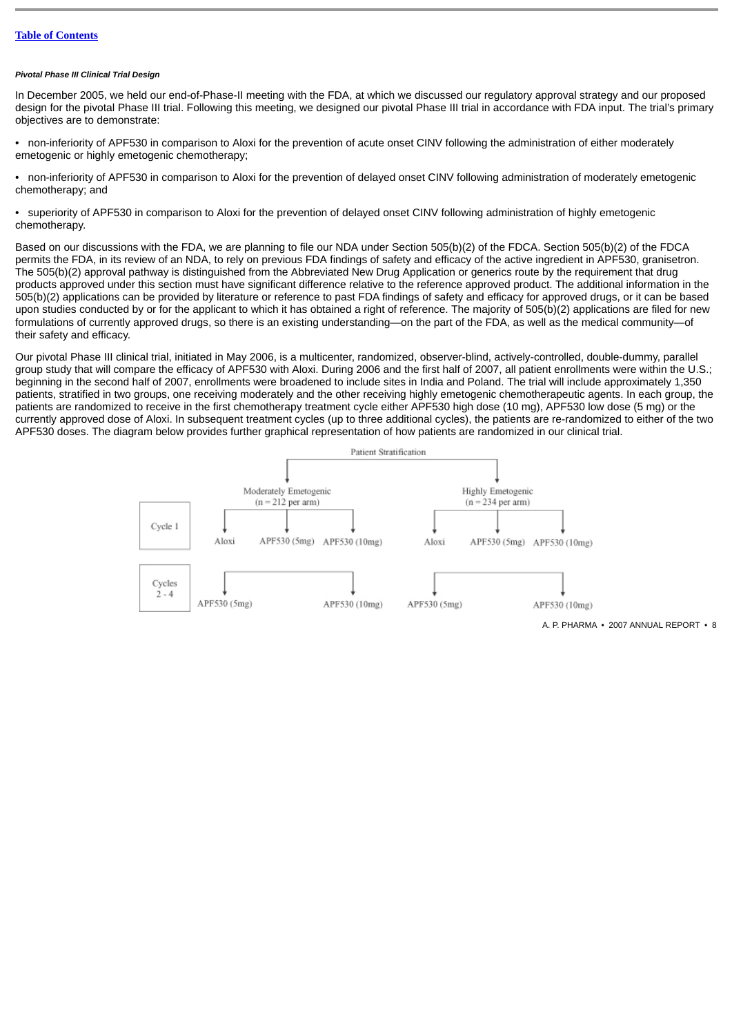***Pivotal Phase III Clinical Trial Design***

In December 2005, we held our end-of-Phase-II meeting with the FDA, at which we discussed our regulatory approval strategy and our proposed design for the pivotal Phase III trial. Following this meeting, we designed our pivotal Phase III trial in accordance with FDA input. The trial's primary objectives are to demonstrate:

- non-inferiority of APF530 in comparison to Aloxi for the prevention of acute onset CINV following the administration of either moderately emetogenic or highly emetogenic chemotherapy;
- non-inferiority of APF530 in comparison to Aloxi for the prevention of delayed onset CINV following administration of moderately emetogenic chemotherapy; and
- superiority of APF530 in comparison to Aloxi for the prevention of delayed onset CINV following administration of highly emetogenic chemotherapy.

Based on our discussions with the FDA, we are planning to file our NDA under Section 505(b)(2) of the FDCA. Section 505(b)(2) of the FDCA permits the FDA, in its review of an NDA, to rely on previous FDA findings of safety and efficacy of the active ingredient in APF530, granisetron. The 505(b)(2) approval pathway is distinguished from the Abbreviated New Drug Application or generics route by the requirement that drug products approved under this section must have significant difference relative to the reference approved product. The additional information in the 505(b)(2) applications can be provided by literature or reference to past FDA findings of safety and efficacy for approved drugs, or it can be based upon studies conducted by or for the applicant to which it has obtained a right of reference. The majority of 505(b)(2) applications are filed for new formulations of currently approved drugs, so there is an existing understanding—on the part of the FDA, as well as the medical community—of their safety and efficacy.

Our pivotal Phase III clinical trial, initiated in May 2006, is a multicenter, randomized, observer-blind, actively-controlled, double-dummy, parallel group study that will compare the efficacy of APF530 with Aloxi. During 2006 and the first half of 2007, all patient enrollments were within the U.S.; beginning in the second half of 2007, enrollments were broadened to include sites in India and Poland. The trial will include approximately 1,350 patients, stratified in two groups, one receiving moderately and the other receiving highly emetogenic chemotherapeutic agents. In each group, the patients are randomized to receive in the first chemotherapy treatment cycle either APF530 high dose (10 mg), APF530 low dose (5 mg) or the currently approved dose of Aloxi. In subsequent treatment cycles (up to three additional cycles), the patients are re-randomized to either of the two APF530 doses. The diagram below provides further graphical representation of how patients are randomized in our clinical trial.

Patient Stratification

| | Moderately Emetogenic (n = 212 per arm) | | | Highly Emetogenic (n = 234 per arm) | | |
|---|---|---|---|---|---|---|
| Cycle 1 | Aloxi | APF530 (5mg) | APF530 (10mg) | Aloxi | APF530 (5mg) | APF530 (10mg) |
| Cycles 2 - 4 | APF530 (5mg) | | APF530 (10mg) | APF530 (5mg) | | APF530 (10mg) |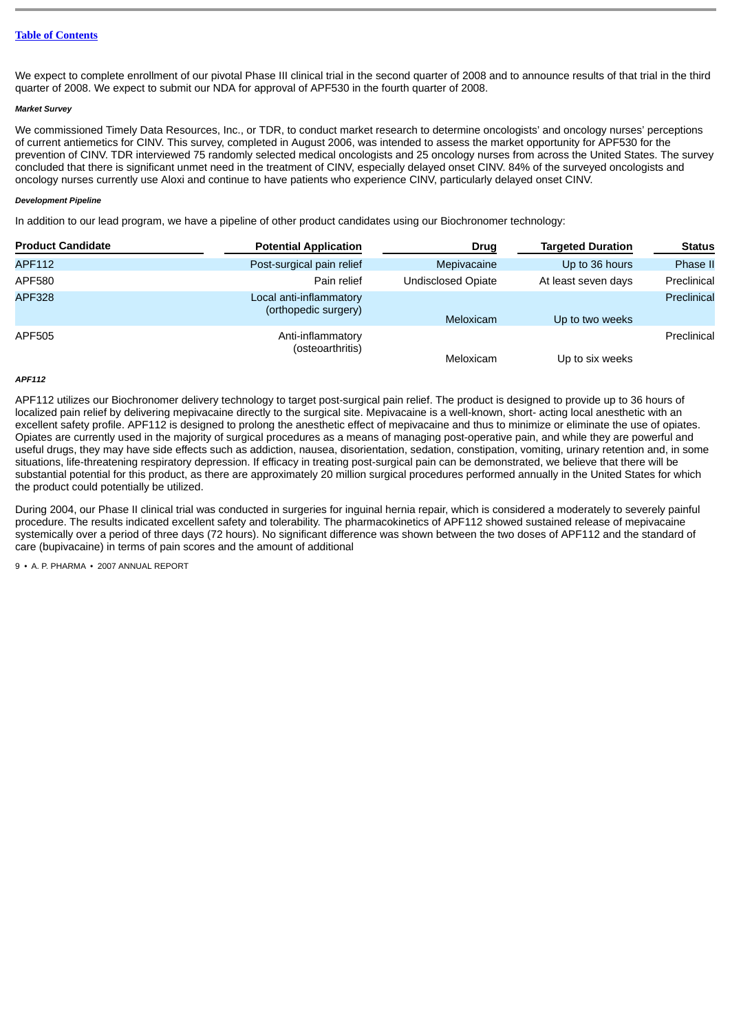We expect to complete enrollment of our pivotal Phase III clinical trial in the second quarter of 2008 and to announce results of that trial in the third quarter of 2008. We expect to submit our NDA for approval of APF530 in the fourth quarter of 2008.

***Market Survey***

We commissioned Timely Data Resources, Inc., or TDR, to conduct market research to determine oncologists' and oncology nurses' perceptions of current antiemetics for CINV. This survey, completed in August 2006, was intended to assess the market opportunity for APF530 for the prevention of CINV. TDR interviewed 75 randomly selected medical oncologists and 25 oncology nurses from across the United States. The survey concluded that there is significant unmet need in the treatment of CINV, especially delayed onset CINV. 84% of the surveyed oncologists and oncology nurses currently use Aloxi and continue to have patients who experience CINV, particularly delayed onset CINV.

***Development Pipeline***

In addition to our lead program, we have a pipeline of other product candidates using our Biochronomer technology:

| Product Candidate | Potential Application | Drug | Targeted Duration | Status |
|---|---|---|---|---|
| APF112 | Post-surgical pain relief | Mepivacaine | Up to 36 hours | Phase II |
| APF580 | Pain relief | Undisclosed Opiate | At least seven days | Preclinical |
| APF328 | Local anti-inflammatory (orthopedic surgery) | Meloxicam | Up to two weeks | Preclinical |
| APF505 | Anti-inflammatory (osteoarthritis) | Meloxicam | Up to six weeks | Preclinical |

***APF112***

APF112 utilizes our Biochronomer delivery technology to target post-surgical pain relief. The product is designed to provide up to 36 hours of localized pain relief by delivering mepivacaine directly to the surgical site. Mepivacaine is a well-known, short- acting local anesthetic with an excellent safety profile. APF112 is designed to prolong the anesthetic effect of mepivacaine and thus to minimize or eliminate the use of opiates. Opiates are currently used in the majority of surgical procedures as a means of managing post-operative pain, and while they are powerful and useful drugs, they may have side effects such as addiction, nausea, disorientation, sedation, constipation, vomiting, urinary retention and, in some situations, life-threatening respiratory depression. If efficacy in treating post-surgical pain can be demonstrated, we believe that there will be substantial potential for this product, as there are approximately 20 million surgical procedures performed annually in the United States for which the product could potentially be utilized.

During 2004, our Phase II clinical trial was conducted in surgeries for inguinal hernia repair, which is considered a moderately to severely painful procedure. The results indicated excellent safety and tolerability. The pharmacokinetics of APF112 showed sustained release of mepivacaine systemically over a period of three days (72 hours). No significant difference was shown between the two doses of APF112 and the standard of care (bupivacaine) in terms of pain scores and the amount of additional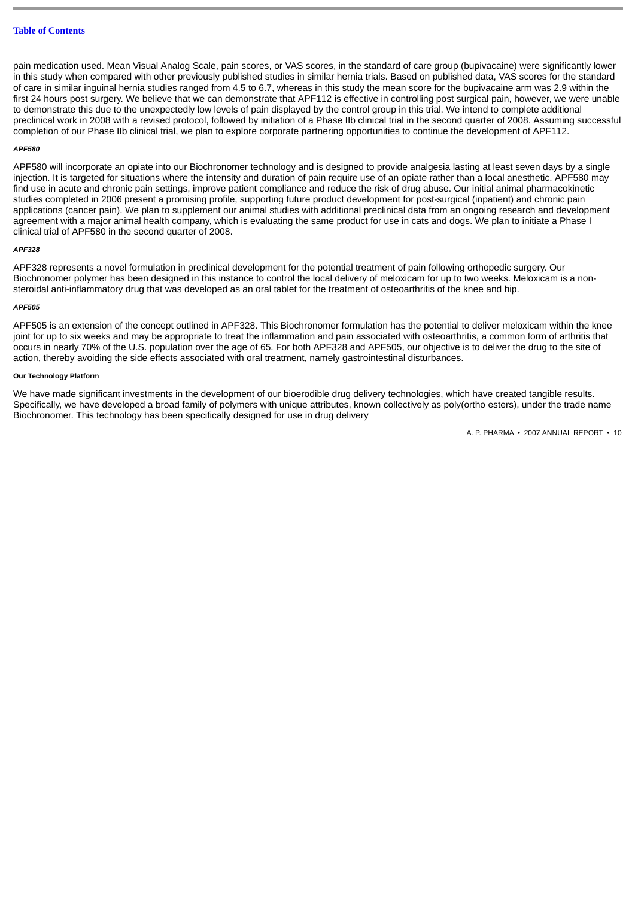pain medication used. Mean Visual Analog Scale, pain scores, or VAS scores, in the standard of care group (bupivacaine) were significantly lower in this study when compared with other previously published studies in similar hernia trials. Based on published data, VAS scores for the standard of care in similar inguinal hernia studies ranged from 4.5 to 6.7, whereas in this study the mean score for the bupivacaine arm was 2.9 within the first 24 hours post surgery. We believe that we can demonstrate that APF112 is effective in controlling post surgical pain, however, we were unable to demonstrate this due to the unexpectedly low levels of pain displayed by the control group in this trial. We intend to complete additional preclinical work in 2008 with a revised protocol, followed by initiation of a Phase IIb clinical trial in the second quarter of 2008. Assuming successful completion of our Phase IIb clinical trial, we plan to explore corporate partnering opportunities to continue the development of APF112.

***APF580***

APF580 will incorporate an opiate into our Biochronomer technology and is designed to provide analgesia lasting at least seven days by a single injection. It is targeted for situations where the intensity and duration of pain require use of an opiate rather than a local anesthetic. APF580 may find use in acute and chronic pain settings, improve patient compliance and reduce the risk of drug abuse. Our initial animal pharmacokinetic studies completed in 2006 present a promising profile, supporting future product development for post-surgical (inpatient) and chronic pain applications (cancer pain). We plan to supplement our animal studies with additional preclinical data from an ongoing research and development agreement with a major animal health company, which is evaluating the same product for use in cats and dogs. We plan to initiate a Phase I clinical trial of APF580 in the second quarter of 2008.

***APF328***

APF328 represents a novel formulation in preclinical development for the potential treatment of pain following orthopedic surgery. Our Biochronomer polymer has been designed in this instance to control the local delivery of meloxicam for up to two weeks. Meloxicam is a non-steroidal anti-inflammatory drug that was developed as an oral tablet for the treatment of osteoarthritis of the knee and hip.

***APF505***

APF505 is an extension of the concept outlined in APF328. This Biochronomer formulation has the potential to deliver meloxicam within the knee joint for up to six weeks and may be appropriate to treat the inflammation and pain associated with osteoarthritis, a common form of arthritis that occurs in nearly 70% of the U.S. population over the age of 65. For both APF328 and APF505, our objective is to deliver the drug to the site of action, thereby avoiding the side effects associated with oral treatment, namely gastrointestinal disturbances.

**Our Technology Platform**

We have made significant investments in the development of our bioerodible drug delivery technologies, which have created tangible results. Specifically, we have developed a broad family of polymers with unique attributes, known collectively as poly(ortho esters), under the trade name Biochronomer. This technology has been specifically designed for use in drug delivery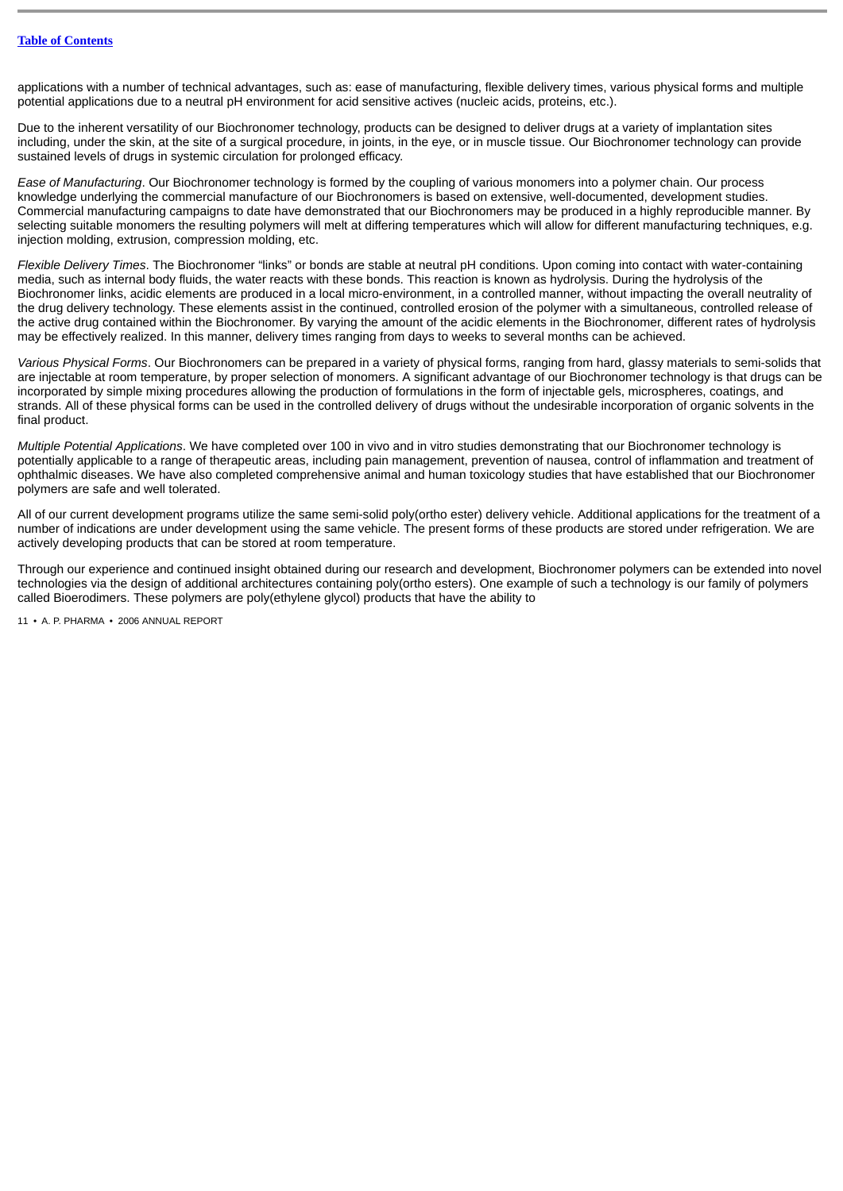applications with a number of technical advantages, such as: ease of manufacturing, flexible delivery times, various physical forms and multiple potential applications due to a neutral pH environment for acid sensitive actives (nucleic acids, proteins, etc.).

Due to the inherent versatility of our Biochronomer technology, products can be designed to deliver drugs at a variety of implantation sites including, under the skin, at the site of a surgical procedure, in joints, in the eye, or in muscle tissue. Our Biochronomer technology can provide sustained levels of drugs in systemic circulation for prolonged efficacy.

*Ease of Manufacturing*. Our Biochronomer technology is formed by the coupling of various monomers into a polymer chain. Our process knowledge underlying the commercial manufacture of our Biochronomers is based on extensive, well-documented, development studies. Commercial manufacturing campaigns to date have demonstrated that our Biochronomers may be produced in a highly reproducible manner. By selecting suitable monomers the resulting polymers will melt at differing temperatures which will allow for different manufacturing techniques, e.g. injection molding, extrusion, compression molding, etc.

*Flexible Delivery Times*. The Biochronomer "links" or bonds are stable at neutral pH conditions. Upon coming into contact with water-containing media, such as internal body fluids, the water reacts with these bonds. This reaction is known as hydrolysis. During the hydrolysis of the Biochronomer links, acidic elements are produced in a local micro-environment, in a controlled manner, without impacting the overall neutrality of the drug delivery technology. These elements assist in the continued, controlled erosion of the polymer with a simultaneous, controlled release of the active drug contained within the Biochronomer. By varying the amount of the acidic elements in the Biochronomer, different rates of hydrolysis may be effectively realized. In this manner, delivery times ranging from days to weeks to several months can be achieved.

*Various Physical Forms*. Our Biochronomers can be prepared in a variety of physical forms, ranging from hard, glassy materials to semi-solids that are injectable at room temperature, by proper selection of monomers. A significant advantage of our Biochronomer technology is that drugs can be incorporated by simple mixing procedures allowing the production of formulations in the form of injectable gels, microspheres, coatings, and strands. All of these physical forms can be used in the controlled delivery of drugs without the undesirable incorporation of organic solvents in the final product.

*Multiple Potential Applications*. We have completed over 100 in vivo and in vitro studies demonstrating that our Biochronomer technology is potentially applicable to a range of therapeutic areas, including pain management, prevention of nausea, control of inflammation and treatment of ophthalmic diseases. We have also completed comprehensive animal and human toxicology studies that have established that our Biochronomer polymers are safe and well tolerated.

All of our current development programs utilize the same semi-solid poly(ortho ester) delivery vehicle. Additional applications for the treatment of a number of indications are under development using the same vehicle. The present forms of these products are stored under refrigeration. We are actively developing products that can be stored at room temperature.

Through our experience and continued insight obtained during our research and development, Biochronomer polymers can be extended into novel technologies via the design of additional architectures containing poly(ortho esters). One example of such a technology is our family of polymers called Bioerodimers. These polymers are poly(ethylene glycol) products that have the ability to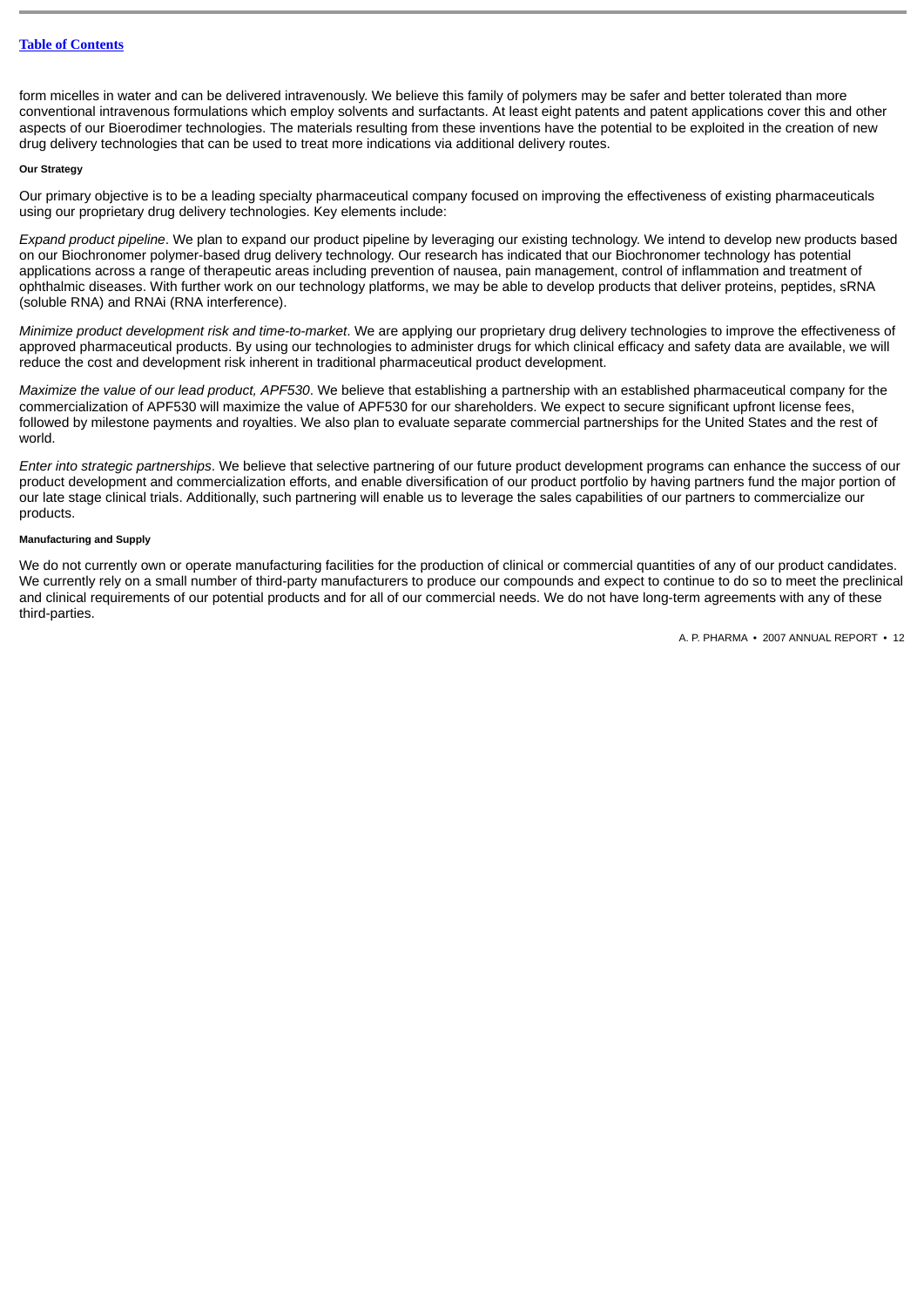form micelles in water and can be delivered intravenously. We believe this family of polymers may be safer and better tolerated than more conventional intravenous formulations which employ solvents and surfactants. At least eight patents and patent applications cover this and other aspects of our Bioerodimer technologies. The materials resulting from these inventions have the potential to be exploited in the creation of new drug delivery technologies that can be used to treat more indications via additional delivery routes.

#### Our Strategy

Our primary objective is to be a leading specialty pharmaceutical company focused on improving the effectiveness of existing pharmaceuticals using our proprietary drug delivery technologies. Key elements include:

*Expand product pipeline*. We plan to expand our product pipeline by leveraging our existing technology. We intend to develop new products based on our Biochronomer polymer-based drug delivery technology. Our research has indicated that our Biochronomer technology has potential applications across a range of therapeutic areas including prevention of nausea, pain management, control of inflammation and treatment of ophthalmic diseases. With further work on our technology platforms, we may be able to develop products that deliver proteins, peptides, sRNA (soluble RNA) and RNAi (RNA interference).

*Minimize product development risk and time-to-market*. We are applying our proprietary drug delivery technologies to improve the effectiveness of approved pharmaceutical products. By using our technologies to administer drugs for which clinical efficacy and safety data are available, we will reduce the cost and development risk inherent in traditional pharmaceutical product development.

*Maximize the value of our lead product, APF530*. We believe that establishing a partnership with an established pharmaceutical company for the commercialization of APF530 will maximize the value of APF530 for our shareholders. We expect to secure significant upfront license fees, followed by milestone payments and royalties. We also plan to evaluate separate commercial partnerships for the United States and the rest of world.

*Enter into strategic partnerships*. We believe that selective partnering of our future product development programs can enhance the success of our product development and commercialization efforts, and enable diversification of our product portfolio by having partners fund the major portion of our late stage clinical trials. Additionally, such partnering will enable us to leverage the sales capabilities of our partners to commercialize our products.

#### Manufacturing and Supply

We do not currently own or operate manufacturing facilities for the production of clinical or commercial quantities of any of our product candidates. We currently rely on a small number of third-party manufacturers to produce our compounds and expect to continue to do so to meet the preclinical and clinical requirements of our potential products and for all of our commercial needs. We do not have long-term agreements with any of these third-parties.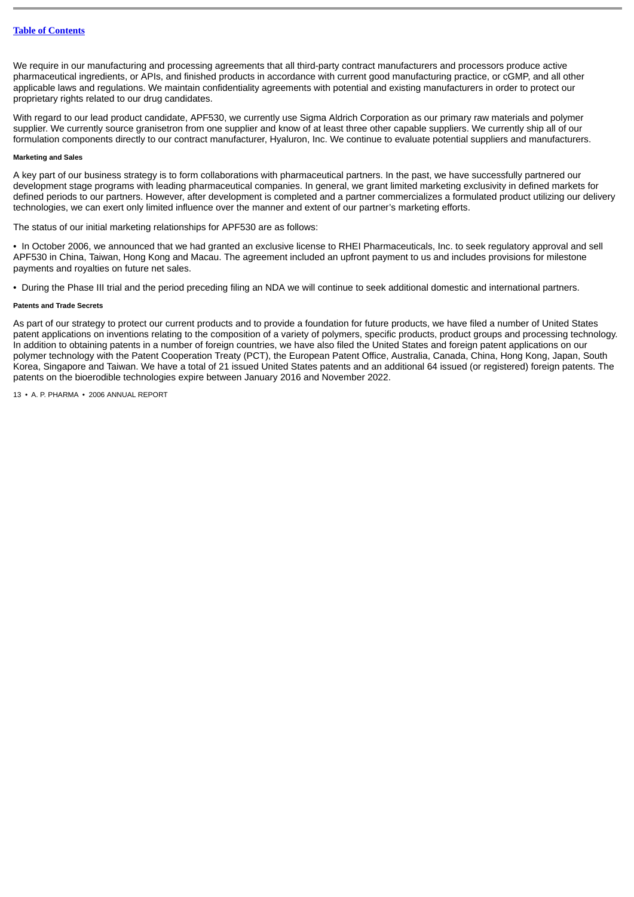We require in our manufacturing and processing agreements that all third-party contract manufacturers and processors produce active pharmaceutical ingredients, or APIs, and finished products in accordance with current good manufacturing practice, or cGMP, and all other applicable laws and regulations. We maintain confidentiality agreements with potential and existing manufacturers in order to protect our proprietary rights related to our drug candidates.

With regard to our lead product candidate, APF530, we currently use Sigma Aldrich Corporation as our primary raw materials and polymer supplier. We currently source granisetron from one supplier and know of at least three other capable suppliers. We currently ship all of our formulation components directly to our contract manufacturer, Hyaluron, Inc. We continue to evaluate potential suppliers and manufacturers.

#### Marketing and Sales

A key part of our business strategy is to form collaborations with pharmaceutical partners. In the past, we have successfully partnered our development stage programs with leading pharmaceutical companies. In general, we grant limited marketing exclusivity in defined markets for defined periods to our partners. However, after development is completed and a partner commercializes a formulated product utilizing our delivery technologies, we can exert only limited influence over the manner and extent of our partner's marketing efforts.

The status of our initial marketing relationships for APF530 are as follows:

- In October 2006, we announced that we had granted an exclusive license to RHEI Pharmaceuticals, Inc. to seek regulatory approval and sell APF530 in China, Taiwan, Hong Kong and Macau. The agreement included an upfront payment to us and includes provisions for milestone payments and royalties on future net sales.
- During the Phase III trial and the period preceding filing an NDA we will continue to seek additional domestic and international partners.

#### Patents and Trade Secrets

As part of our strategy to protect our current products and to provide a foundation for future products, we have filed a number of United States patent applications on inventions relating to the composition of a variety of polymers, specific products, product groups and processing technology. In addition to obtaining patents in a number of foreign countries, we have also filed the United States and foreign patent applications on our polymer technology with the Patent Cooperation Treaty (PCT), the European Patent Office, Australia, Canada, China, Hong Kong, Japan, South Korea, Singapore and Taiwan. We have a total of 21 issued United States patents and an additional 64 issued (or registered) foreign patents. The patents on the bioerodible technologies expire between January 2016 and November 2022.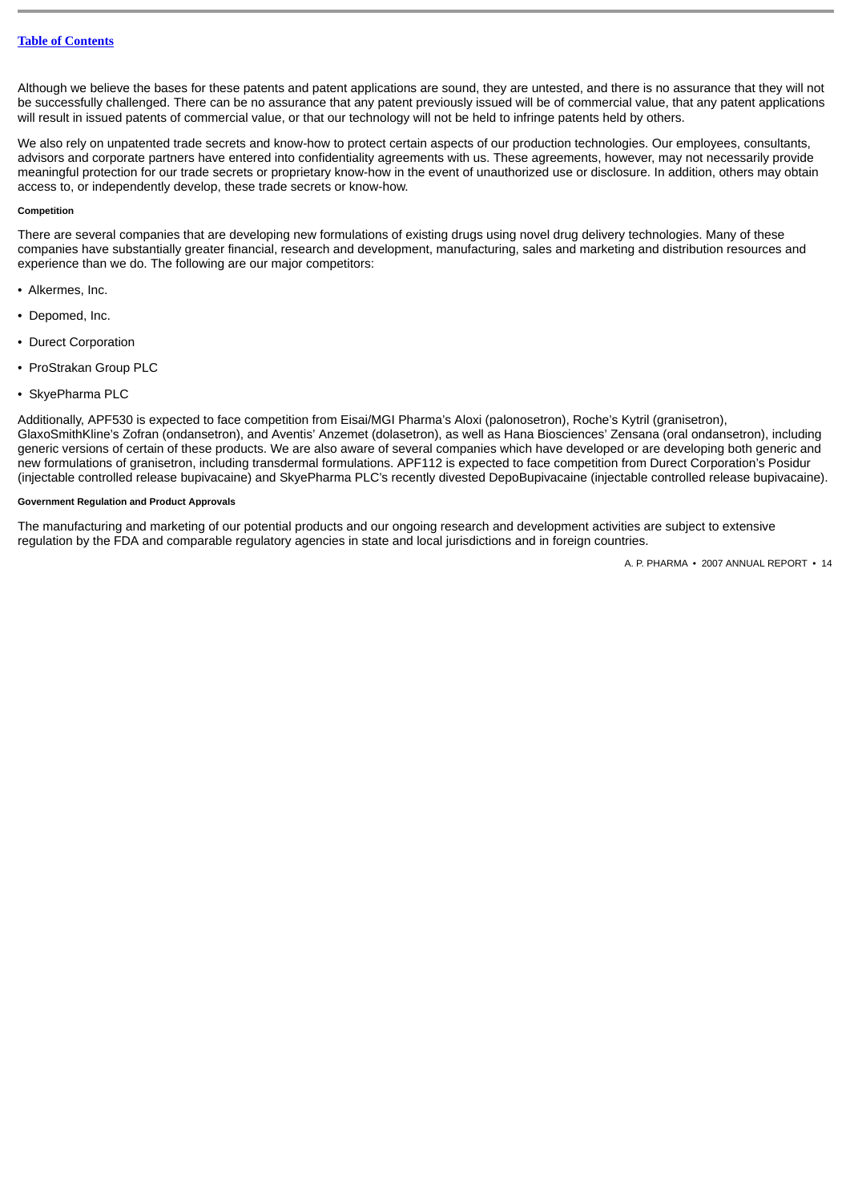Although we believe the bases for these patents and patent applications are sound, they are untested, and there is no assurance that they will not be successfully challenged. There can be no assurance that any patent previously issued will be of commercial value, that any patent applications will result in issued patents of commercial value, or that our technology will not be held to infringe patents held by others.

We also rely on unpatented trade secrets and know-how to protect certain aspects of our production technologies. Our employees, consultants, advisors and corporate partners have entered into confidentiality agreements with us. These agreements, however, may not necessarily provide meaningful protection for our trade secrets or proprietary know-how in the event of unauthorized use or disclosure. In addition, others may obtain access to, or independently develop, these trade secrets or know-how.

#### Competition

There are several companies that are developing new formulations of existing drugs using novel drug delivery technologies. Many of these companies have substantially greater financial, research and development, manufacturing, sales and marketing and distribution resources and experience than we do. The following are our major competitors:

- Alkermes, Inc.
- Depomed, Inc.
- Durect Corporation
- ProStrakan Group PLC
- SkyePharma PLC

Additionally, APF530 is expected to face competition from Eisai/MGI Pharma's Aloxi (palonosetron), Roche's Kytril (granisetron), GlaxoSmithKline's Zofran (ondansetron), and Aventis' Anzemet (dolasetron), as well as Hana Biosciences' Zensana (oral ondansetron), including generic versions of certain of these products. We are also aware of several companies which have developed or are developing both generic and new formulations of granisetron, including transdermal formulations. APF112 is expected to face competition from Durect Corporation's Posidur (injectable controlled release bupivacaine) and SkyePharma PLC's recently divested DepoBupivacaine (injectable controlled release bupivacaine).

#### Government Regulation and Product Approvals

The manufacturing and marketing of our potential products and our ongoing research and development activities are subject to extensive regulation by the FDA and comparable regulatory agencies in state and local jurisdictions and in foreign countries.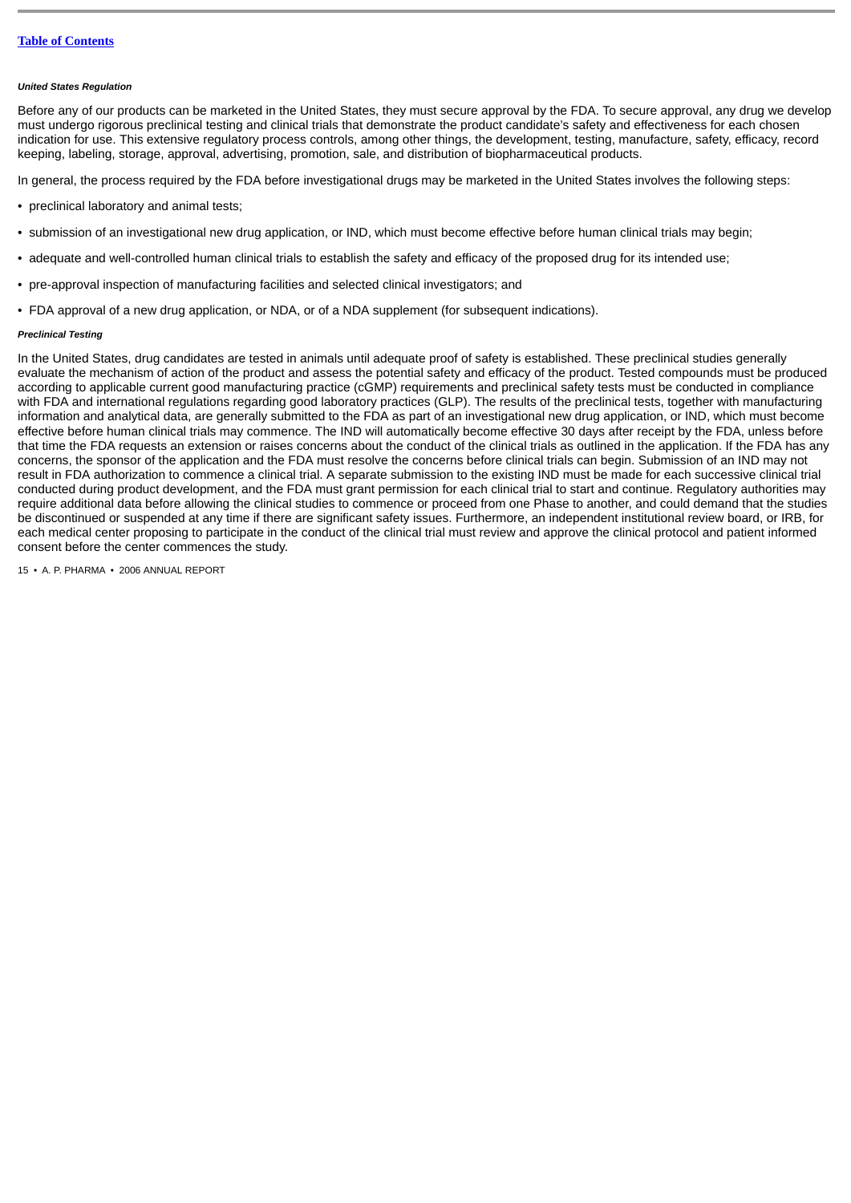### *United States Regulation*

Before any of our products can be marketed in the United States, they must secure approval by the FDA. To secure approval, any drug we develop must undergo rigorous preclinical testing and clinical trials that demonstrate the product candidate's safety and effectiveness for each chosen indication for use. This extensive regulatory process controls, among other things, the development, testing, manufacture, safety, efficacy, record keeping, labeling, storage, approval, advertising, promotion, sale, and distribution of biopharmaceutical products.

In general, the process required by the FDA before investigational drugs may be marketed in the United States involves the following steps:

- preclinical laboratory and animal tests;
- submission of an investigational new drug application, or IND, which must become effective before human clinical trials may begin;
- adequate and well-controlled human clinical trials to establish the safety and efficacy of the proposed drug for its intended use;
- pre-approval inspection of manufacturing facilities and selected clinical investigators; and
- FDA approval of a new drug application, or NDA, or of a NDA supplement (for subsequent indications).

### *Preclinical Testing*

In the United States, drug candidates are tested in animals until adequate proof of safety is established. These preclinical studies generally evaluate the mechanism of action of the product and assess the potential safety and efficacy of the product. Tested compounds must be produced according to applicable current good manufacturing practice (cGMP) requirements and preclinical safety tests must be conducted in compliance with FDA and international regulations regarding good laboratory practices (GLP). The results of the preclinical tests, together with manufacturing information and analytical data, are generally submitted to the FDA as part of an investigational new drug application, or IND, which must become effective before human clinical trials may commence. The IND will automatically become effective 30 days after receipt by the FDA, unless before that time the FDA requests an extension or raises concerns about the conduct of the clinical trials as outlined in the application. If the FDA has any concerns, the sponsor of the application and the FDA must resolve the concerns before clinical trials can begin. Submission of an IND may not result in FDA authorization to commence a clinical trial. A separate submission to the existing IND must be made for each successive clinical trial conducted during product development, and the FDA must grant permission for each clinical trial to start and continue. Regulatory authorities may require additional data before allowing the clinical studies to commence or proceed from one Phase to another, and could demand that the studies be discontinued or suspended at any time if there are significant safety issues. Furthermore, an independent institutional review board, or IRB, for each medical center proposing to participate in the conduct of the clinical trial must review and approve the clinical protocol and patient informed consent before the center commences the study.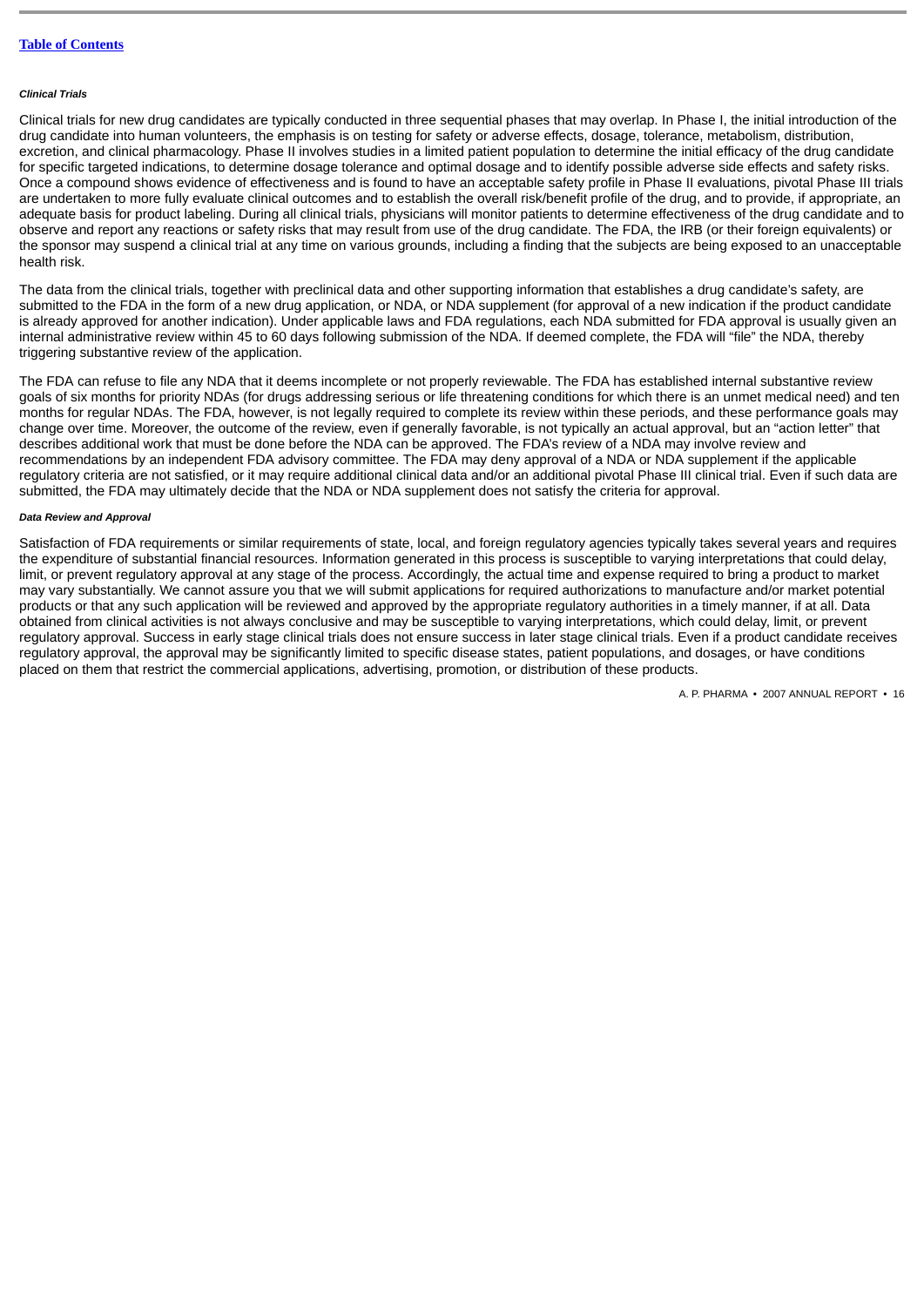[Table of Contents](#)

##### *Clinical Trials*

Clinical trials for new drug candidates are typically conducted in three sequential phases that may overlap. In Phase I, the initial introduction of the drug candidate into human volunteers, the emphasis is on testing for safety or adverse effects, dosage, tolerance, metabolism, distribution, excretion, and clinical pharmacology. Phase II involves studies in a limited patient population to determine the initial efficacy of the drug candidate for specific targeted indications, to determine dosage tolerance and optimal dosage and to identify possible adverse side effects and safety risks. Once a compound shows evidence of effectiveness and is found to have an acceptable safety profile in Phase II evaluations, pivotal Phase III trials are undertaken to more fully evaluate clinical outcomes and to establish the overall risk/benefit profile of the drug, and to provide, if appropriate, an adequate basis for product labeling. During all clinical trials, physicians will monitor patients to determine effectiveness of the drug candidate and to observe and report any reactions or safety risks that may result from use of the drug candidate. The FDA, the IRB (or their foreign equivalents) or the sponsor may suspend a clinical trial at any time on various grounds, including a finding that the subjects are being exposed to an unacceptable health risk.

The data from the clinical trials, together with preclinical data and other supporting information that establishes a drug candidate's safety, are submitted to the FDA in the form of a new drug application, or NDA, or NDA supplement (for approval of a new indication if the product candidate is already approved for another indication). Under applicable laws and FDA regulations, each NDA submitted for FDA approval is usually given an internal administrative review within 45 to 60 days following submission of the NDA. If deemed complete, the FDA will "file" the NDA, thereby triggering substantive review of the application.

The FDA can refuse to file any NDA that it deems incomplete or not properly reviewable. The FDA has established internal substantive review goals of six months for priority NDAs (for drugs addressing serious or life threatening conditions for which there is an unmet medical need) and ten months for regular NDAs. The FDA, however, is not legally required to complete its review within these periods, and these performance goals may change over time. Moreover, the outcome of the review, even if generally favorable, is not typically an actual approval, but an "action letter" that describes additional work that must be done before the NDA can be approved. The FDA's review of a NDA may involve review and recommendations by an independent FDA advisory committee. The FDA may deny approval of a NDA or NDA supplement if the applicable regulatory criteria are not satisfied, or it may require additional clinical data and/or an additional pivotal Phase III clinical trial. Even if such data are submitted, the FDA may ultimately decide that the NDA or NDA supplement does not satisfy the criteria for approval.

##### *Data Review and Approval*

Satisfaction of FDA requirements or similar requirements of state, local, and foreign regulatory agencies typically takes several years and requires the expenditure of substantial financial resources. Information generated in this process is susceptible to varying interpretations that could delay, limit, or prevent regulatory approval at any stage of the process. Accordingly, the actual time and expense required to bring a product to market may vary substantially. We cannot assure you that we will submit applications for required authorizations to manufacture and/or market potential products or that any such application will be reviewed and approved by the appropriate regulatory authorities in a timely manner, if at all. Data obtained from clinical activities is not always conclusive and may be susceptible to varying interpretations, which could delay, limit, or prevent regulatory approval. Success in early stage clinical trials does not ensure success in later stage clinical trials. Even if a product candidate receives regulatory approval, the approval may be significantly limited to specific disease states, patient populations, and dosages, or have conditions placed on them that restrict the commercial applications, advertising, promotion, or distribution of these products.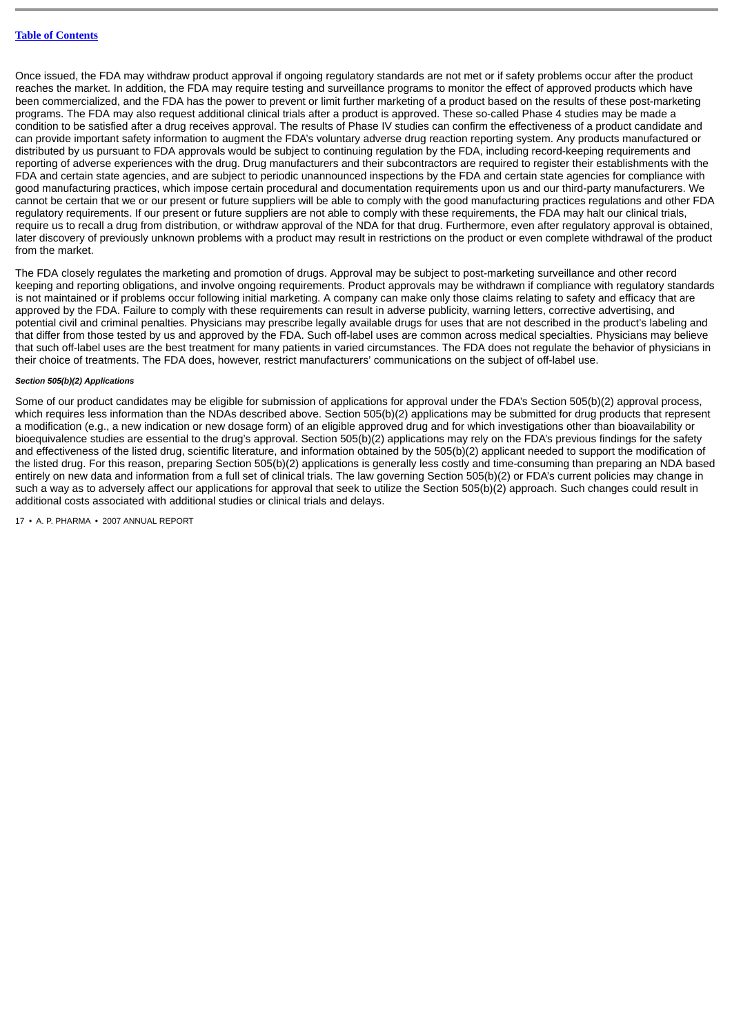Once issued, the FDA may withdraw product approval if ongoing regulatory standards are not met or if safety problems occur after the product reaches the market. In addition, the FDA may require testing and surveillance programs to monitor the effect of approved products which have been commercialized, and the FDA has the power to prevent or limit further marketing of a product based on the results of these post-marketing programs. The FDA may also request additional clinical trials after a product is approved. These so-called Phase 4 studies may be made a condition to be satisfied after a drug receives approval. The results of Phase IV studies can confirm the effectiveness of a product candidate and can provide important safety information to augment the FDA's voluntary adverse drug reaction reporting system. Any products manufactured or distributed by us pursuant to FDA approvals would be subject to continuing regulation by the FDA, including record-keeping requirements and reporting of adverse experiences with the drug. Drug manufacturers and their subcontractors are required to register their establishments with the FDA and certain state agencies, and are subject to periodic unannounced inspections by the FDA and certain state agencies for compliance with good manufacturing practices, which impose certain procedural and documentation requirements upon us and our third-party manufacturers. We cannot be certain that we or our present or future suppliers will be able to comply with the good manufacturing practices regulations and other FDA regulatory requirements. If our present or future suppliers are not able to comply with these requirements, the FDA may halt our clinical trials, require us to recall a drug from distribution, or withdraw approval of the NDA for that drug. Furthermore, even after regulatory approval is obtained, later discovery of previously unknown problems with a product may result in restrictions on the product or even complete withdrawal of the product from the market.

The FDA closely regulates the marketing and promotion of drugs. Approval may be subject to post-marketing surveillance and other record keeping and reporting obligations, and involve ongoing requirements. Product approvals may be withdrawn if compliance with regulatory standards is not maintained or if problems occur following initial marketing. A company can make only those claims relating to safety and efficacy that are approved by the FDA. Failure to comply with these requirements can result in adverse publicity, warning letters, corrective advertising, and potential civil and criminal penalties. Physicians may prescribe legally available drugs for uses that are not described in the product's labeling and that differ from those tested by us and approved by the FDA. Such off-label uses are common across medical specialties. Physicians may believe that such off-label uses are the best treatment for many patients in varied circumstances. The FDA does not regulate the behavior of physicians in their choice of treatments. The FDA does, however, restrict manufacturers' communications on the subject of off-label use.

***Section 505(b)(2) Applications***

Some of our product candidates may be eligible for submission of applications for approval under the FDA's Section 505(b)(2) approval process, which requires less information than the NDAs described above. Section 505(b)(2) applications may be submitted for drug products that represent a modification (e.g., a new indication or new dosage form) of an eligible approved drug and for which investigations other than bioavailability or bioequivalence studies are essential to the drug's approval. Section 505(b)(2) applications may rely on the FDA's previous findings for the safety and effectiveness of the listed drug, scientific literature, and information obtained by the 505(b)(2) applicant needed to support the modification of the listed drug. For this reason, preparing Section 505(b)(2) applications is generally less costly and time-consuming than preparing an NDA based entirely on new data and information from a full set of clinical trials. The law governing Section 505(b)(2) or FDA's current policies may change in such a way as to adversely affect our applications for approval that seek to utilize the Section 505(b)(2) approach. Such changes could result in additional costs associated with additional studies or clinical trials and delays.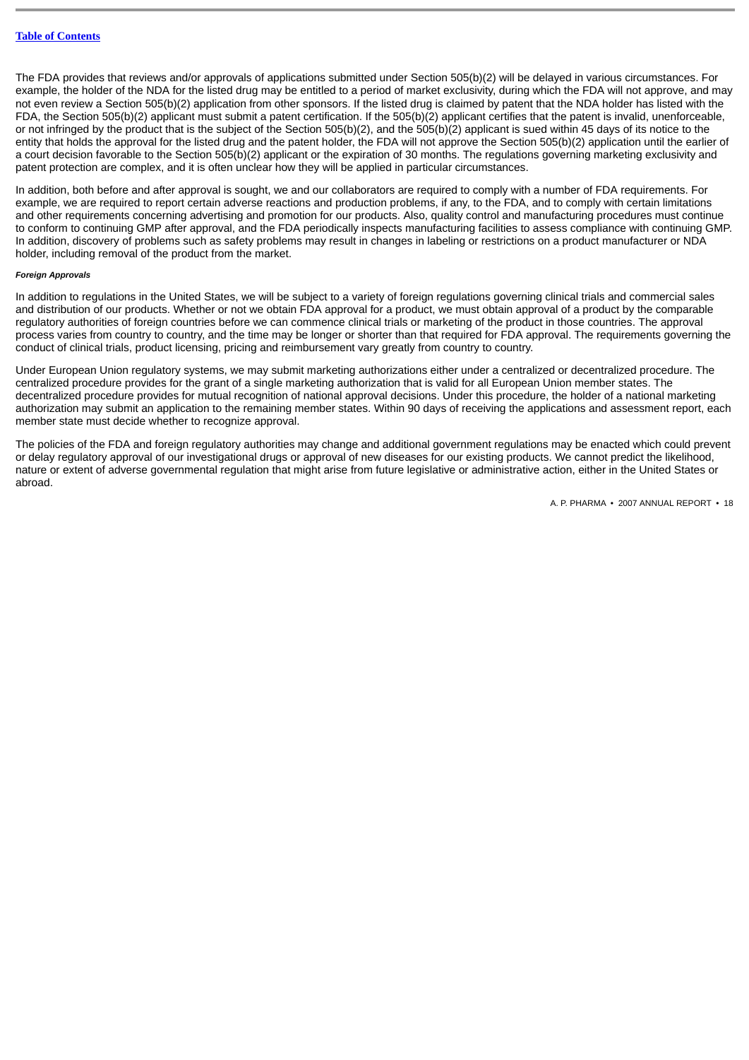The FDA provides that reviews and/or approvals of applications submitted under Section 505(b)(2) will be delayed in various circumstances. For example, the holder of the NDA for the listed drug may be entitled to a period of market exclusivity, during which the FDA will not approve, and may not even review a Section 505(b)(2) application from other sponsors. If the listed drug is claimed by patent that the NDA holder has listed with the FDA, the Section 505(b)(2) applicant must submit a patent certification. If the 505(b)(2) applicant certifies that the patent is invalid, unenforceable, or not infringed by the product that is the subject of the Section 505(b)(2), and the 505(b)(2) applicant is sued within 45 days of its notice to the entity that holds the approval for the listed drug and the patent holder, the FDA will not approve the Section 505(b)(2) application until the earlier of a court decision favorable to the Section 505(b)(2) applicant or the expiration of 30 months. The regulations governing marketing exclusivity and patent protection are complex, and it is often unclear how they will be applied in particular circumstances.

In addition, both before and after approval is sought, we and our collaborators are required to comply with a number of FDA requirements. For example, we are required to report certain adverse reactions and production problems, if any, to the FDA, and to comply with certain limitations and other requirements concerning advertising and promotion for our products. Also, quality control and manufacturing procedures must continue to conform to continuing GMP after approval, and the FDA periodically inspects manufacturing facilities to assess compliance with continuing GMP. In addition, discovery of problems such as safety problems may result in changes in labeling or restrictions on a product manufacturer or NDA holder, including removal of the product from the market.

***Foreign Approvals***

In addition to regulations in the United States, we will be subject to a variety of foreign regulations governing clinical trials and commercial sales and distribution of our products. Whether or not we obtain FDA approval for a product, we must obtain approval of a product by the comparable regulatory authorities of foreign countries before we can commence clinical trials or marketing of the product in those countries. The approval process varies from country to country, and the time may be longer or shorter than that required for FDA approval. The requirements governing the conduct of clinical trials, product licensing, pricing and reimbursement vary greatly from country to country.

Under European Union regulatory systems, we may submit marketing authorizations either under a centralized or decentralized procedure. The centralized procedure provides for the grant of a single marketing authorization that is valid for all European Union member states. The decentralized procedure provides for mutual recognition of national approval decisions. Under this procedure, the holder of a national marketing authorization may submit an application to the remaining member states. Within 90 days of receiving the applications and assessment report, each member state must decide whether to recognize approval.

The policies of the FDA and foreign regulatory authorities may change and additional government regulations may be enacted which could prevent or delay regulatory approval of our investigational drugs or approval of new diseases for our existing products. We cannot predict the likelihood, nature or extent of adverse governmental regulation that might arise from future legislative or administrative action, either in the United States or abroad.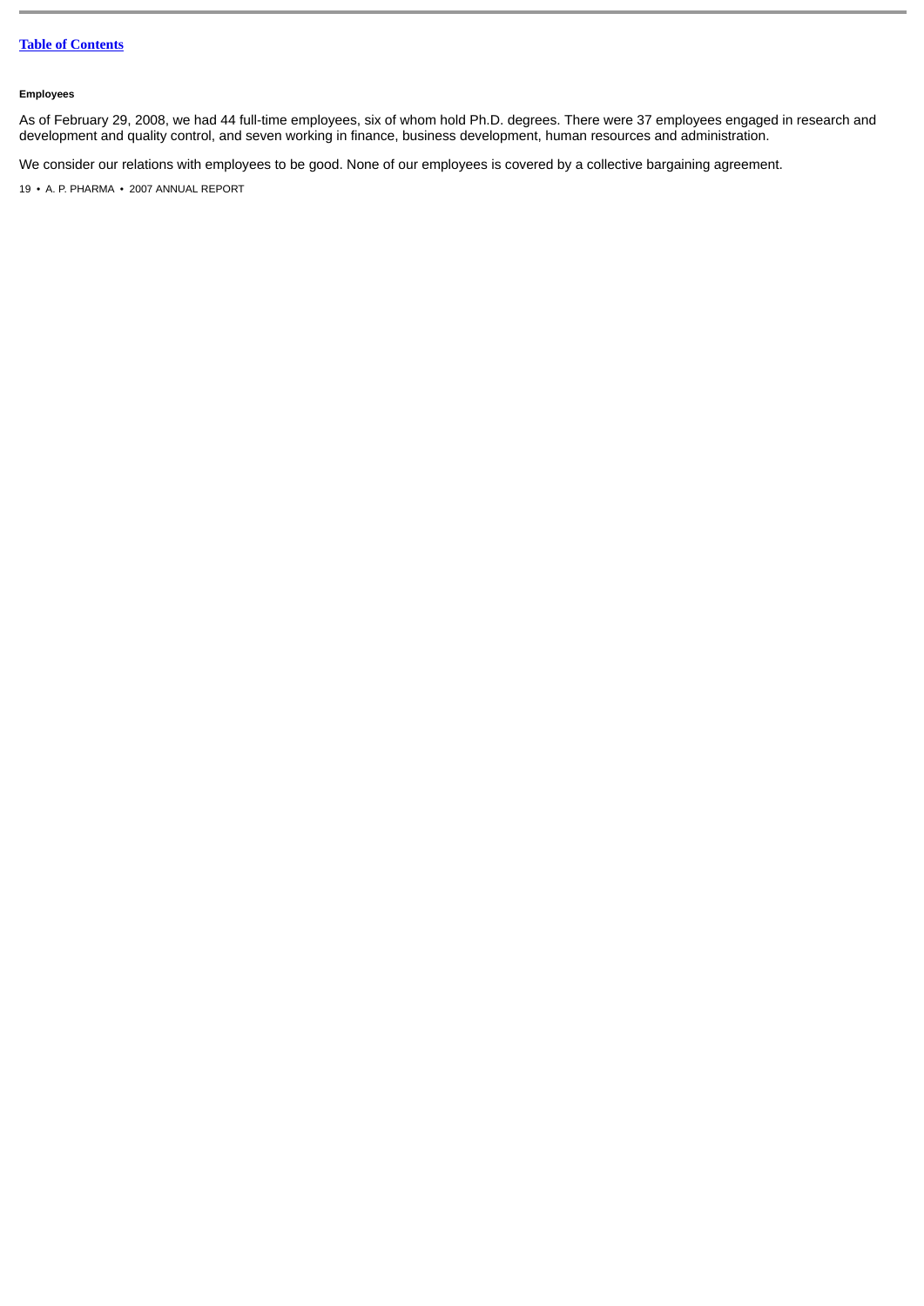**Employees**

As of February 29, 2008, we had 44 full-time employees, six of whom hold Ph.D. degrees. There were 37 employees engaged in research and development and quality control, and seven working in finance, business development, human resources and administration.

We consider our relations with employees to be good. None of our employees is covered by a collective bargaining agreement.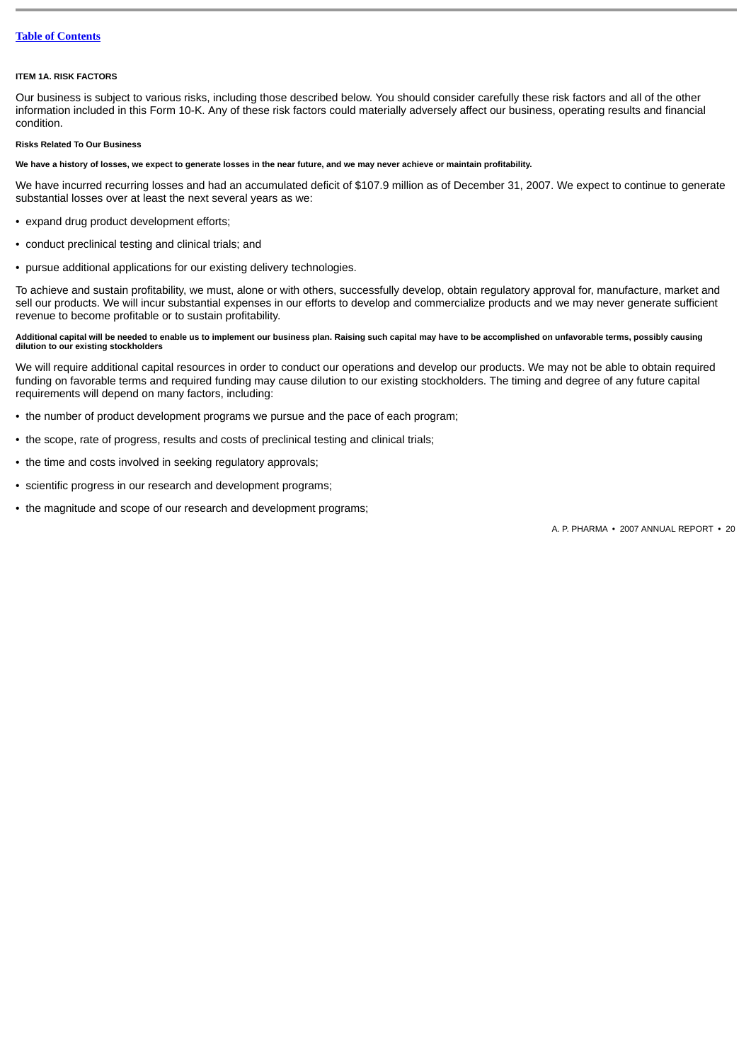## ITEM 1A. RISK FACTORS

Our business is subject to various risks, including those described below. You should consider carefully these risk factors and all of the other information included in this Form 10-K. Any of these risk factors could materially adversely affect our business, operating results and financial condition.

### Risks Related To Our Business

**We have a history of losses, we expect to generate losses in the near future, and we may never achieve or maintain profitability.**

We have incurred recurring losses and had an accumulated deficit of $107.9 million as of December 31, 2007. We expect to continue to generate substantial losses over at least the next several years as we:

- expand drug product development efforts;
- conduct preclinical testing and clinical trials; and
- pursue additional applications for our existing delivery technologies.

To achieve and sustain profitability, we must, alone or with others, successfully develop, obtain regulatory approval for, manufacture, market and sell our products. We will incur substantial expenses in our efforts to develop and commercialize products and we may never generate sufficient revenue to become profitable or to sustain profitability.

**Additional capital will be needed to enable us to implement our business plan. Raising such capital may have to be accomplished on unfavorable terms, possibly causing dilution to our existing stockholders**

We will require additional capital resources in order to conduct our operations and develop our products. We may not be able to obtain required funding on favorable terms and required funding may cause dilution to our existing stockholders. The timing and degree of any future capital requirements will depend on many factors, including:

- the number of product development programs we pursue and the pace of each program;
- the scope, rate of progress, results and costs of preclinical testing and clinical trials;
- the time and costs involved in seeking regulatory approvals;
- scientific progress in our research and development programs;
- the magnitude and scope of our research and development programs;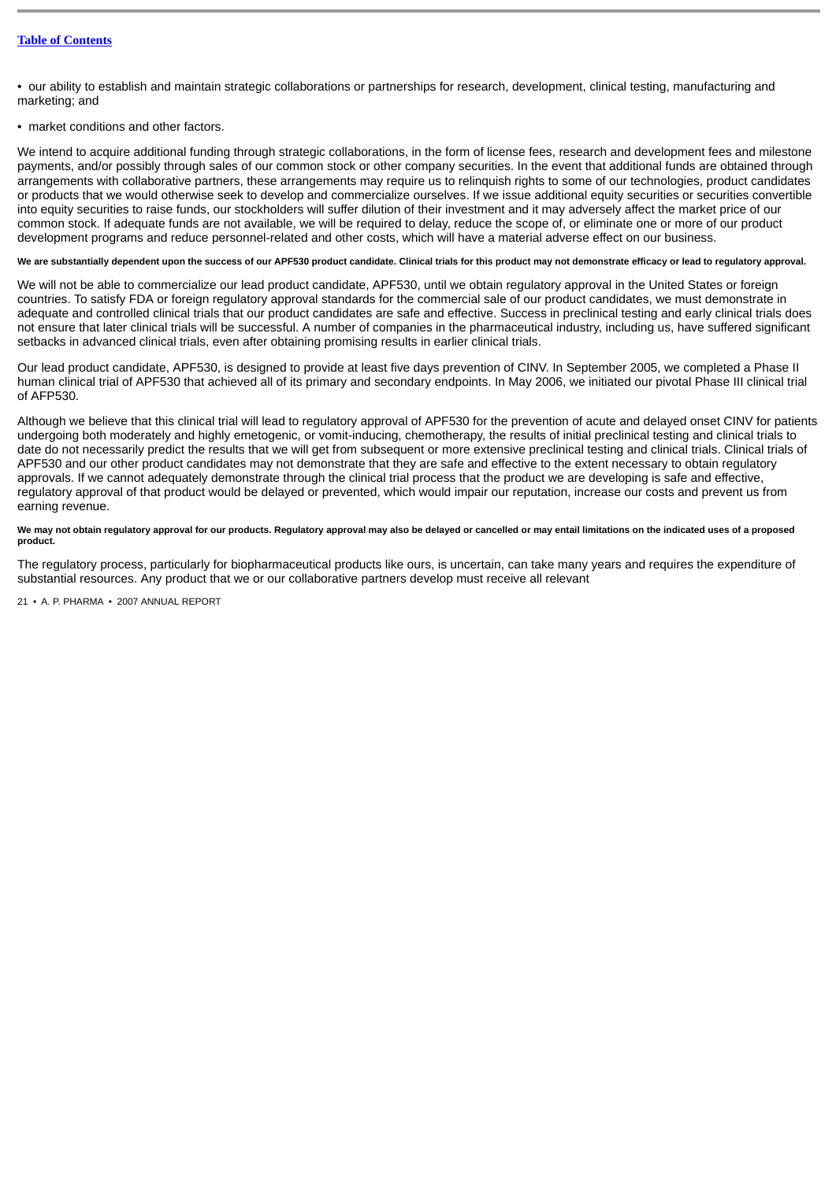- our ability to establish and maintain strategic collaborations or partnerships for research, development, clinical testing, manufacturing and marketing; and
- market conditions and other factors.

We intend to acquire additional funding through strategic collaborations, in the form of license fees, research and development fees and milestone payments, and/or possibly through sales of our common stock or other company securities. In the event that additional funds are obtained through arrangements with collaborative partners, these arrangements may require us to relinquish rights to some of our technologies, product candidates or products that we would otherwise seek to develop and commercialize ourselves. If we issue additional equity securities or securities convertible into equity securities to raise funds, our stockholders will suffer dilution of their investment and it may adversely affect the market price of our common stock. If adequate funds are not available, we will be required to delay, reduce the scope of, or eliminate one or more of our product development programs and reduce personnel-related and other costs, which will have a material adverse effect on our business.

**We are substantially dependent upon the success of our APF530 product candidate. Clinical trials for this product may not demonstrate efficacy or lead to regulatory approval.**

We will not be able to commercialize our lead product candidate, APF530, until we obtain regulatory approval in the United States or foreign countries. To satisfy FDA or foreign regulatory approval standards for the commercial sale of our product candidates, we must demonstrate in adequate and controlled clinical trials that our product candidates are safe and effective. Success in preclinical testing and early clinical trials does not ensure that later clinical trials will be successful. A number of companies in the pharmaceutical industry, including us, have suffered significant setbacks in advanced clinical trials, even after obtaining promising results in earlier clinical trials.

Our lead product candidate, APF530, is designed to provide at least five days prevention of CINV. In September 2005, we completed a Phase II human clinical trial of APF530 that achieved all of its primary and secondary endpoints. In May 2006, we initiated our pivotal Phase III clinical trial of AFP530.

Although we believe that this clinical trial will lead to regulatory approval of APF530 for the prevention of acute and delayed onset CINV for patients undergoing both moderately and highly emetogenic, or vomit-inducing, chemotherapy, the results of initial preclinical testing and clinical trials to date do not necessarily predict the results that we will get from subsequent or more extensive preclinical testing and clinical trials. Clinical trials of APF530 and our other product candidates may not demonstrate that they are safe and effective to the extent necessary to obtain regulatory approvals. If we cannot adequately demonstrate through the clinical trial process that the product we are developing is safe and effective, regulatory approval of that product would be delayed or prevented, which would impair our reputation, increase our costs and prevent us from earning revenue.

**We may not obtain regulatory approval for our products. Regulatory approval may also be delayed or cancelled or may entail limitations on the indicated uses of a proposed product.**

The regulatory process, particularly for biopharmaceutical products like ours, is uncertain, can take many years and requires the expenditure of substantial resources. Any product that we or our collaborative partners develop must receive all relevant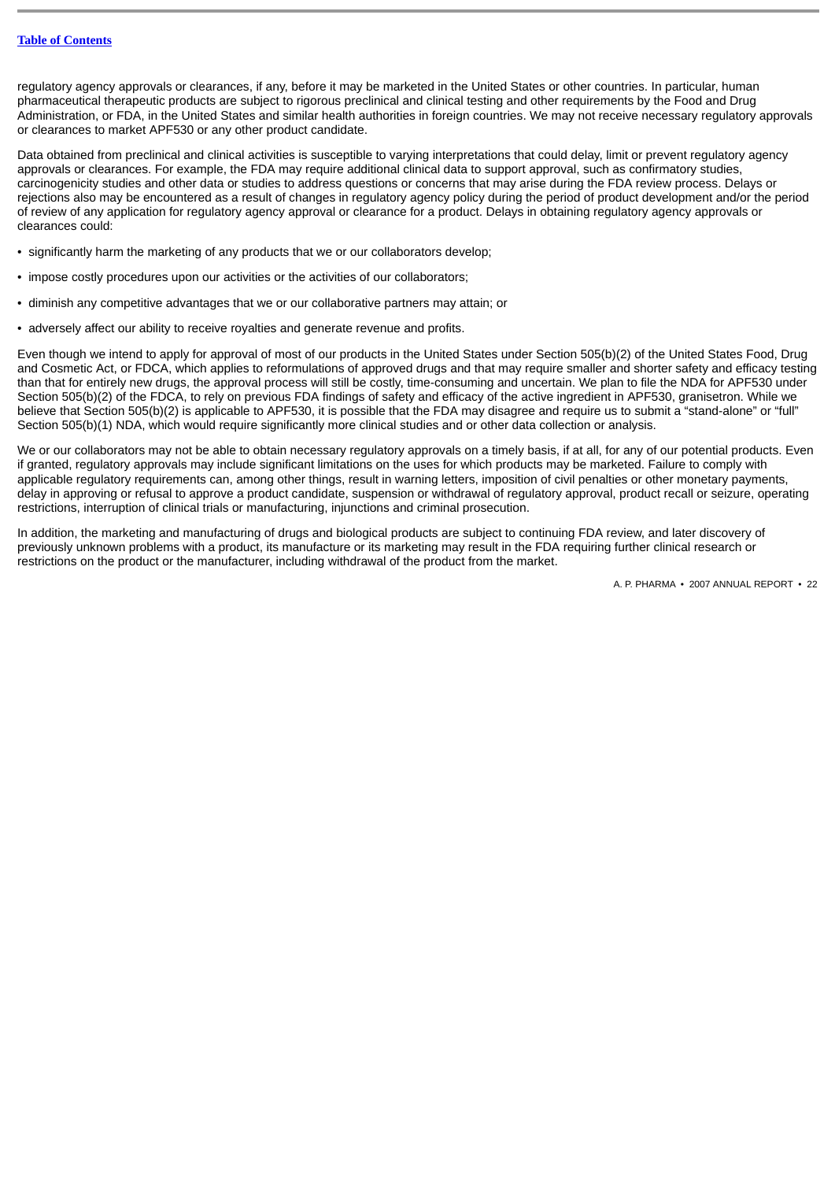regulatory agency approvals or clearances, if any, before it may be marketed in the United States or other countries. In particular, human pharmaceutical therapeutic products are subject to rigorous preclinical and clinical testing and other requirements by the Food and Drug Administration, or FDA, in the United States and similar health authorities in foreign countries. We may not receive necessary regulatory approvals or clearances to market APF530 or any other product candidate.

Data obtained from preclinical and clinical activities is susceptible to varying interpretations that could delay, limit or prevent regulatory agency approvals or clearances. For example, the FDA may require additional clinical data to support approval, such as confirmatory studies, carcinogenicity studies and other data or studies to address questions or concerns that may arise during the FDA review process. Delays or rejections also may be encountered as a result of changes in regulatory agency policy during the period of product development and/or the period of review of any application for regulatory agency approval or clearance for a product. Delays in obtaining regulatory agency approvals or clearances could:

- significantly harm the marketing of any products that we or our collaborators develop;
- impose costly procedures upon our activities or the activities of our collaborators;
- diminish any competitive advantages that we or our collaborative partners may attain; or
- adversely affect our ability to receive royalties and generate revenue and profits.

Even though we intend to apply for approval of most of our products in the United States under Section 505(b)(2) of the United States Food, Drug and Cosmetic Act, or FDCA, which applies to reformulations of approved drugs and that may require smaller and shorter safety and efficacy testing than that for entirely new drugs, the approval process will still be costly, time-consuming and uncertain. We plan to file the NDA for APF530 under Section 505(b)(2) of the FDCA, to rely on previous FDA findings of safety and efficacy of the active ingredient in APF530, granisetron. While we believe that Section 505(b)(2) is applicable to APF530, it is possible that the FDA may disagree and require us to submit a "stand-alone" or "full" Section 505(b)(1) NDA, which would require significantly more clinical studies and or other data collection or analysis.

We or our collaborators may not be able to obtain necessary regulatory approvals on a timely basis, if at all, for any of our potential products. Even if granted, regulatory approvals may include significant limitations on the uses for which products may be marketed. Failure to comply with applicable regulatory requirements can, among other things, result in warning letters, imposition of civil penalties or other monetary payments, delay in approving or refusal to approve a product candidate, suspension or withdrawal of regulatory approval, product recall or seizure, operating restrictions, interruption of clinical trials or manufacturing, injunctions and criminal prosecution.

In addition, the marketing and manufacturing of drugs and biological products are subject to continuing FDA review, and later discovery of previously unknown problems with a product, its manufacture or its marketing may result in the FDA requiring further clinical research or restrictions on the product or the manufacturer, including withdrawal of the product from the market.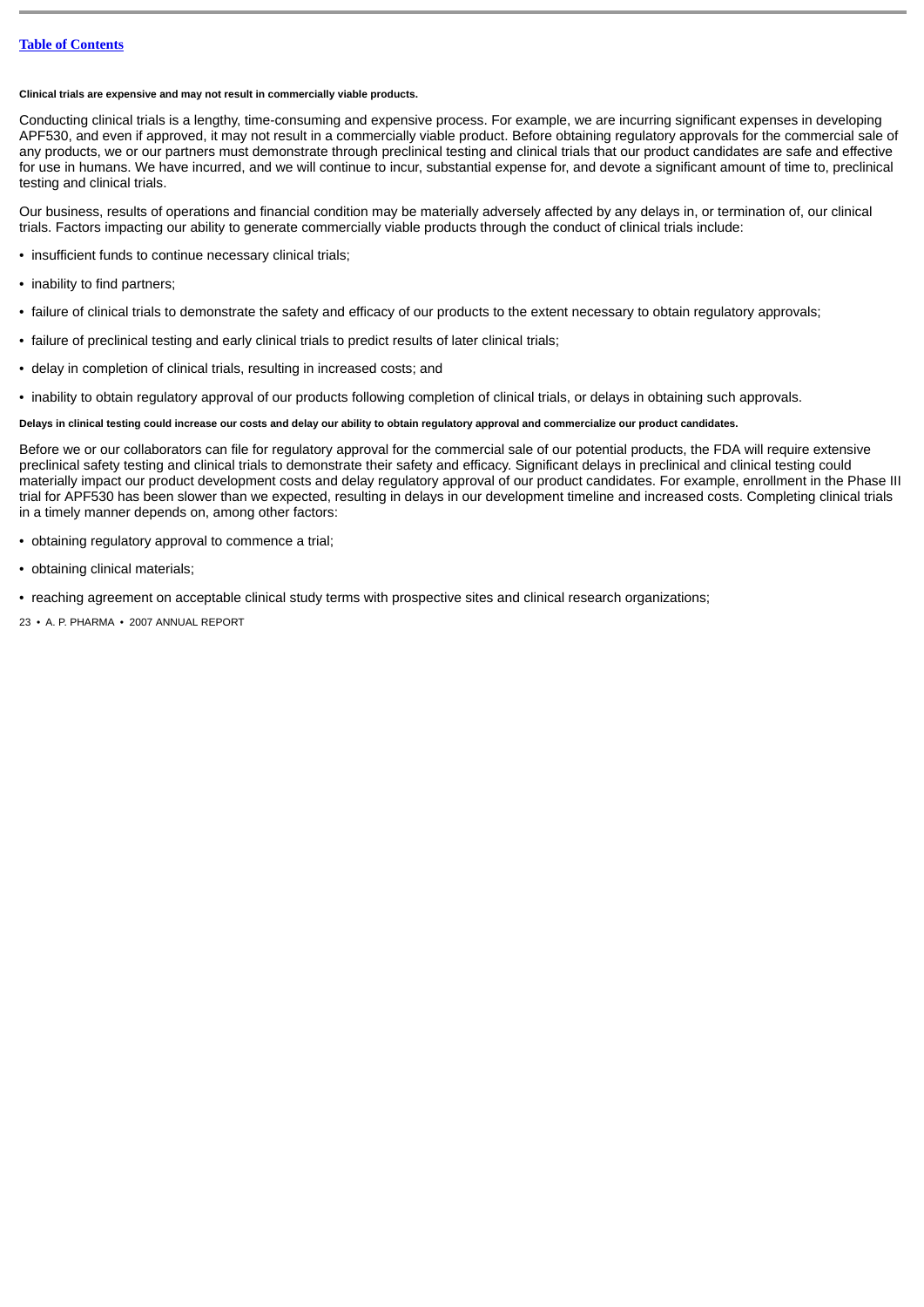**Clinical trials are expensive and may not result in commercially viable products.**

Conducting clinical trials is a lengthy, time-consuming and expensive process. For example, we are incurring significant expenses in developing APF530, and even if approved, it may not result in a commercially viable product. Before obtaining regulatory approvals for the commercial sale of any products, we or our partners must demonstrate through preclinical testing and clinical trials that our product candidates are safe and effective for use in humans. We have incurred, and we will continue to incur, substantial expense for, and devote a significant amount of time to, preclinical testing and clinical trials.

Our business, results of operations and financial condition may be materially adversely affected by any delays in, or termination of, our clinical trials. Factors impacting our ability to generate commercially viable products through the conduct of clinical trials include:

- insufficient funds to continue necessary clinical trials;
- inability to find partners;
- failure of clinical trials to demonstrate the safety and efficacy of our products to the extent necessary to obtain regulatory approvals;
- failure of preclinical testing and early clinical trials to predict results of later clinical trials;
- delay in completion of clinical trials, resulting in increased costs; and
- inability to obtain regulatory approval of our products following completion of clinical trials, or delays in obtaining such approvals.

**Delays in clinical testing could increase our costs and delay our ability to obtain regulatory approval and commercialize our product candidates.**

Before we or our collaborators can file for regulatory approval for the commercial sale of our potential products, the FDA will require extensive preclinical safety testing and clinical trials to demonstrate their safety and efficacy. Significant delays in preclinical and clinical testing could materially impact our product development costs and delay regulatory approval of our product candidates. For example, enrollment in the Phase III trial for APF530 has been slower than we expected, resulting in delays in our development timeline and increased costs. Completing clinical trials in a timely manner depends on, among other factors:

- obtaining regulatory approval to commence a trial;
- obtaining clinical materials;
- reaching agreement on acceptable clinical study terms with prospective sites and clinical research organizations;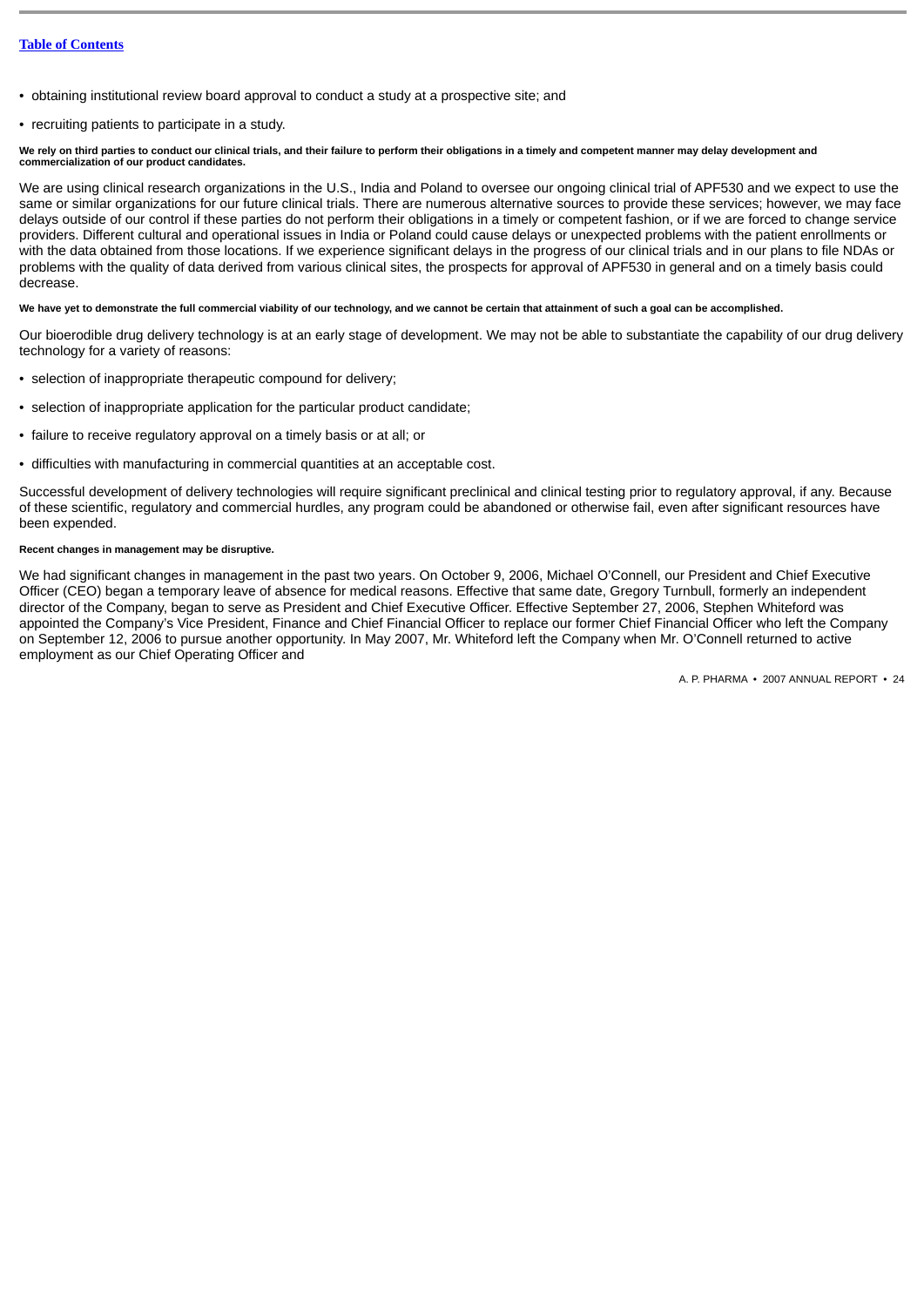- obtaining institutional review board approval to conduct a study at a prospective site; and
- recruiting patients to participate in a study.

**We rely on third parties to conduct our clinical trials, and their failure to perform their obligations in a timely and competent manner may delay development and commercialization of our product candidates.**

We are using clinical research organizations in the U.S., India and Poland to oversee our ongoing clinical trial of APF530 and we expect to use the same or similar organizations for our future clinical trials. There are numerous alternative sources to provide these services; however, we may face delays outside of our control if these parties do not perform their obligations in a timely or competent fashion, or if we are forced to change service providers. Different cultural and operational issues in India or Poland could cause delays or unexpected problems with the patient enrollments or with the data obtained from those locations. If we experience significant delays in the progress of our clinical trials and in our plans to file NDAs or problems with the quality of data derived from various clinical sites, the prospects for approval of APF530 in general and on a timely basis could decrease.

**We have yet to demonstrate the full commercial viability of our technology, and we cannot be certain that attainment of such a goal can be accomplished.**

Our bioerodible drug delivery technology is at an early stage of development. We may not be able to substantiate the capability of our drug delivery technology for a variety of reasons:

- selection of inappropriate therapeutic compound for delivery;
- selection of inappropriate application for the particular product candidate;
- failure to receive regulatory approval on a timely basis or at all; or
- difficulties with manufacturing in commercial quantities at an acceptable cost.

Successful development of delivery technologies will require significant preclinical and clinical testing prior to regulatory approval, if any. Because of these scientific, regulatory and commercial hurdles, any program could be abandoned or otherwise fail, even after significant resources have been expended.

**Recent changes in management may be disruptive.**

We had significant changes in management in the past two years. On October 9, 2006, Michael O'Connell, our President and Chief Executive Officer (CEO) began a temporary leave of absence for medical reasons. Effective that same date, Gregory Turnbull, formerly an independent director of the Company, began to serve as President and Chief Executive Officer. Effective September 27, 2006, Stephen Whiteford was appointed the Company's Vice President, Finance and Chief Financial Officer to replace our former Chief Financial Officer who left the Company on September 12, 2006 to pursue another opportunity. In May 2007, Mr. Whiteford left the Company when Mr. O'Connell returned to active employment as our Chief Operating Officer and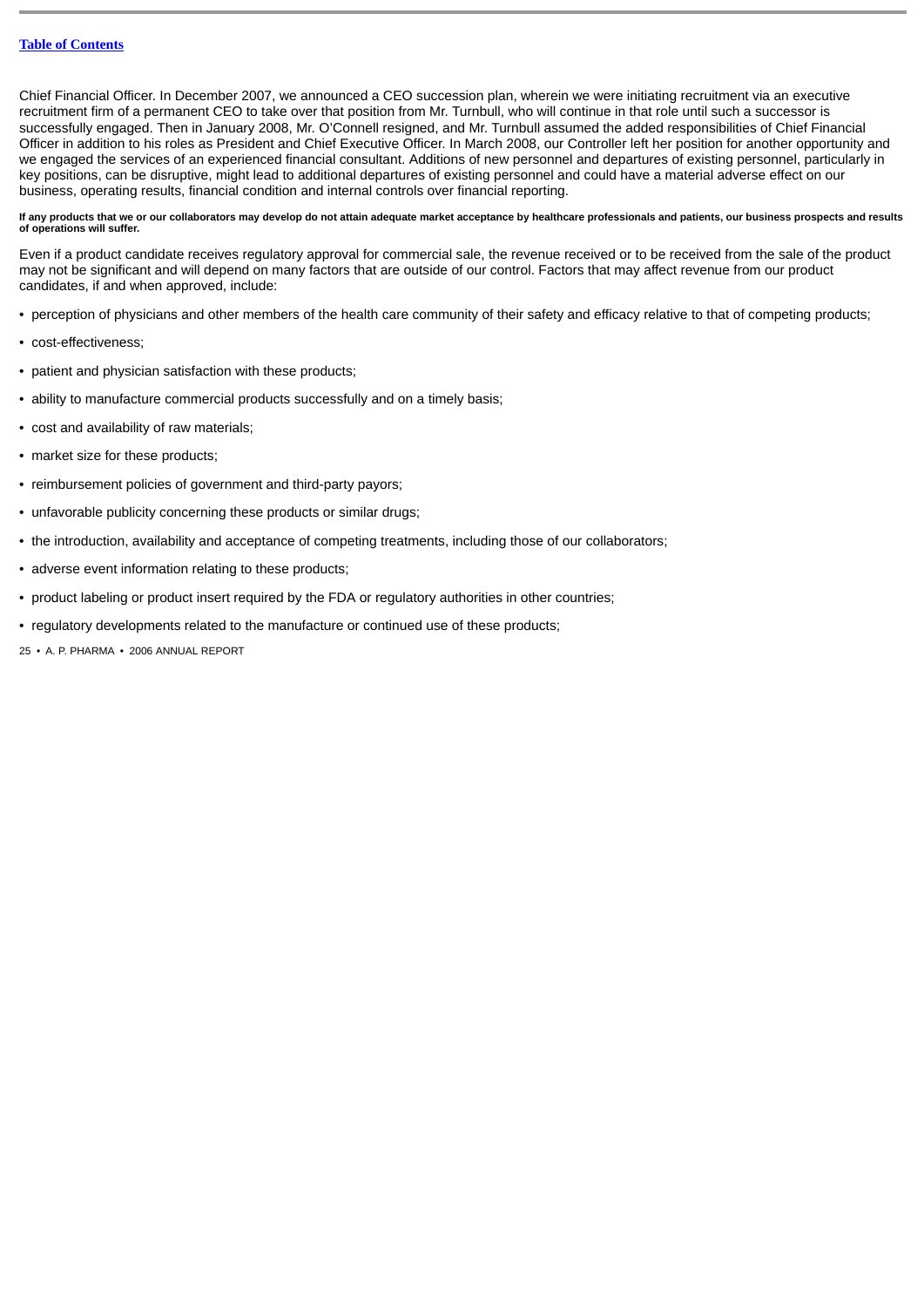Chief Financial Officer. In December 2007, we announced a CEO succession plan, wherein we were initiating recruitment via an executive recruitment firm of a permanent CEO to take over that position from Mr. Turnbull, who will continue in that role until such a successor is successfully engaged. Then in January 2008, Mr. O'Connell resigned, and Mr. Turnbull assumed the added responsibilities of Chief Financial Officer in addition to his roles as President and Chief Executive Officer. In March 2008, our Controller left her position for another opportunity and we engaged the services of an experienced financial consultant. Additions of new personnel and departures of existing personnel, particularly in key positions, can be disruptive, might lead to additional departures of existing personnel and could have a material adverse effect on our business, operating results, financial condition and internal controls over financial reporting.

**If any products that we or our collaborators may develop do not attain adequate market acceptance by healthcare professionals and patients, our business prospects and results of operations will suffer.**

Even if a product candidate receives regulatory approval for commercial sale, the revenue received or to be received from the sale of the product may not be significant and will depend on many factors that are outside of our control. Factors that may affect revenue from our product candidates, if and when approved, include:

- perception of physicians and other members of the health care community of their safety and efficacy relative to that of competing products;
- cost-effectiveness;
- patient and physician satisfaction with these products;
- ability to manufacture commercial products successfully and on a timely basis;
- cost and availability of raw materials;
- market size for these products;
- reimbursement policies of government and third-party payors;
- unfavorable publicity concerning these products or similar drugs;
- the introduction, availability and acceptance of competing treatments, including those of our collaborators;
- adverse event information relating to these products;
- product labeling or product insert required by the FDA or regulatory authorities in other countries;
- regulatory developments related to the manufacture or continued use of these products;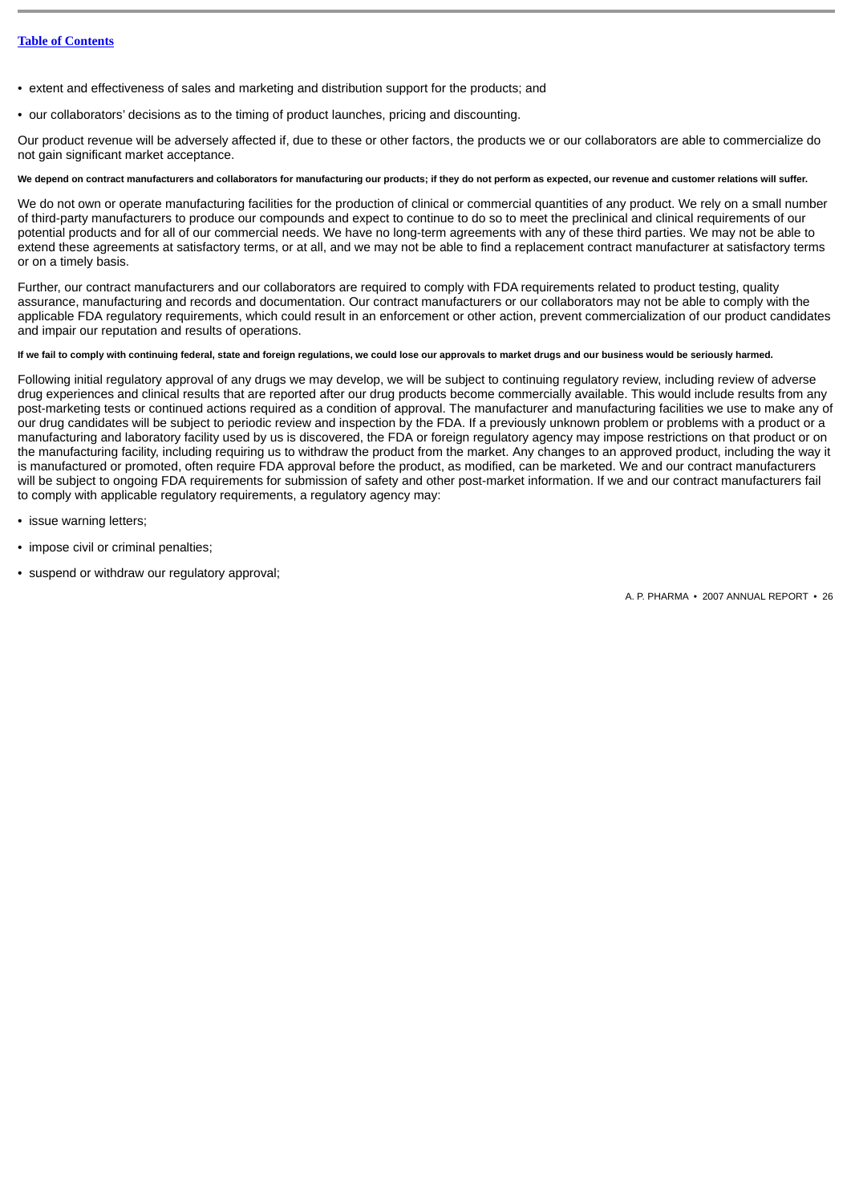- extent and effectiveness of sales and marketing and distribution support for the products; and
- our collaborators' decisions as to the timing of product launches, pricing and discounting.

Our product revenue will be adversely affected if, due to these or other factors, the products we or our collaborators are able to commercialize do not gain significant market acceptance.

**We depend on contract manufacturers and collaborators for manufacturing our products; if they do not perform as expected, our revenue and customer relations will suffer.**

We do not own or operate manufacturing facilities for the production of clinical or commercial quantities of any product. We rely on a small number of third-party manufacturers to produce our compounds and expect to continue to do so to meet the preclinical and clinical requirements of our potential products and for all of our commercial needs. We have no long-term agreements with any of these third parties. We may not be able to extend these agreements at satisfactory terms, or at all, and we may not be able to find a replacement contract manufacturer at satisfactory terms or on a timely basis.

Further, our contract manufacturers and our collaborators are required to comply with FDA requirements related to product testing, quality assurance, manufacturing and records and documentation. Our contract manufacturers or our collaborators may not be able to comply with the applicable FDA regulatory requirements, which could result in an enforcement or other action, prevent commercialization of our product candidates and impair our reputation and results of operations.

**If we fail to comply with continuing federal, state and foreign regulations, we could lose our approvals to market drugs and our business would be seriously harmed.**

Following initial regulatory approval of any drugs we may develop, we will be subject to continuing regulatory review, including review of adverse drug experiences and clinical results that are reported after our drug products become commercially available. This would include results from any post-marketing tests or continued actions required as a condition of approval. The manufacturer and manufacturing facilities we use to make any of our drug candidates will be subject to periodic review and inspection by the FDA. If a previously unknown problem or problems with a product or a manufacturing and laboratory facility used by us is discovered, the FDA or foreign regulatory agency may impose restrictions on that product or on the manufacturing facility, including requiring us to withdraw the product from the market. Any changes to an approved product, including the way it is manufactured or promoted, often require FDA approval before the product, as modified, can be marketed. We and our contract manufacturers will be subject to ongoing FDA requirements for submission of safety and other post-market information. If we and our contract manufacturers fail to comply with applicable regulatory requirements, a regulatory agency may:

- issue warning letters;
- impose civil or criminal penalties;
- suspend or withdraw our regulatory approval;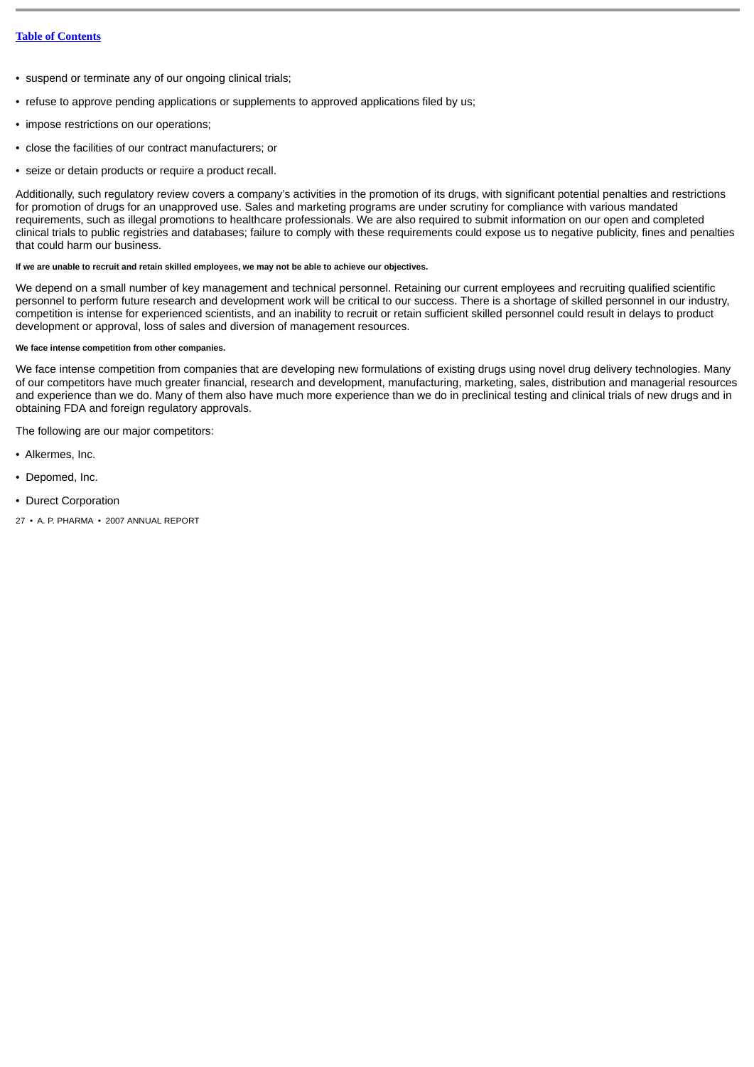- suspend or terminate any of our ongoing clinical trials;
- refuse to approve pending applications or supplements to approved applications filed by us;
- impose restrictions on our operations;
- close the facilities of our contract manufacturers; or
- seize or detain products or require a product recall.

Additionally, such regulatory review covers a company's activities in the promotion of its drugs, with significant potential penalties and restrictions for promotion of drugs for an unapproved use. Sales and marketing programs are under scrutiny for compliance with various mandated requirements, such as illegal promotions to healthcare professionals. We are also required to submit information on our open and completed clinical trials to public registries and databases; failure to comply with these requirements could expose us to negative publicity, fines and penalties that could harm our business.

**If we are unable to recruit and retain skilled employees, we may not be able to achieve our objectives.**

We depend on a small number of key management and technical personnel. Retaining our current employees and recruiting qualified scientific personnel to perform future research and development work will be critical to our success. There is a shortage of skilled personnel in our industry, competition is intense for experienced scientists, and an inability to recruit or retain sufficient skilled personnel could result in delays to product development or approval, loss of sales and diversion of management resources.

**We face intense competition from other companies.**

We face intense competition from companies that are developing new formulations of existing drugs using novel drug delivery technologies. Many of our competitors have much greater financial, research and development, manufacturing, marketing, sales, distribution and managerial resources and experience than we do. Many of them also have much more experience than we do in preclinical testing and clinical trials of new drugs and in obtaining FDA and foreign regulatory approvals.

The following are our major competitors:

- Alkermes, Inc.
- Depomed, Inc.
- Durect Corporation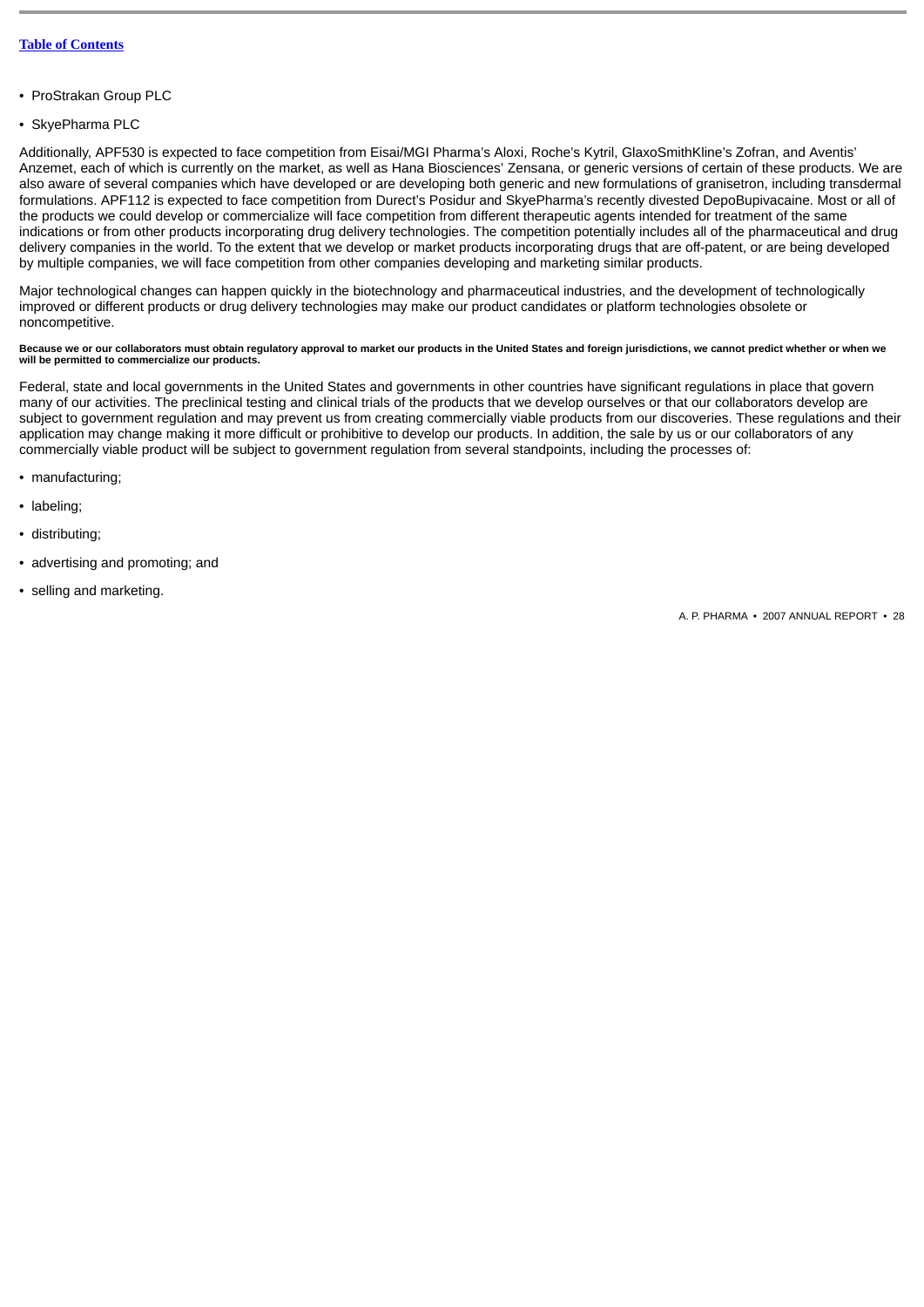- ProStrakan Group PLC
- SkyePharma PLC

Additionally, APF530 is expected to face competition from Eisai/MGI Pharma's Aloxi, Roche's Kytril, GlaxoSmithKline's Zofran, and Aventis' Anzemet, each of which is currently on the market, as well as Hana Biosciences' Zensana, or generic versions of certain of these products. We are also aware of several companies which have developed or are developing both generic and new formulations of granisetron, including transdermal formulations. APF112 is expected to face competition from Durect's Posidur and SkyePharma's recently divested DepoBupivacaine. Most or all of the products we could develop or commercialize will face competition from different therapeutic agents intended for treatment of the same indications or from other products incorporating drug delivery technologies. The competition potentially includes all of the pharmaceutical and drug delivery companies in the world. To the extent that we develop or market products incorporating drugs that are off-patent, or are being developed by multiple companies, we will face competition from other companies developing and marketing similar products.

Major technological changes can happen quickly in the biotechnology and pharmaceutical industries, and the development of technologically improved or different products or drug delivery technologies may make our product candidates or platform technologies obsolete or noncompetitive.

**Because we or our collaborators must obtain regulatory approval to market our products in the United States and foreign jurisdictions, we cannot predict whether or when we will be permitted to commercialize our products.**

Federal, state and local governments in the United States and governments in other countries have significant regulations in place that govern many of our activities. The preclinical testing and clinical trials of the products that we develop ourselves or that our collaborators develop are subject to government regulation and may prevent us from creating commercially viable products from our discoveries. These regulations and their application may change making it more difficult or prohibitive to develop our products. In addition, the sale by us or our collaborators of any commercially viable product will be subject to government regulation from several standpoints, including the processes of:

- manufacturing;
- labeling;
- distributing;
- advertising and promoting; and
- selling and marketing.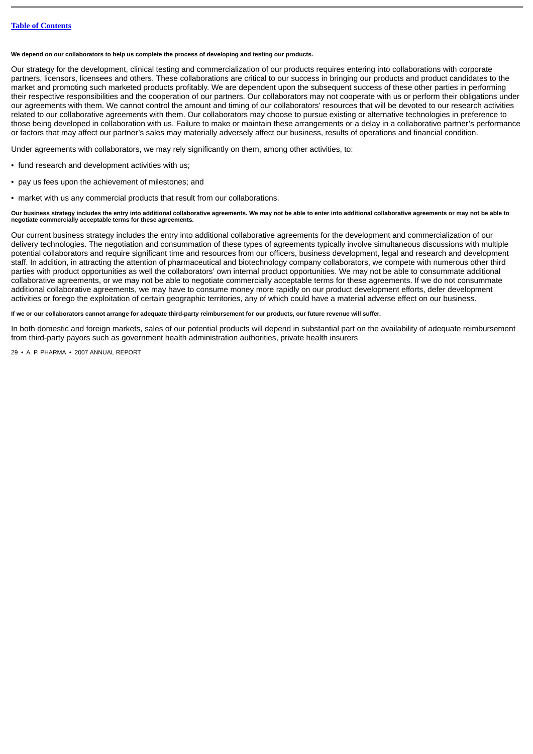**We depend on our collaborators to help us complete the process of developing and testing our products.**

Our strategy for the development, clinical testing and commercialization of our products requires entering into collaborations with corporate partners, licensors, licensees and others. These collaborations are critical to our success in bringing our products and product candidates to the market and promoting such marketed products profitably. We are dependent upon the subsequent success of these other parties in performing their respective responsibilities and the cooperation of our partners. Our collaborators may not cooperate with us or perform their obligations under our agreements with them. We cannot control the amount and timing of our collaborators' resources that will be devoted to our research activities related to our collaborative agreements with them. Our collaborators may choose to pursue existing or alternative technologies in preference to those being developed in collaboration with us. Failure to make or maintain these arrangements or a delay in a collaborative partner's performance or factors that may affect our partner's sales may materially adversely affect our business, results of operations and financial condition.

Under agreements with collaborators, we may rely significantly on them, among other activities, to:

- fund research and development activities with us;
- pay us fees upon the achievement of milestones; and
- market with us any commercial products that result from our collaborations.

**Our business strategy includes the entry into additional collaborative agreements. We may not be able to enter into additional collaborative agreements or may not be able to negotiate commercially acceptable terms for these agreements.**

Our current business strategy includes the entry into additional collaborative agreements for the development and commercialization of our delivery technologies. The negotiation and consummation of these types of agreements typically involve simultaneous discussions with multiple potential collaborators and require significant time and resources from our officers, business development, legal and research and development staff. In addition, in attracting the attention of pharmaceutical and biotechnology company collaborators, we compete with numerous other third parties with product opportunities as well the collaborators' own internal product opportunities. We may not be able to consummate additional collaborative agreements, or we may not be able to negotiate commercially acceptable terms for these agreements. If we do not consummate additional collaborative agreements, we may have to consume money more rapidly on our product development efforts, defer development activities or forego the exploitation of certain geographic territories, any of which could have a material adverse effect on our business.

**If we or our collaborators cannot arrange for adequate third-party reimbursement for our products, our future revenue will suffer.**

In both domestic and foreign markets, sales of our potential products will depend in substantial part on the availability of adequate reimbursement from third-party payors such as government health administration authorities, private health insurers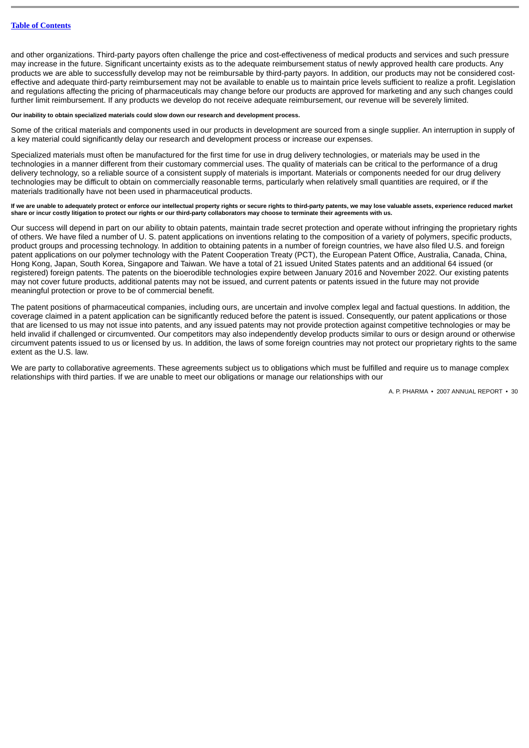and other organizations. Third-party payors often challenge the price and cost-effectiveness of medical products and services and such pressure may increase in the future. Significant uncertainty exists as to the adequate reimbursement status of newly approved health care products. Any products we are able to successfully develop may not be reimbursable by third-party payors. In addition, our products may not be considered cost-effective and adequate third-party reimbursement may not be available to enable us to maintain price levels sufficient to realize a profit. Legislation and regulations affecting the pricing of pharmaceuticals may change before our products are approved for marketing and any such changes could further limit reimbursement. If any products we develop do not receive adequate reimbursement, our revenue will be severely limited.

**Our inability to obtain specialized materials could slow down our research and development process.**

Some of the critical materials and components used in our products in development are sourced from a single supplier. An interruption in supply of a key material could significantly delay our research and development process or increase our expenses.

Specialized materials must often be manufactured for the first time for use in drug delivery technologies, or materials may be used in the technologies in a manner different from their customary commercial uses. The quality of materials can be critical to the performance of a drug delivery technology, so a reliable source of a consistent supply of materials is important. Materials or components needed for our drug delivery technologies may be difficult to obtain on commercially reasonable terms, particularly when relatively small quantities are required, or if the materials traditionally have not been used in pharmaceutical products.

**If we are unable to adequately protect or enforce our intellectual property rights or secure rights to third-party patents, we may lose valuable assets, experience reduced market share or incur costly litigation to protect our rights or our third-party collaborators may choose to terminate their agreements with us.**

Our success will depend in part on our ability to obtain patents, maintain trade secret protection and operate without infringing the proprietary rights of others. We have filed a number of U. S. patent applications on inventions relating to the composition of a variety of polymers, specific products, product groups and processing technology. In addition to obtaining patents in a number of foreign countries, we have also filed U.S. and foreign patent applications on our polymer technology with the Patent Cooperation Treaty (PCT), the European Patent Office, Australia, Canada, China, Hong Kong, Japan, South Korea, Singapore and Taiwan. We have a total of 21 issued United States patents and an additional 64 issued (or registered) foreign patents. The patents on the bioerodible technologies expire between January 2016 and November 2022. Our existing patents may not cover future products, additional patents may not be issued, and current patents or patents issued in the future may not provide meaningful protection or prove to be of commercial benefit.

The patent positions of pharmaceutical companies, including ours, are uncertain and involve complex legal and factual questions. In addition, the coverage claimed in a patent application can be significantly reduced before the patent is issued. Consequently, our patent applications or those that are licensed to us may not issue into patents, and any issued patents may not provide protection against competitive technologies or may be held invalid if challenged or circumvented. Our competitors may also independently develop products similar to ours or design around or otherwise circumvent patents issued to us or licensed by us. In addition, the laws of some foreign countries may not protect our proprietary rights to the same extent as the U.S. law.

We are party to collaborative agreements. These agreements subject us to obligations which must be fulfilled and require us to manage complex relationships with third parties. If we are unable to meet our obligations or manage our relationships with our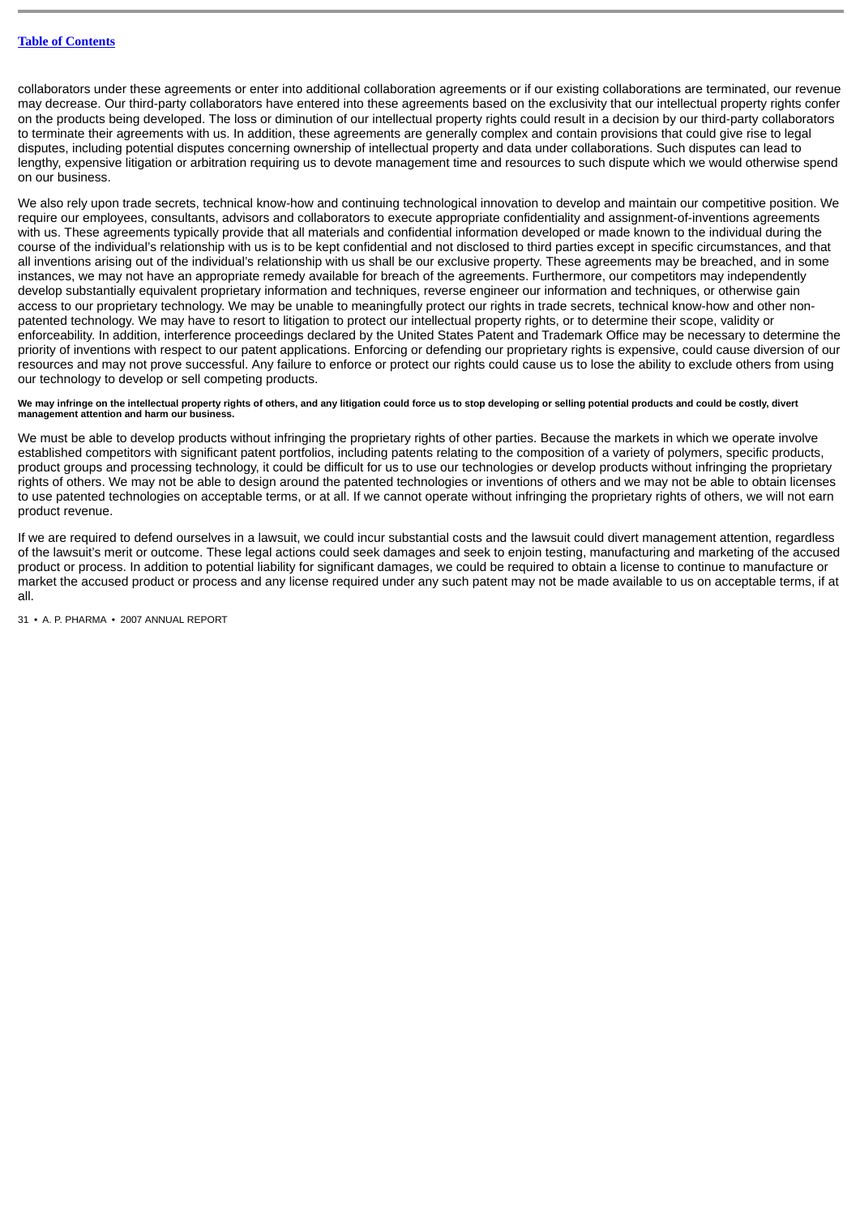collaborators under these agreements or enter into additional collaboration agreements or if our existing collaborations are terminated, our revenue may decrease. Our third-party collaborators have entered into these agreements based on the exclusivity that our intellectual property rights confer on the products being developed. The loss or diminution of our intellectual property rights could result in a decision by our third-party collaborators to terminate their agreements with us. In addition, these agreements are generally complex and contain provisions that could give rise to legal disputes, including potential disputes concerning ownership of intellectual property and data under collaborations. Such disputes can lead to lengthy, expensive litigation or arbitration requiring us to devote management time and resources to such dispute which we would otherwise spend on our business.

We also rely upon trade secrets, technical know-how and continuing technological innovation to develop and maintain our competitive position. We require our employees, consultants, advisors and collaborators to execute appropriate confidentiality and assignment-of-inventions agreements with us. These agreements typically provide that all materials and confidential information developed or made known to the individual during the course of the individual's relationship with us is to be kept confidential and not disclosed to third parties except in specific circumstances, and that all inventions arising out of the individual's relationship with us shall be our exclusive property. These agreements may be breached, and in some instances, we may not have an appropriate remedy available for breach of the agreements. Furthermore, our competitors may independently develop substantially equivalent proprietary information and techniques, reverse engineer our information and techniques, or otherwise gain access to our proprietary technology. We may be unable to meaningfully protect our rights in trade secrets, technical know-how and other non-patented technology. We may have to resort to litigation to protect our intellectual property rights, or to determine their scope, validity or enforceability. In addition, interference proceedings declared by the United States Patent and Trademark Office may be necessary to determine the priority of inventions with respect to our patent applications. Enforcing or defending our proprietary rights is expensive, could cause diversion of our resources and may not prove successful. Any failure to enforce or protect our rights could cause us to lose the ability to exclude others from using our technology to develop or sell competing products.

**We may infringe on the intellectual property rights of others, and any litigation could force us to stop developing or selling potential products and could be costly, divert management attention and harm our business.**

We must be able to develop products without infringing the proprietary rights of other parties. Because the markets in which we operate involve established competitors with significant patent portfolios, including patents relating to the composition of a variety of polymers, specific products, product groups and processing technology, it could be difficult for us to use our technologies or develop products without infringing the proprietary rights of others. We may not be able to design around the patented technologies or inventions of others and we may not be able to obtain licenses to use patented technologies on acceptable terms, or at all. If we cannot operate without infringing the proprietary rights of others, we will not earn product revenue.

If we are required to defend ourselves in a lawsuit, we could incur substantial costs and the lawsuit could divert management attention, regardless of the lawsuit's merit or outcome. These legal actions could seek damages and seek to enjoin testing, manufacturing and marketing of the accused product or process. In addition to potential liability for significant damages, we could be required to obtain a license to continue to manufacture or market the accused product or process and any license required under any such patent may not be made available to us on acceptable terms, if at all.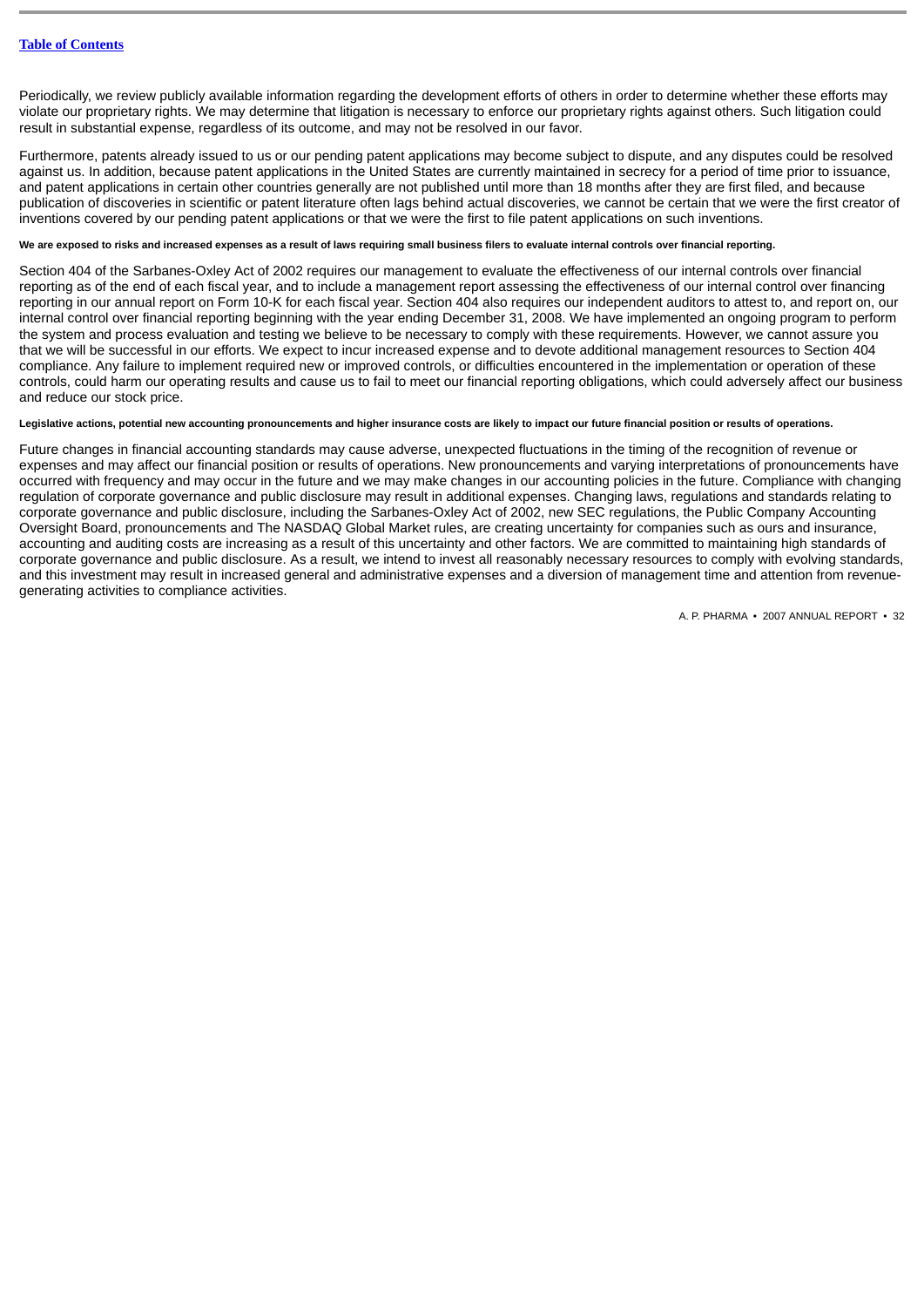Periodically, we review publicly available information regarding the development efforts of others in order to determine whether these efforts may violate our proprietary rights. We may determine that litigation is necessary to enforce our proprietary rights against others. Such litigation could result in substantial expense, regardless of its outcome, and may not be resolved in our favor.

Furthermore, patents already issued to us or our pending patent applications may become subject to dispute, and any disputes could be resolved against us. In addition, because patent applications in the United States are currently maintained in secrecy for a period of time prior to issuance, and patent applications in certain other countries generally are not published until more than 18 months after they are first filed, and because publication of discoveries in scientific or patent literature often lags behind actual discoveries, we cannot be certain that we were the first creator of inventions covered by our pending patent applications or that we were the first to file patent applications on such inventions.

**We are exposed to risks and increased expenses as a result of laws requiring small business filers to evaluate internal controls over financial reporting.**

Section 404 of the Sarbanes-Oxley Act of 2002 requires our management to evaluate the effectiveness of our internal controls over financial reporting as of the end of each fiscal year, and to include a management report assessing the effectiveness of our internal control over financing reporting in our annual report on Form 10-K for each fiscal year. Section 404 also requires our independent auditors to attest to, and report on, our internal control over financial reporting beginning with the year ending December 31, 2008. We have implemented an ongoing program to perform the system and process evaluation and testing we believe to be necessary to comply with these requirements. However, we cannot assure you that we will be successful in our efforts. We expect to incur increased expense and to devote additional management resources to Section 404 compliance. Any failure to implement required new or improved controls, or difficulties encountered in the implementation or operation of these controls, could harm our operating results and cause us to fail to meet our financial reporting obligations, which could adversely affect our business and reduce our stock price.

**Legislative actions, potential new accounting pronouncements and higher insurance costs are likely to impact our future financial position or results of operations.**

Future changes in financial accounting standards may cause adverse, unexpected fluctuations in the timing of the recognition of revenue or expenses and may affect our financial position or results of operations. New pronouncements and varying interpretations of pronouncements have occurred with frequency and may occur in the future and we may make changes in our accounting policies in the future. Compliance with changing regulation of corporate governance and public disclosure may result in additional expenses. Changing laws, regulations and standards relating to corporate governance and public disclosure, including the Sarbanes-Oxley Act of 2002, new SEC regulations, the Public Company Accounting Oversight Board, pronouncements and The NASDAQ Global Market rules, are creating uncertainty for companies such as ours and insurance, accounting and auditing costs are increasing as a result of this uncertainty and other factors. We are committed to maintaining high standards of corporate governance and public disclosure. As a result, we intend to invest all reasonably necessary resources to comply with evolving standards, and this investment may result in increased general and administrative expenses and a diversion of management time and attention from revenue-generating activities to compliance activities.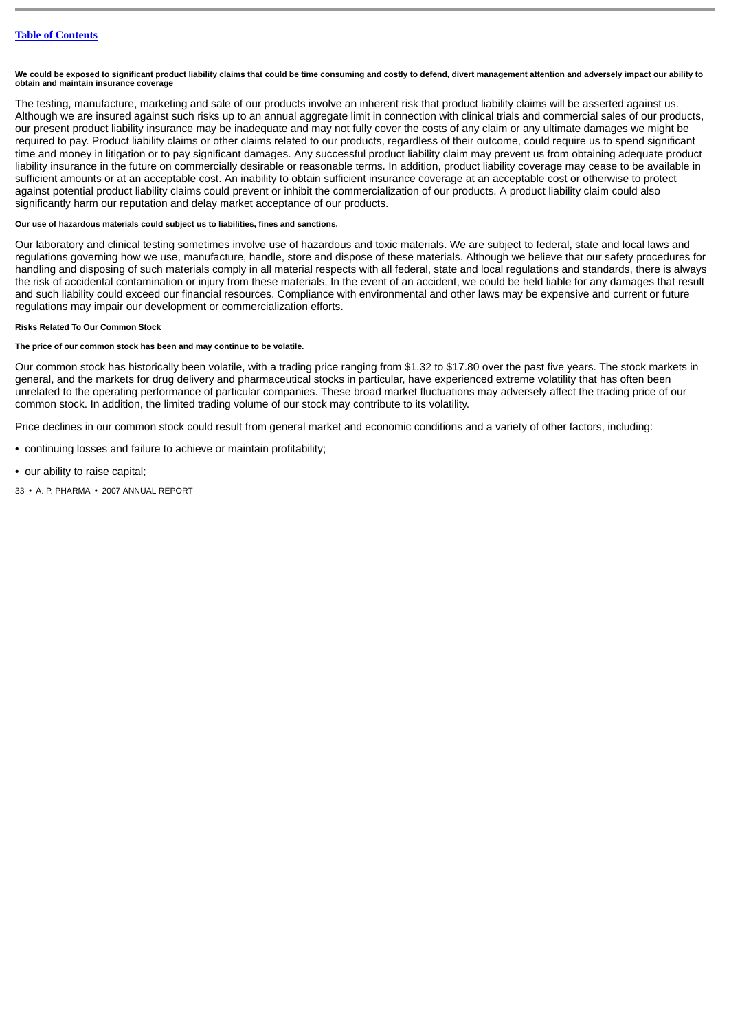**We could be exposed to significant product liability claims that could be time consuming and costly to defend, divert management attention and adversely impact our ability to obtain and maintain insurance coverage**

The testing, manufacture, marketing and sale of our products involve an inherent risk that product liability claims will be asserted against us. Although we are insured against such risks up to an annual aggregate limit in connection with clinical trials and commercial sales of our products, our present product liability insurance may be inadequate and may not fully cover the costs of any claim or any ultimate damages we might be required to pay. Product liability claims or other claims related to our products, regardless of their outcome, could require us to spend significant time and money in litigation or to pay significant damages. Any successful product liability claim may prevent us from obtaining adequate product liability insurance in the future on commercially desirable or reasonable terms. In addition, product liability coverage may cease to be available in sufficient amounts or at an acceptable cost. An inability to obtain sufficient insurance coverage at an acceptable cost or otherwise to protect against potential product liability claims could prevent or inhibit the commercialization of our products. A product liability claim could also significantly harm our reputation and delay market acceptance of our products.

**Our use of hazardous materials could subject us to liabilities, fines and sanctions.**

Our laboratory and clinical testing sometimes involve use of hazardous and toxic materials. We are subject to federal, state and local laws and regulations governing how we use, manufacture, handle, store and dispose of these materials. Although we believe that our safety procedures for handling and disposing of such materials comply in all material respects with all federal, state and local regulations and standards, there is always the risk of accidental contamination or injury from these materials. In the event of an accident, we could be held liable for any damages that result and such liability could exceed our financial resources. Compliance with environmental and other laws may be expensive and current or future regulations may impair our development or commercialization efforts.

**Risks Related To Our Common Stock**

**The price of our common stock has been and may continue to be volatile.**

Our common stock has historically been volatile, with a trading price ranging from $1.32 to $17.80 over the past five years. The stock markets in general, and the markets for drug delivery and pharmaceutical stocks in particular, have experienced extreme volatility that has often been unrelated to the operating performance of particular companies. These broad market fluctuations may adversely affect the trading price of our common stock. In addition, the limited trading volume of our stock may contribute to its volatility.

Price declines in our common stock could result from general market and economic conditions and a variety of other factors, including:

- continuing losses and failure to achieve or maintain profitability;
- our ability to raise capital;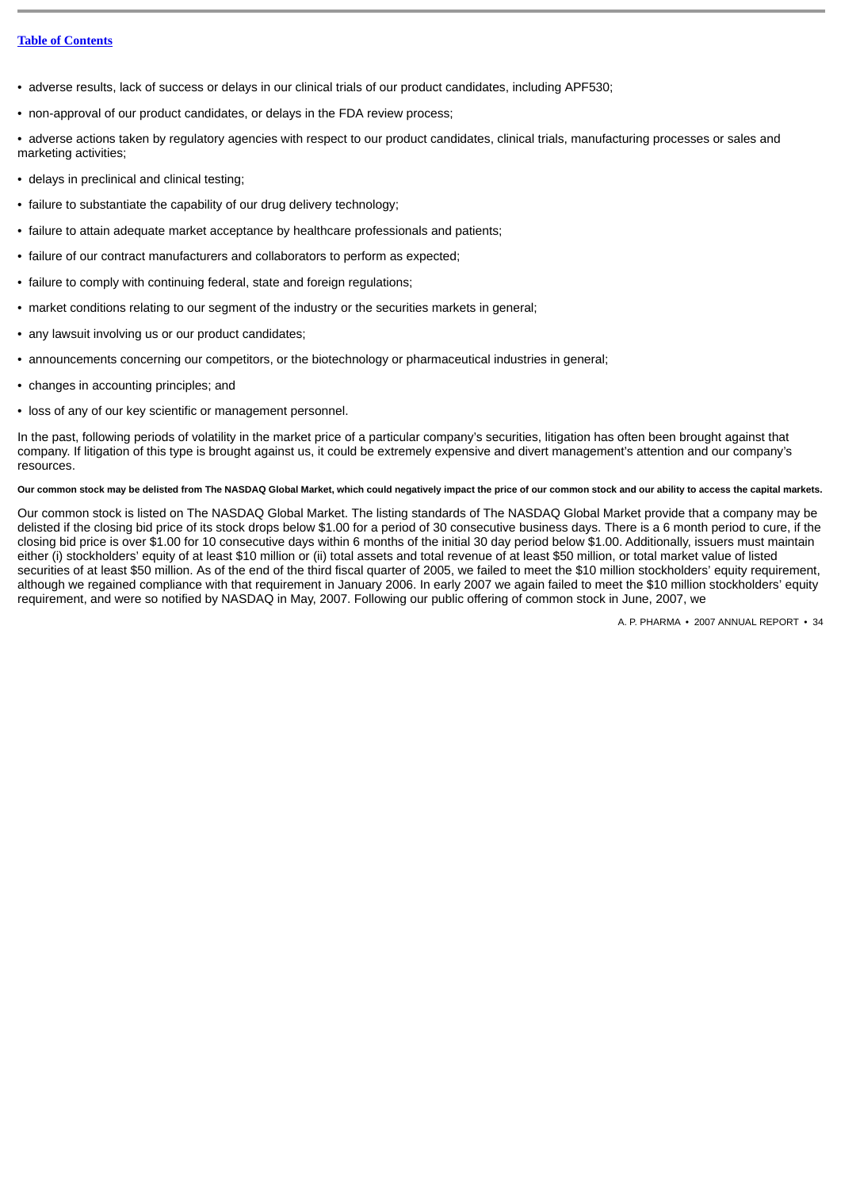- adverse results, lack of success or delays in our clinical trials of our product candidates, including APF530;
- non-approval of our product candidates, or delays in the FDA review process;
- adverse actions taken by regulatory agencies with respect to our product candidates, clinical trials, manufacturing processes or sales and marketing activities;
- delays in preclinical and clinical testing;
- failure to substantiate the capability of our drug delivery technology;
- failure to attain adequate market acceptance by healthcare professionals and patients;
- failure of our contract manufacturers and collaborators to perform as expected;
- failure to comply with continuing federal, state and foreign regulations;
- market conditions relating to our segment of the industry or the securities markets in general;
- any lawsuit involving us or our product candidates;
- announcements concerning our competitors, or the biotechnology or pharmaceutical industries in general;
- changes in accounting principles; and
- loss of any of our key scientific or management personnel.

In the past, following periods of volatility in the market price of a particular company's securities, litigation has often been brought against that company. If litigation of this type is brought against us, it could be extremely expensive and divert management's attention and our company's resources.

**Our common stock may be delisted from The NASDAQ Global Market, which could negatively impact the price of our common stock and our ability to access the capital markets.**

Our common stock is listed on The NASDAQ Global Market. The listing standards of The NASDAQ Global Market provide that a company may be delisted if the closing bid price of its stock drops below $1.00 for a period of 30 consecutive business days. There is a 6 month period to cure, if the closing bid price is over $1.00 for 10 consecutive days within 6 months of the initial 30 day period below $1.00. Additionally, issuers must maintain either (i) stockholders' equity of at least $10 million or (ii) total assets and total revenue of at least $50 million, or total market value of listed securities of at least $50 million. As of the end of the third fiscal quarter of 2005, we failed to meet the $10 million stockholders' equity requirement, although we regained compliance with that requirement in January 2006. In early 2007 we again failed to meet the $10 million stockholders' equity requirement, and were so notified by NASDAQ in May, 2007. Following our public offering of common stock in June, 2007, we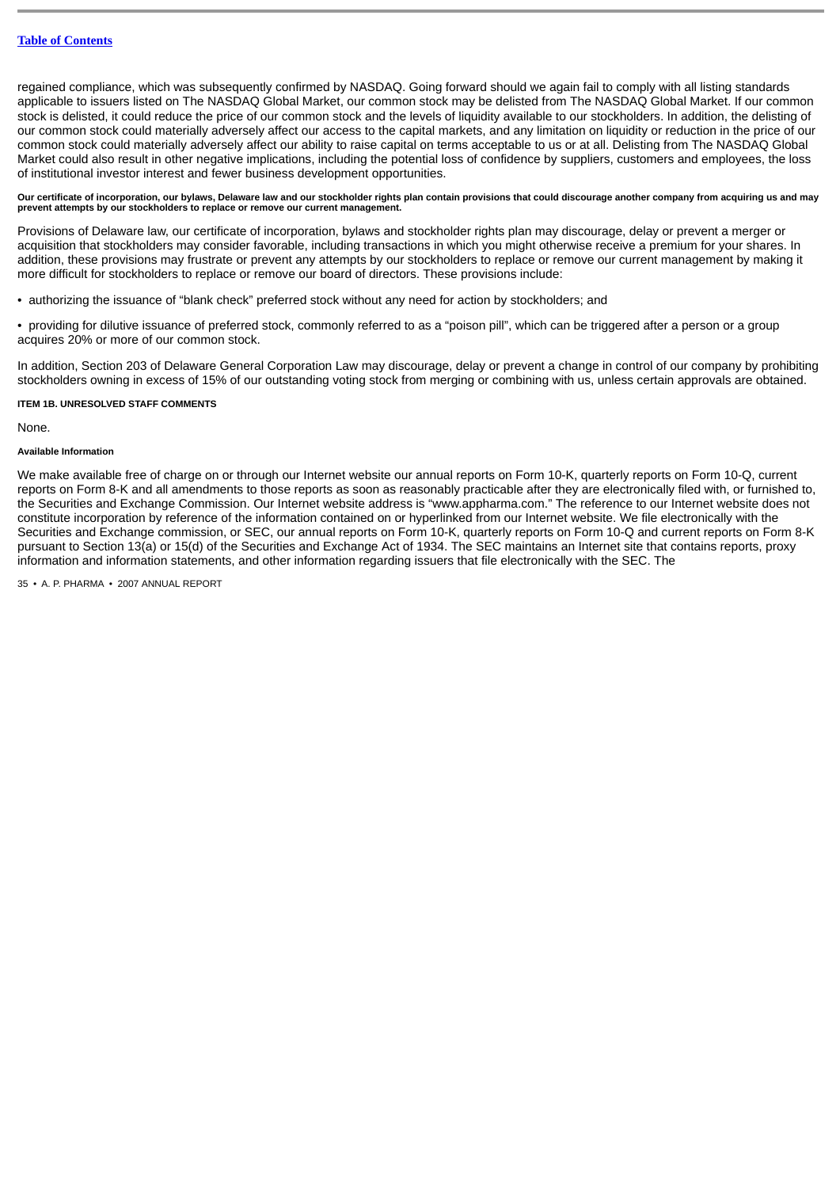regained compliance, which was subsequently confirmed by NASDAQ. Going forward should we again fail to comply with all listing standards applicable to issuers listed on The NASDAQ Global Market, our common stock may be delisted from The NASDAQ Global Market. If our common stock is delisted, it could reduce the price of our common stock and the levels of liquidity available to our stockholders. In addition, the delisting of our common stock could materially adversely affect our access to the capital markets, and any limitation on liquidity or reduction in the price of our common stock could materially adversely affect our ability to raise capital on terms acceptable to us or at all. Delisting from The NASDAQ Global Market could also result in other negative implications, including the potential loss of confidence by suppliers, customers and employees, the loss of institutional investor interest and fewer business development opportunities.

**Our certificate of incorporation, our bylaws, Delaware law and our stockholder rights plan contain provisions that could discourage another company from acquiring us and may prevent attempts by our stockholders to replace or remove our current management.**

Provisions of Delaware law, our certificate of incorporation, bylaws and stockholder rights plan may discourage, delay or prevent a merger or acquisition that stockholders may consider favorable, including transactions in which you might otherwise receive a premium for your shares. In addition, these provisions may frustrate or prevent any attempts by our stockholders to replace or remove our current management by making it more difficult for stockholders to replace or remove our board of directors. These provisions include:

- authorizing the issuance of "blank check" preferred stock without any need for action by stockholders; and
- providing for dilutive issuance of preferred stock, commonly referred to as a "poison pill", which can be triggered after a person or a group acquires 20% or more of our common stock.

In addition, Section 203 of Delaware General Corporation Law may discourage, delay or prevent a change in control of our company by prohibiting stockholders owning in excess of 15% of our outstanding voting stock from merging or combining with us, unless certain approvals are obtained.

## ITEM 1B. UNRESOLVED STAFF COMMENTS

None.

### Available Information

We make available free of charge on or through our Internet website our annual reports on Form 10-K, quarterly reports on Form 10-Q, current reports on Form 8-K and all amendments to those reports as soon as reasonably practicable after they are electronically filed with, or furnished to, the Securities and Exchange Commission. Our Internet website address is "www.appharma.com." The reference to our Internet website does not constitute incorporation by reference of the information contained on or hyperlinked from our Internet website. We file electronically with the Securities and Exchange commission, or SEC, our annual reports on Form 10-K, quarterly reports on Form 10-Q and current reports on Form 8-K pursuant to Section 13(a) or 15(d) of the Securities and Exchange Act of 1934. The SEC maintains an Internet site that contains reports, proxy information and information statements, and other information regarding issuers that file electronically with the SEC. The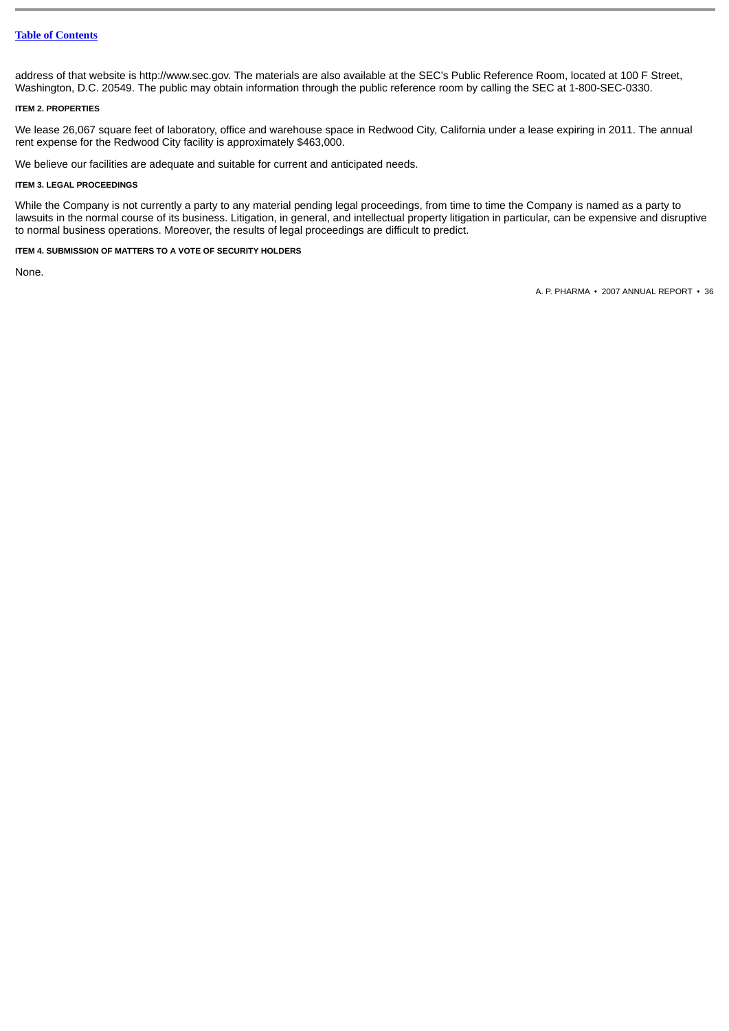address of that website is http://www.sec.gov. The materials are also available at the SEC's Public Reference Room, located at 100 F Street, Washington, D.C. 20549. The public may obtain information through the public reference room by calling the SEC at 1-800-SEC-0330.

### ITEM 2. PROPERTIES

We lease 26,067 square feet of laboratory, office and warehouse space in Redwood City, California under a lease expiring in 2011. The annual rent expense for the Redwood City facility is approximately $463,000.

We believe our facilities are adequate and suitable for current and anticipated needs.

### ITEM 3. LEGAL PROCEEDINGS

While the Company is not currently a party to any material pending legal proceedings, from time to time the Company is named as a party to lawsuits in the normal course of its business. Litigation, in general, and intellectual property litigation in particular, can be expensive and disruptive to normal business operations. Moreover, the results of legal proceedings are difficult to predict.

### ITEM 4. SUBMISSION OF MATTERS TO A VOTE OF SECURITY HOLDERS

None.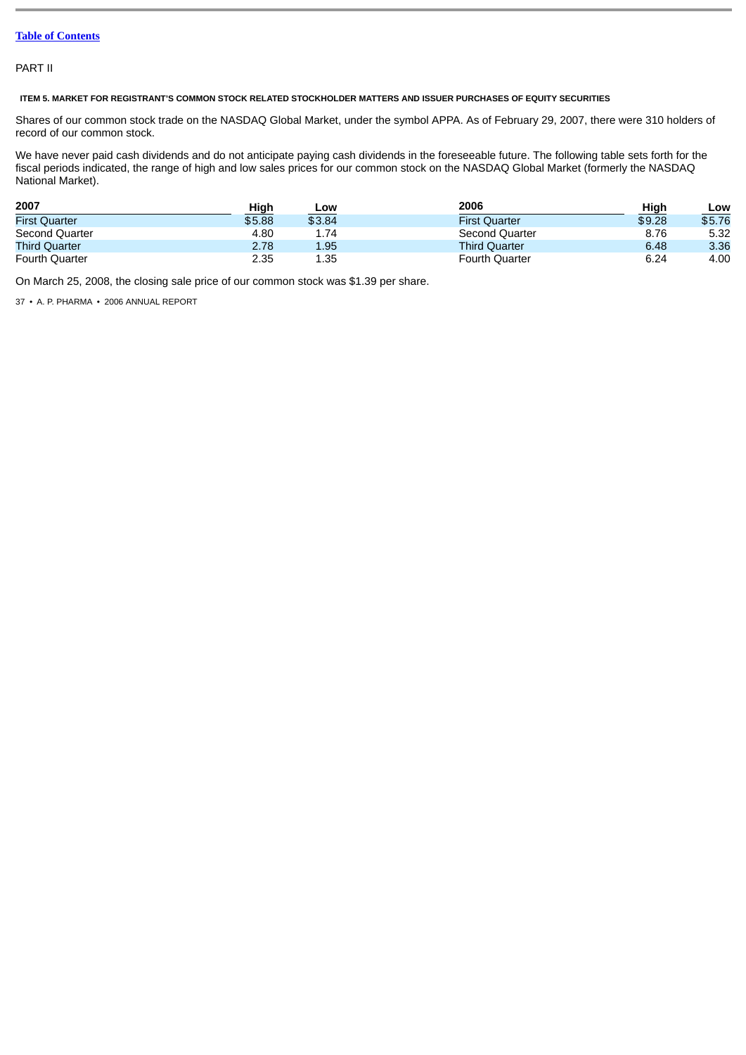[Table of Contents]

PART II

### ITEM 5. MARKET FOR REGISTRANT'S COMMON STOCK RELATED STOCKHOLDER MATTERS AND ISSUER PURCHASES OF EQUITY SECURITIES

Shares of our common stock trade on the NASDAQ Global Market, under the symbol APPA. As of February 29, 2007, there were 310 holders of record of our common stock.

We have never paid cash dividends and do not anticipate paying cash dividends in the foreseeable future. The following table sets forth for the fiscal periods indicated, the range of high and low sales prices for our common stock on the NASDAQ Global Market (formerly the NASDAQ National Market).

| 2007 | High | Low | 2006 | High | Low |
|---|---|---|---|---|---|
| First Quarter | $5.88 | $3.84 | First Quarter | $9.28 | $5.76 |
| Second Quarter | 4.80 | 1.74 | Second Quarter | 8.76 | 5.32 |
| Third Quarter | 2.78 | 1.95 | Third Quarter | 6.48 | 3.36 |
| Fourth Quarter | 2.35 | 1.35 | Fourth Quarter | 6.24 | 4.00 |

On March 25, 2008, the closing sale price of our common stock was $1.39 per share.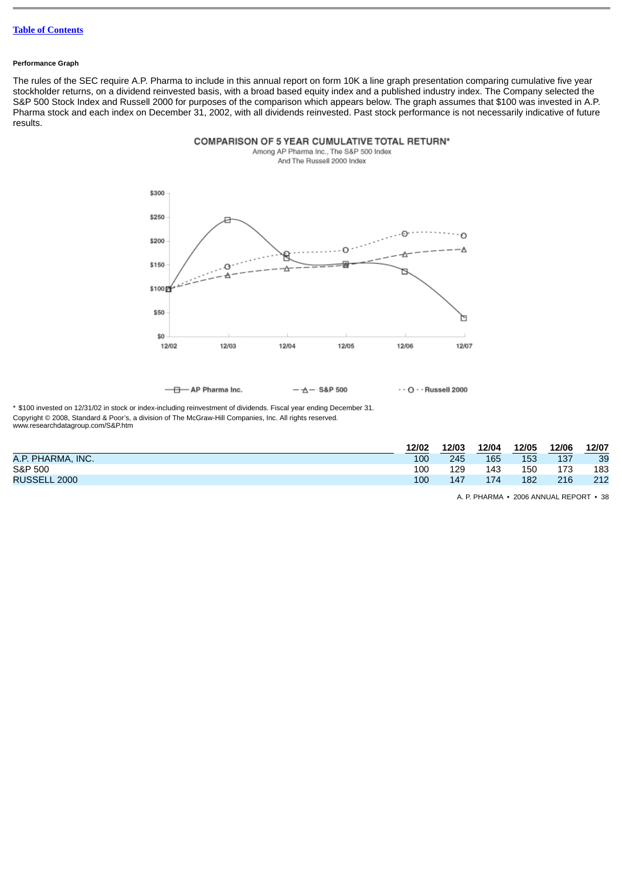[Table of Contents](#)

**Performance Graph**

The rules of the SEC require A.P. Pharma to include in this annual report on form 10K a line graph presentation comparing cumulative five year stockholder returns, on a dividend reinvested basis, with a broad based equity index and a published industry index. The Company selected the S&P 500 Stock Index and Russell 2000 for purposes of the comparison which appears below. The graph assumes that $100 was invested in A.P. Pharma stock and each index on December 31, 2002, with all dividends reinvested. Past stock performance is not necessarily indicative of future results.

**COMPARISON OF 5 YEAR CUMULATIVE TOTAL RETURN***

Among AP Pharma Inc., The S&P 500 Index
And The Russell 2000 Index

* $100 invested on 12/31/02 in stock or index-including reinvestment of dividends. Fiscal year ending December 31.

Copyright © 2008, Standard & Poor's, a division of The McGraw-Hill Companies, Inc. All rights reserved.
www.researchdatagroup.com/S&P.htm

| | 12/02 | 12/03 | 12/04 | 12/05 | 12/06 | 12/07 |
|---|---|---|---|---|---|---|
| A.P. PHARMA, INC. | 100 | 245 | 165 | 153 | 137 | 39 |
| S&P 500 | 100 | 129 | 143 | 150 | 173 | 183 |
| RUSSELL 2000 | 100 | 147 | 174 | 182 | 216 | 212 |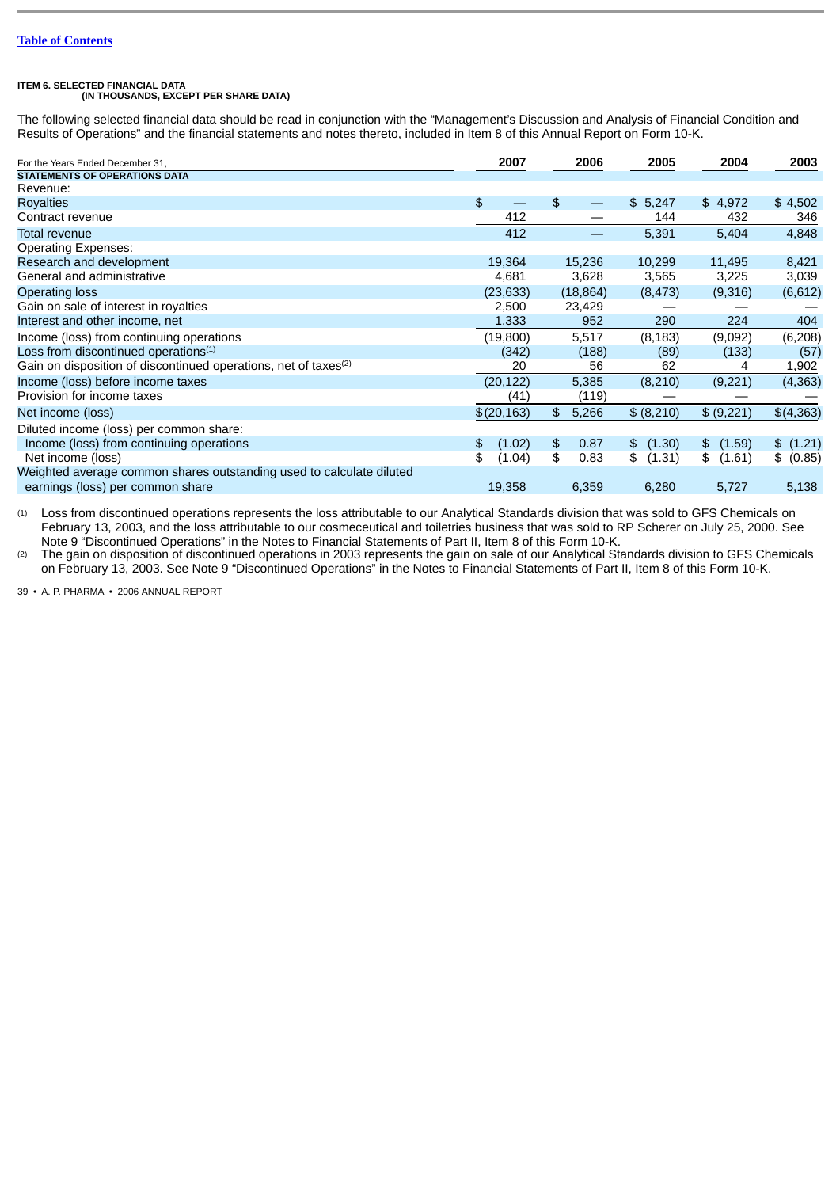**ITEM 6. SELECTED FINANCIAL DATA**
**(IN THOUSANDS, EXCEPT PER SHARE DATA)**

The following selected financial data should be read in conjunction with the "Management's Discussion and Analysis of Financial Condition and Results of Operations" and the financial statements and notes thereto, included in Item 8 of this Annual Report on Form 10-K.

| For the Years Ended December 31, | 2007 | 2006 | 2005 | 2004 | 2003 |
|---|---|---|---|---|---|
| **STATEMENTS OF OPERATIONS DATA** | | | | | |
| Revenue: | | | | | |
| Royalties | $ — | $ — | $ 5,247 | $ 4,972 | $ 4,502 |
| Contract revenue | 412 | — | 144 | 432 | 346 |
| Total revenue | 412 | — | 5,391 | 5,404 | 4,848 |
| Operating Expenses: | | | | | |
| Research and development | 19,364 | 15,236 | 10,299 | 11,495 | 8,421 |
| General and administrative | 4,681 | 3,628 | 3,565 | 3,225 | 3,039 |
| Operating loss | (23,633) | (18,864) | (8,473) | (9,316) | (6,612) |
| Gain on sale of interest in royalties | 2,500 | 23,429 | — | — | — |
| Interest and other income, net | 1,333 | 952 | 290 | 224 | 404 |
| Income (loss) from continuing operations | (19,800) | 5,517 | (8,183) | (9,092) | (6,208) |
| Loss from discontinued operations[1] | (342) | (188) | (89) | (133) | (57) |
| Gain on disposition of discontinued operations, net of taxes[2] | 20 | 56 | 62 | 4 | 1,902 |
| Income (loss) before income taxes | (20,122) | 5,385 | (8,210) | (9,221) | (4,363) |
| Provision for income taxes | (41) | (119) | — | — | — |
| Net income (loss) | $(20,163) | $ 5,266 | $ (8,210) | $ (9,221) | $(4,363) |
| Diluted income (loss) per common share: | | | | | |
| Income (loss) from continuing operations | $ (1.02) | $ 0.87 | $ (1.30) | $ (1.59) | $ (1.21) |
| Net income (loss) | $ (1.04) | $ 0.83 | $ (1.31) | $ (1.61) | $ (0.85) |
| Weighted average common shares outstanding used to calculate diluted earnings (loss) per common share | 19,358 | 6,359 | 6,280 | 5,727 | 5,138 |

(1) Loss from discontinued operations represents the loss attributable to our Analytical Standards division that was sold to GFS Chemicals on February 13, 2003, and the loss attributable to our cosmeceutical and toiletries business that was sold to RP Scherer on July 25, 2000. See Note 9 "Discontinued Operations" in the Notes to Financial Statements of Part II, Item 8 of this Form 10-K.

(2) The gain on disposition of discontinued operations in 2003 represents the gain on sale of our Analytical Standards division to GFS Chemicals on February 13, 2003. See Note 9 "Discontinued Operations" in the Notes to Financial Statements of Part II, Item 8 of this Form 10-K.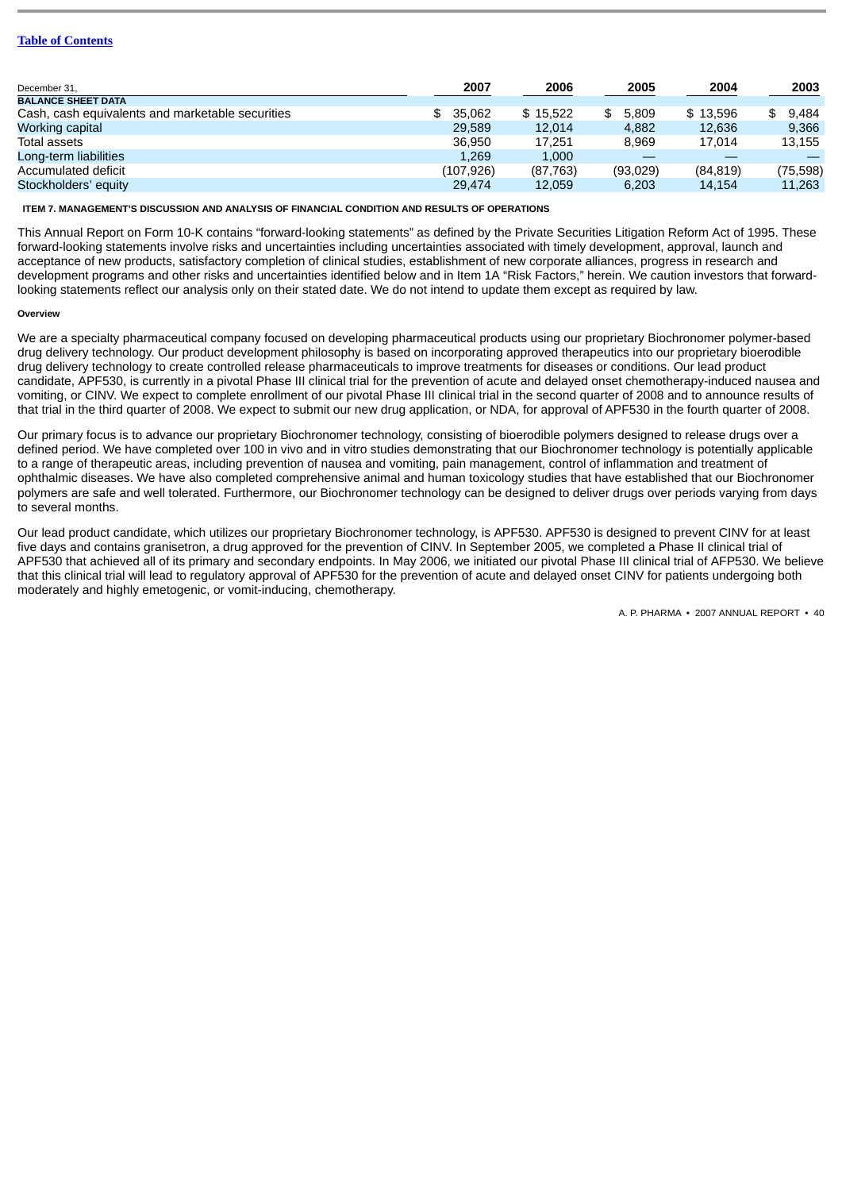| December 31, | 2007 | 2006 | 2005 | 2004 | 2003 |
|---|---|---|---|---|---|
| **BALANCE SHEET DATA** | | | | | |
| Cash, cash equivalents and marketable securities | $ 35,062 | $ 15,522 | $ 5,809 | $ 13,596 | $ 9,484 |
| Working capital | 29,589 | 12,014 | 4,882 | 12,636 | 9,366 |
| Total assets | 36,950 | 17,251 | 8,969 | 17,014 | 13,155 |
| Long-term liabilities | 1,269 | 1,000 | — | — | — |
| Accumulated deficit | (107,926) | (87,763) | (93,029) | (84,819) | (75,598) |
| Stockholders' equity | 29,474 | 12,059 | 6,203 | 14,154 | 11,263 |

## ITEM 7. MANAGEMENT'S DISCUSSION AND ANALYSIS OF FINANCIAL CONDITION AND RESULTS OF OPERATIONS

This Annual Report on Form 10-K contains "forward-looking statements" as defined by the Private Securities Litigation Reform Act of 1995. These forward-looking statements involve risks and uncertainties including uncertainties associated with timely development, approval, launch and acceptance of new products, satisfactory completion of clinical studies, establishment of new corporate alliances, progress in research and development programs and other risks and uncertainties identified below and in Item 1A "Risk Factors," herein. We caution investors that forward-looking statements reflect our analysis only on their stated date. We do not intend to update them except as required by law.

### Overview

We are a specialty pharmaceutical company focused on developing pharmaceutical products using our proprietary Biochronomer polymer-based drug delivery technology. Our product development philosophy is based on incorporating approved therapeutics into our proprietary bioerodible drug delivery technology to create controlled release pharmaceuticals to improve treatments for diseases or conditions. Our lead product candidate, APF530, is currently in a pivotal Phase III clinical trial for the prevention of acute and delayed onset chemotherapy-induced nausea and vomiting, or CINV. We expect to complete enrollment of our pivotal Phase III clinical trial in the second quarter of 2008 and to announce results of that trial in the third quarter of 2008. We expect to submit our new drug application, or NDA, for approval of APF530 in the fourth quarter of 2008.

Our primary focus is to advance our proprietary Biochronomer technology, consisting of bioerodible polymers designed to release drugs over a defined period. We have completed over 100 in vivo and in vitro studies demonstrating that our Biochronomer technology is potentially applicable to a range of therapeutic areas, including prevention of nausea and vomiting, pain management, control of inflammation and treatment of ophthalmic diseases. We have also completed comprehensive animal and human toxicology studies that have established that our Biochronomer polymers are safe and well tolerated. Furthermore, our Biochronomer technology can be designed to deliver drugs over periods varying from days to several months.

Our lead product candidate, which utilizes our proprietary Biochronomer technology, is APF530. APF530 is designed to prevent CINV for at least five days and contains granisetron, a drug approved for the prevention of CINV. In September 2005, we completed a Phase II clinical trial of APF530 that achieved all of its primary and secondary endpoints. In May 2006, we initiated our pivotal Phase III clinical trial of AFP530. We believe that this clinical trial will lead to regulatory approval of APF530 for the prevention of acute and delayed onset CINV for patients undergoing both moderately and highly emetogenic, or vomit-inducing, chemotherapy.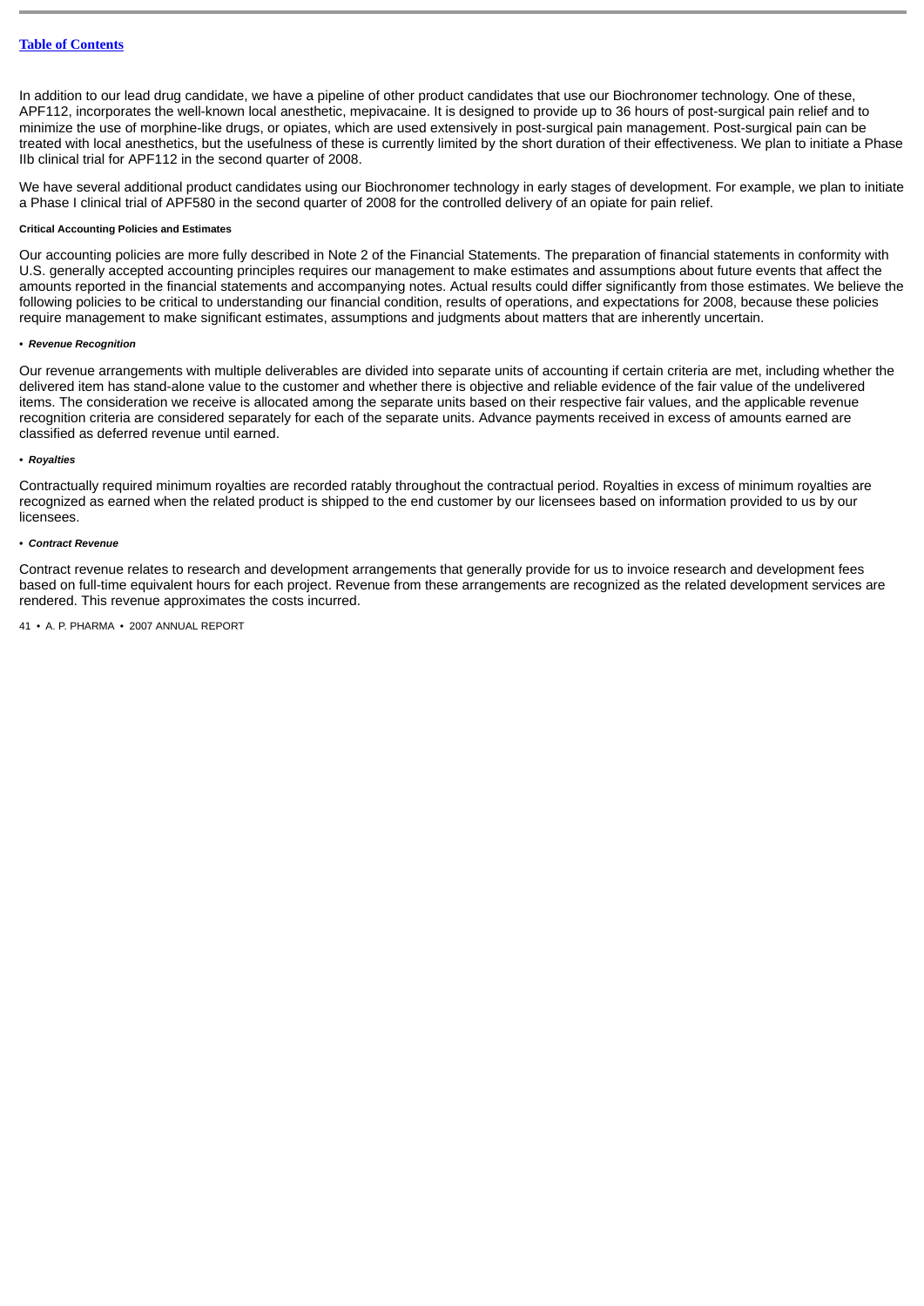In addition to our lead drug candidate, we have a pipeline of other product candidates that use our Biochronomer technology. One of these, APF112, incorporates the well-known local anesthetic, mepivacaine. It is designed to provide up to 36 hours of post-surgical pain relief and to minimize the use of morphine-like drugs, or opiates, which are used extensively in post-surgical pain management. Post-surgical pain can be treated with local anesthetics, but the usefulness of these is currently limited by the short duration of their effectiveness. We plan to initiate a Phase IIb clinical trial for APF112 in the second quarter of 2008.

We have several additional product candidates using our Biochronomer technology in early stages of development. For example, we plan to initiate a Phase I clinical trial of APF580 in the second quarter of 2008 for the controlled delivery of an opiate for pain relief.

#### Critical Accounting Policies and Estimates

Our accounting policies are more fully described in Note 2 of the Financial Statements. The preparation of financial statements in conformity with U.S. generally accepted accounting principles requires our management to make estimates and assumptions about future events that affect the amounts reported in the financial statements and accompanying notes. Actual results could differ significantly from those estimates. We believe the following policies to be critical to understanding our financial condition, results of operations, and expectations for 2008, because these policies require management to make significant estimates, assumptions and judgments about matters that are inherently uncertain.

• ***Revenue Recognition***

Our revenue arrangements with multiple deliverables are divided into separate units of accounting if certain criteria are met, including whether the delivered item has stand-alone value to the customer and whether there is objective and reliable evidence of the fair value of the undelivered items. The consideration we receive is allocated among the separate units based on their respective fair values, and the applicable revenue recognition criteria are considered separately for each of the separate units. Advance payments received in excess of amounts earned are classified as deferred revenue until earned.

• ***Royalties***

Contractually required minimum royalties are recorded ratably throughout the contractual period. Royalties in excess of minimum royalties are recognized as earned when the related product is shipped to the end customer by our licensees based on information provided to us by our licensees.

• ***Contract Revenue***

Contract revenue relates to research and development arrangements that generally provide for us to invoice research and development fees based on full-time equivalent hours for each project. Revenue from these arrangements are recognized as the related development services are rendered. This revenue approximates the costs incurred.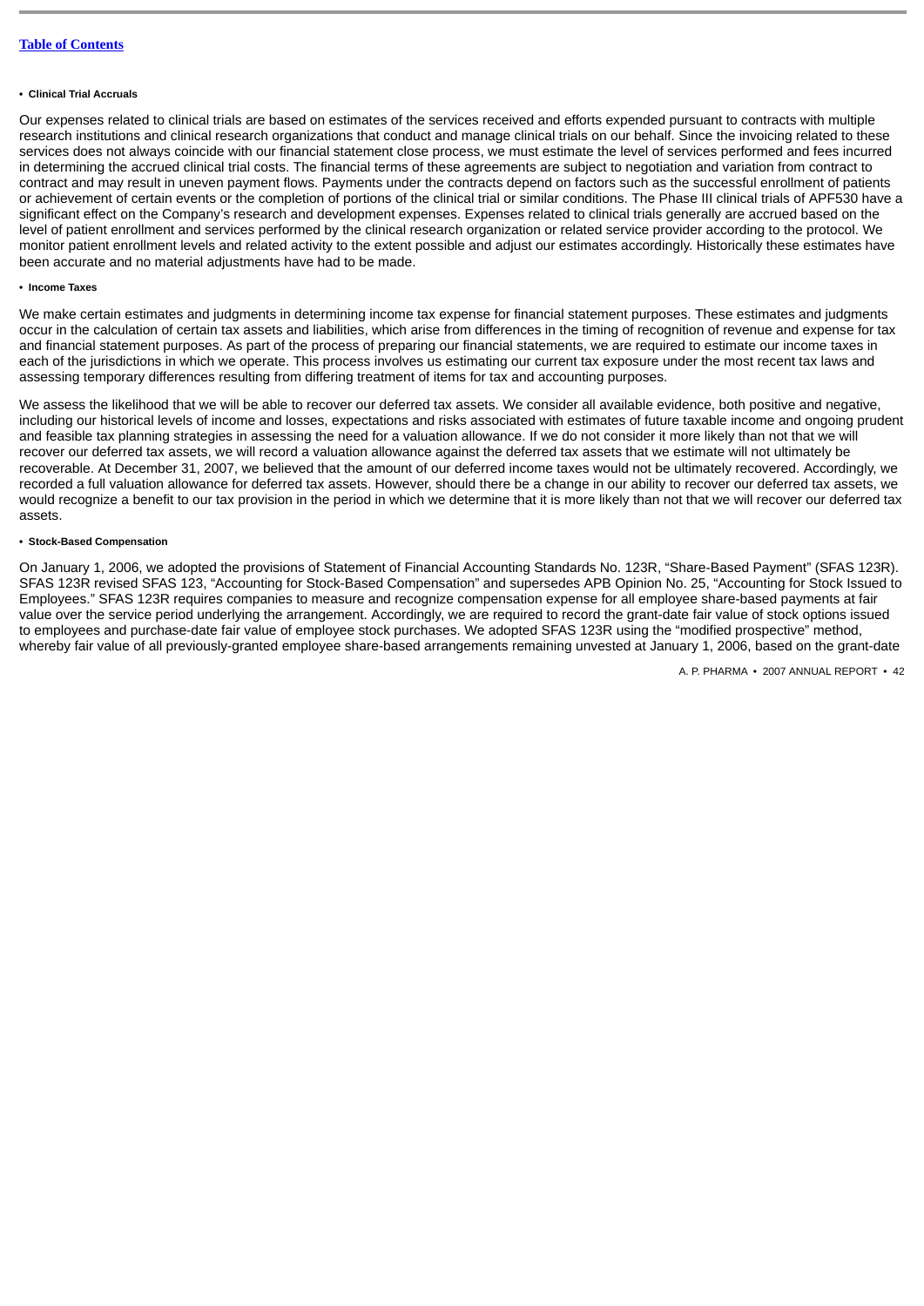- **Clinical Trial Accruals**

Our expenses related to clinical trials are based on estimates of the services received and efforts expended pursuant to contracts with multiple research institutions and clinical research organizations that conduct and manage clinical trials on our behalf. Since the invoicing related to these services does not always coincide with our financial statement close process, we must estimate the level of services performed and fees incurred in determining the accrued clinical trial costs. The financial terms of these agreements are subject to negotiation and variation from contract to contract and may result in uneven payment flows. Payments under the contracts depend on factors such as the successful enrollment of patients or achievement of certain events or the completion of portions of the clinical trial or similar conditions. The Phase III clinical trials of APF530 have a significant effect on the Company's research and development expenses. Expenses related to clinical trials generally are accrued based on the level of patient enrollment and services performed by the clinical research organization or related service provider according to the protocol. We monitor patient enrollment levels and related activity to the extent possible and adjust our estimates accordingly. Historically these estimates have been accurate and no material adjustments have had to be made.

- **Income Taxes**

We make certain estimates and judgments in determining income tax expense for financial statement purposes. These estimates and judgments occur in the calculation of certain tax assets and liabilities, which arise from differences in the timing of recognition of revenue and expense for tax and financial statement purposes. As part of the process of preparing our financial statements, we are required to estimate our income taxes in each of the jurisdictions in which we operate. This process involves us estimating our current tax exposure under the most recent tax laws and assessing temporary differences resulting from differing treatment of items for tax and accounting purposes.

We assess the likelihood that we will be able to recover our deferred tax assets. We consider all available evidence, both positive and negative, including our historical levels of income and losses, expectations and risks associated with estimates of future taxable income and ongoing prudent and feasible tax planning strategies in assessing the need for a valuation allowance. If we do not consider it more likely than not that we will recover our deferred tax assets, we will record a valuation allowance against the deferred tax assets that we estimate will not ultimately be recoverable. At December 31, 2007, we believed that the amount of our deferred income taxes would not be ultimately recovered. Accordingly, we recorded a full valuation allowance for deferred tax assets. However, should there be a change in our ability to recover our deferred tax assets, we would recognize a benefit to our tax provision in the period in which we determine that it is more likely than not that we will recover our deferred tax assets.

- **Stock-Based Compensation**

On January 1, 2006, we adopted the provisions of Statement of Financial Accounting Standards No. 123R, "Share-Based Payment" (SFAS 123R). SFAS 123R revised SFAS 123, "Accounting for Stock-Based Compensation" and supersedes APB Opinion No. 25, "Accounting for Stock Issued to Employees." SFAS 123R requires companies to measure and recognize compensation expense for all employee share-based payments at fair value over the service period underlying the arrangement. Accordingly, we are required to record the grant-date fair value of stock options issued to employees and purchase-date fair value of employee stock purchases. We adopted SFAS 123R using the "modified prospective" method, whereby fair value of all previously-granted employee share-based arrangements remaining unvested at January 1, 2006, based on the grant-date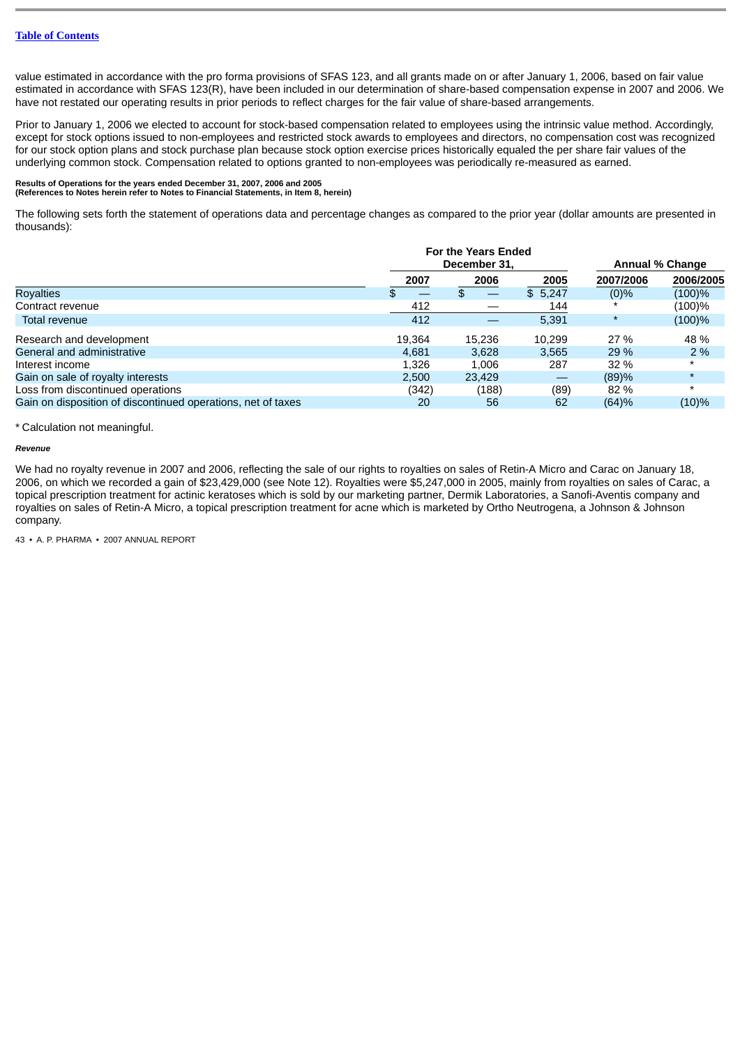value estimated in accordance with the pro forma provisions of SFAS 123, and all grants made on or after January 1, 2006, based on fair value estimated in accordance with SFAS 123(R), have been included in our determination of share-based compensation expense in 2007 and 2006. We have not restated our operating results in prior periods to reflect charges for the fair value of share-based arrangements.

Prior to January 1, 2006 we elected to account for stock-based compensation related to employees using the intrinsic value method. Accordingly, except for stock options issued to non-employees and restricted stock awards to employees and directors, no compensation cost was recognized for our stock option plans and stock purchase plan because stock option exercise prices historically equaled the per share fair values of the underlying common stock. Compensation related to options granted to non-employees was periodically re-measured as earned.

**Results of Operations for the years ended December 31, 2007, 2006 and 2005**
**(References to Notes herein refer to Notes to Financial Statements, in Item 8, herein)**

The following sets forth the statement of operations data and percentage changes as compared to the prior year (dollar amounts are presented in thousands):

| | For the Years Ended December 31, | | | Annual % Change | |
|---|---|---|---|---|---|
| | 2007 | 2006 | 2005 | 2007/2006 | 2006/2005 |
| Royalties | $ — | $ — | $ 5,247 | (0)% | (100)% |
| Contract revenue | 412 | — | 144 | * | (100)% |
| Total revenue | 412 | — | 5,391 | * | (100)% |
| Research and development | 19,364 | 15,236 | 10,299 | 27 % | 48 % |
| General and administrative | 4,681 | 3,628 | 3,565 | 29 % | 2 % |
| Interest income | 1,326 | 1,006 | 287 | 32 % | * |
| Gain on sale of royalty interests | 2,500 | 23,429 | — | (89)% | * |
| Loss from discontinued operations | (342) | (188) | (89) | 82 % | * |
| Gain on disposition of discontinued operations, net of taxes | 20 | 56 | 62 | (64)% | (10)% |

\* Calculation not meaningful.

***Revenue***

We had no royalty revenue in 2007 and 2006, reflecting the sale of our rights to royalties on sales of Retin-A Micro and Carac on January 18, 2006, on which we recorded a gain of $23,429,000 (see Note 12). Royalties were $5,247,000 in 2005, mainly from royalties on sales of Carac, a topical prescription treatment for actinic keratoses which is sold by our marketing partner, Dermik Laboratories, a Sanofi-Aventis company and royalties on sales of Retin-A Micro, a topical prescription treatment for acne which is marketed by Ortho Neutrogena, a Johnson & Johnson company.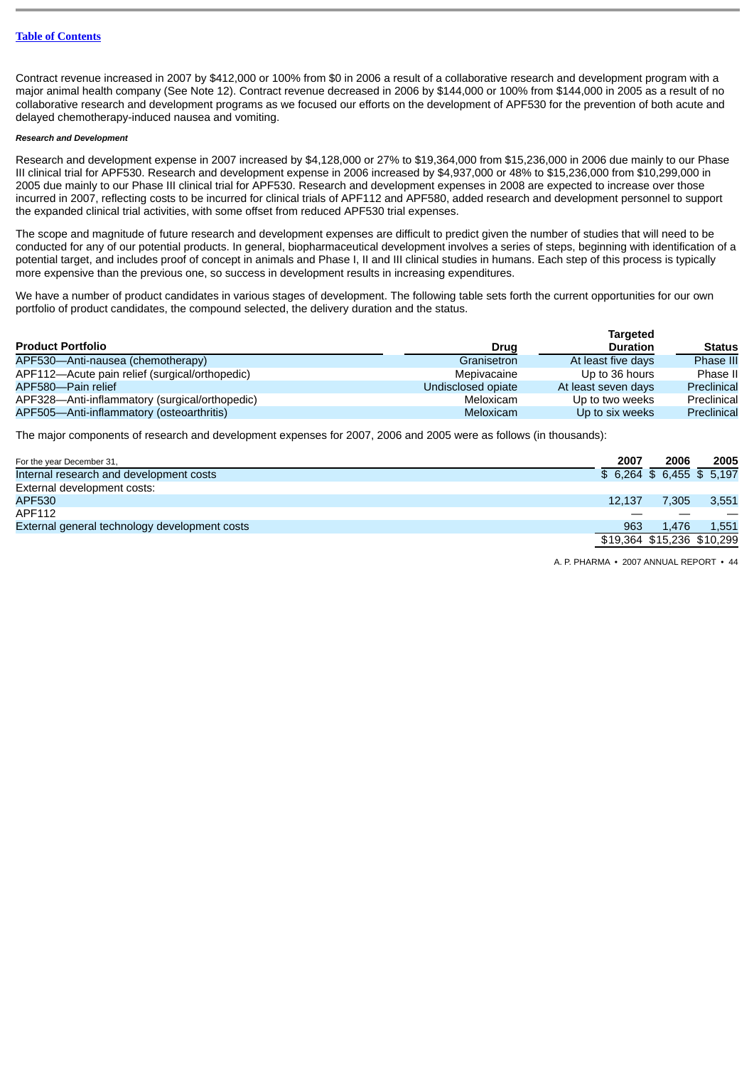Contract revenue increased in 2007 by $412,000 or 100% from $0 in 2006 a result of a collaborative research and development program with a major animal health company (See Note 12). Contract revenue decreased in 2006 by $144,000 or 100% from $144,000 in 2005 as a result of no collaborative research and development programs as we focused our efforts on the development of APF530 for the prevention of both acute and delayed chemotherapy-induced nausea and vomiting.

***Research and Development***

Research and development expense in 2007 increased by $4,128,000 or 27% to $19,364,000 from $15,236,000 in 2006 due mainly to our Phase III clinical trial for APF530. Research and development expense in 2006 increased by $4,937,000 or 48% to $15,236,000 from $10,299,000 in 2005 due mainly to our Phase III clinical trial for APF530. Research and development expenses in 2008 are expected to increase over those incurred in 2007, reflecting costs to be incurred for clinical trials of APF112 and APF580, added research and development personnel to support the expanded clinical trial activities, with some offset from reduced APF530 trial expenses.

The scope and magnitude of future research and development expenses are difficult to predict given the number of studies that will need to be conducted for any of our potential products. In general, biopharmaceutical development involves a series of steps, beginning with identification of a potential target, and includes proof of concept in animals and Phase I, II and III clinical studies in humans. Each step of this process is typically more expensive than the previous one, so success in development results in increasing expenditures.

We have a number of product candidates in various stages of development. The following table sets forth the current opportunities for our own portfolio of product candidates, the compound selected, the delivery duration and the status.

| Product Portfolio | Drug | Targeted Duration | Status |
|---|---|---|---|
| APF530—Anti-nausea (chemotherapy) | Granisetron | At least five days | Phase III |
| APF112—Acute pain relief (surgical/orthopedic) | Mepivacaine | Up to 36 hours | Phase II |
| APF580—Pain relief | Undisclosed opiate | At least seven days | Preclinical |
| APF328—Anti-inflammatory (surgical/orthopedic) | Meloxicam | Up to two weeks | Preclinical |
| APF505—Anti-inflammatory (osteoarthritis) | Meloxicam | Up to six weeks | Preclinical |

The major components of research and development expenses for 2007, 2006 and 2005 were as follows (in thousands):

| For the year December 31, | 2007 | 2006 | 2005 |
|---|---|---|---|
| Internal research and development costs | $ 6,264 | $ 6,455 | $ 5,197 |
| External development costs: | | | |
| APF530 | 12,137 | 7,305 | 3,551 |
| APF112 | — | — | — |
| External general technology development costs | 963 | 1,476 | 1,551 |
| | $19,364 | $15,236 | $10,299 |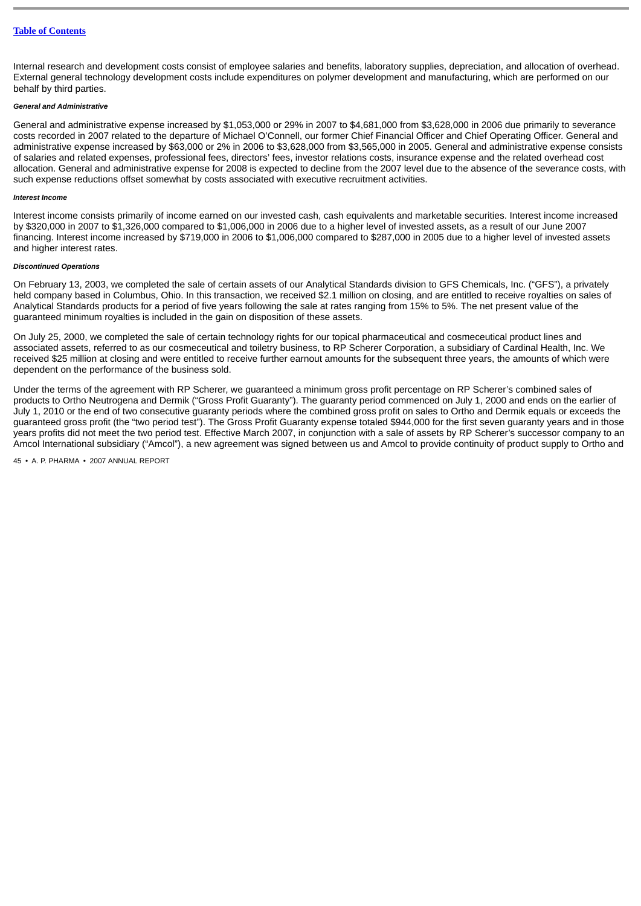Internal research and development costs consist of employee salaries and benefits, laboratory supplies, depreciation, and allocation of overhead. External general technology development costs include expenditures on polymer development and manufacturing, which are performed on our behalf by third parties.

***General and Administrative***

General and administrative expense increased by $1,053,000 or 29% in 2007 to $4,681,000 from $3,628,000 in 2006 due primarily to severance costs recorded in 2007 related to the departure of Michael O'Connell, our former Chief Financial Officer and Chief Operating Officer. General and administrative expense increased by $63,000 or 2% in 2006 to $3,628,000 from $3,565,000 in 2005. General and administrative expense consists of salaries and related expenses, professional fees, directors' fees, investor relations costs, insurance expense and the related overhead cost allocation. General and administrative expense for 2008 is expected to decline from the 2007 level due to the absence of the severance costs, with such expense reductions offset somewhat by costs associated with executive recruitment activities.

***Interest Income***

Interest income consists primarily of income earned on our invested cash, cash equivalents and marketable securities. Interest income increased by $320,000 in 2007 to $1,326,000 compared to $1,006,000 in 2006 due to a higher level of invested assets, as a result of our June 2007 financing. Interest income increased by $719,000 in 2006 to $1,006,000 compared to $287,000 in 2005 due to a higher level of invested assets and higher interest rates.

***Discontinued Operations***

On February 13, 2003, we completed the sale of certain assets of our Analytical Standards division to GFS Chemicals, Inc. ("GFS"), a privately held company based in Columbus, Ohio. In this transaction, we received $2.1 million on closing, and are entitled to receive royalties on sales of Analytical Standards products for a period of five years following the sale at rates ranging from 15% to 5%. The net present value of the guaranteed minimum royalties is included in the gain on disposition of these assets.

On July 25, 2000, we completed the sale of certain technology rights for our topical pharmaceutical and cosmeceutical product lines and associated assets, referred to as our cosmeceutical and toiletry business, to RP Scherer Corporation, a subsidiary of Cardinal Health, Inc. We received $25 million at closing and were entitled to receive further earnout amounts for the subsequent three years, the amounts of which were dependent on the performance of the business sold.

Under the terms of the agreement with RP Scherer, we guaranteed a minimum gross profit percentage on RP Scherer's combined sales of products to Ortho Neutrogena and Dermik ("Gross Profit Guaranty"). The guaranty period commenced on July 1, 2000 and ends on the earlier of July 1, 2010 or the end of two consecutive guaranty periods where the combined gross profit on sales to Ortho and Dermik equals or exceeds the guaranteed gross profit (the "two period test"). The Gross Profit Guaranty expense totaled $944,000 for the first seven guaranty years and in those years profits did not meet the two period test. Effective March 2007, in conjunction with a sale of assets by RP Scherer's successor company to an Amcol International subsidiary ("Amcol"), a new agreement was signed between us and Amcol to provide continuity of product supply to Ortho and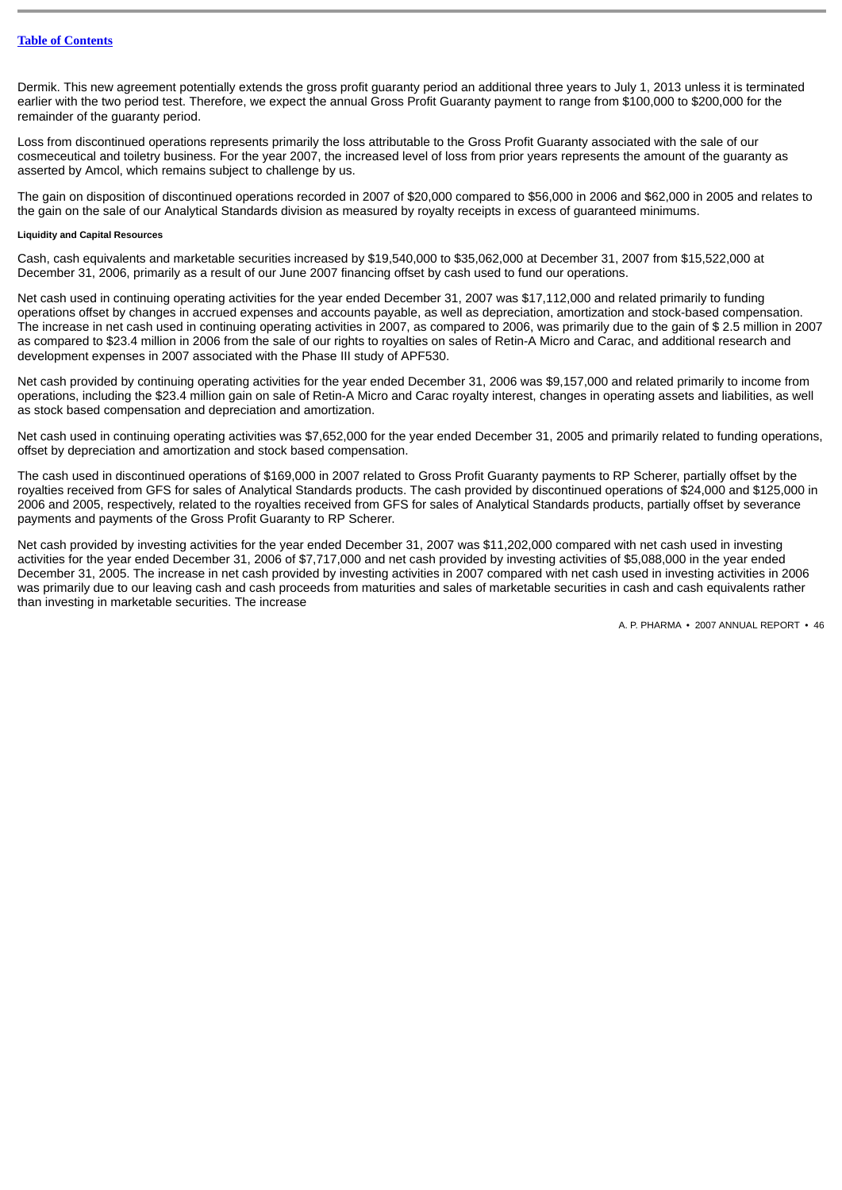Dermik. This new agreement potentially extends the gross profit guaranty period an additional three years to July 1, 2013 unless it is terminated earlier with the two period test. Therefore, we expect the annual Gross Profit Guaranty payment to range from $100,000 to $200,000 for the remainder of the guaranty period.

Loss from discontinued operations represents primarily the loss attributable to the Gross Profit Guaranty associated with the sale of our cosmeceutical and toiletry business. For the year 2007, the increased level of loss from prior years represents the amount of the guaranty as asserted by Amcol, which remains subject to challenge by us.

The gain on disposition of discontinued operations recorded in 2007 of $20,000 compared to $56,000 in 2006 and $62,000 in 2005 and relates to the gain on the sale of our Analytical Standards division as measured by royalty receipts in excess of guaranteed minimums.

#### Liquidity and Capital Resources

Cash, cash equivalents and marketable securities increased by $19,540,000 to $35,062,000 at December 31, 2007 from $15,522,000 at December 31, 2006, primarily as a result of our June 2007 financing offset by cash used to fund our operations.

Net cash used in continuing operating activities for the year ended December 31, 2007 was $17,112,000 and related primarily to funding operations offset by changes in accrued expenses and accounts payable, as well as depreciation, amortization and stock-based compensation. The increase in net cash used in continuing operating activities in 2007, as compared to 2006, was primarily due to the gain of $ 2.5 million in 2007 as compared to $23.4 million in 2006 from the sale of our rights to royalties on sales of Retin-A Micro and Carac, and additional research and development expenses in 2007 associated with the Phase III study of APF530.

Net cash provided by continuing operating activities for the year ended December 31, 2006 was $9,157,000 and related primarily to income from operations, including the $23.4 million gain on sale of Retin-A Micro and Carac royalty interest, changes in operating assets and liabilities, as well as stock based compensation and depreciation and amortization.

Net cash used in continuing operating activities was $7,652,000 for the year ended December 31, 2005 and primarily related to funding operations, offset by depreciation and amortization and stock based compensation.

The cash used in discontinued operations of $169,000 in 2007 related to Gross Profit Guaranty payments to RP Scherer, partially offset by the royalties received from GFS for sales of Analytical Standards products. The cash provided by discontinued operations of $24,000 and $125,000 in 2006 and 2005, respectively, related to the royalties received from GFS for sales of Analytical Standards products, partially offset by severance payments and payments of the Gross Profit Guaranty to RP Scherer.

Net cash provided by investing activities for the year ended December 31, 2007 was $11,202,000 compared with net cash used in investing activities for the year ended December 31, 2006 of $7,717,000 and net cash provided by investing activities of $5,088,000 in the year ended December 31, 2005. The increase in net cash provided by investing activities in 2007 compared with net cash used in investing activities in 2006 was primarily due to our leaving cash and cash proceeds from maturities and sales of marketable securities in cash and cash equivalents rather than investing in marketable securities. The increase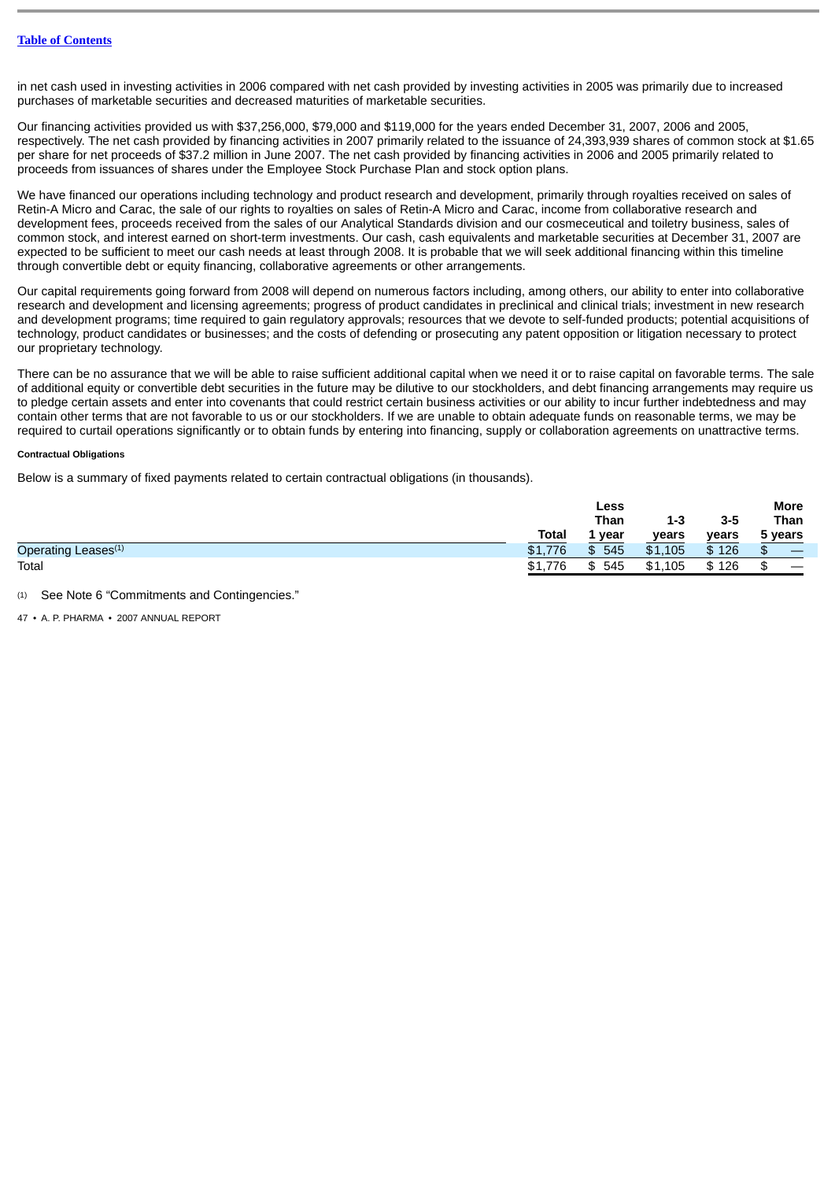in net cash used in investing activities in 2006 compared with net cash provided by investing activities in 2005 was primarily due to increased purchases of marketable securities and decreased maturities of marketable securities.

Our financing activities provided us with $37,256,000, $79,000 and $119,000 for the years ended December 31, 2007, 2006 and 2005, respectively. The net cash provided by financing activities in 2007 primarily related to the issuance of 24,393,939 shares of common stock at $1.65 per share for net proceeds of $37.2 million in June 2007. The net cash provided by financing activities in 2006 and 2005 primarily related to proceeds from issuances of shares under the Employee Stock Purchase Plan and stock option plans.

We have financed our operations including technology and product research and development, primarily through royalties received on sales of Retin-A Micro and Carac, the sale of our rights to royalties on sales of Retin-A Micro and Carac, income from collaborative research and development fees, proceeds received from the sales of our Analytical Standards division and our cosmeceutical and toiletry business, sales of common stock, and interest earned on short-term investments. Our cash, cash equivalents and marketable securities at December 31, 2007 are expected to be sufficient to meet our cash needs at least through 2008. It is probable that we will seek additional financing within this timeline through convertible debt or equity financing, collaborative agreements or other arrangements.

Our capital requirements going forward from 2008 will depend on numerous factors including, among others, our ability to enter into collaborative research and development and licensing agreements; progress of product candidates in preclinical and clinical trials; investment in new research and development programs; time required to gain regulatory approvals; resources that we devote to self-funded products; potential acquisitions of technology, product candidates or businesses; and the costs of defending or prosecuting any patent opposition or litigation necessary to protect our proprietary technology.

There can be no assurance that we will be able to raise sufficient additional capital when we need it or to raise capital on favorable terms. The sale of additional equity or convertible debt securities in the future may be dilutive to our stockholders, and debt financing arrangements may require us to pledge certain assets and enter into covenants that could restrict certain business activities or our ability to incur further indebtedness and may contain other terms that are not favorable to us or our stockholders. If we are unable to obtain adequate funds on reasonable terms, we may be required to curtail operations significantly or to obtain funds by entering into financing, supply or collaboration agreements on unattractive terms.

#### Contractual Obligations

Below is a summary of fixed payments related to certain contractual obligations (in thousands).

| | Total | Less Than 1 year | 1-3 years | 3-5 years | More Than 5 years |
|---|---|---|---|---|---|
| Operating Leases[1] | $1,776 | $ 545 | $1,105 | $ 126 | $ — |
| Total | $1,776 | $ 545 | $1,105 | $ 126 | $ — |

(1) See Note 6 "Commitments and Contingencies."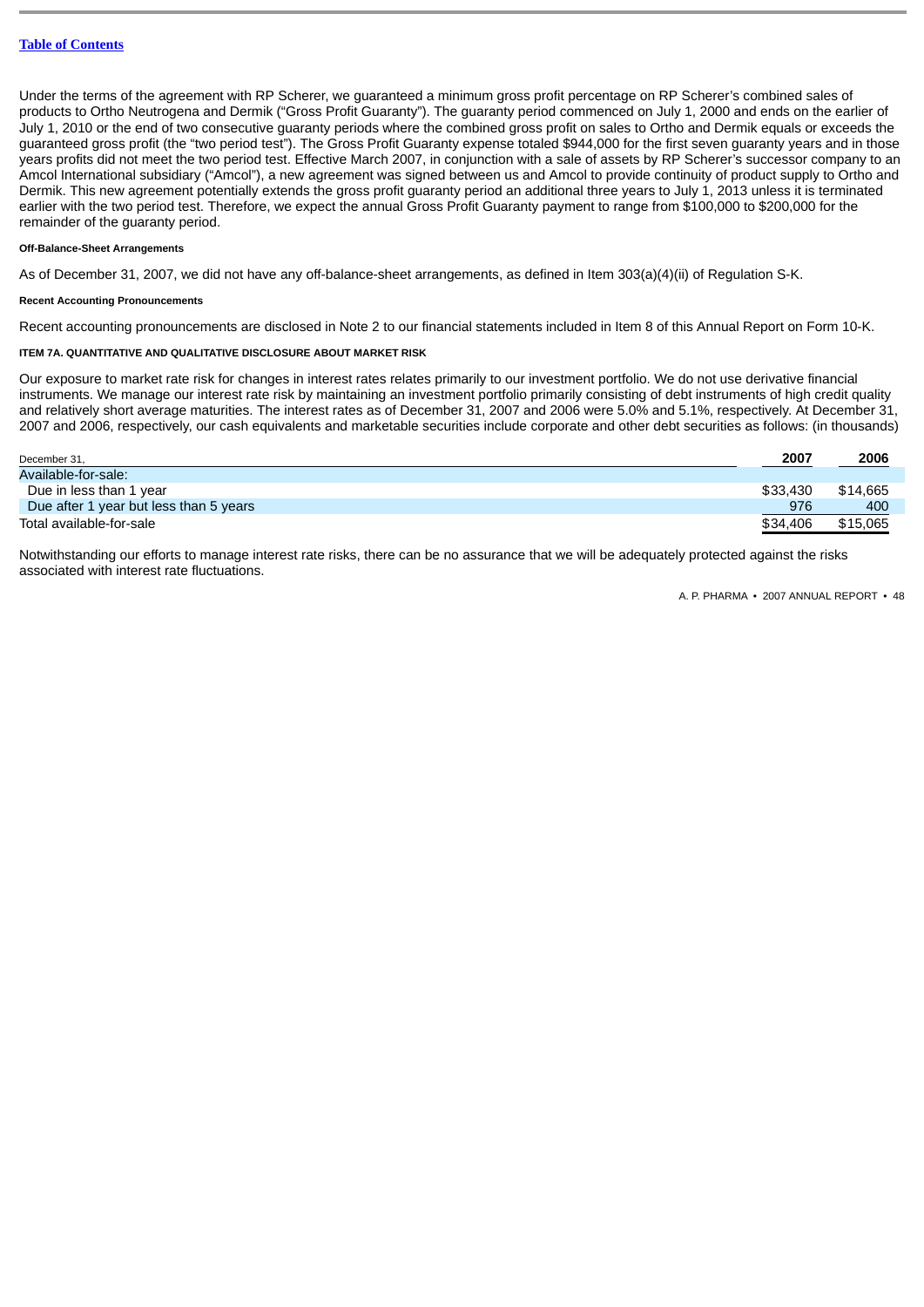Under the terms of the agreement with RP Scherer, we guaranteed a minimum gross profit percentage on RP Scherer's combined sales of products to Ortho Neutrogena and Dermik ("Gross Profit Guaranty"). The guaranty period commenced on July 1, 2000 and ends on the earlier of July 1, 2010 or the end of two consecutive guaranty periods where the combined gross profit on sales to Ortho and Dermik equals or exceeds the guaranteed gross profit (the "two period test"). The Gross Profit Guaranty expense totaled $944,000 for the first seven guaranty years and in those years profits did not meet the two period test. Effective March 2007, in conjunction with a sale of assets by RP Scherer's successor company to an Amcol International subsidiary ("Amcol"), a new agreement was signed between us and Amcol to provide continuity of product supply to Ortho and Dermik. This new agreement potentially extends the gross profit guaranty period an additional three years to July 1, 2013 unless it is terminated earlier with the two period test. Therefore, we expect the annual Gross Profit Guaranty payment to range from $100,000 to $200,000 for the remainder of the guaranty period.

#### Off-Balance-Sheet Arrangements

As of December 31, 2007, we did not have any off-balance-sheet arrangements, as defined in Item 303(a)(4)(ii) of Regulation S-K.

#### Recent Accounting Pronouncements

Recent accounting pronouncements are disclosed in Note 2 to our financial statements included in Item 8 of this Annual Report on Form 10-K.

### ITEM 7A. QUANTITATIVE AND QUALITATIVE DISCLOSURE ABOUT MARKET RISK

Our exposure to market rate risk for changes in interest rates relates primarily to our investment portfolio. We do not use derivative financial instruments. We manage our interest rate risk by maintaining an investment portfolio primarily consisting of debt instruments of high credit quality and relatively short average maturities. The interest rates as of December 31, 2007 and 2006 were 5.0% and 5.1%, respectively. At December 31, 2007 and 2006, respectively, our cash equivalents and marketable securities include corporate and other debt securities as follows: (in thousands)

| December 31, | 2007 | 2006 |
|---|---|---|
| Available-for-sale: | | |
| Due in less than 1 year | $33,430 | $14,665 |
| Due after 1 year but less than 5 years | 976 | 400 |
| Total available-for-sale | $34,406 | $15,065 |

Notwithstanding our efforts to manage interest rate risks, there can be no assurance that we will be adequately protected against the risks associated with interest rate fluctuations.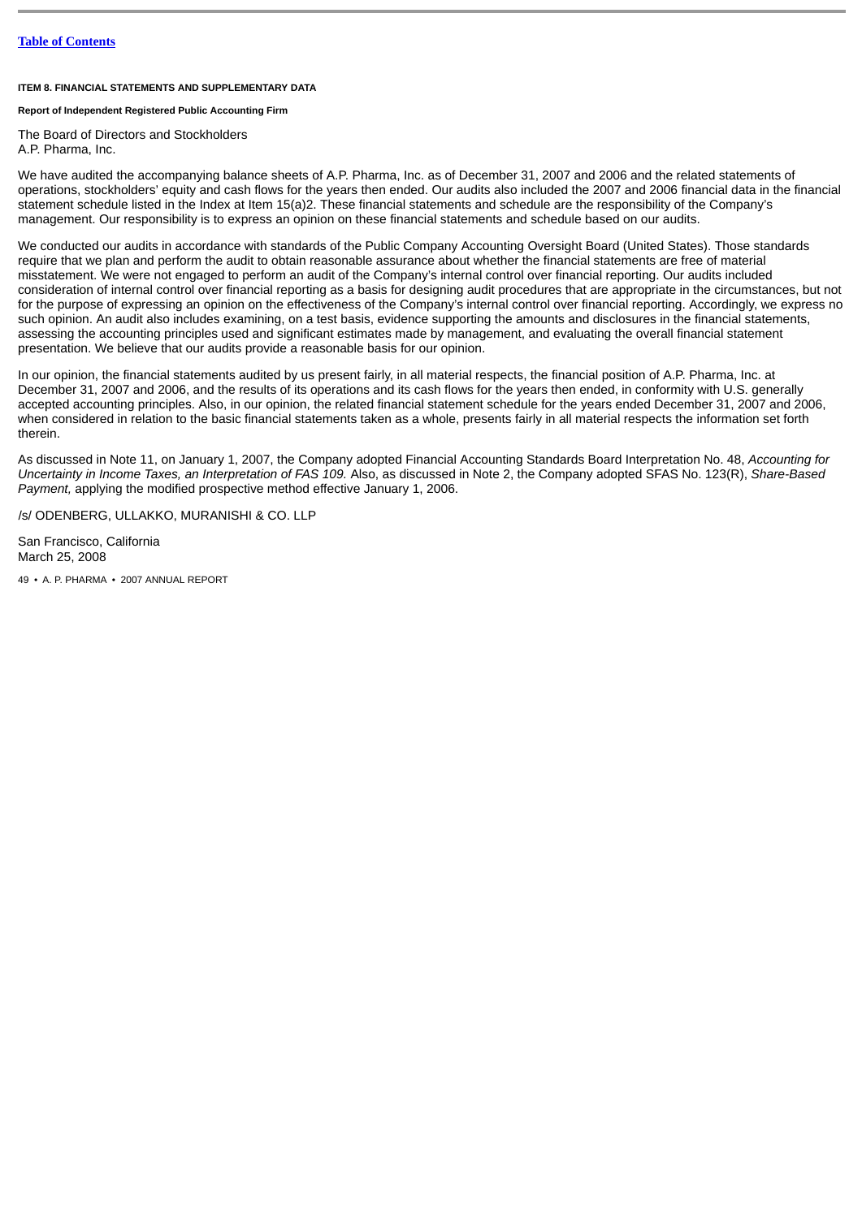**ITEM 8. FINANCIAL STATEMENTS AND SUPPLEMENTARY DATA**

**Report of Independent Registered Public Accounting Firm**

The Board of Directors and Stockholders
A.P. Pharma, Inc.

We have audited the accompanying balance sheets of A.P. Pharma, Inc. as of December 31, 2007 and 2006 and the related statements of operations, stockholders' equity and cash flows for the years then ended. Our audits also included the 2007 and 2006 financial data in the financial statement schedule listed in the Index at Item 15(a)2. These financial statements and schedule are the responsibility of the Company's management. Our responsibility is to express an opinion on these financial statements and schedule based on our audits.

We conducted our audits in accordance with standards of the Public Company Accounting Oversight Board (United States). Those standards require that we plan and perform the audit to obtain reasonable assurance about whether the financial statements are free of material misstatement. We were not engaged to perform an audit of the Company's internal control over financial reporting. Our audits included consideration of internal control over financial reporting as a basis for designing audit procedures that are appropriate in the circumstances, but not for the purpose of expressing an opinion on the effectiveness of the Company's internal control over financial reporting. Accordingly, we express no such opinion. An audit also includes examining, on a test basis, evidence supporting the amounts and disclosures in the financial statements, assessing the accounting principles used and significant estimates made by management, and evaluating the overall financial statement presentation. We believe that our audits provide a reasonable basis for our opinion.

In our opinion, the financial statements audited by us present fairly, in all material respects, the financial position of A.P. Pharma, Inc. at December 31, 2007 and 2006, and the results of its operations and its cash flows for the years then ended, in conformity with U.S. generally accepted accounting principles. Also, in our opinion, the related financial statement schedule for the years ended December 31, 2007 and 2006, when considered in relation to the basic financial statements taken as a whole, presents fairly in all material respects the information set forth therein.

As discussed in Note 11, on January 1, 2007, the Company adopted Financial Accounting Standards Board Interpretation No. 48, *Accounting for Uncertainty in Income Taxes, an Interpretation of FAS 109.* Also, as discussed in Note 2, the Company adopted SFAS No. 123(R), *Share-Based Payment,* applying the modified prospective method effective January 1, 2006.

/s/ ODENBERG, ULLAKKO, MURANISHI & CO. LLP

San Francisco, California
March 25, 2008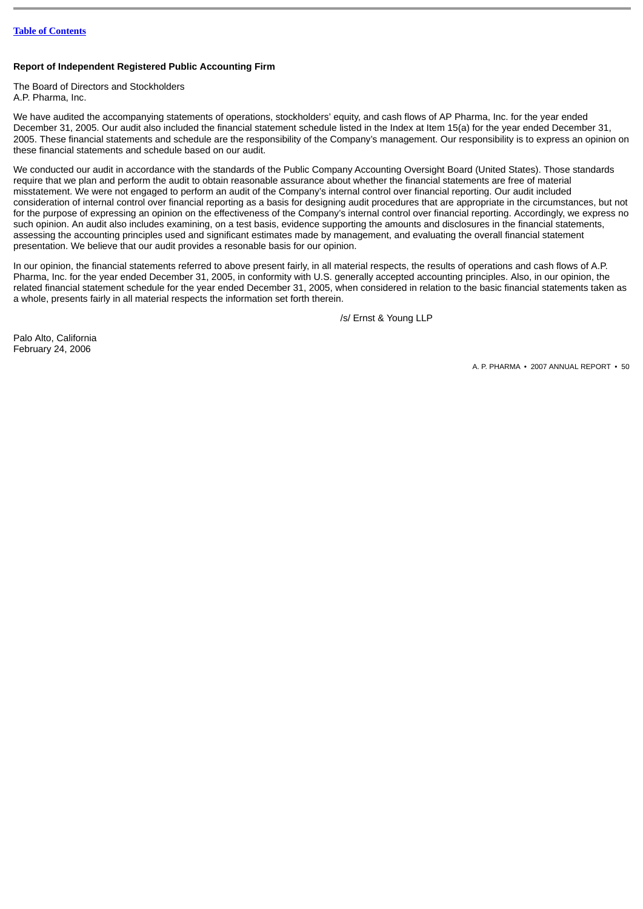## Report of Independent Registered Public Accounting Firm

The Board of Directors and Stockholders
A.P. Pharma, Inc.

We have audited the accompanying statements of operations, stockholders' equity, and cash flows of AP Pharma, Inc. for the year ended December 31, 2005. Our audit also included the financial statement schedule listed in the Index at Item 15(a) for the year ended December 31, 2005. These financial statements and schedule are the responsibility of the Company's management. Our responsibility is to express an opinion on these financial statements and schedule based on our audit.

We conducted our audit in accordance with the standards of the Public Company Accounting Oversight Board (United States). Those standards require that we plan and perform the audit to obtain reasonable assurance about whether the financial statements are free of material misstatement. We were not engaged to perform an audit of the Company's internal control over financial reporting. Our audit included consideration of internal control over financial reporting as a basis for designing audit procedures that are appropriate in the circumstances, but not for the purpose of expressing an opinion on the effectiveness of the Company's internal control over financial reporting. Accordingly, we express no such opinion. An audit also includes examining, on a test basis, evidence supporting the amounts and disclosures in the financial statements, assessing the accounting principles used and significant estimates made by management, and evaluating the overall financial statement presentation. We believe that our audit provides a resonable basis for our opinion.

In our opinion, the financial statements referred to above present fairly, in all material respects, the results of operations and cash flows of A.P. Pharma, Inc. for the year ended December 31, 2005, in conformity with U.S. generally accepted accounting principles. Also, in our opinion, the related financial statement schedule for the year ended December 31, 2005, when considered in relation to the basic financial statements taken as a whole, presents fairly in all material respects the information set forth therein.

/s/ Ernst & Young LLP

Palo Alto, California
February 24, 2006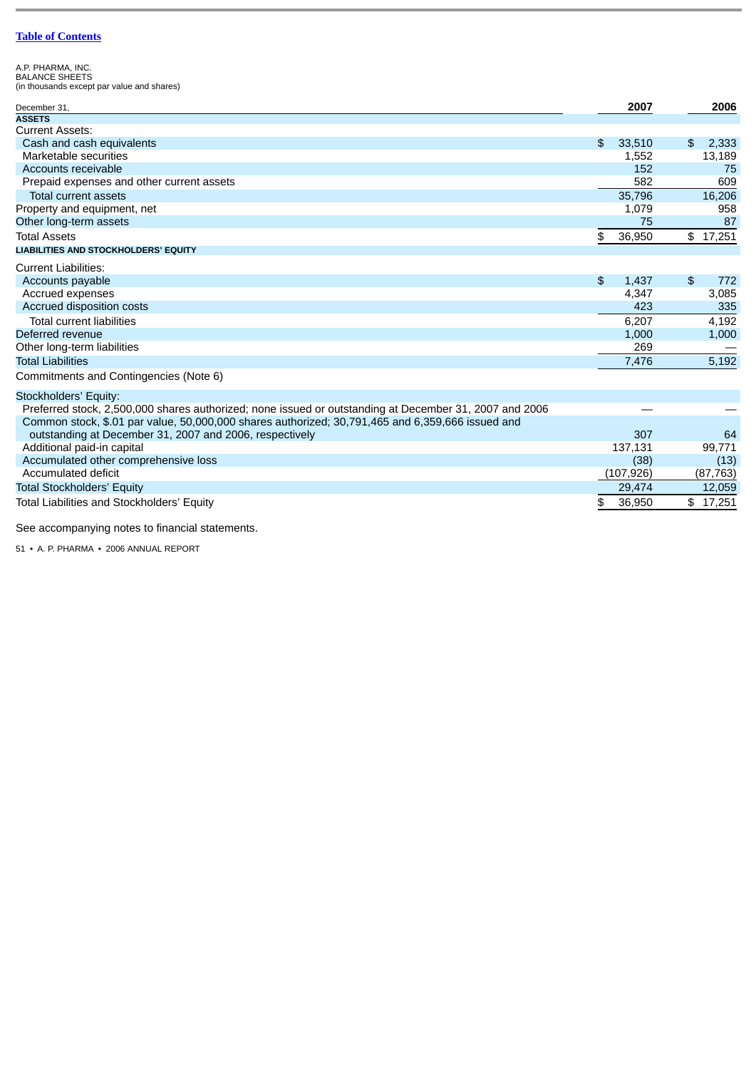[Table of Contents](#)

A.P. PHARMA, INC.
BALANCE SHEETS
(in thousands except par value and shares)

| December 31, | 2007 | 2006 |
|---|---|---|
| **ASSETS** | | |
| Current Assets: | | |
| Cash and cash equivalents | $ 33,510 | $ 2,333 |
| Marketable securities | 1,552 | 13,189 |
| Accounts receivable | 152 | 75 |
| Prepaid expenses and other current assets | 582 | 609 |
| Total current assets | 35,796 | 16,206 |
| Property and equipment, net | 1,079 | 958 |
| Other long-term assets | 75 | 87 |
| Total Assets | $ 36,950 | $ 17,251 |
| **LIABILITIES AND STOCKHOLDERS' EQUITY** | | |
| Current Liabilities: | | |
| Accounts payable | $ 1,437 | $ 772 |
| Accrued expenses | 4,347 | 3,085 |
| Accrued disposition costs | 423 | 335 |
| Total current liabilities | 6,207 | 4,192 |
| Deferred revenue | 1,000 | 1,000 |
| Other long-term liabilities | 269 | — |
| Total Liabilities | 7,476 | 5,192 |
| Commitments and Contingencies (Note 6) | | |
| Stockholders' Equity: | | |
| Preferred stock, 2,500,000 shares authorized; none issued or outstanding at December 31, 2007 and 2006 | — | — |
| Common stock, $.01 par value, 50,000,000 shares authorized; 30,791,465 and 6,359,666 issued and outstanding at December 31, 2007 and 2006, respectively | 307 | 64 |
| Additional paid-in capital | 137,131 | 99,771 |
| Accumulated other comprehensive loss | (38) | (13) |
| Accumulated deficit | (107,926) | (87,763) |
| Total Stockholders' Equity | 29,474 | 12,059 |
| Total Liabilities and Stockholders' Equity | $ 36,950 | $ 17,251 |

See accompanying notes to financial statements.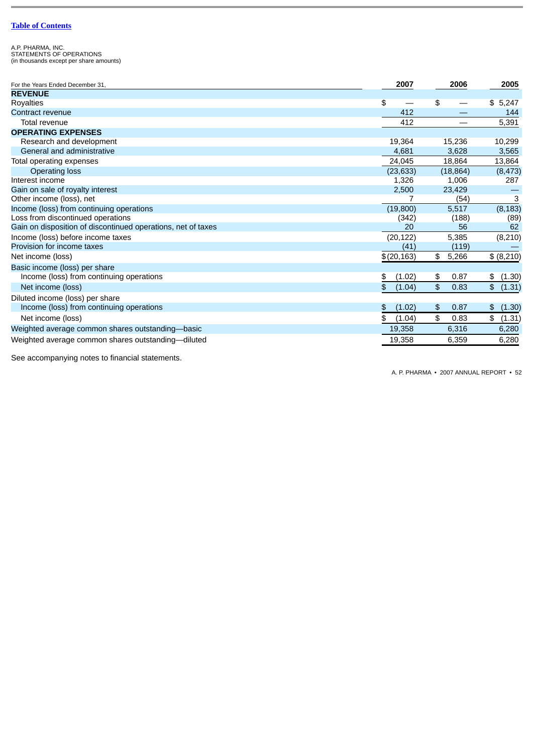Table of Contents

A.P. PHARMA, INC.
STATEMENTS OF OPERATIONS
(in thousands except per share amounts)

| For the Years Ended December 31, | 2007 | 2006 | 2005 |
|---|---|---|---|
| **REVENUE** | | | |
| Royalties | $ — | $ — | $ 5,247 |
| Contract revenue | 412 | — | 144 |
| Total revenue | 412 | — | 5,391 |
| **OPERATING EXPENSES** | | | |
| Research and development | 19,364 | 15,236 | 10,299 |
| General and administrative | 4,681 | 3,628 | 3,565 |
| Total operating expenses | 24,045 | 18,864 | 13,864 |
| Operating loss | (23,633) | (18,864) | (8,473) |
| Interest income | 1,326 | 1,006 | 287 |
| Gain on sale of royalty interest | 2,500 | 23,429 | — |
| Other income (loss), net | 7 | (54) | 3 |
| Income (loss) from continuing operations | (19,800) | 5,517 | (8,183) |
| Loss from discontinued operations | (342) | (188) | (89) |
| Gain on disposition of discontinued operations, net of taxes | 20 | 56 | 62 |
| Income (loss) before income taxes | (20,122) | 5,385 | (8,210) |
| Provision for income taxes | (41) | (119) | — |
| Net income (loss) | $(20,163) | $ 5,266 | $ (8,210) |
| Basic income (loss) per share | | | |
| Income (loss) from continuing operations | $ (1.02) | $ 0.87 | $ (1.30) |
| Net income (loss) | $ (1.04) | $ 0.83 | $ (1.31) |
| Diluted income (loss) per share | | | |
| Income (loss) from continuing operations | $ (1.02) | $ 0.87 | $ (1.30) |
| Net income (loss) | $ (1.04) | $ 0.83 | $ (1.31) |
| Weighted average common shares outstanding—basic | 19,358 | 6,316 | 6,280 |
| Weighted average common shares outstanding—diluted | 19,358 | 6,359 | 6,280 |

See accompanying notes to financial statements.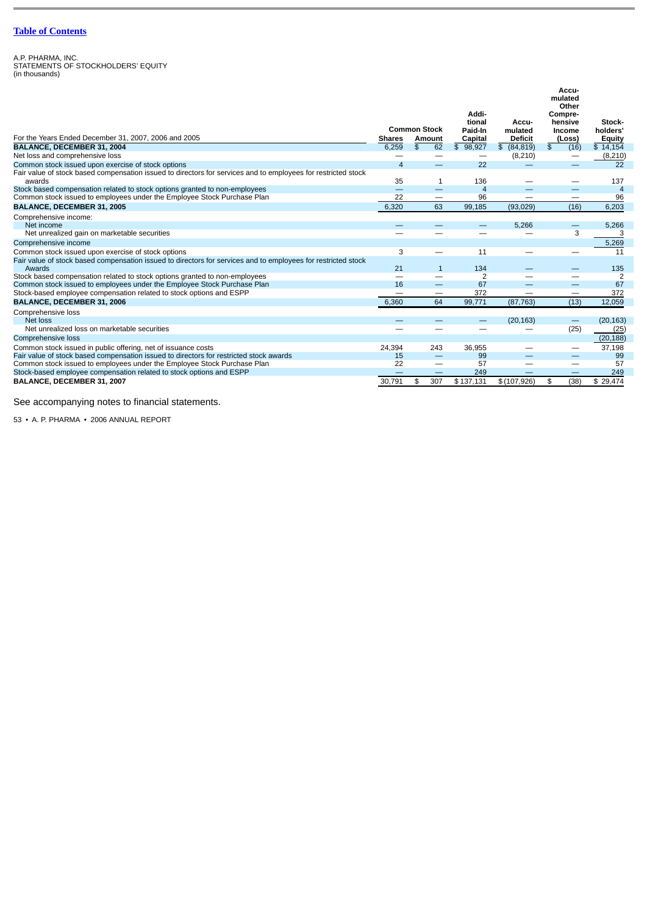[Table of Contents](#)

A.P. PHARMA, INC.
STATEMENTS OF STOCKHOLDERS' EQUITY
(in thousands)

| For the Years Ended December 31, 2007, 2006 and 2005 | Common Stock Shares | Common Stock Amount | Additional Paid-In Capital | Accumulated Deficit | Accumulated Other Comprehensive Income (Loss) | Stockholders' Equity |
|---|---|---|---|---|---|---|
| **BALANCE, DECEMBER 31, 2004** | 6,259 | $ 62 | $ 98,927 | $ (84,819) | $ (16) | $ 14,154 |
| Net loss and comprehensive loss | — | — | — | (8,210) | — | (8,210) |
| Common stock issued upon exercise of stock options | 4 | — | 22 | — | — | 22 |
| Fair value of stock based compensation issued to directors for services and to employees for restricted stock awards | 35 | 1 | 136 | — | — | 137 |
| Stock based compensation related to stock options granted to non-employees | — | — | 4 | — | — | 4 |
| Common stock issued to employees under the Employee Stock Purchase Plan | 22 | — | 96 | — | — | 96 |
| **BALANCE, DECEMBER 31, 2005** | 6,320 | 63 | 99,185 | (93,029) | (16) | 6,203 |
| Comprehensive income: | | | | | | |
| Net income | — | — | — | 5,266 | — | 5,266 |
| Net unrealized gain on marketable securities | — | — | — | — | 3 | 3 |
| Comprehensive income | | | | | | 5,269 |
| Common stock issued upon exercise of stock options | 3 | — | 11 | — | — | 11 |
| Fair value of stock based compensation issued to directors for services and to employees for restricted stock Awards | 21 | 1 | 134 | — | — | 135 |
| Stock based compensation related to stock options granted to non-employees | — | — | 2 | — | — | 2 |
| Common stock issued to employees under the Employee Stock Purchase Plan | 16 | — | 67 | — | — | 67 |
| Stock-based employee compensation related to stock options and ESPP | — | — | 372 | — | — | 372 |
| **BALANCE, DECEMBER 31, 2006** | 6,360 | 64 | 99,771 | (87,763) | (13) | 12,059 |
| Comprehensive loss | | | | | | |
| Net loss | — | — | — | (20,163) | — | (20,163) |
| Net unrealized loss on marketable securities | — | — | — | — | (25) | (25) |
| Comprehensive loss | | | | | | (20,188) |
| Common stock issued in public offering, net of issuance costs | 24,394 | 243 | 36,955 | — | — | 37,198 |
| Fair value of stock based compensation issued to directors for restricted stock awards | 15 | — | 99 | — | — | 99 |
| Common stock issued to employees under the Employee Stock Purchase Plan | 22 | — | 57 | — | — | 57 |
| Stock-based employee compensation related to stock options and ESPP | — | — | 249 | — | — | 249 |
| **BALANCE, DECEMBER 31, 2007** | 30,791 | $ 307 | $ 137,131 | $ (107,926) | $ (38) | $ 29,474 |

See accompanying notes to financial statements.

53 • A. P. PHARMA • 2006 ANNUAL REPORT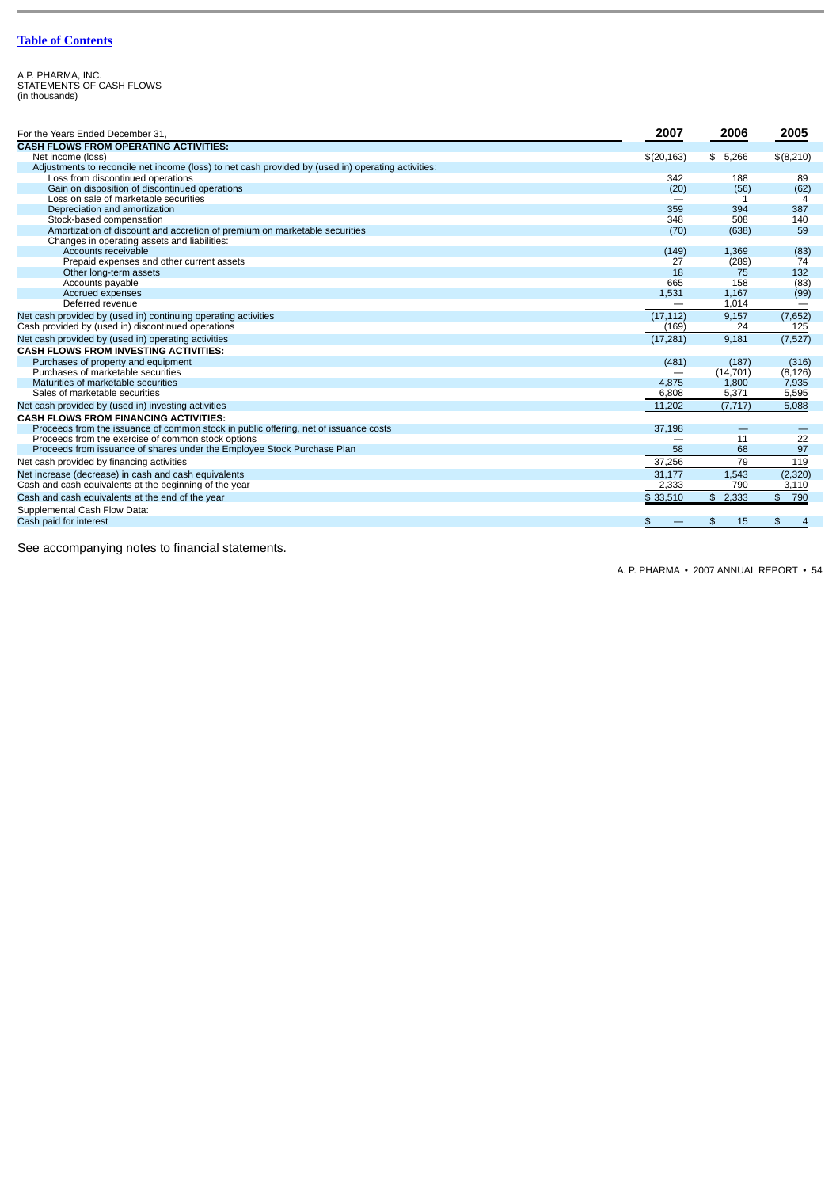[Table of Contents](#)

A.P. PHARMA, INC.
STATEMENTS OF CASH FLOWS
(in thousands)

| For the Years Ended December 31, | 2007 | 2006 | 2005 |
|---|---|---|---|
| **CASH FLOWS FROM OPERATING ACTIVITIES:** | | | |
| Net income (loss) | $(20,163) | $ 5,266 | $(8,210) |
| Adjustments to reconcile net income (loss) to net cash provided by (used in) operating activities: | | | |
| Loss from discontinued operations | 342 | 188 | 89 |
| Gain on disposition of discontinued operations | (20) | (56) | (62) |
| Loss on sale of marketable securities | — | 1 | 4 |
| Depreciation and amortization | 359 | 394 | 387 |
| Stock-based compensation | 348 | 508 | 140 |
| Amortization of discount and accretion of premium on marketable securities | (70) | (638) | 59 |
| Changes in operating assets and liabilities: | | | |
| Accounts receivable | (149) | 1,369 | (83) |
| Prepaid expenses and other current assets | 27 | (289) | 74 |
| Other long-term assets | 18 | 75 | 132 |
| Accounts payable | 665 | 158 | (83) |
| Accrued expenses | 1,531 | 1,167 | (99) |
| Deferred revenue | — | 1,014 | — |
| Net cash provided by (used in) continuing operating activities | (17,112) | 9,157 | (7,652) |
| Cash provided by (used in) discontinued operations | (169) | 24 | 125 |
| Net cash provided by (used in) operating activities | (17,281) | 9,181 | (7,527) |
| **CASH FLOWS FROM INVESTING ACTIVITIES:** | | | |
| Purchases of property and equipment | (481) | (187) | (316) |
| Purchases of marketable securities | — | (14,701) | (8,126) |
| Maturities of marketable securities | 4,875 | 1,800 | 7,935 |
| Sales of marketable securities | 6,808 | 5,371 | 5,595 |
| Net cash provided by (used in) investing activities | 11,202 | (7,717) | 5,088 |
| **CASH FLOWS FROM FINANCING ACTIVITIES:** | | | |
| Proceeds from the issuance of common stock in public offering, net of issuance costs | 37,198 | — | — |
| Proceeds from the exercise of common stock options | — | 11 | 22 |
| Proceeds from issuance of shares under the Employee Stock Purchase Plan | 58 | 68 | 97 |
| Net cash provided by financing activities | 37,256 | 79 | 119 |
| Net increase (decrease) in cash and cash equivalents | 31,177 | 1,543 | (2,320) |
| Cash and cash equivalents at the beginning of the year | 2,333 | 790 | 3,110 |
| Cash and cash equivalents at the end of the year | $ 33,510 | $ 2,333 | $ 790 |
| Supplemental Cash Flow Data: | | | |
| Cash paid for interest | $ — | $ 15 | $ 4 |

See accompanying notes to financial statements.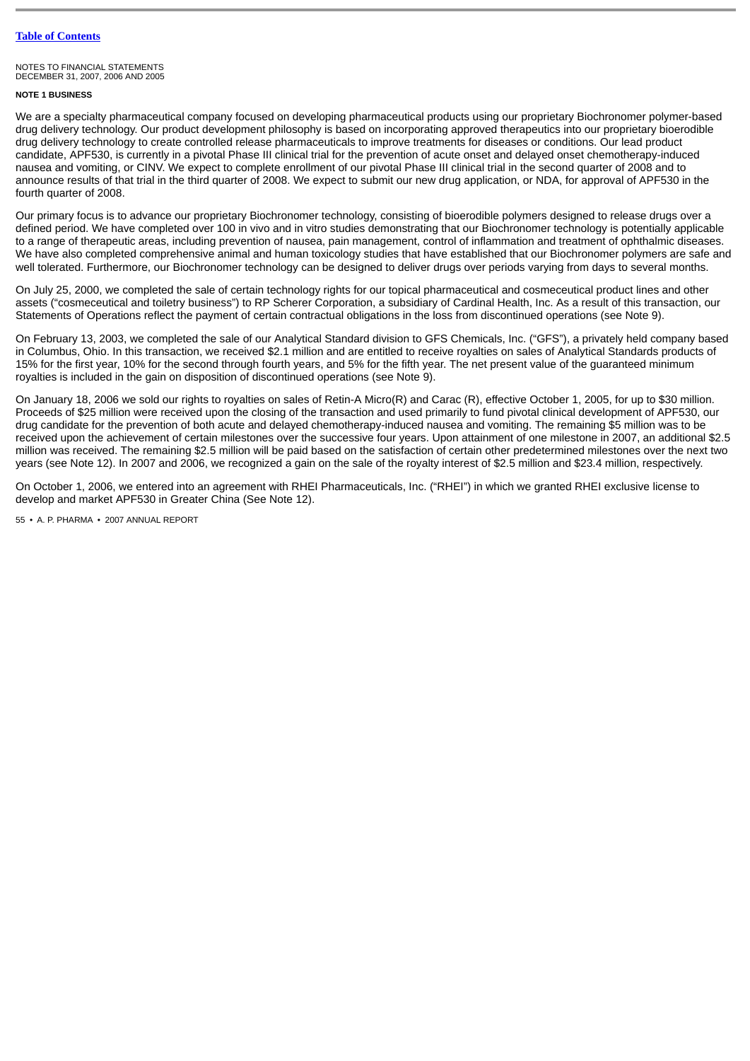NOTES TO FINANCIAL STATEMENTS
DECEMBER 31, 2007, 2006 AND 2005

**NOTE 1 BUSINESS**

We are a specialty pharmaceutical company focused on developing pharmaceutical products using our proprietary Biochronomer polymer-based drug delivery technology. Our product development philosophy is based on incorporating approved therapeutics into our proprietary bioerodible drug delivery technology to create controlled release pharmaceuticals to improve treatments for diseases or conditions. Our lead product candidate, APF530, is currently in a pivotal Phase III clinical trial for the prevention of acute onset and delayed onset chemotherapy-induced nausea and vomiting, or CINV. We expect to complete enrollment of our pivotal Phase III clinical trial in the second quarter of 2008 and to announce results of that trial in the third quarter of 2008. We expect to submit our new drug application, or NDA, for approval of APF530 in the fourth quarter of 2008.

Our primary focus is to advance our proprietary Biochronomer technology, consisting of bioerodible polymers designed to release drugs over a defined period. We have completed over 100 in vivo and in vitro studies demonstrating that our Biochronomer technology is potentially applicable to a range of therapeutic areas, including prevention of nausea, pain management, control of inflammation and treatment of ophthalmic diseases. We have also completed comprehensive animal and human toxicology studies that have established that our Biochronomer polymers are safe and well tolerated. Furthermore, our Biochronomer technology can be designed to deliver drugs over periods varying from days to several months.

On July 25, 2000, we completed the sale of certain technology rights for our topical pharmaceutical and cosmeceutical product lines and other assets ("cosmeceutical and toiletry business") to RP Scherer Corporation, a subsidiary of Cardinal Health, Inc. As a result of this transaction, our Statements of Operations reflect the payment of certain contractual obligations in the loss from discontinued operations (see Note 9).

On February 13, 2003, we completed the sale of our Analytical Standard division to GFS Chemicals, Inc. ("GFS"), a privately held company based in Columbus, Ohio. In this transaction, we received $2.1 million and are entitled to receive royalties on sales of Analytical Standards products of 15% for the first year, 10% for the second through fourth years, and 5% for the fifth year. The net present value of the guaranteed minimum royalties is included in the gain on disposition of discontinued operations (see Note 9).

On January 18, 2006 we sold our rights to royalties on sales of Retin-A Micro(R) and Carac (R), effective October 1, 2005, for up to $30 million. Proceeds of $25 million were received upon the closing of the transaction and used primarily to fund pivotal clinical development of APF530, our drug candidate for the prevention of both acute and delayed chemotherapy-induced nausea and vomiting. The remaining $5 million was to be received upon the achievement of certain milestones over the successive four years. Upon attainment of one milestone in 2007, an additional $2.5 million was received. The remaining $2.5 million will be paid based on the satisfaction of certain other predetermined milestones over the next two years (see Note 12). In 2007 and 2006, we recognized a gain on the sale of the royalty interest of $2.5 million and $23.4 million, respectively.

On October 1, 2006, we entered into an agreement with RHEI Pharmaceuticals, Inc. ("RHEI") in which we granted RHEI exclusive license to develop and market APF530 in Greater China (See Note 12).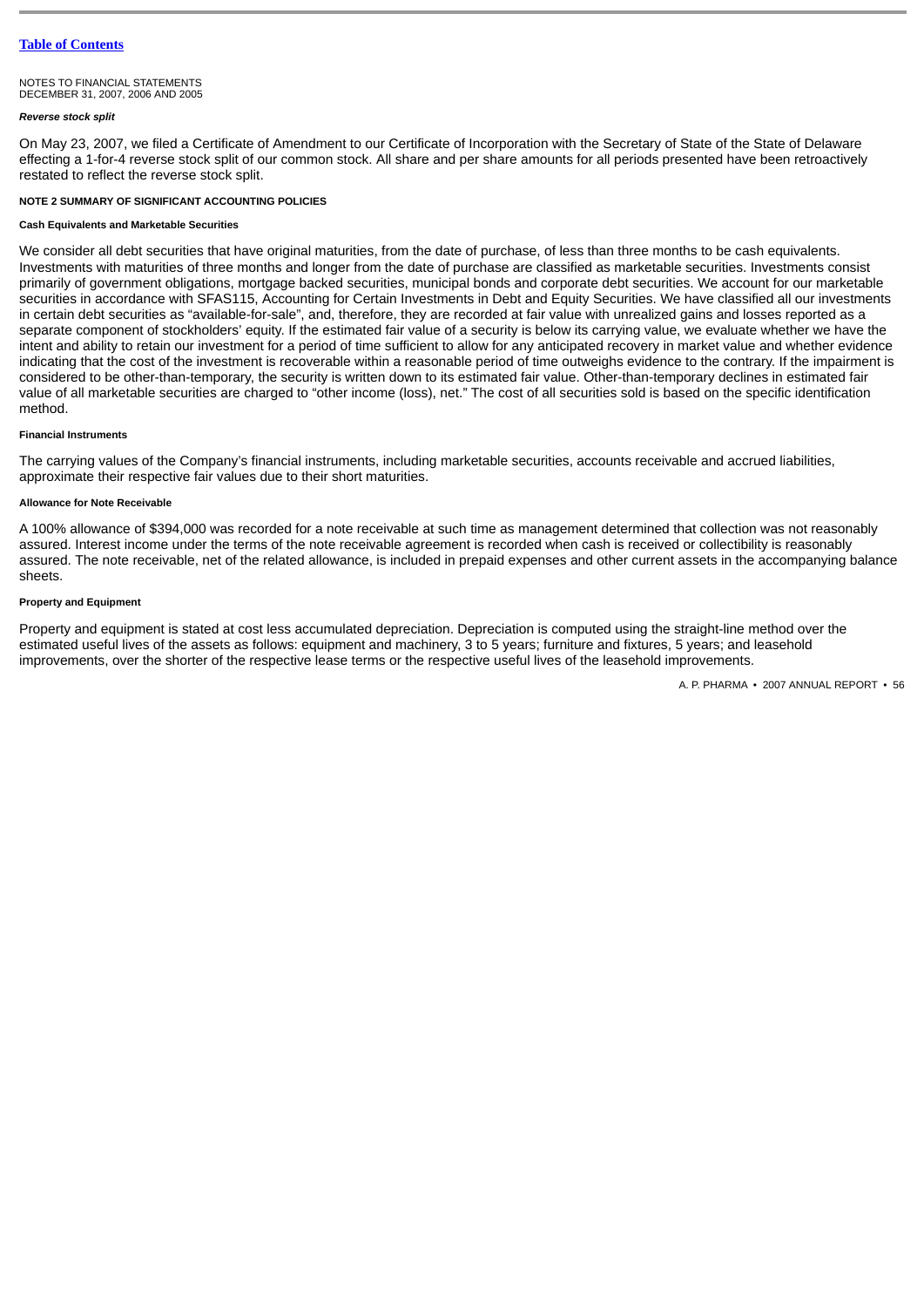NOTES TO FINANCIAL STATEMENTS
DECEMBER 31, 2007, 2006 AND 2005

***Reverse stock split***

On May 23, 2007, we filed a Certificate of Amendment to our Certificate of Incorporation with the Secretary of State of the State of Delaware effecting a 1-for-4 reverse stock split of our common stock. All share and per share amounts for all periods presented have been retroactively restated to reflect the reverse stock split.

**NOTE 2 SUMMARY OF SIGNIFICANT ACCOUNTING POLICIES**

**Cash Equivalents and Marketable Securities**

We consider all debt securities that have original maturities, from the date of purchase, of less than three months to be cash equivalents. Investments with maturities of three months and longer from the date of purchase are classified as marketable securities. Investments consist primarily of government obligations, mortgage backed securities, municipal bonds and corporate debt securities. We account for our marketable securities in accordance with SFAS115, Accounting for Certain Investments in Debt and Equity Securities. We have classified all our investments in certain debt securities as "available-for-sale", and, therefore, they are recorded at fair value with unrealized gains and losses reported as a separate component of stockholders' equity. If the estimated fair value of a security is below its carrying value, we evaluate whether we have the intent and ability to retain our investment for a period of time sufficient to allow for any anticipated recovery in market value and whether evidence indicating that the cost of the investment is recoverable within a reasonable period of time outweighs evidence to the contrary. If the impairment is considered to be other-than-temporary, the security is written down to its estimated fair value. Other-than-temporary declines in estimated fair value of all marketable securities are charged to "other income (loss), net." The cost of all securities sold is based on the specific identification method.

**Financial Instruments**

The carrying values of the Company's financial instruments, including marketable securities, accounts receivable and accrued liabilities, approximate their respective fair values due to their short maturities.

**Allowance for Note Receivable**

A 100% allowance of $394,000 was recorded for a note receivable at such time as management determined that collection was not reasonably assured. Interest income under the terms of the note receivable agreement is recorded when cash is received or collectibility is reasonably assured. The note receivable, net of the related allowance, is included in prepaid expenses and other current assets in the accompanying balance sheets.

**Property and Equipment**

Property and equipment is stated at cost less accumulated depreciation. Depreciation is computed using the straight-line method over the estimated useful lives of the assets as follows: equipment and machinery, 3 to 5 years; furniture and fixtures, 5 years; and leasehold improvements, over the shorter of the respective lease terms or the respective useful lives of the leasehold improvements.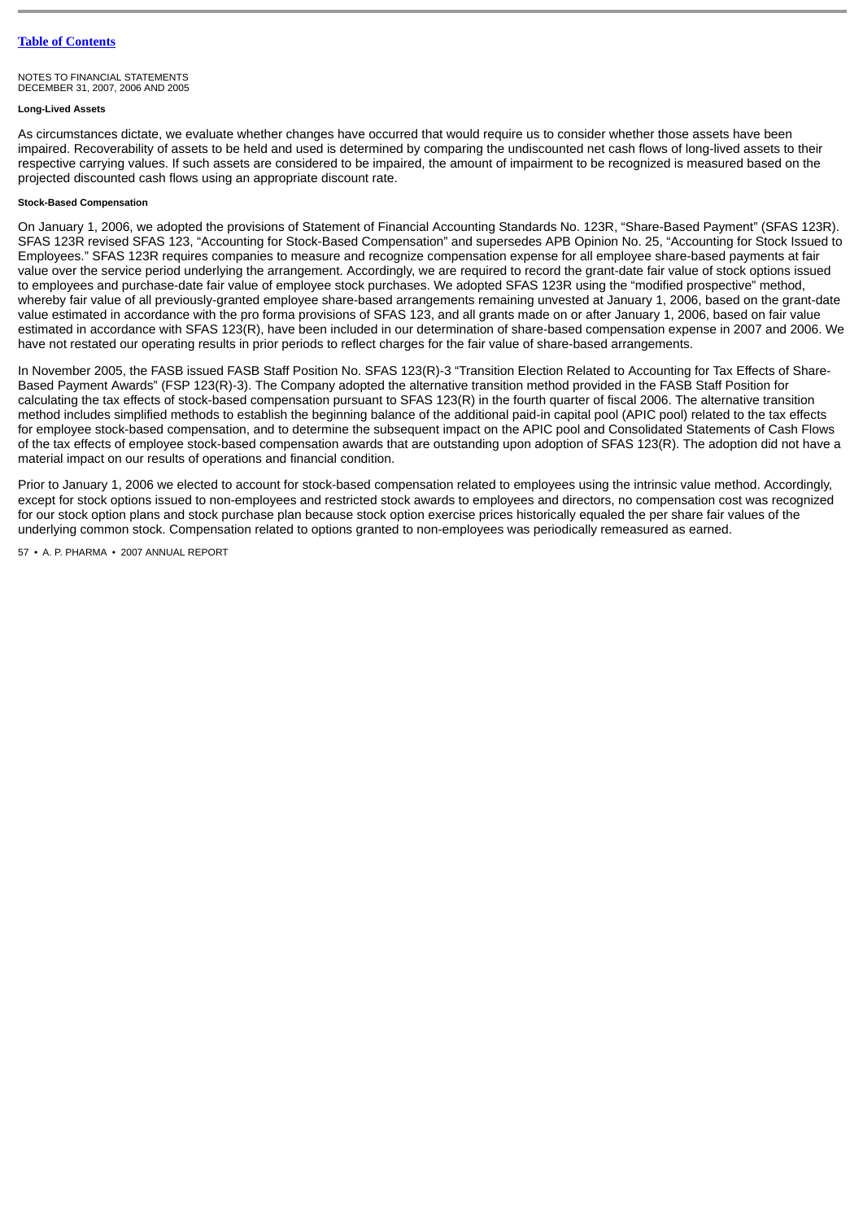NOTES TO FINANCIAL STATEMENTS
DECEMBER 31, 2007, 2006 AND 2005

#### Long-Lived Assets

As circumstances dictate, we evaluate whether changes have occurred that would require us to consider whether those assets have been impaired. Recoverability of assets to be held and used is determined by comparing the undiscounted net cash flows of long-lived assets to their respective carrying values. If such assets are considered to be impaired, the amount of impairment to be recognized is measured based on the projected discounted cash flows using an appropriate discount rate.

#### Stock-Based Compensation

On January 1, 2006, we adopted the provisions of Statement of Financial Accounting Standards No. 123R, "Share-Based Payment" (SFAS 123R). SFAS 123R revised SFAS 123, "Accounting for Stock-Based Compensation" and supersedes APB Opinion No. 25, "Accounting for Stock Issued to Employees." SFAS 123R requires companies to measure and recognize compensation expense for all employee share-based payments at fair value over the service period underlying the arrangement. Accordingly, we are required to record the grant-date fair value of stock options issued to employees and purchase-date fair value of employee stock purchases. We adopted SFAS 123R using the "modified prospective" method, whereby fair value of all previously-granted employee share-based arrangements remaining unvested at January 1, 2006, based on the grant-date value estimated in accordance with the pro forma provisions of SFAS 123, and all grants made on or after January 1, 2006, based on fair value estimated in accordance with SFAS 123(R), have been included in our determination of share-based compensation expense in 2007 and 2006. We have not restated our operating results in prior periods to reflect charges for the fair value of share-based arrangements.

In November 2005, the FASB issued FASB Staff Position No. SFAS 123(R)-3 "Transition Election Related to Accounting for Tax Effects of Share-Based Payment Awards" (FSP 123(R)-3). The Company adopted the alternative transition method provided in the FASB Staff Position for calculating the tax effects of stock-based compensation pursuant to SFAS 123(R) in the fourth quarter of fiscal 2006. The alternative transition method includes simplified methods to establish the beginning balance of the additional paid-in capital pool (APIC pool) related to the tax effects for employee stock-based compensation, and to determine the subsequent impact on the APIC pool and Consolidated Statements of Cash Flows of the tax effects of employee stock-based compensation awards that are outstanding upon adoption of SFAS 123(R). The adoption did not have a material impact on our results of operations and financial condition.

Prior to January 1, 2006 we elected to account for stock-based compensation related to employees using the intrinsic value method. Accordingly, except for stock options issued to non-employees and restricted stock awards to employees and directors, no compensation cost was recognized for our stock option plans and stock purchase plan because stock option exercise prices historically equaled the per share fair values of the underlying common stock. Compensation related to options granted to non-employees was periodically remeasured as earned.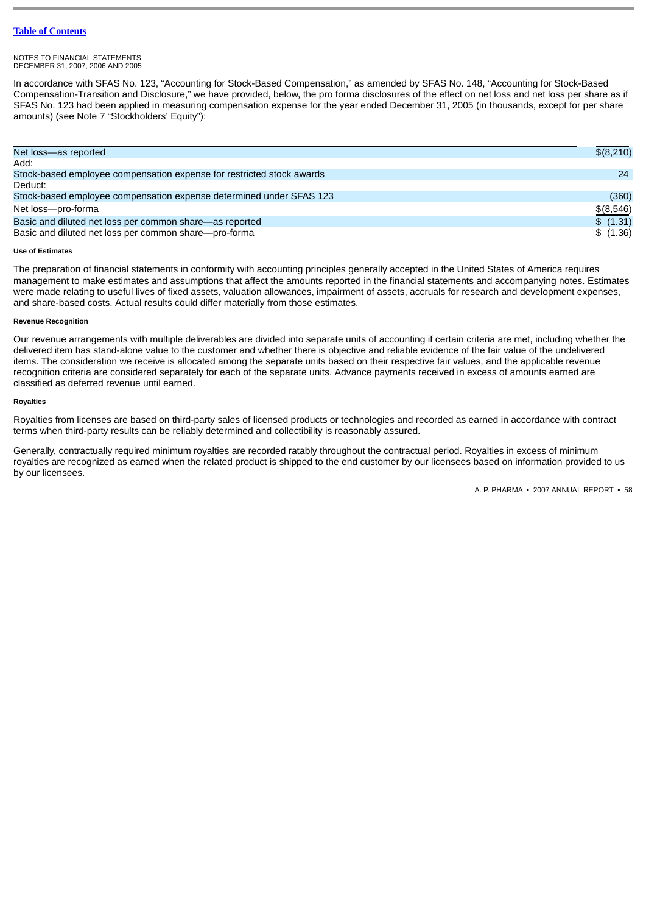NOTES TO FINANCIAL STATEMENTS
DECEMBER 31, 2007, 2006 AND 2005

In accordance with SFAS No. 123, "Accounting for Stock-Based Compensation," as amended by SFAS No. 148, "Accounting for Stock-Based Compensation-Transition and Disclosure," we have provided, below, the pro forma disclosures of the effect on net loss and net loss per share as if SFAS No. 123 had been applied in measuring compensation expense for the year ended December 31, 2005 (in thousands, except for per share amounts) (see Note 7 "Stockholders' Equity"):

| | |
|---|---|
| Net loss—as reported | $(8,210) |
| Add: | |
| Stock-based employee compensation expense for restricted stock awards | 24 |
| Deduct: | |
| Stock-based employee compensation expense determined under SFAS 123 | (360) |
| Net loss—pro-forma | $(8,546) |
| Basic and diluted net loss per common share—as reported | $ (1.31) |
| Basic and diluted net loss per common share—pro-forma | $ (1.36) |

#### Use of Estimates

The preparation of financial statements in conformity with accounting principles generally accepted in the United States of America requires management to make estimates and assumptions that affect the amounts reported in the financial statements and accompanying notes. Estimates were made relating to useful lives of fixed assets, valuation allowances, impairment of assets, accruals for research and development expenses, and share-based costs. Actual results could differ materially from those estimates.

#### Revenue Recognition

Our revenue arrangements with multiple deliverables are divided into separate units of accounting if certain criteria are met, including whether the delivered item has stand-alone value to the customer and whether there is objective and reliable evidence of the fair value of the undelivered items. The consideration we receive is allocated among the separate units based on their respective fair values, and the applicable revenue recognition criteria are considered separately for each of the separate units. Advance payments received in excess of amounts earned are classified as deferred revenue until earned.

#### Royalties

Royalties from licenses are based on third-party sales of licensed products or technologies and recorded as earned in accordance with contract terms when third-party results can be reliably determined and collectibility is reasonably assured.

Generally, contractually required minimum royalties are recorded ratably throughout the contractual period. Royalties in excess of minimum royalties are recognized as earned when the related product is shipped to the end customer by our licensees based on information provided to us by our licensees.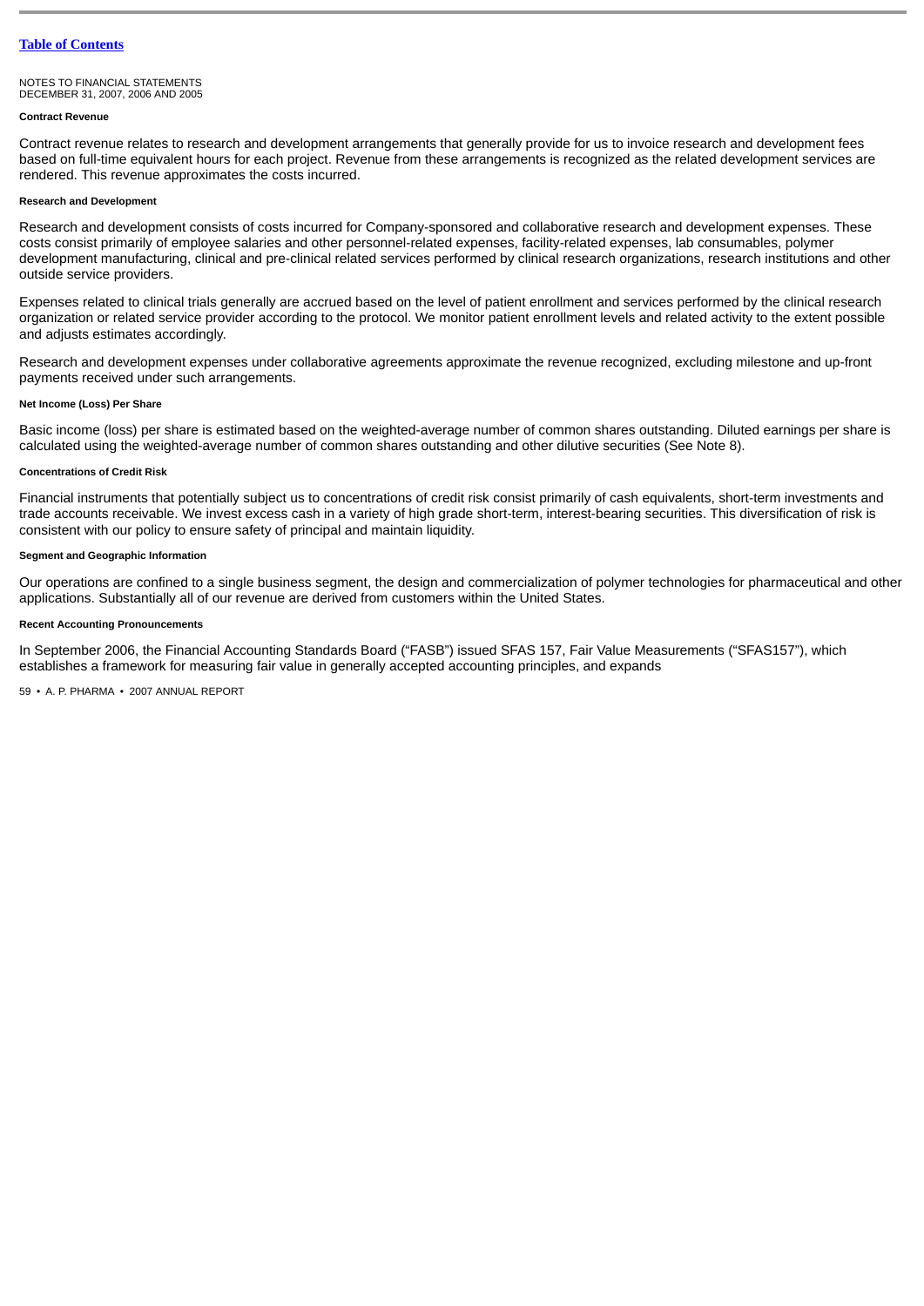NOTES TO FINANCIAL STATEMENTS
DECEMBER 31, 2007, 2006 AND 2005

#### Contract Revenue

Contract revenue relates to research and development arrangements that generally provide for us to invoice research and development fees based on full-time equivalent hours for each project. Revenue from these arrangements is recognized as the related development services are rendered. This revenue approximates the costs incurred.

#### Research and Development

Research and development consists of costs incurred for Company-sponsored and collaborative research and development expenses. These costs consist primarily of employee salaries and other personnel-related expenses, facility-related expenses, lab consumables, polymer development manufacturing, clinical and pre-clinical related services performed by clinical research organizations, research institutions and other outside service providers.

Expenses related to clinical trials generally are accrued based on the level of patient enrollment and services performed by the clinical research organization or related service provider according to the protocol. We monitor patient enrollment levels and related activity to the extent possible and adjusts estimates accordingly.

Research and development expenses under collaborative agreements approximate the revenue recognized, excluding milestone and up-front payments received under such arrangements.

#### Net Income (Loss) Per Share

Basic income (loss) per share is estimated based on the weighted-average number of common shares outstanding. Diluted earnings per share is calculated using the weighted-average number of common shares outstanding and other dilutive securities (See Note 8).

#### Concentrations of Credit Risk

Financial instruments that potentially subject us to concentrations of credit risk consist primarily of cash equivalents, short-term investments and trade accounts receivable. We invest excess cash in a variety of high grade short-term, interest-bearing securities. This diversification of risk is consistent with our policy to ensure safety of principal and maintain liquidity.

#### Segment and Geographic Information

Our operations are confined to a single business segment, the design and commercialization of polymer technologies for pharmaceutical and other applications. Substantially all of our revenue are derived from customers within the United States.

#### Recent Accounting Pronouncements

In September 2006, the Financial Accounting Standards Board ("FASB") issued SFAS 157, Fair Value Measurements ("SFAS157"), which establishes a framework for measuring fair value in generally accepted accounting principles, and expands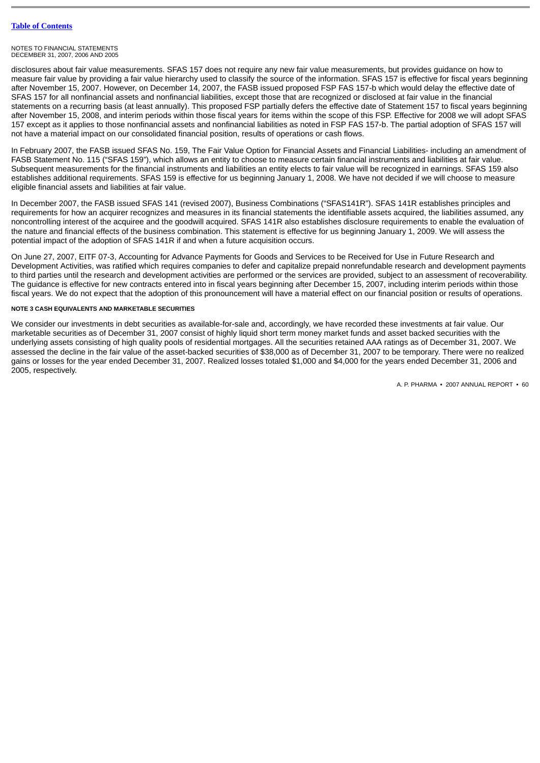disclosures about fair value measurements. SFAS 157 does not require any new fair value measurements, but provides guidance on how to measure fair value by providing a fair value hierarchy used to classify the source of the information. SFAS 157 is effective for fiscal years beginning after November 15, 2007. However, on December 14, 2007, the FASB issued proposed FSP FAS 157-b which would delay the effective date of SFAS 157 for all nonfinancial assets and nonfinancial liabilities, except those that are recognized or disclosed at fair value in the financial statements on a recurring basis (at least annually). This proposed FSP partially defers the effective date of Statement 157 to fiscal years beginning after November 15, 2008, and interim periods within those fiscal years for items within the scope of this FSP. Effective for 2008 we will adopt SFAS 157 except as it applies to those nonfinancial assets and nonfinancial liabilities as noted in FSP FAS 157-b. The partial adoption of SFAS 157 will not have a material impact on our consolidated financial position, results of operations or cash flows.

In February 2007, the FASB issued SFAS No. 159, The Fair Value Option for Financial Assets and Financial Liabilities- including an amendment of FASB Statement No. 115 ("SFAS 159"), which allows an entity to choose to measure certain financial instruments and liabilities at fair value. Subsequent measurements for the financial instruments and liabilities an entity elects to fair value will be recognized in earnings. SFAS 159 also establishes additional requirements. SFAS 159 is effective for us beginning January 1, 2008. We have not decided if we will choose to measure eligible financial assets and liabilities at fair value.

In December 2007, the FASB issued SFAS 141 (revised 2007), Business Combinations ("SFAS141R"). SFAS 141R establishes principles and requirements for how an acquirer recognizes and measures in its financial statements the identifiable assets acquired, the liabilities assumed, any noncontrolling interest of the acquiree and the goodwill acquired. SFAS 141R also establishes disclosure requirements to enable the evaluation of the nature and financial effects of the business combination. This statement is effective for us beginning January 1, 2009. We will assess the potential impact of the adoption of SFAS 141R if and when a future acquisition occurs.

On June 27, 2007, EITF 07-3, Accounting for Advance Payments for Goods and Services to be Received for Use in Future Research and Development Activities, was ratified which requires companies to defer and capitalize prepaid nonrefundable research and development payments to third parties until the research and development activities are performed or the services are provided, subject to an assessment of recoverability. The guidance is effective for new contracts entered into in fiscal years beginning after December 15, 2007, including interim periods within those fiscal years. We do not expect that the adoption of this pronouncement will have a material effect on our financial position or results of operations.

#### NOTE 3 CASH EQUIVALENTS AND MARKETABLE SECURITIES

We consider our investments in debt securities as available-for-sale and, accordingly, we have recorded these investments at fair value. Our marketable securities as of December 31, 2007 consist of highly liquid short term money market funds and asset backed securities with the underlying assets consisting of high quality pools of residential mortgages. All the securities retained AAA ratings as of December 31, 2007. We assessed the decline in the fair value of the asset-backed securities of $38,000 as of December 31, 2007 to be temporary. There were no realized gains or losses for the year ended December 31, 2007. Realized losses totaled $1,000 and $4,000 for the years ended December 31, 2006 and 2005, respectively.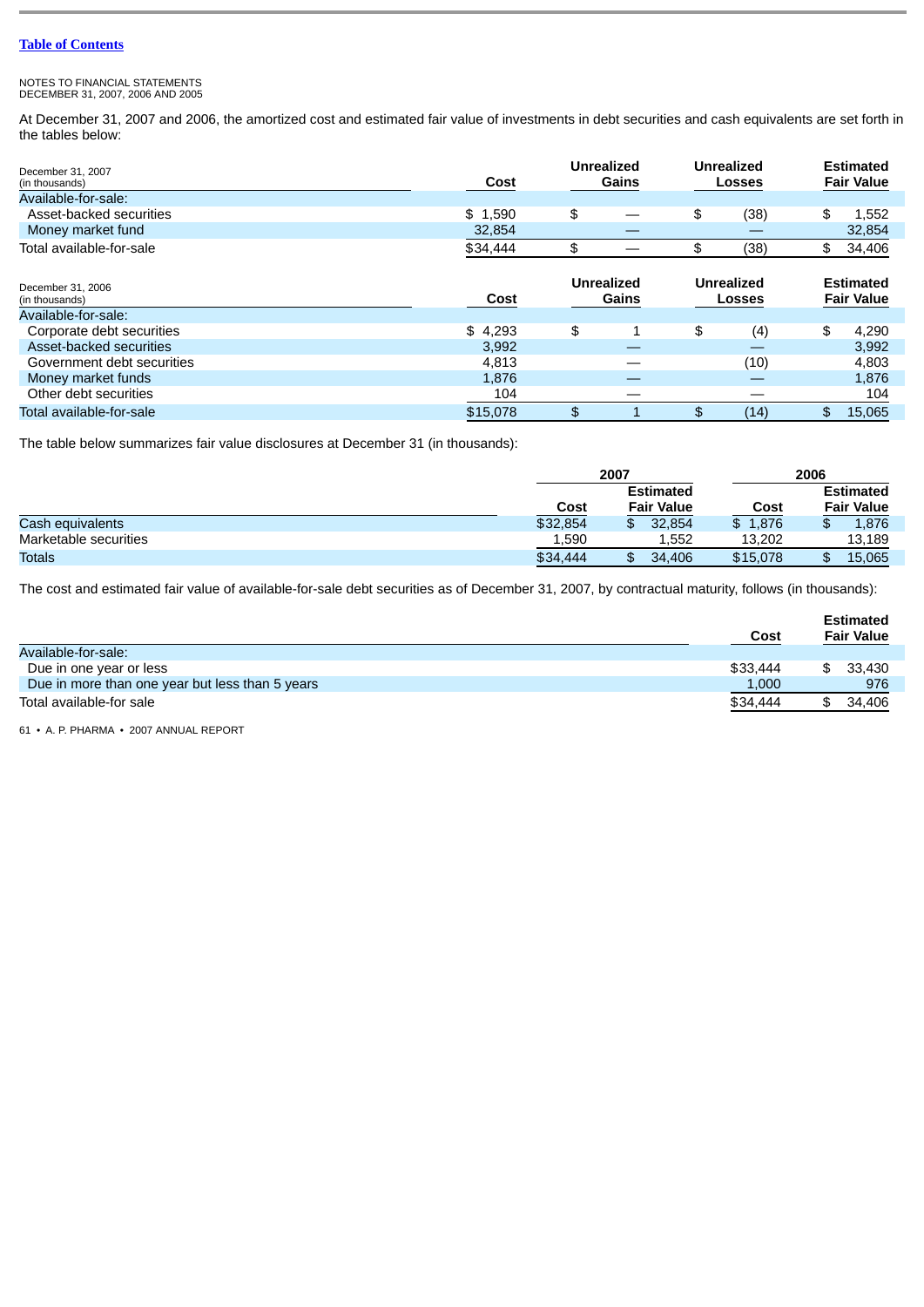[Table of Contents](#)

NOTES TO FINANCIAL STATEMENTS
DECEMBER 31, 2007, 2006 AND 2005

At December 31, 2007 and 2006, the amortized cost and estimated fair value of investments in debt securities and cash equivalents are set forth in the tables below:

| December 31, 2007 (in thousands) | Cost | Unrealized Gains | Unrealized Losses | Estimated Fair Value |
|---|---|---|---|---|
| Available-for-sale: | | | | |
| Asset-backed securities | $ 1,590 | $ — | $ (38) | $ 1,552 |
| Money market fund | 32,854 | — | — | 32,854 |
| Total available-for-sale | $34,444 | $ — | $ (38) | $ 34,406 |

| December 31, 2006 (in thousands) | Cost | Unrealized Gains | Unrealized Losses | Estimated Fair Value |
|---|---|---|---|---|
| Available-for-sale: | | | | |
| Corporate debt securities | $ 4,293 | $ 1 | $ (4) | $ 4,290 |
| Asset-backed securities | 3,992 | — | — | 3,992 |
| Government debt securities | 4,813 | — | (10) | 4,803 |
| Money market funds | 1,876 | — | — | 1,876 |
| Other debt securities | 104 | — | — | 104 |
| Total available-for-sale | $15,078 | $ 1 | $ (14) | $ 15,065 |

The table below summarizes fair value disclosures at December 31 (in thousands):

| | 2007 | | 2006 | |
|---|---|---|---|---|
| | Cost | Estimated Fair Value | Cost | Estimated Fair Value |
| Cash equivalents | $32,854 | $ 32,854 | $ 1,876 | $ 1,876 |
| Marketable securities | 1,590 | 1,552 | 13,202 | 13,189 |
| Totals | $34,444 | $ 34,406 | $15,078 | $ 15,065 |

The cost and estimated fair value of available-for-sale debt securities as of December 31, 2007, by contractual maturity, follows (in thousands):

| | Cost | Estimated Fair Value |
|---|---|---|
| Available-for-sale: | | |
| Due in one year or less | $33,444 | $ 33,430 |
| Due in more than one year but less than 5 years | 1,000 | 976 |
| Total available-for sale | $34,444 | $ 34,406 |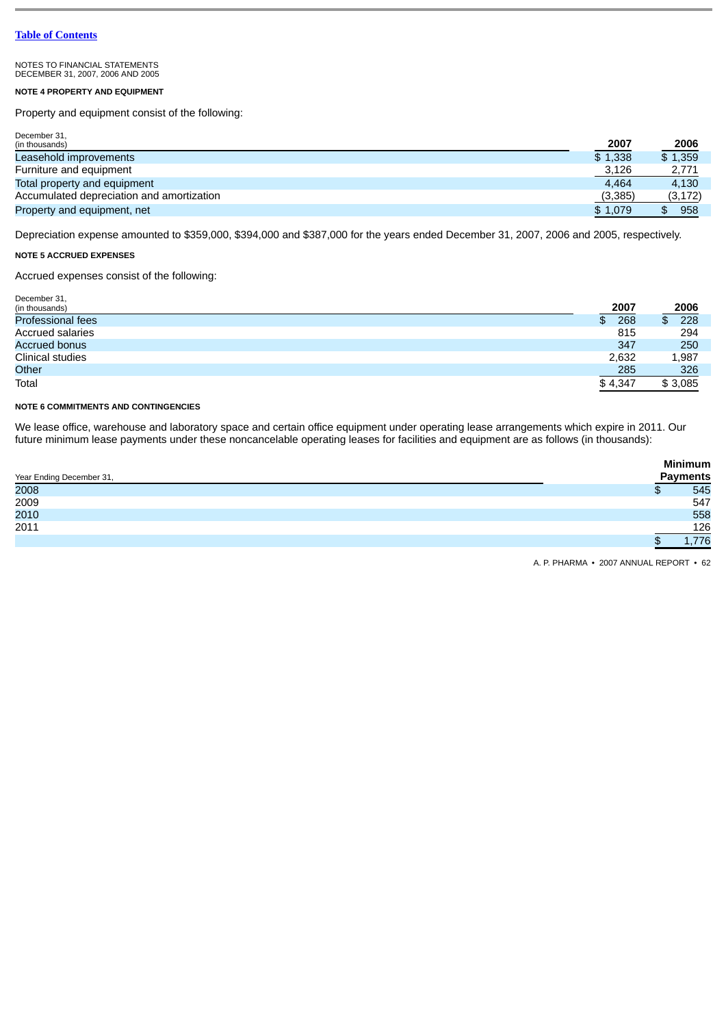[Table of Contents](#)

NOTES TO FINANCIAL STATEMENTS
DECEMBER 31, 2007, 2006 AND 2005

**NOTE 4 PROPERTY AND EQUIPMENT**

Property and equipment consist of the following:

| December 31, (in thousands) | 2007 | 2006 |
|---|---|---|
| Leasehold improvements | $ 1,338 | $ 1,359 |
| Furniture and equipment | 3,126 | 2,771 |
| Total property and equipment | 4,464 | 4,130 |
| Accumulated depreciation and amortization | (3,385) | (3,172) |
| Property and equipment, net | $ 1,079 | $ 958 |

Depreciation expense amounted to $359,000, $394,000 and $387,000 for the years ended December 31, 2007, 2006 and 2005, respectively.

**NOTE 5 ACCRUED EXPENSES**

Accrued expenses consist of the following:

| December 31, (in thousands) | 2007 | 2006 |
|---|---|---|
| Professional fees | $ 268 | $ 228 |
| Accrued salaries | 815 | 294 |
| Accrued bonus | 347 | 250 |
| Clinical studies | 2,632 | 1,987 |
| Other | 285 | 326 |
| Total | $ 4,347 | $ 3,085 |

**NOTE 6 COMMITMENTS AND CONTINGENCIES**

We lease office, warehouse and laboratory space and certain office equipment under operating lease arrangements which expire in 2011. Our future minimum lease payments under these noncancelable operating leases for facilities and equipment are as follows (in thousands):

| Year Ending December 31, | Minimum Payments |
|---|---|
| 2008 | $ 545 |
| 2009 | 547 |
| 2010 | 558 |
| 2011 | 126 |
| | $ 1,776 |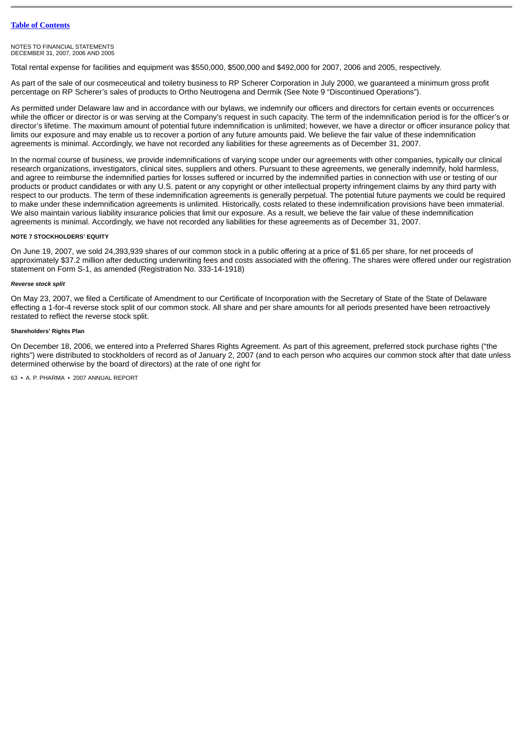NOTES TO FINANCIAL STATEMENTS
DECEMBER 31, 2007, 2006 AND 2005

Total rental expense for facilities and equipment was $550,000, $500,000 and $492,000 for 2007, 2006 and 2005, respectively.

As part of the sale of our cosmeceutical and toiletry business to RP Scherer Corporation in July 2000, we guaranteed a minimum gross profit percentage on RP Scherer's sales of products to Ortho Neutrogena and Dermik (See Note 9 "Discontinued Operations").

As permitted under Delaware law and in accordance with our bylaws, we indemnify our officers and directors for certain events or occurrences while the officer or director is or was serving at the Company's request in such capacity. The term of the indemnification period is for the officer's or director's lifetime. The maximum amount of potential future indemnification is unlimited; however, we have a director or officer insurance policy that limits our exposure and may enable us to recover a portion of any future amounts paid. We believe the fair value of these indemnification agreements is minimal. Accordingly, we have not recorded any liabilities for these agreements as of December 31, 2007.

In the normal course of business, we provide indemnifications of varying scope under our agreements with other companies, typically our clinical research organizations, investigators, clinical sites, suppliers and others. Pursuant to these agreements, we generally indemnify, hold harmless, and agree to reimburse the indemnified parties for losses suffered or incurred by the indemnified parties in connection with use or testing of our products or product candidates or with any U.S. patent or any copyright or other intellectual property infringement claims by any third party with respect to our products. The term of these indemnification agreements is generally perpetual. The potential future payments we could be required to make under these indemnification agreements is unlimited. Historically, costs related to these indemnification provisions have been immaterial. We also maintain various liability insurance policies that limit our exposure. As a result, we believe the fair value of these indemnification agreements is minimal. Accordingly, we have not recorded any liabilities for these agreements as of December 31, 2007.

#### NOTE 7 STOCKHOLDERS' EQUITY

On June 19, 2007, we sold 24,393,939 shares of our common stock in a public offering at a price of $1.65 per share, for net proceeds of approximately $37.2 million after deducting underwriting fees and costs associated with the offering. The shares were offered under our registration statement on Form S-1, as amended (Registration No. 333-14-1918)

##### *Reverse stock split*

On May 23, 2007, we filed a Certificate of Amendment to our Certificate of Incorporation with the Secretary of State of the State of Delaware effecting a 1-for-4 reverse stock split of our common stock. All share and per share amounts for all periods presented have been retroactively restated to reflect the reverse stock split.

##### Shareholders' Rights Plan

On December 18, 2006, we entered into a Preferred Shares Rights Agreement. As part of this agreement, preferred stock purchase rights ("the rights") were distributed to stockholders of record as of January 2, 2007 (and to each person who acquires our common stock after that date unless determined otherwise by the board of directors) at the rate of one right for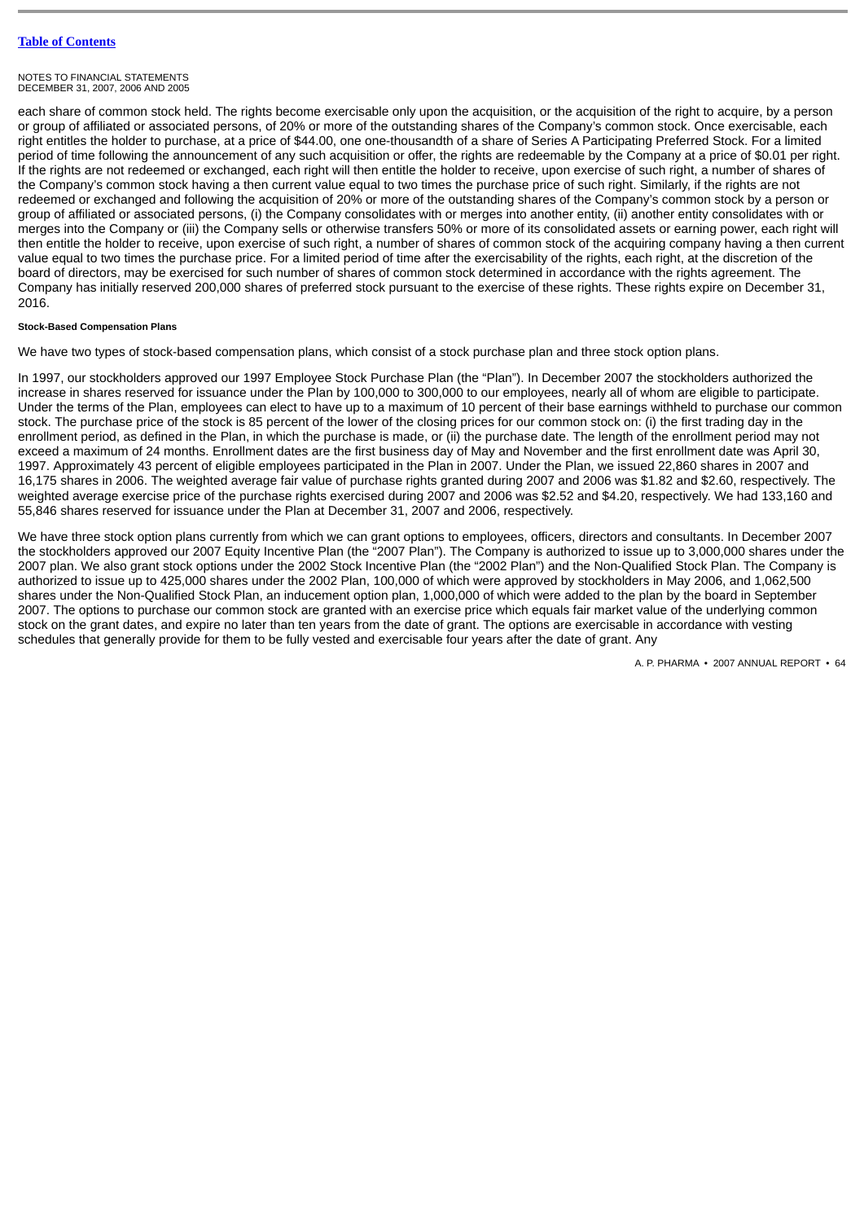each share of common stock held. The rights become exercisable only upon the acquisition, or the acquisition of the right to acquire, by a person or group of affiliated or associated persons, of 20% or more of the outstanding shares of the Company's common stock. Once exercisable, each right entitles the holder to purchase, at a price of $44.00, one one-thousandth of a share of Series A Participating Preferred Stock. For a limited period of time following the announcement of any such acquisition or offer, the rights are redeemable by the Company at a price of $0.01 per right. If the rights are not redeemed or exchanged, each right will then entitle the holder to receive, upon exercise of such right, a number of shares of the Company's common stock having a then current value equal to two times the purchase price of such right. Similarly, if the rights are not redeemed or exchanged and following the acquisition of 20% or more of the outstanding shares of the Company's common stock by a person or group of affiliated or associated persons, (i) the Company consolidates with or merges into another entity, (ii) another entity consolidates with or merges into the Company or (iii) the Company sells or otherwise transfers 50% or more of its consolidated assets or earning power, each right will then entitle the holder to receive, upon exercise of such right, a number of shares of common stock of the acquiring company having a then current value equal to two times the purchase price. For a limited period of time after the exercisability of the rights, each right, at the discretion of the board of directors, may be exercised for such number of shares of common stock determined in accordance with the rights agreement. The Company has initially reserved 200,000 shares of preferred stock pursuant to the exercise of these rights. These rights expire on December 31, 2016.

##### Stock-Based Compensation Plans

We have two types of stock-based compensation plans, which consist of a stock purchase plan and three stock option plans.

In 1997, our stockholders approved our 1997 Employee Stock Purchase Plan (the "Plan"). In December 2007 the stockholders authorized the increase in shares reserved for issuance under the Plan by 100,000 to 300,000 to our employees, nearly all of whom are eligible to participate. Under the terms of the Plan, employees can elect to have up to a maximum of 10 percent of their base earnings withheld to purchase our common stock. The purchase price of the stock is 85 percent of the lower of the closing prices for our common stock on: (i) the first trading day in the enrollment period, as defined in the Plan, in which the purchase is made, or (ii) the purchase date. The length of the enrollment period may not exceed a maximum of 24 months. Enrollment dates are the first business day of May and November and the first enrollment date was April 30, 1997. Approximately 43 percent of eligible employees participated in the Plan in 2007. Under the Plan, we issued 22,860 shares in 2007 and 16,175 shares in 2006. The weighted average fair value of purchase rights granted during 2007 and 2006 was $1.82 and $2.60, respectively. The weighted average exercise price of the purchase rights exercised during 2007 and 2006 was $2.52 and $4.20, respectively. We had 133,160 and 55,846 shares reserved for issuance under the Plan at December 31, 2007 and 2006, respectively.

We have three stock option plans currently from which we can grant options to employees, officers, directors and consultants. In December 2007 the stockholders approved our 2007 Equity Incentive Plan (the "2007 Plan"). The Company is authorized to issue up to 3,000,000 shares under the 2007 plan. We also grant stock options under the 2002 Stock Incentive Plan (the "2002 Plan") and the Non-Qualified Stock Plan. The Company is authorized to issue up to 425,000 shares under the 2002 Plan, 100,000 of which were approved by stockholders in May 2006, and 1,062,500 shares under the Non-Qualified Stock Plan, an inducement option plan, 1,000,000 of which were added to the plan by the board in September 2007. The options to purchase our common stock are granted with an exercise price which equals fair market value of the underlying common stock on the grant dates, and expire no later than ten years from the date of grant. The options are exercisable in accordance with vesting schedules that generally provide for them to be fully vested and exercisable four years after the date of grant. Any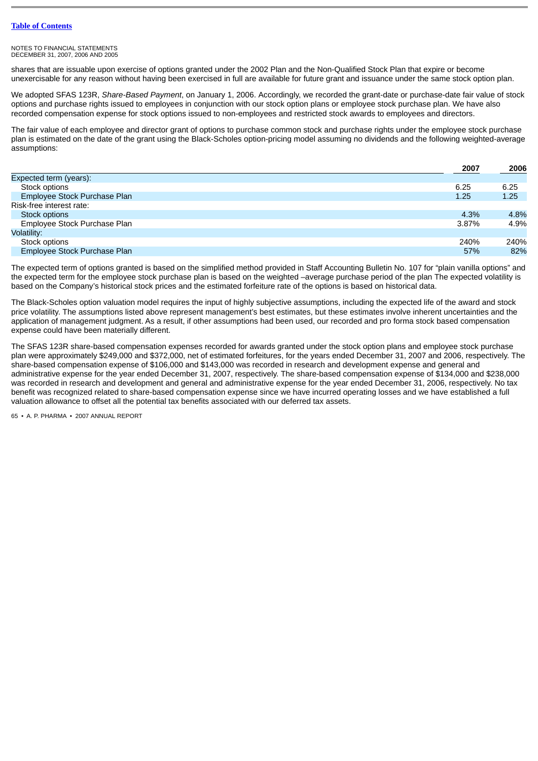NOTES TO FINANCIAL STATEMENTS
DECEMBER 31, 2007, 2006 AND 2005

shares that are issuable upon exercise of options granted under the 2002 Plan and the Non-Qualified Stock Plan that expire or become unexercisable for any reason without having been exercised in full are available for future grant and issuance under the same stock option plan.

We adopted SFAS 123R, *Share-Based Payment*, on January 1, 2006. Accordingly, we recorded the grant-date or purchase-date fair value of stock options and purchase rights issued to employees in conjunction with our stock option plans or employee stock purchase plan. We have also recorded compensation expense for stock options issued to non-employees and restricted stock awards to employees and directors.

The fair value of each employee and director grant of options to purchase common stock and purchase rights under the employee stock purchase plan is estimated on the date of the grant using the Black-Scholes option-pricing model assuming no dividends and the following weighted-average assumptions:

| | 2007 | 2006 |
|---|---|---|
| Expected term (years): | | |
| Stock options | 6.25 | 6.25 |
| Employee Stock Purchase Plan | 1.25 | 1.25 |
| Risk-free interest rate: | | |
| Stock options | 4.3% | 4.8% |
| Employee Stock Purchase Plan | 3.87% | 4.9% |
| Volatility: | | |
| Stock options | 240% | 240% |
| Employee Stock Purchase Plan | 57% | 82% |

The expected term of options granted is based on the simplified method provided in Staff Accounting Bulletin No. 107 for "plain vanilla options" and the expected term for the employee stock purchase plan is based on the weighted –average purchase period of the plan The expected volatility is based on the Company's historical stock prices and the estimated forfeiture rate of the options is based on historical data.

The Black-Scholes option valuation model requires the input of highly subjective assumptions, including the expected life of the award and stock price volatility. The assumptions listed above represent management's best estimates, but these estimates involve inherent uncertainties and the application of management judgment. As a result, if other assumptions had been used, our recorded and pro forma stock based compensation expense could have been materially different.

The SFAS 123R share-based compensation expenses recorded for awards granted under the stock option plans and employee stock purchase plan were approximately $249,000 and $372,000, net of estimated forfeitures, for the years ended December 31, 2007 and 2006, respectively. The share-based compensation expense of $106,000 and $143,000 was recorded in research and development expense and general and administrative expense for the year ended December 31, 2007, respectively. The share-based compensation expense of $134,000 and $238,000 was recorded in research and development and general and administrative expense for the year ended December 31, 2006, respectively. No tax benefit was recognized related to share-based compensation expense since we have incurred operating losses and we have established a full valuation allowance to offset all the potential tax benefits associated with our deferred tax assets.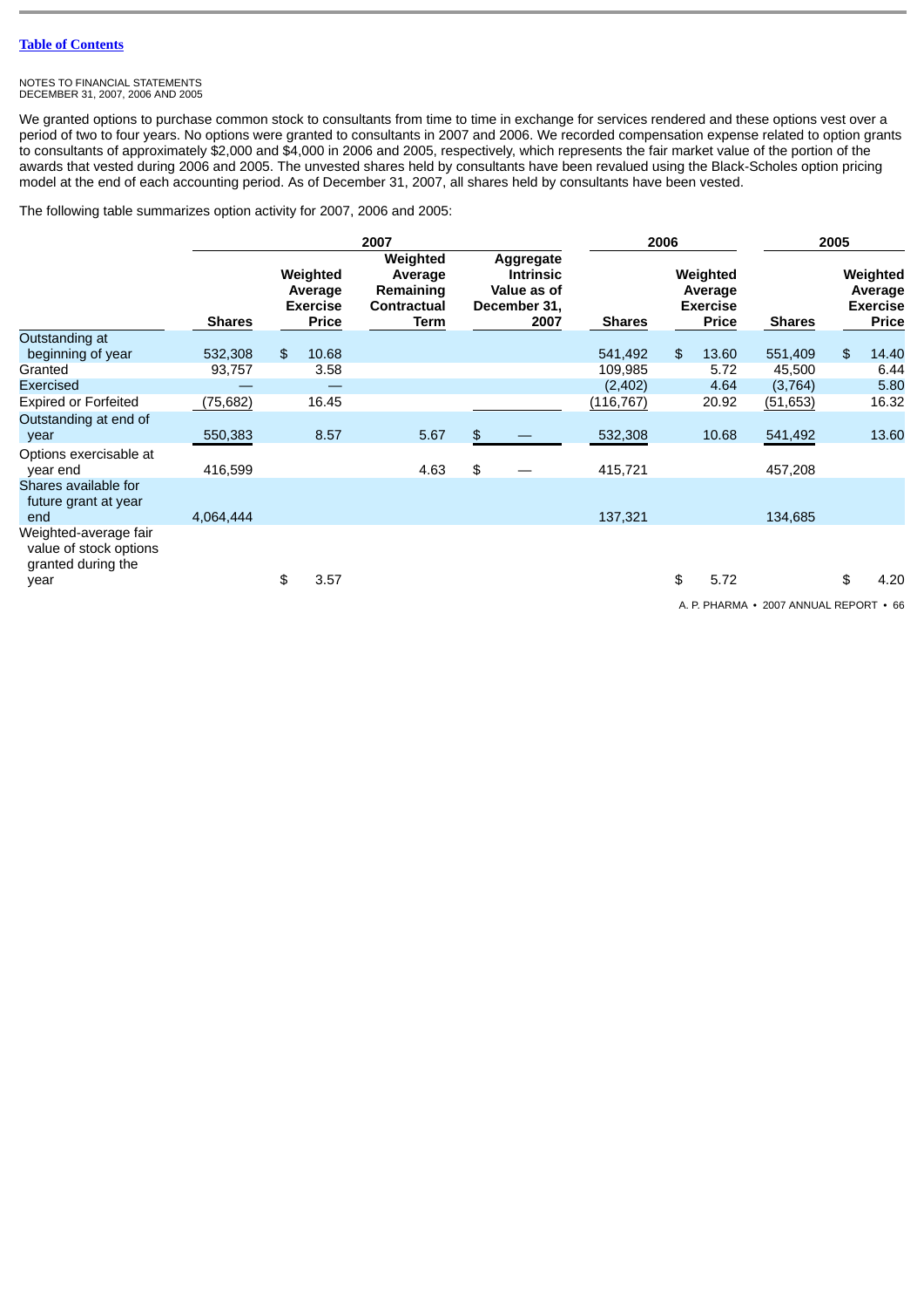NOTES TO FINANCIAL STATEMENTS
DECEMBER 31, 2007, 2006 AND 2005

We granted options to purchase common stock to consultants from time to time in exchange for services rendered and these options vest over a period of two to four years. No options were granted to consultants in 2007 and 2006. We recorded compensation expense related to option grants to consultants of approximately $2,000 and $4,000 in 2006 and 2005, respectively, which represents the fair market value of the portion of the awards that vested during 2006 and 2005. The unvested shares held by consultants have been revalued using the Black-Scholes option pricing model at the end of each accounting period. As of December 31, 2007, all shares held by consultants have been vested.

The following table summarizes option activity for 2007, 2006 and 2005:

| | 2007 | | | | 2006 | | 2005 | |
|---|---|---|---|---|---|---|---|---|
| | Shares | Weighted Average Exercise Price | Weighted Average Remaining Contractual Term | Aggregate Intrinsic Value as of December 31, 2007 | Shares | Weighted Average Exercise Price | Shares | Weighted Average Exercise Price |
| Outstanding at beginning of year | 532,308 | $ 10.68 | | | 541,492 | $ 13.60 | 551,409 | $ 14.40 |
| Granted | 93,757 | 3.58 | | | 109,985 | 5.72 | 45,500 | 6.44 |
| Exercised | — | — | | | (2,402) | 4.64 | (3,764) | 5.80 |
| Expired or Forfeited | (75,682) | 16.45 | | | (116,767) | 20.92 | (51,653) | 16.32 |
| Outstanding at end of year | 550,383 | 8.57 | 5.67 | $ — | 532,308 | 10.68 | 541,492 | 13.60 |
| Options exercisable at year end | 416,599 | | 4.63 | $ — | 415,721 | | 457,208 | |
| Shares available for future grant at year end | 4,064,444 | | | | 137,321 | | 134,685 | |
| Weighted-average fair value of stock options granted during the year | | $ 3.57 | | | | $ 5.72 | | $ 4.20 |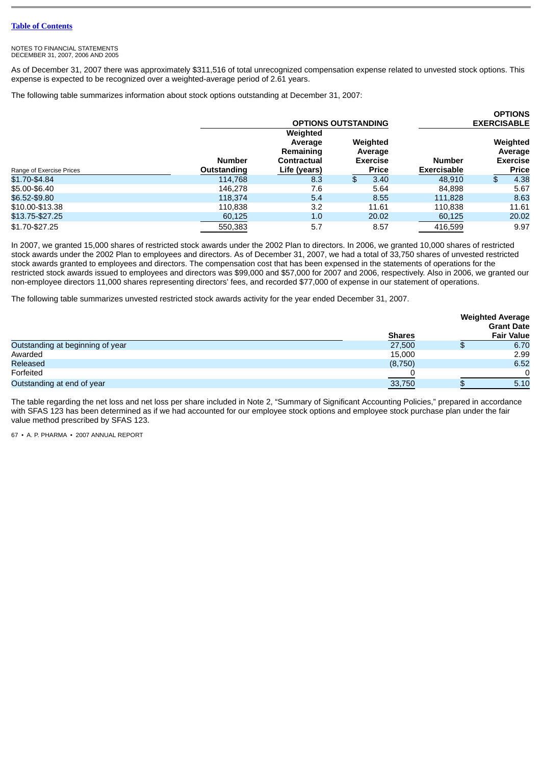NOTES TO FINANCIAL STATEMENTS
DECEMBER 31, 2007, 2006 AND 2005

As of December 31, 2007 there was approximately $311,516 of total unrecognized compensation expense related to unvested stock options. This expense is expected to be recognized over a weighted-average period of 2.61 years.

The following table summarizes information about stock options outstanding at December 31, 2007:

| | OPTIONS OUTSTANDING | | | OPTIONS EXERCISABLE | |
|---|---|---|---|---|---|
| Range of Exercise Prices | Number Outstanding | Weighted Average Remaining Contractual Life (years) | Weighted Average Exercise Price | Number Exercisable | Weighted Average Exercise Price |
| $1.70-$4.84 | 114,768 | 8.3 | $ 3.40 | 48,910 | $ 4.38 |
| $5.00-$6.40 | 146,278 | 7.6 | 5.64 | 84,898 | 5.67 |
| $6.52-$9.80 | 118,374 | 5.4 | 8.55 | 111,828 | 8.63 |
| $10.00-$13.38 | 110,838 | 3.2 | 11.61 | 110,838 | 11.61 |
| $13.75-$27.25 | 60,125 | 1.0 | 20.02 | 60,125 | 20.02 |
| $1.70-$27.25 | 550,383 | 5.7 | 8.57 | 416,599 | 9.97 |

In 2007, we granted 15,000 shares of restricted stock awards under the 2002 Plan to directors. In 2006, we granted 10,000 shares of restricted stock awards under the 2002 Plan to employees and directors. As of December 31, 2007, we had a total of 33,750 shares of unvested restricted stock awards granted to employees and directors. The compensation cost that has been expensed in the statements of operations for the restricted stock awards issued to employees and directors was $99,000 and $57,000 for 2007 and 2006, respectively. Also in 2006, we granted our non-employee directors 11,000 shares representing directors' fees, and recorded $77,000 of expense in our statement of operations.

The following table summarizes unvested restricted stock awards activity for the year ended December 31, 2007.

| | Shares | Weighted Average Grant Date Fair Value |
|---|---|---|
| Outstanding at beginning of year | 27,500 | $ 6.70 |
| Awarded | 15,000 | 2.99 |
| Released | (8,750) | 6.52 |
| Forfeited | 0 | 0 |
| Outstanding at end of year | 33,750 | $ 5.10 |

The table regarding the net loss and net loss per share included in Note 2, "Summary of Significant Accounting Policies," prepared in accordance with SFAS 123 has been determined as if we had accounted for our employee stock options and employee stock purchase plan under the fair value method prescribed by SFAS 123.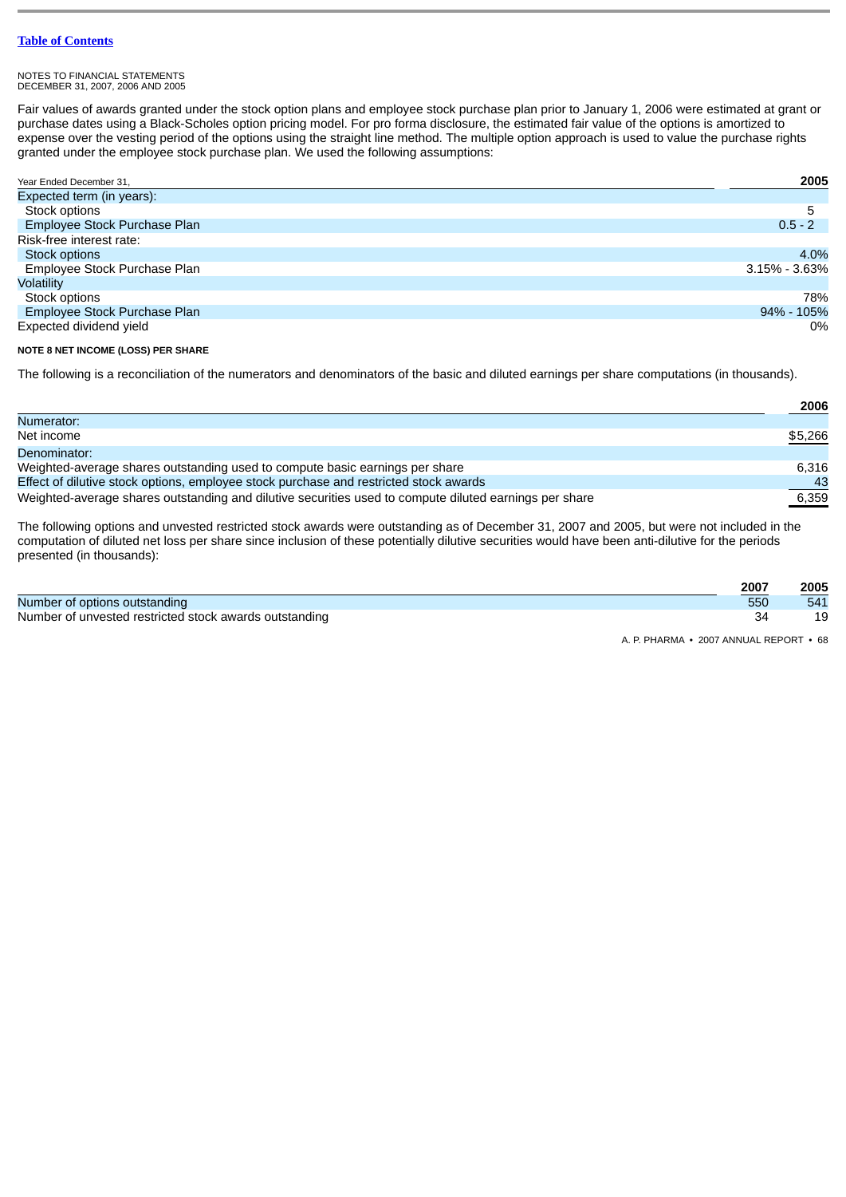NOTES TO FINANCIAL STATEMENTS
DECEMBER 31, 2007, 2006 AND 2005

Fair values of awards granted under the stock option plans and employee stock purchase plan prior to January 1, 2006 were estimated at grant or purchase dates using a Black-Scholes option pricing model. For pro forma disclosure, the estimated fair value of the options is amortized to expense over the vesting period of the options using the straight line method. The multiple option approach is used to value the purchase rights granted under the employee stock purchase plan. We used the following assumptions:

| Year Ended December 31, | 2005 |
|---|---|
| Expected term (in years): | |
| Stock options | 5 |
| Employee Stock Purchase Plan | 0.5 - 2 |
| Risk-free interest rate: | |
| Stock options | 4.0% |
| Employee Stock Purchase Plan | 3.15% - 3.63% |
| Volatility | |
| Stock options | 78% |
| Employee Stock Purchase Plan | 94% - 105% |
| Expected dividend yield | 0% |

**NOTE 8 NET INCOME (LOSS) PER SHARE**

The following is a reconciliation of the numerators and denominators of the basic and diluted earnings per share computations (in thousands).

| | 2006 |
|---|---|
| Numerator: | |
| Net income | $5,266 |
| Denominator: | |
| Weighted-average shares outstanding used to compute basic earnings per share | 6,316 |
| Effect of dilutive stock options, employee stock purchase and restricted stock awards | 43 |
| Weighted-average shares outstanding and dilutive securities used to compute diluted earnings per share | 6,359 |

The following options and unvested restricted stock awards were outstanding as of December 31, 2007 and 2005, but were not included in the computation of diluted net loss per share since inclusion of these potentially dilutive securities would have been anti-dilutive for the periods presented (in thousands):

| | 2007 | 2005 |
|---|---|---|
| Number of options outstanding | 550 | 541 |
| Number of unvested restricted stock awards outstanding | 34 | 19 |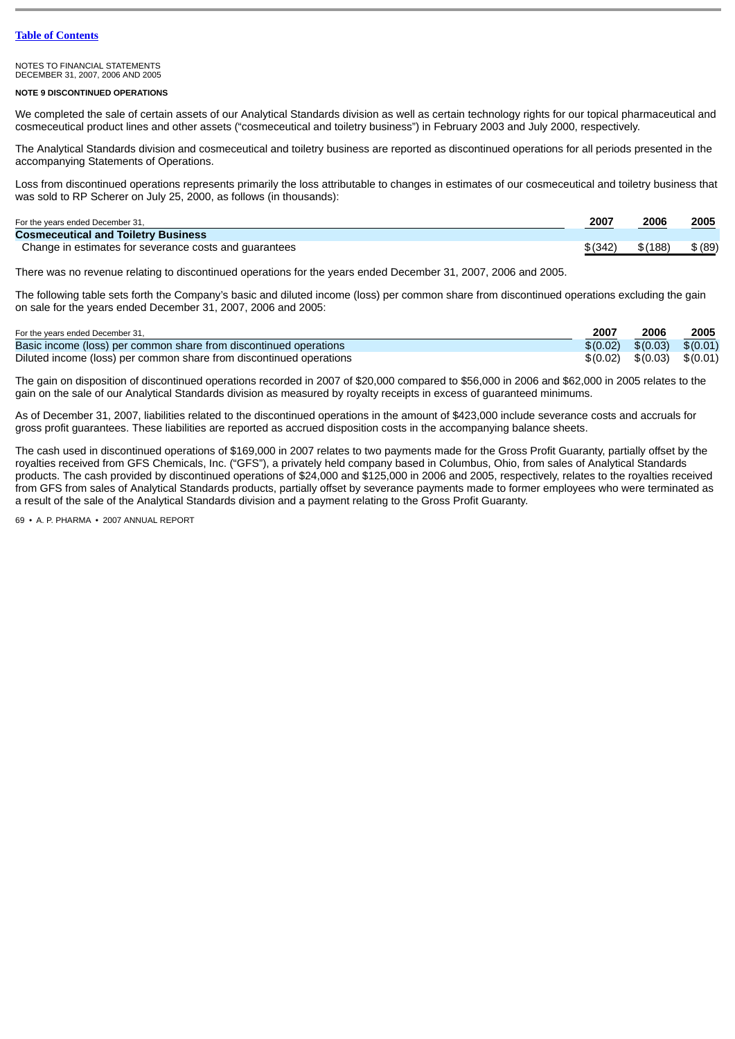[Table of Contents](#)

NOTES TO FINANCIAL STATEMENTS
DECEMBER 31, 2007, 2006 AND 2005

**NOTE 9 DISCONTINUED OPERATIONS**

We completed the sale of certain assets of our Analytical Standards division as well as certain technology rights for our topical pharmaceutical and cosmeceutical product lines and other assets ("cosmeceutical and toiletry business") in February 2003 and July 2000, respectively.

The Analytical Standards division and cosmeceutical and toiletry business are reported as discontinued operations for all periods presented in the accompanying Statements of Operations.

Loss from discontinued operations represents primarily the loss attributable to changes in estimates of our cosmeceutical and toiletry business that was sold to RP Scherer on July 25, 2000, as follows (in thousands):

| For the years ended December 31, | 2007 | 2006 | 2005 |
|---|---|---|---|
| **Cosmeceutical and Toiletry Business** | | | |
| Change in estimates for severance costs and guarantees | $ (342) | $ (188) | $ (89) |

There was no revenue relating to discontinued operations for the years ended December 31, 2007, 2006 and 2005.

The following table sets forth the Company's basic and diluted income (loss) per common share from discontinued operations excluding the gain on sale for the years ended December 31, 2007, 2006 and 2005:

| For the years ended December 31, | 2007 | 2006 | 2005 |
|---|---|---|---|
| Basic income (loss) per common share from discontinued operations | $ (0.02) | $ (0.03) | $ (0.01) |
| Diluted income (loss) per common share from discontinued operations | $ (0.02) | $ (0.03) | $ (0.01) |

The gain on disposition of discontinued operations recorded in 2007 of $20,000 compared to $56,000 in 2006 and $62,000 in 2005 relates to the gain on the sale of our Analytical Standards division as measured by royalty receipts in excess of guaranteed minimums.

As of December 31, 2007, liabilities related to the discontinued operations in the amount of $423,000 include severance costs and accruals for gross profit guarantees. These liabilities are reported as accrued disposition costs in the accompanying balance sheets.

The cash used in discontinued operations of $169,000 in 2007 relates to two payments made for the Gross Profit Guaranty, partially offset by the royalties received from GFS Chemicals, Inc. ("GFS"), a privately held company based in Columbus, Ohio, from sales of Analytical Standards products. The cash provided by discontinued operations of $24,000 and $125,000 in 2006 and 2005, respectively, relates to the royalties received from GFS from sales of Analytical Standards products, partially offset by severance payments made to former employees who were terminated as a result of the sale of the Analytical Standards division and a payment relating to the Gross Profit Guaranty.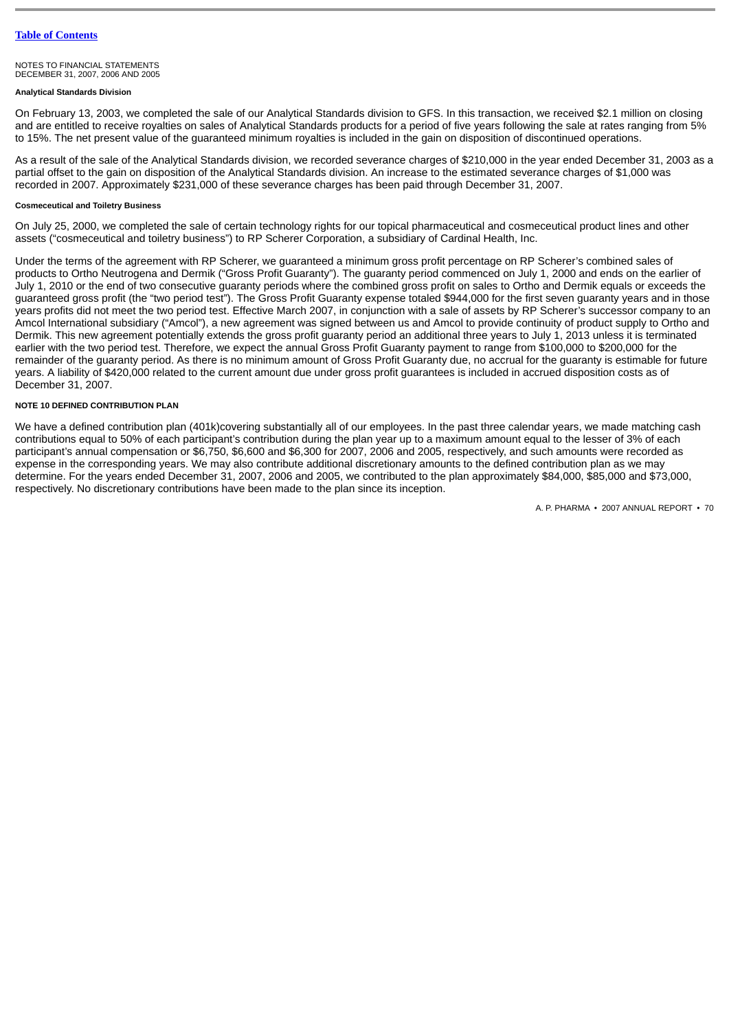NOTES TO FINANCIAL STATEMENTS
DECEMBER 31, 2007, 2006 AND 2005

**Analytical Standards Division**

On February 13, 2003, we completed the sale of our Analytical Standards division to GFS. In this transaction, we received $2.1 million on closing and are entitled to receive royalties on sales of Analytical Standards products for a period of five years following the sale at rates ranging from 5% to 15%. The net present value of the guaranteed minimum royalties is included in the gain on disposition of discontinued operations.

As a result of the sale of the Analytical Standards division, we recorded severance charges of $210,000 in the year ended December 31, 2003 as a partial offset to the gain on disposition of the Analytical Standards division. An increase to the estimated severance charges of $1,000 was recorded in 2007. Approximately $231,000 of these severance charges has been paid through December 31, 2007.

**Cosmeceutical and Toiletry Business**

On July 25, 2000, we completed the sale of certain technology rights for our topical pharmaceutical and cosmeceutical product lines and other assets ("cosmeceutical and toiletry business") to RP Scherer Corporation, a subsidiary of Cardinal Health, Inc.

Under the terms of the agreement with RP Scherer, we guaranteed a minimum gross profit percentage on RP Scherer's combined sales of products to Ortho Neutrogena and Dermik ("Gross Profit Guaranty"). The guaranty period commenced on July 1, 2000 and ends on the earlier of July 1, 2010 or the end of two consecutive guaranty periods where the combined gross profit on sales to Ortho and Dermik equals or exceeds the guaranteed gross profit (the "two period test"). The Gross Profit Guaranty expense totaled $944,000 for the first seven guaranty years and in those years profits did not meet the two period test. Effective March 2007, in conjunction with a sale of assets by RP Scherer's successor company to an Amcol International subsidiary ("Amcol"), a new agreement was signed between us and Amcol to provide continuity of product supply to Ortho and Dermik. This new agreement potentially extends the gross profit guaranty period an additional three years to July 1, 2013 unless it is terminated earlier with the two period test. Therefore, we expect the annual Gross Profit Guaranty payment to range from $100,000 to $200,000 for the remainder of the guaranty period. As there is no minimum amount of Gross Profit Guaranty due, no accrual for the guaranty is estimable for future years. A liability of $420,000 related to the current amount due under gross profit guarantees is included in accrued disposition costs as of December 31, 2007.

**NOTE 10 DEFINED CONTRIBUTION PLAN**

We have a defined contribution plan (401k)covering substantially all of our employees. In the past three calendar years, we made matching cash contributions equal to 50% of each participant's contribution during the plan year up to a maximum amount equal to the lesser of 3% of each participant's annual compensation or $6,750, $6,600 and $6,300 for 2007, 2006 and 2005, respectively, and such amounts were recorded as expense in the corresponding years. We may also contribute additional discretionary amounts to the defined contribution plan as we may determine. For the years ended December 31, 2007, 2006 and 2005, we contributed to the plan approximately $84,000, $85,000 and $73,000, respectively. No discretionary contributions have been made to the plan since its inception.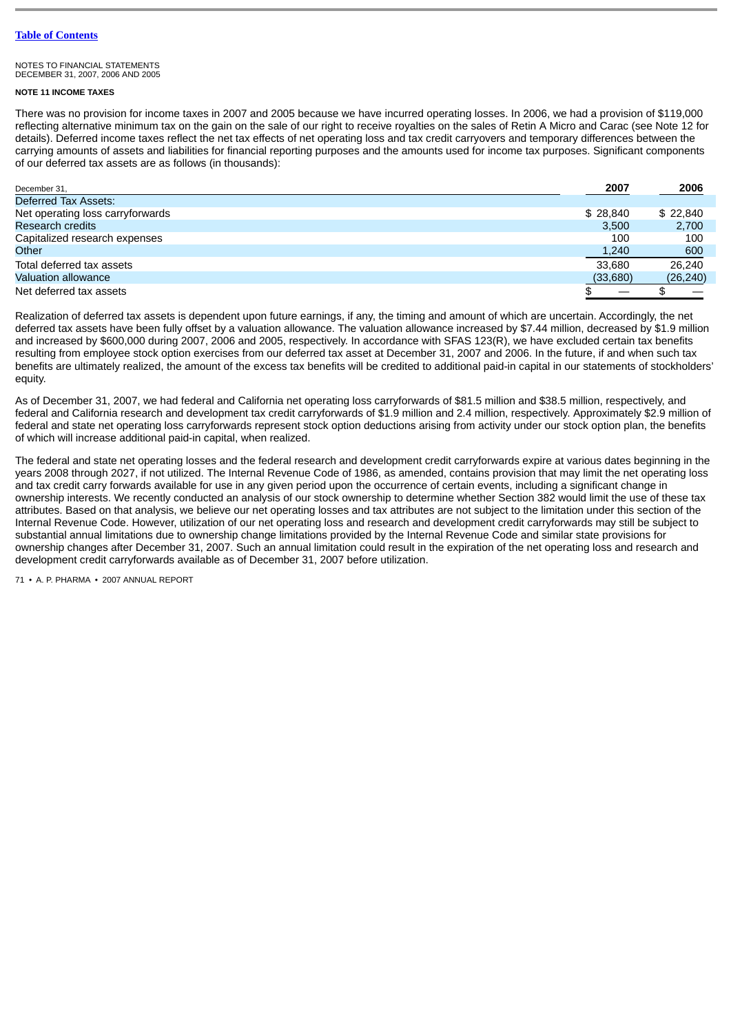NOTES TO FINANCIAL STATEMENTS
DECEMBER 31, 2007, 2006 AND 2005

**NOTE 11 INCOME TAXES**

There was no provision for income taxes in 2007 and 2005 because we have incurred operating losses. In 2006, we had a provision of $119,000 reflecting alternative minimum tax on the gain on the sale of our right to receive royalties on the sales of Retin A Micro and Carac (see Note 12 for details). Deferred income taxes reflect the net tax effects of net operating loss and tax credit carryovers and temporary differences between the carrying amounts of assets and liabilities for financial reporting purposes and the amounts used for income tax purposes. Significant components of our deferred tax assets are as follows (in thousands):

| December 31, | 2007 | 2006 |
|---|---|---|
| Deferred Tax Assets: | | |
| Net operating loss carryforwards | $ 28,840 | $ 22,840 |
| Research credits | 3,500 | 2,700 |
| Capitalized research expenses | 100 | 100 |
| Other | 1,240 | 600 |
| Total deferred tax assets | 33,680 | 26,240 |
| Valuation allowance | (33,680) | (26,240) |
| Net deferred tax assets | $ — | $ — |

Realization of deferred tax assets is dependent upon future earnings, if any, the timing and amount of which are uncertain. Accordingly, the net deferred tax assets have been fully offset by a valuation allowance. The valuation allowance increased by $7.44 million, decreased by $1.9 million and increased by $600,000 during 2007, 2006 and 2005, respectively. In accordance with SFAS 123(R), we have excluded certain tax benefits resulting from employee stock option exercises from our deferred tax asset at December 31, 2007 and 2006. In the future, if and when such tax benefits are ultimately realized, the amount of the excess tax benefits will be credited to additional paid-in capital in our statements of stockholders' equity.

As of December 31, 2007, we had federal and California net operating loss carryforwards of $81.5 million and $38.5 million, respectively, and federal and California research and development tax credit carryforwards of $1.9 million and 2.4 million, respectively. Approximately $2.9 million of federal and state net operating loss carryforwards represent stock option deductions arising from activity under our stock option plan, the benefits of which will increase additional paid-in capital, when realized.

The federal and state net operating losses and the federal research and development credit carryforwards expire at various dates beginning in the years 2008 through 2027, if not utilized. The Internal Revenue Code of 1986, as amended, contains provision that may limit the net operating loss and tax credit carry forwards available for use in any given period upon the occurrence of certain events, including a significant change in ownership interests. We recently conducted an analysis of our stock ownership to determine whether Section 382 would limit the use of these tax attributes. Based on that analysis, we believe our net operating losses and tax attributes are not subject to the limitation under this section of the Internal Revenue Code. However, utilization of our net operating loss and research and development credit carryforwards may still be subject to substantial annual limitations due to ownership change limitations provided by the Internal Revenue Code and similar state provisions for ownership changes after December 31, 2007. Such an annual limitation could result in the expiration of the net operating loss and research and development credit carryforwards available as of December 31, 2007 before utilization.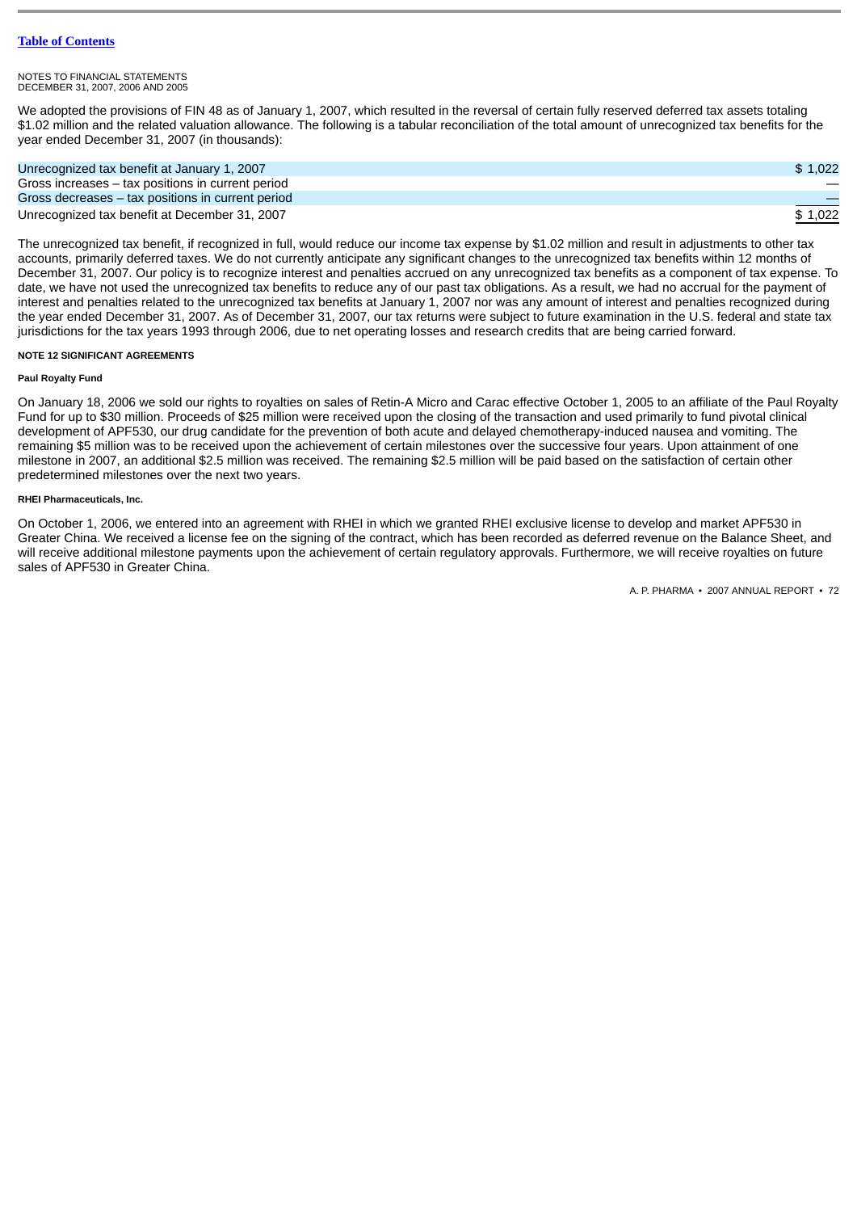NOTES TO FINANCIAL STATEMENTS
DECEMBER 31, 2007, 2006 AND 2005

We adopted the provisions of FIN 48 as of January 1, 2007, which resulted in the reversal of certain fully reserved deferred tax assets totaling $1.02 million and the related valuation allowance. The following is a tabular reconciliation of the total amount of unrecognized tax benefits for the year ended December 31, 2007 (in thousands):

| | |
|---|---|
| Unrecognized tax benefit at January 1, 2007 | $ 1,022 |
| Gross increases – tax positions in current period | — |
| Gross decreases – tax positions in current period | — |
| Unrecognized tax benefit at December 31, 2007 | $ 1,022 |

The unrecognized tax benefit, if recognized in full, would reduce our income tax expense by $1.02 million and result in adjustments to other tax accounts, primarily deferred taxes. We do not currently anticipate any significant changes to the unrecognized tax benefits within 12 months of December 31, 2007. Our policy is to recognize interest and penalties accrued on any unrecognized tax benefits as a component of tax expense. To date, we have not used the unrecognized tax benefits to reduce any of our past tax obligations. As a result, we had no accrual for the payment of interest and penalties related to the unrecognized tax benefits at January 1, 2007 nor was any amount of interest and penalties recognized during the year ended December 31, 2007. As of December 31, 2007, our tax returns were subject to future examination in the U.S. federal and state tax jurisdictions for the tax years 1993 through 2006, due to net operating losses and research credits that are being carried forward.

**NOTE 12 SIGNIFICANT AGREEMENTS**

**Paul Royalty Fund**

On January 18, 2006 we sold our rights to royalties on sales of Retin-A Micro and Carac effective October 1, 2005 to an affiliate of the Paul Royalty Fund for up to $30 million. Proceeds of $25 million were received upon the closing of the transaction and used primarily to fund pivotal clinical development of APF530, our drug candidate for the prevention of both acute and delayed chemotherapy-induced nausea and vomiting. The remaining $5 million was to be received upon the achievement of certain milestones over the successive four years. Upon attainment of one milestone in 2007, an additional $2.5 million was received. The remaining $2.5 million will be paid based on the satisfaction of certain other predetermined milestones over the next two years.

**RHEI Pharmaceuticals, Inc.**

On October 1, 2006, we entered into an agreement with RHEI in which we granted RHEI exclusive license to develop and market APF530 in Greater China. We received a license fee on the signing of the contract, which has been recorded as deferred revenue on the Balance Sheet, and will receive additional milestone payments upon the achievement of certain regulatory approvals. Furthermore, we will receive royalties on future sales of APF530 in Greater China.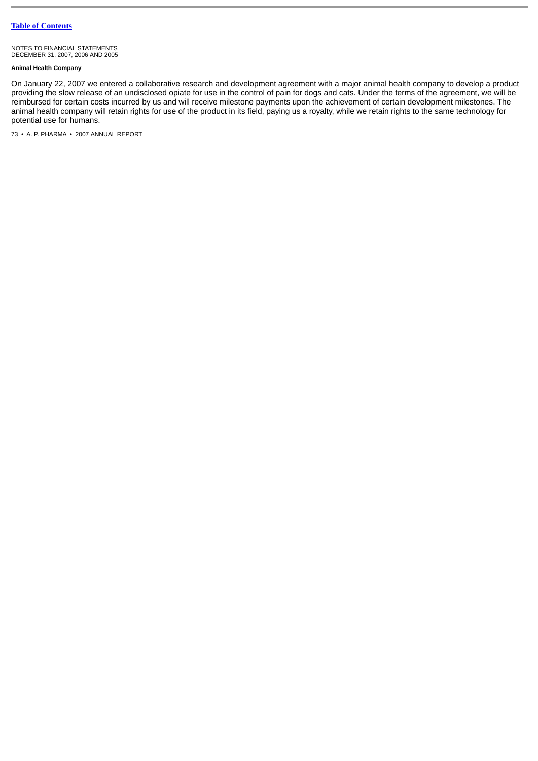NOTES TO FINANCIAL STATEMENTS
DECEMBER 31, 2007, 2006 AND 2005

**Animal Health Company**

On January 22, 2007 we entered a collaborative research and development agreement with a major animal health company to develop a product providing the slow release of an undisclosed opiate for use in the control of pain for dogs and cats. Under the terms of the agreement, we will be reimbursed for certain costs incurred by us and will receive milestone payments upon the achievement of certain development milestones. The animal health company will retain rights for use of the product in its field, paying us a royalty, while we retain rights to the same technology for potential use for humans.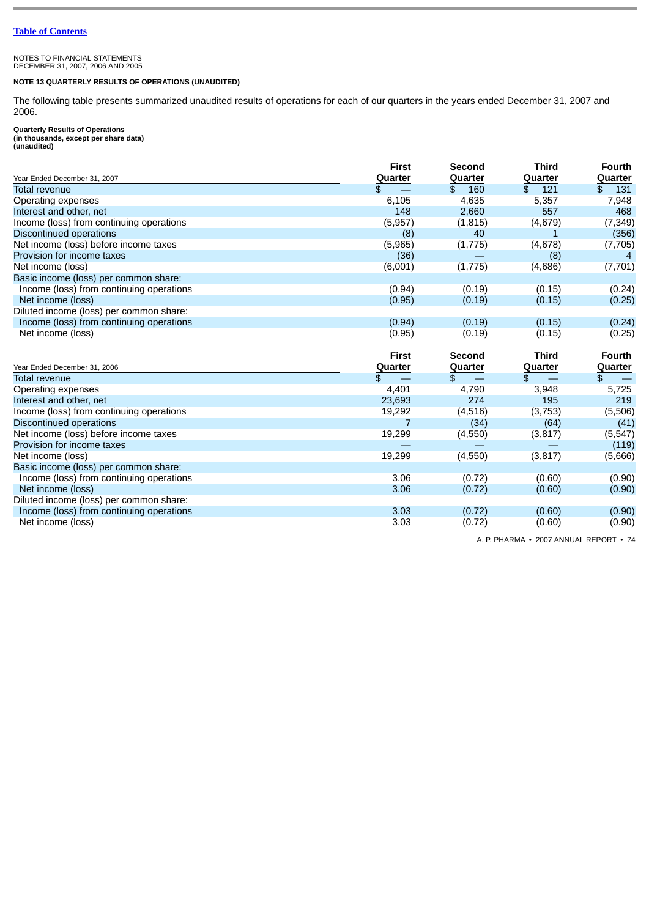[Table of Contents](#)

NOTES TO FINANCIAL STATEMENTS
DECEMBER 31, 2007, 2006 AND 2005

**NOTE 13 QUARTERLY RESULTS OF OPERATIONS (UNAUDITED)**

The following table presents summarized unaudited results of operations for each of our quarters in the years ended December 31, 2007 and 2006.

**Quarterly Results of Operations**
**(in thousands, except per share data)**
**(unaudited)**

| Year Ended December 31, 2007 | First Quarter | Second Quarter | Third Quarter | Fourth Quarter |
|---|---|---|---|---|
| Total revenue | $ — | $ 160 | $ 121 | $ 131 |
| Operating expenses | 6,105 | 4,635 | 5,357 | 7,948 |
| Interest and other, net | 148 | 2,660 | 557 | 468 |
| Income (loss) from continuing operations | (5,957) | (1,815) | (4,679) | (7,349) |
| Discontinued operations | (8) | 40 | 1 | (356) |
| Net income (loss) before income taxes | (5,965) | (1,775) | (4,678) | (7,705) |
| Provision for income taxes | (36) | — | (8) | 4 |
| Net income (loss) | (6,001) | (1,775) | (4,686) | (7,701) |
| Basic income (loss) per common share: | | | | |
| Income (loss) from continuing operations | (0.94) | (0.19) | (0.15) | (0.24) |
| Net income (loss) | (0.95) | (0.19) | (0.15) | (0.25) |
| Diluted income (loss) per common share: | | | | |
| Income (loss) from continuing operations | (0.94) | (0.19) | (0.15) | (0.24) |
| Net income (loss) | (0.95) | (0.19) | (0.15) | (0.25) |

| Year Ended December 31, 2006 | First Quarter | Second Quarter | Third Quarter | Fourth Quarter |
|---|---|---|---|---|
| Total revenue | $ — | $ — | $ — | $ — |
| Operating expenses | 4,401 | 4,790 | 3,948 | 5,725 |
| Interest and other, net | 23,693 | 274 | 195 | 219 |
| Income (loss) from continuing operations | 19,292 | (4,516) | (3,753) | (5,506) |
| Discontinued operations | 7 | (34) | (64) | (41) |
| Net income (loss) before income taxes | 19,299 | (4,550) | (3,817) | (5,547) |
| Provision for income taxes | — | — | — | (119) |
| Net income (loss) | 19,299 | (4,550) | (3,817) | (5,666) |
| Basic income (loss) per common share: | | | | |
| Income (loss) from continuing operations | 3.06 | (0.72) | (0.60) | (0.90) |
| Net income (loss) | 3.06 | (0.72) | (0.60) | (0.90) |
| Diluted income (loss) per common share: | | | | |
| Income (loss) from continuing operations | 3.03 | (0.72) | (0.60) | (0.90) |
| Net income (loss) | 3.03 | (0.72) | (0.60) | (0.90) |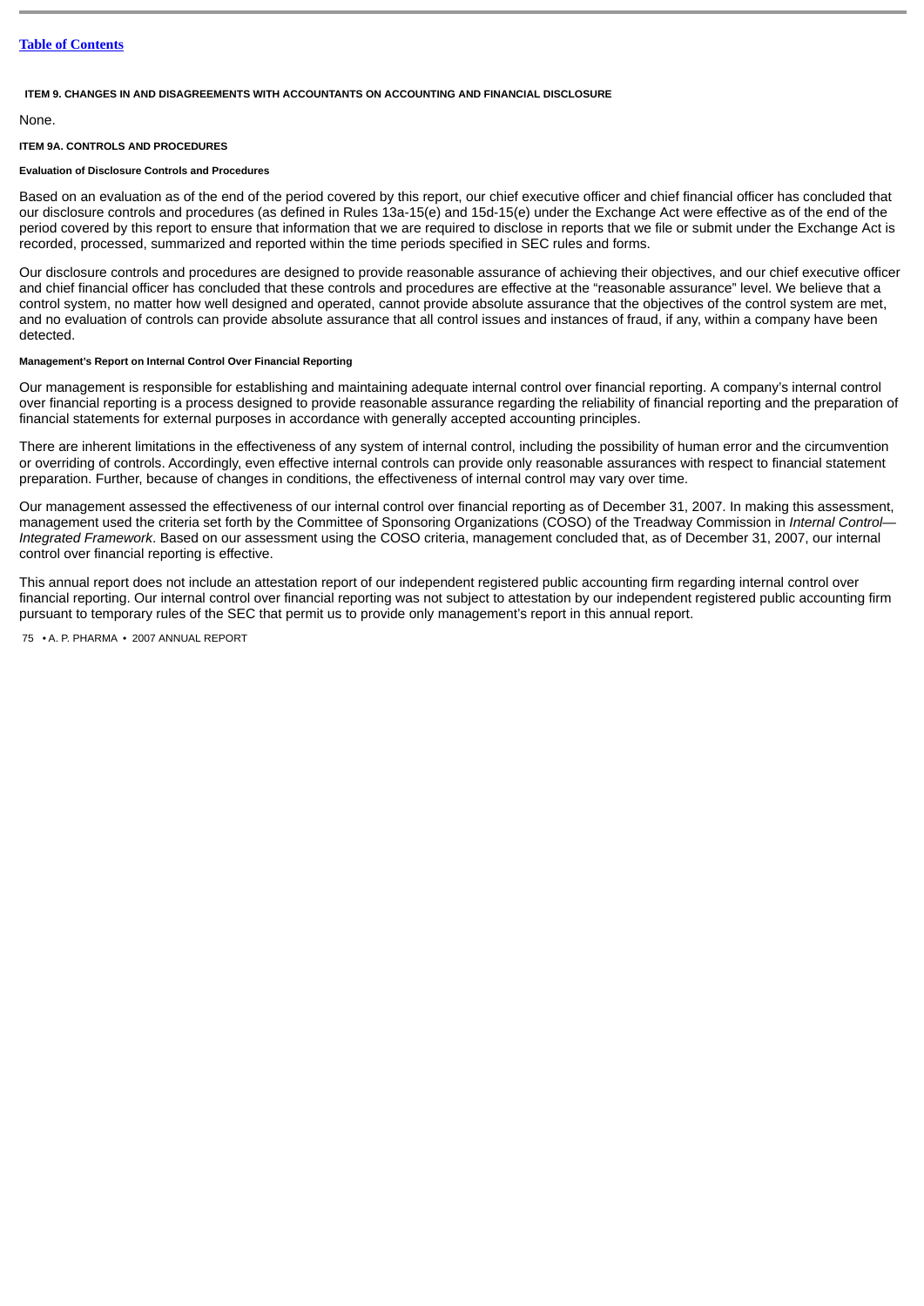## ITEM 9. CHANGES IN AND DISAGREEMENTS WITH ACCOUNTANTS ON ACCOUNTING AND FINANCIAL DISCLOSURE

None.

## ITEM 9A. CONTROLS AND PROCEDURES

### Evaluation of Disclosure Controls and Procedures

Based on an evaluation as of the end of the period covered by this report, our chief executive officer and chief financial officer has concluded that our disclosure controls and procedures (as defined in Rules 13a-15(e) and 15d-15(e) under the Exchange Act were effective as of the end of the period covered by this report to ensure that information that we are required to disclose in reports that we file or submit under the Exchange Act is recorded, processed, summarized and reported within the time periods specified in SEC rules and forms.

Our disclosure controls and procedures are designed to provide reasonable assurance of achieving their objectives, and our chief executive officer and chief financial officer has concluded that these controls and procedures are effective at the "reasonable assurance" level. We believe that a control system, no matter how well designed and operated, cannot provide absolute assurance that the objectives of the control system are met, and no evaluation of controls can provide absolute assurance that all control issues and instances of fraud, if any, within a company have been detected.

### Management's Report on Internal Control Over Financial Reporting

Our management is responsible for establishing and maintaining adequate internal control over financial reporting. A company's internal control over financial reporting is a process designed to provide reasonable assurance regarding the reliability of financial reporting and the preparation of financial statements for external purposes in accordance with generally accepted accounting principles.

There are inherent limitations in the effectiveness of any system of internal control, including the possibility of human error and the circumvention or overriding of controls. Accordingly, even effective internal controls can provide only reasonable assurances with respect to financial statement preparation. Further, because of changes in conditions, the effectiveness of internal control may vary over time.

Our management assessed the effectiveness of our internal control over financial reporting as of December 31, 2007. In making this assessment, management used the criteria set forth by the Committee of Sponsoring Organizations (COSO) of the Treadway Commission in *Internal Control—Integrated Framework*. Based on our assessment using the COSO criteria, management concluded that, as of December 31, 2007, our internal control over financial reporting is effective.

This annual report does not include an attestation report of our independent registered public accounting firm regarding internal control over financial reporting. Our internal control over financial reporting was not subject to attestation by our independent registered public accounting firm pursuant to temporary rules of the SEC that permit us to provide only management's report in this annual report.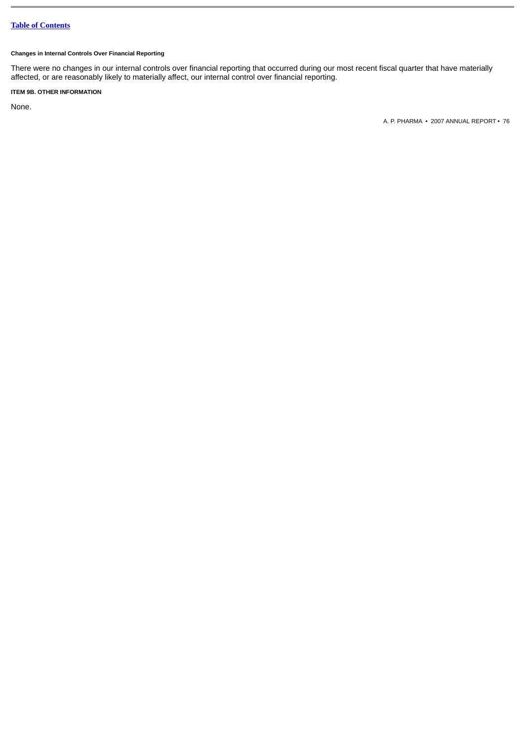**Changes in Internal Controls Over Financial Reporting**

There were no changes in our internal controls over financial reporting that occurred during our most recent fiscal quarter that have materially affected, or are reasonably likely to materially affect, our internal control over financial reporting.

**ITEM 9B. OTHER INFORMATION**

None.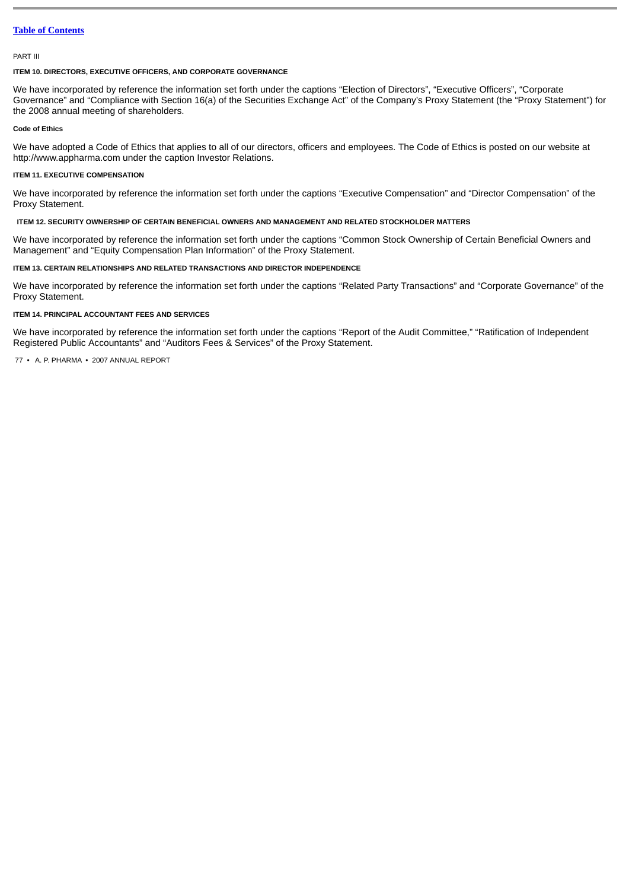[Table of Contents](#)

PART III

### ITEM 10. DIRECTORS, EXECUTIVE OFFICERS, AND CORPORATE GOVERNANCE

We have incorporated by reference the information set forth under the captions “Election of Directors”, “Executive Officers”, “Corporate Governance” and “Compliance with Section 16(a) of the Securities Exchange Act” of the Company’s Proxy Statement (the “Proxy Statement”) for the 2008 annual meeting of shareholders.

#### Code of Ethics

We have adopted a Code of Ethics that applies to all of our directors, officers and employees. The Code of Ethics is posted on our website at http://www.appharma.com under the caption Investor Relations.

### ITEM 11. EXECUTIVE COMPENSATION

We have incorporated by reference the information set forth under the captions “Executive Compensation” and “Director Compensation” of the Proxy Statement.

### ITEM 12. SECURITY OWNERSHIP OF CERTAIN BENEFICIAL OWNERS AND MANAGEMENT AND RELATED STOCKHOLDER MATTERS

We have incorporated by reference the information set forth under the captions “Common Stock Ownership of Certain Beneficial Owners and Management” and “Equity Compensation Plan Information” of the Proxy Statement.

### ITEM 13. CERTAIN RELATIONSHIPS AND RELATED TRANSACTIONS AND DIRECTOR INDEPENDENCE

We have incorporated by reference the information set forth under the captions “Related Party Transactions” and “Corporate Governance” of the Proxy Statement.

### ITEM 14. PRINCIPAL ACCOUNTANT FEES AND SERVICES

We have incorporated by reference the information set forth under the captions “Report of the Audit Committee,” “Ratification of Independent Registered Public Accountants” and “Auditors Fees & Services” of the Proxy Statement.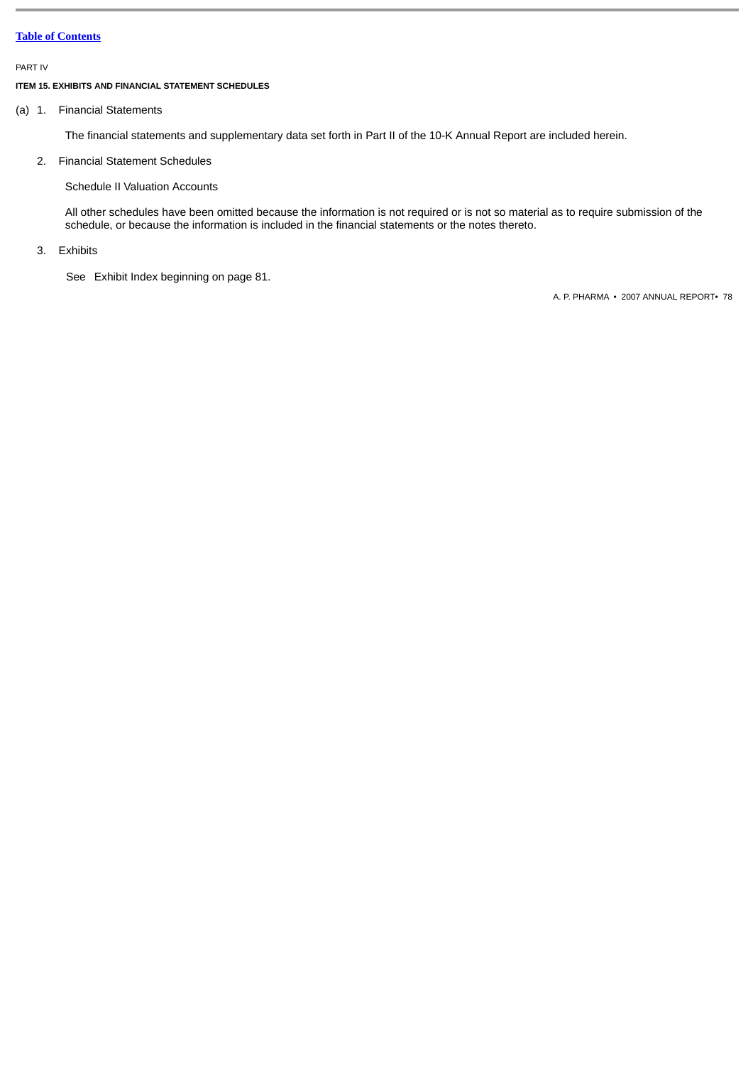[Table of Contents](#)

PART IV

**ITEM 15. EXHIBITS AND FINANCIAL STATEMENT SCHEDULES**

(a) 1. Financial Statements

The financial statements and supplementary data set forth in Part II of the 10-K Annual Report are included herein.

2. Financial Statement Schedules

Schedule II Valuation Accounts

All other schedules have been omitted because the information is not required or is not so material as to require submission of the schedule, or because the information is included in the financial statements or the notes thereto.

3. Exhibits

See Exhibit Index beginning on page 81.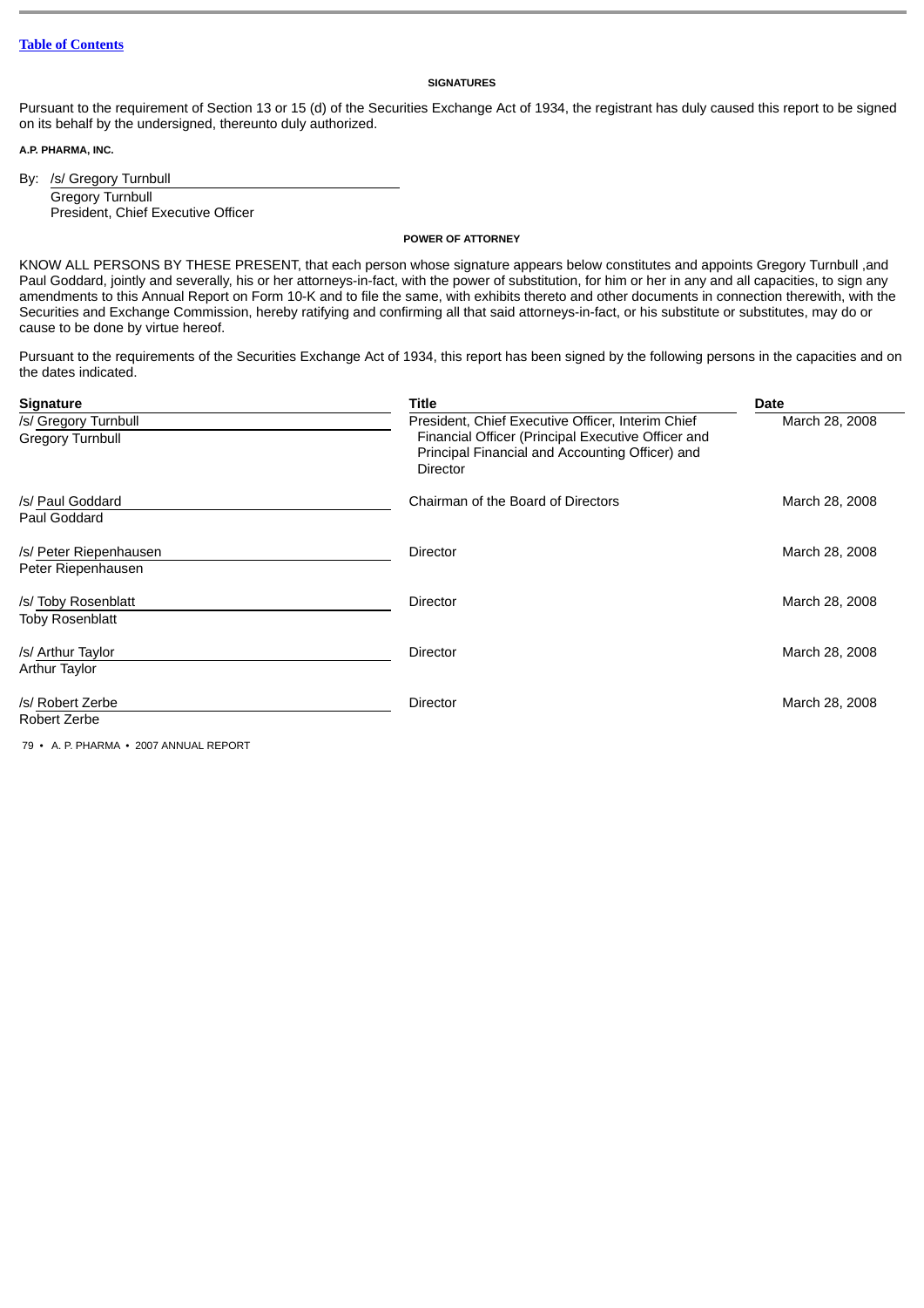Table of Contents

## SIGNATURES

Pursuant to the requirement of Section 13 or 15 (d) of the Securities Exchange Act of 1934, the registrant has duly caused this report to be signed on its behalf by the undersigned, thereunto duly authorized.

**A.P. PHARMA, INC.**

By: /s/ Gregory Turnbull
Gregory Turnbull
President, Chief Executive Officer

## POWER OF ATTORNEY

KNOW ALL PERSONS BY THESE PRESENT, that each person whose signature appears below constitutes and appoints Gregory Turnbull ,and Paul Goddard, jointly and severally, his or her attorneys-in-fact, with the power of substitution, for him or her in any and all capacities, to sign any amendments to this Annual Report on Form 10-K and to file the same, with exhibits thereto and other documents in connection therewith, with the Securities and Exchange Commission, hereby ratifying and confirming all that said attorneys-in-fact, or his substitute or substitutes, may do or cause to be done by virtue hereof.

Pursuant to the requirements of the Securities Exchange Act of 1934, this report has been signed by the following persons in the capacities and on the dates indicated.

| Signature | Title | Date |
|---|---|---|
| /s/ Gregory Turnbull<br>Gregory Turnbull | President, Chief Executive Officer, Interim Chief Financial Officer (Principal Executive Officer and Principal Financial and Accounting Officer) and Director | March 28, 2008 |
| /s/ Paul Goddard<br>Paul Goddard | Chairman of the Board of Directors | March 28, 2008 |
| /s/ Peter Riepenhausen<br>Peter Riepenhausen | Director | March 28, 2008 |
| /s/ Toby Rosenblatt<br>Toby Rosenblatt | Director | March 28, 2008 |
| /s/ Arthur Taylor<br>Arthur Taylor | Director | March 28, 2008 |
| /s/ Robert Zerbe<br>Robert Zerbe | Director | March 28, 2008 |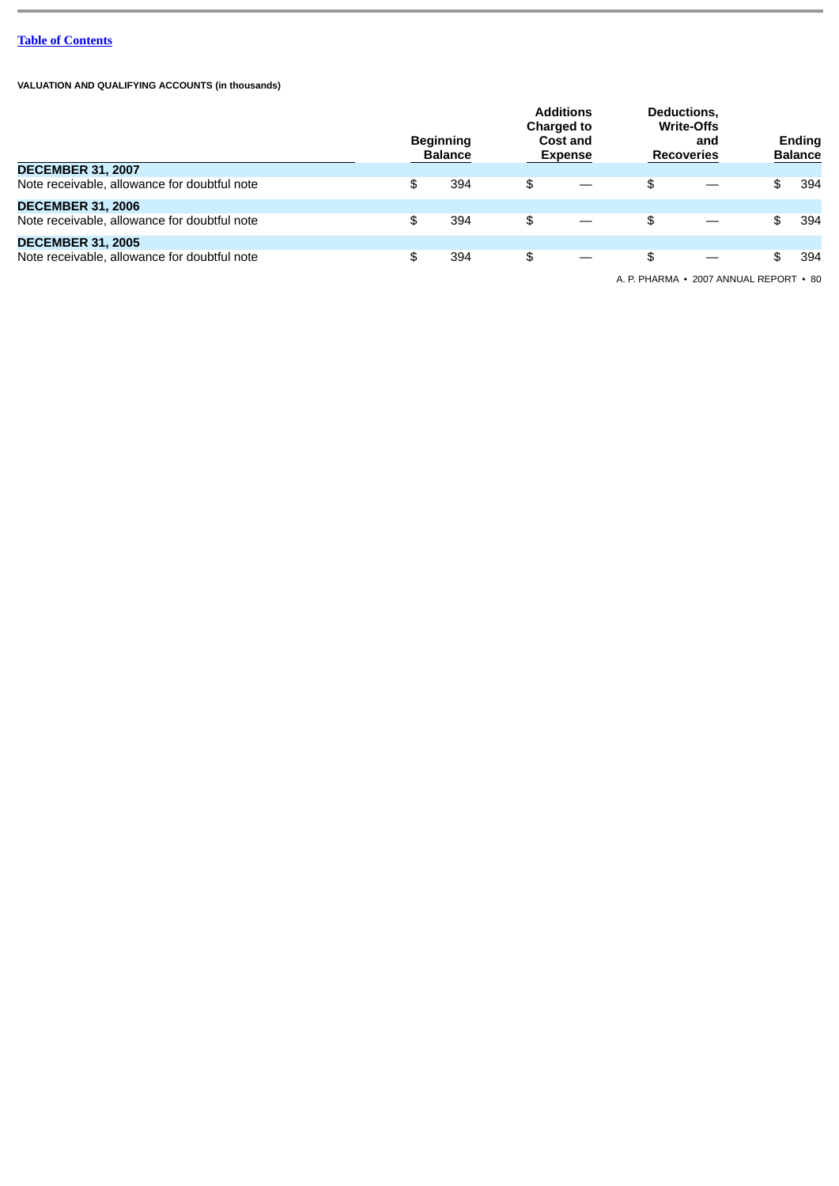[Table of Contents](#)

**VALUATION AND QUALIFYING ACCOUNTS (in thousands)**

| | Beginning Balance | Additions Charged to Cost and Expense | Deductions, Write-Offs and Recoveries | Ending Balance |
|---|---|---|---|---|
| **DECEMBER 31, 2007** | | | | |
| Note receivable, allowance for doubtful note | $ 394 | $ — | $ — | $ 394 |
| **DECEMBER 31, 2006** | | | | |
| Note receivable, allowance for doubtful note | $ 394 | $ — | $ — | $ 394 |
| **DECEMBER 31, 2005** | | | | |
| Note receivable, allowance for doubtful note | $ 394 | $ — | $ — | $ 394 |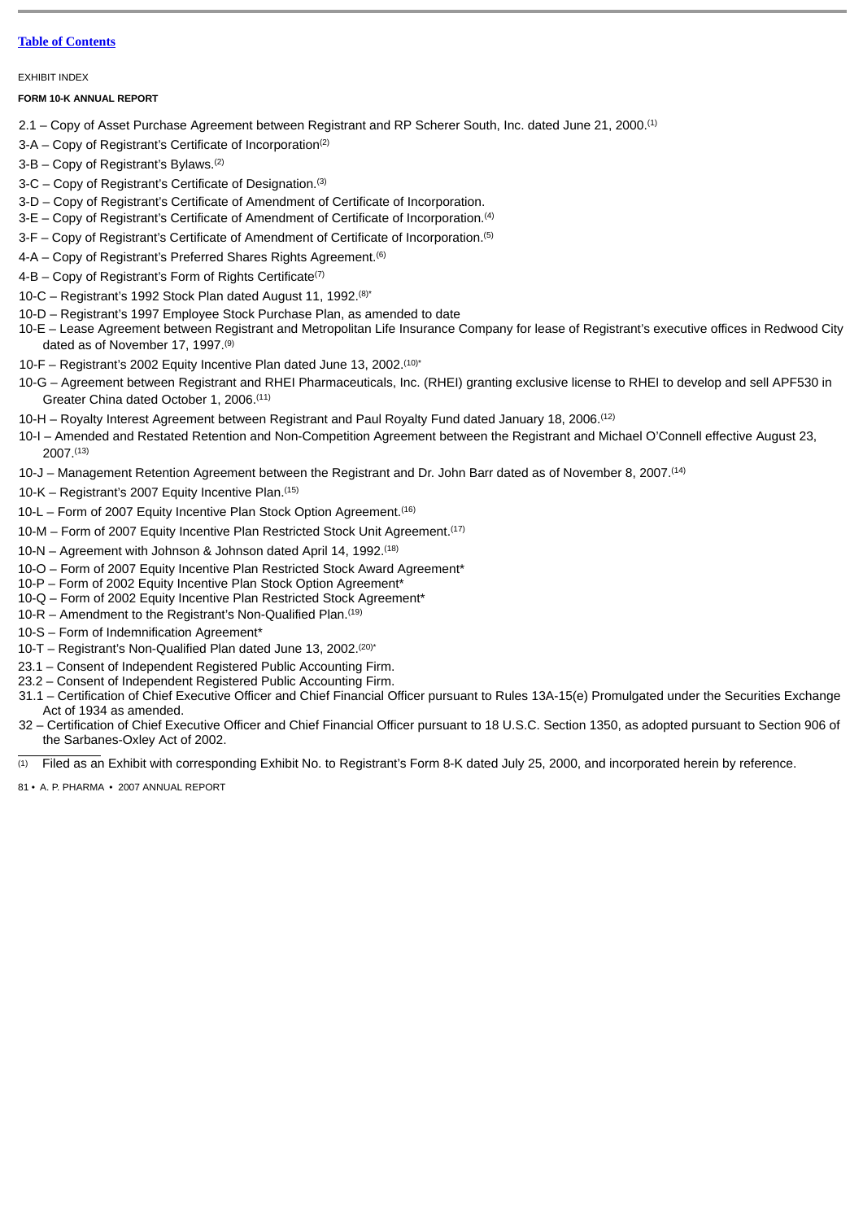[Table of Contents](#)

EXHIBIT INDEX

**FORM 10-K ANNUAL REPORT**

2.1 – Copy of Asset Purchase Agreement between Registrant and RP Scherer South, Inc. dated June 21, 2000.[1]

3-A – Copy of Registrant's Certificate of Incorporation[2]

3-B – Copy of Registrant's Bylaws.[2]

3-C – Copy of Registrant's Certificate of Designation.[3]

3-D – Copy of Registrant's Certificate of Amendment of Certificate of Incorporation.

3-E – Copy of Registrant's Certificate of Amendment of Certificate of Incorporation.[4]

3-F – Copy of Registrant's Certificate of Amendment of Certificate of Incorporation.[5]

4-A – Copy of Registrant's Preferred Shares Rights Agreement.[6]

4-B – Copy of Registrant's Form of Rights Certificate[7]

10-C – Registrant's 1992 Stock Plan dated August 11, 1992.[8]*

10-D – Registrant's 1997 Employee Stock Purchase Plan, as amended to date

10-E – Lease Agreement between Registrant and Metropolitan Life Insurance Company for lease of Registrant's executive offices in Redwood City dated as of November 17, 1997.[9]

10-F – Registrant's 2002 Equity Incentive Plan dated June 13, 2002.[10]*

10-G – Agreement between Registrant and RHEI Pharmaceuticals, Inc. (RHEI) granting exclusive license to RHEI to develop and sell APF530 in Greater China dated October 1, 2006.[11]

10-H – Royalty Interest Agreement between Registrant and Paul Royalty Fund dated January 18, 2006.[12]

10-I – Amended and Restated Retention and Non-Competition Agreement between the Registrant and Michael O'Connell effective August 23, 2007.[13]

10-J – Management Retention Agreement between the Registrant and Dr. John Barr dated as of November 8, 2007.[14]

10-K – Registrant's 2007 Equity Incentive Plan.[15]

10-L – Form of 2007 Equity Incentive Plan Stock Option Agreement.[16]

10-M – Form of 2007 Equity Incentive Plan Restricted Stock Unit Agreement.[17]

10-N – Agreement with Johnson & Johnson dated April 14, 1992.[18]

10-O – Form of 2007 Equity Incentive Plan Restricted Stock Award Agreement*

10-P – Form of 2002 Equity Incentive Plan Stock Option Agreement*

10-Q – Form of 2002 Equity Incentive Plan Restricted Stock Agreement*

10-R – Amendment to the Registrant's Non-Qualified Plan.[19]

10-S – Form of Indemnification Agreement*

10-T – Registrant's Non-Qualified Plan dated June 13, 2002.[20]*

23.1 – Consent of Independent Registered Public Accounting Firm.

23.2 – Consent of Independent Registered Public Accounting Firm.

31.1 – Certification of Chief Executive Officer and Chief Financial Officer pursuant to Rules 13A-15(e) Promulgated under the Securities Exchange Act of 1934 as amended.

32 – Certification of Chief Executive Officer and Chief Financial Officer pursuant to 18 U.S.C. Section 1350, as adopted pursuant to Section 906 of the Sarbanes-Oxley Act of 2002.

---

(1) Filed as an Exhibit with corresponding Exhibit No. to Registrant's Form 8-K dated July 25, 2000, and incorporated herein by reference.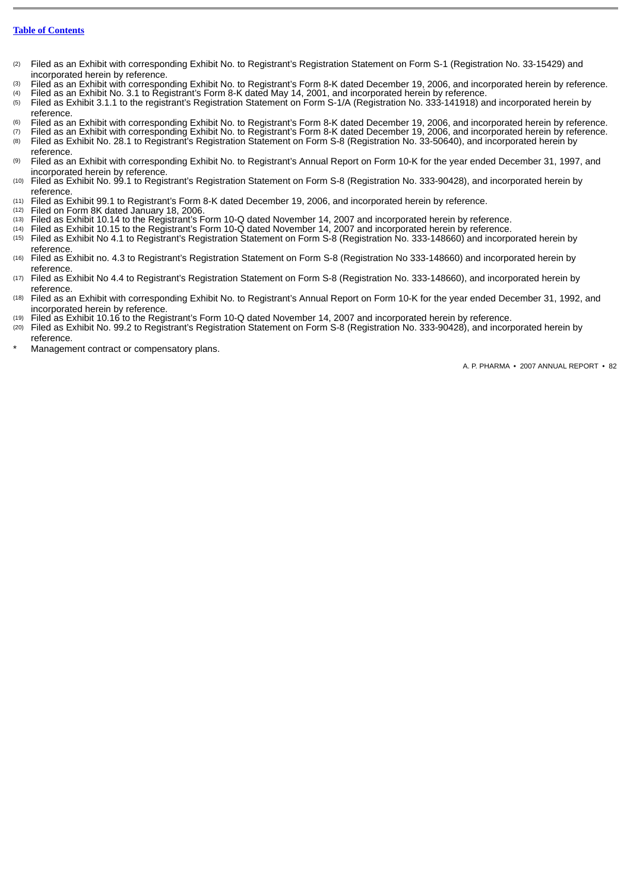[Table of Contents](#)

(2) Filed as an Exhibit with corresponding Exhibit No. to Registrant's Registration Statement on Form S-1 (Registration No. 33-15429) and incorporated herein by reference.

(3) Filed as an Exhibit with corresponding Exhibit No. to Registrant's Form 8-K dated December 19, 2006, and incorporated herein by reference.

(4) Filed as an Exhibit No. 3.1 to Registrant's Form 8-K dated May 14, 2001, and incorporated herein by reference.

(5) Filed as Exhibit 3.1.1 to the registrant's Registration Statement on Form S-1/A (Registration No. 333-141918) and incorporated herein by reference.

(6) Filed as an Exhibit with corresponding Exhibit No. to Registrant's Form 8-K dated December 19, 2006, and incorporated herein by reference.

(7) Filed as an Exhibit with corresponding Exhibit No. to Registrant's Form 8-K dated December 19, 2006, and incorporated herein by reference.

(8) Filed as Exhibit No. 28.1 to Registrant's Registration Statement on Form S-8 (Registration No. 33-50640), and incorporated herein by reference.

(9) Filed as an Exhibit with corresponding Exhibit No. to Registrant's Annual Report on Form 10-K for the year ended December 31, 1997, and incorporated herein by reference.

(10) Filed as Exhibit No. 99.1 to Registrant's Registration Statement on Form S-8 (Registration No. 333-90428), and incorporated herein by reference.

(11) Filed as Exhibit 99.1 to Registrant's Form 8-K dated December 19, 2006, and incorporated herein by reference.

(12) Filed on Form 8K dated January 18, 2006.

(13) Filed as Exhibit 10.14 to the Registrant's Form 10-Q dated November 14, 2007 and incorporated herein by reference.

(14) Filed as Exhibit 10.15 to the Registrant's Form 10-Q dated November 14, 2007 and incorporated herein by reference.

(15) Filed as Exhibit No 4.1 to Registrant's Registration Statement on Form S-8 (Registration No. 333-148660) and incorporated herein by reference.

(16) Filed as Exhibit no. 4.3 to Registrant's Registration Statement on Form S-8 (Registration No 333-148660) and incorporated herein by reference.

(17) Filed as Exhibit No 4.4 to Registrant's Registration Statement on Form S-8 (Registration No. 333-148660), and incorporated herein by reference.

(18) Filed as an Exhibit with corresponding Exhibit No. to Registrant's Annual Report on Form 10-K for the year ended December 31, 1992, and incorporated herein by reference.

(19) Filed as Exhibit 10.16 to the Registrant's Form 10-Q dated November 14, 2007 and incorporated herein by reference.

(20) Filed as Exhibit No. 99.2 to Registrant's Registration Statement on Form S-8 (Registration No. 333-90428), and incorporated herein by reference.

* Management contract or compensatory plans.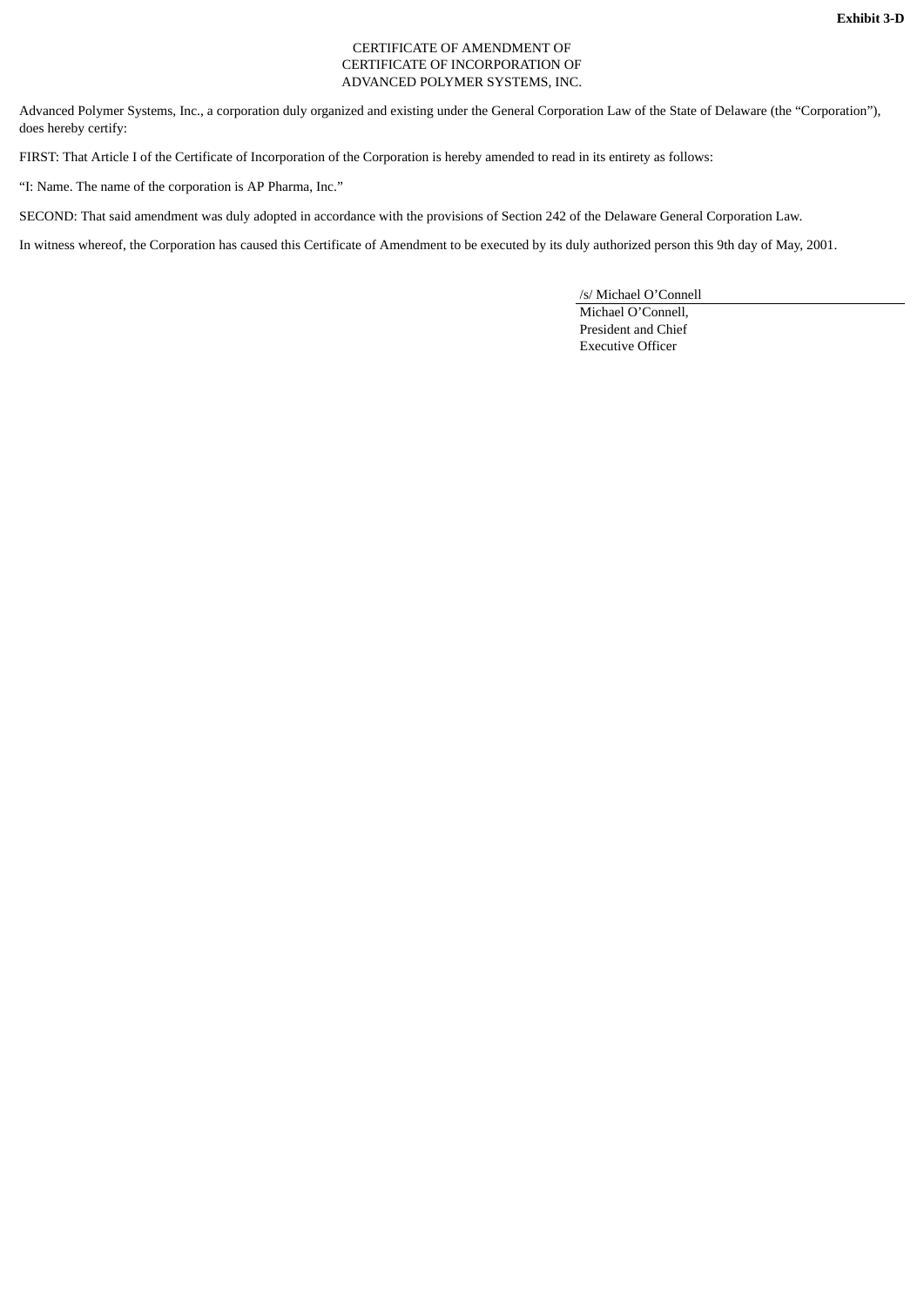**Exhibit 3-D**

CERTIFICATE OF AMENDMENT OF
CERTIFICATE OF INCORPORATION OF
ADVANCED POLYMER SYSTEMS, INC.

Advanced Polymer Systems, Inc., a corporation duly organized and existing under the General Corporation Law of the State of Delaware (the “Corporation”), does hereby certify:

FIRST: That Article I of the Certificate of Incorporation of the Corporation is hereby amended to read in its entirety as follows:

“I: Name. The name of the corporation is AP Pharma, Inc.”

SECOND: That said amendment was duly adopted in accordance with the provisions of Section 242 of the Delaware General Corporation Law.

In witness whereof, the Corporation has caused this Certificate of Amendment to be executed by its duly authorized person this 9th day of May, 2001.

/s/ Michael O’Connell

Michael O’Connell,
President and Chief
Executive Officer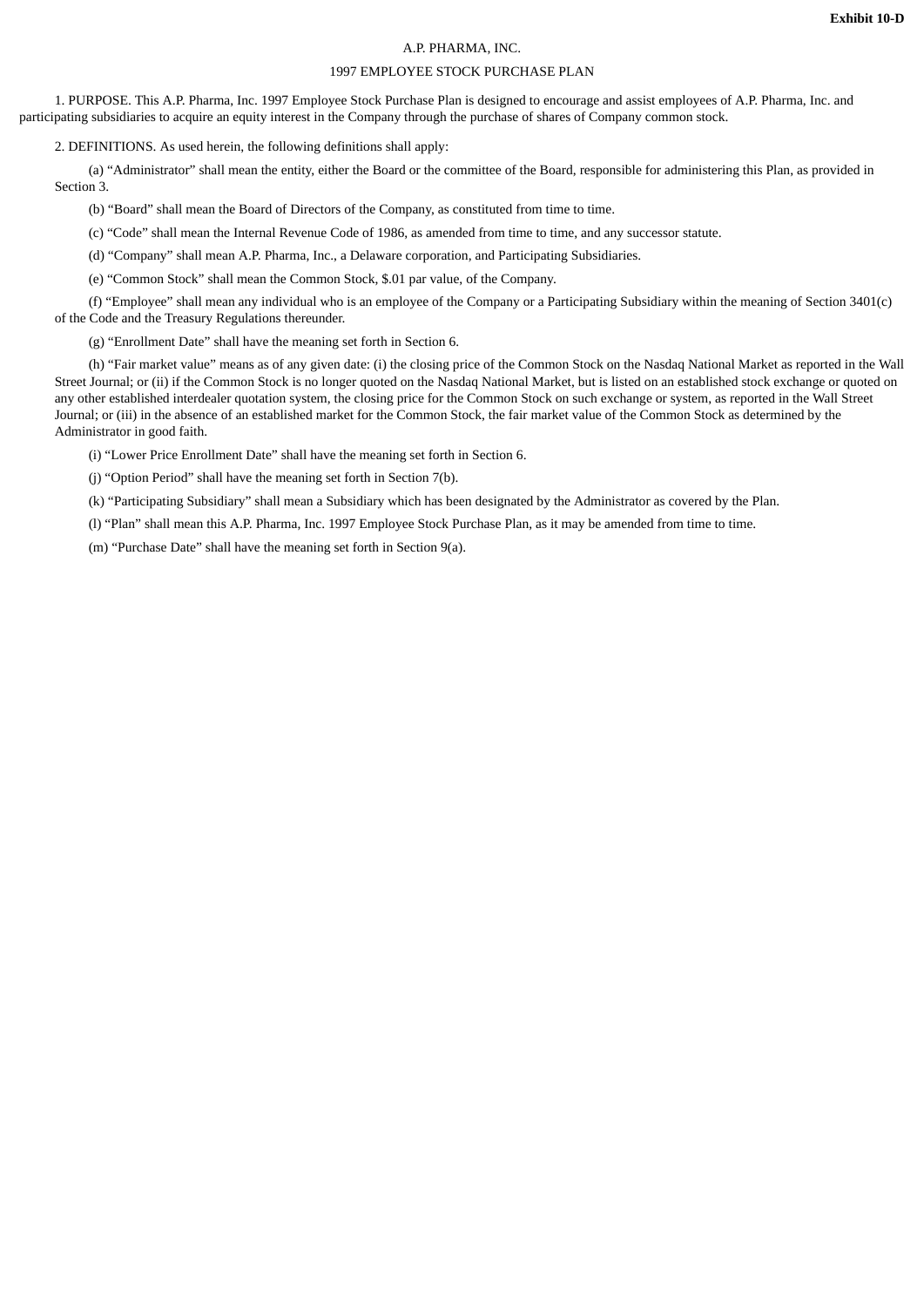**Exhibit 10-D**

A.P. PHARMA, INC.

1997 EMPLOYEE STOCK PURCHASE PLAN

1. PURPOSE. This A.P. Pharma, Inc. 1997 Employee Stock Purchase Plan is designed to encourage and assist employees of A.P. Pharma, Inc. and participating subsidiaries to acquire an equity interest in the Company through the purchase of shares of Company common stock.

2. DEFINITIONS. As used herein, the following definitions shall apply:

(a) “Administrator” shall mean the entity, either the Board or the committee of the Board, responsible for administering this Plan, as provided in Section 3.

(b) “Board” shall mean the Board of Directors of the Company, as constituted from time to time.

(c) “Code” shall mean the Internal Revenue Code of 1986, as amended from time to time, and any successor statute.

(d) “Company” shall mean A.P. Pharma, Inc., a Delaware corporation, and Participating Subsidiaries.

(e) “Common Stock” shall mean the Common Stock, $.01 par value, of the Company.

(f) “Employee” shall mean any individual who is an employee of the Company or a Participating Subsidiary within the meaning of Section 3401(c) of the Code and the Treasury Regulations thereunder.

(g) “Enrollment Date” shall have the meaning set forth in Section 6.

(h) “Fair market value” means as of any given date: (i) the closing price of the Common Stock on the Nasdaq National Market as reported in the Wall Street Journal; or (ii) if the Common Stock is no longer quoted on the Nasdaq National Market, but is listed on an established stock exchange or quoted on any other established interdealer quotation system, the closing price for the Common Stock on such exchange or system, as reported in the Wall Street Journal; or (iii) in the absence of an established market for the Common Stock, the fair market value of the Common Stock as determined by the Administrator in good faith.

(i) “Lower Price Enrollment Date” shall have the meaning set forth in Section 6.

(j) “Option Period” shall have the meaning set forth in Section 7(b).

(k) “Participating Subsidiary” shall mean a Subsidiary which has been designated by the Administrator as covered by the Plan.

(l) “Plan” shall mean this A.P. Pharma, Inc. 1997 Employee Stock Purchase Plan, as it may be amended from time to time.

(m) “Purchase Date” shall have the meaning set forth in Section 9(a).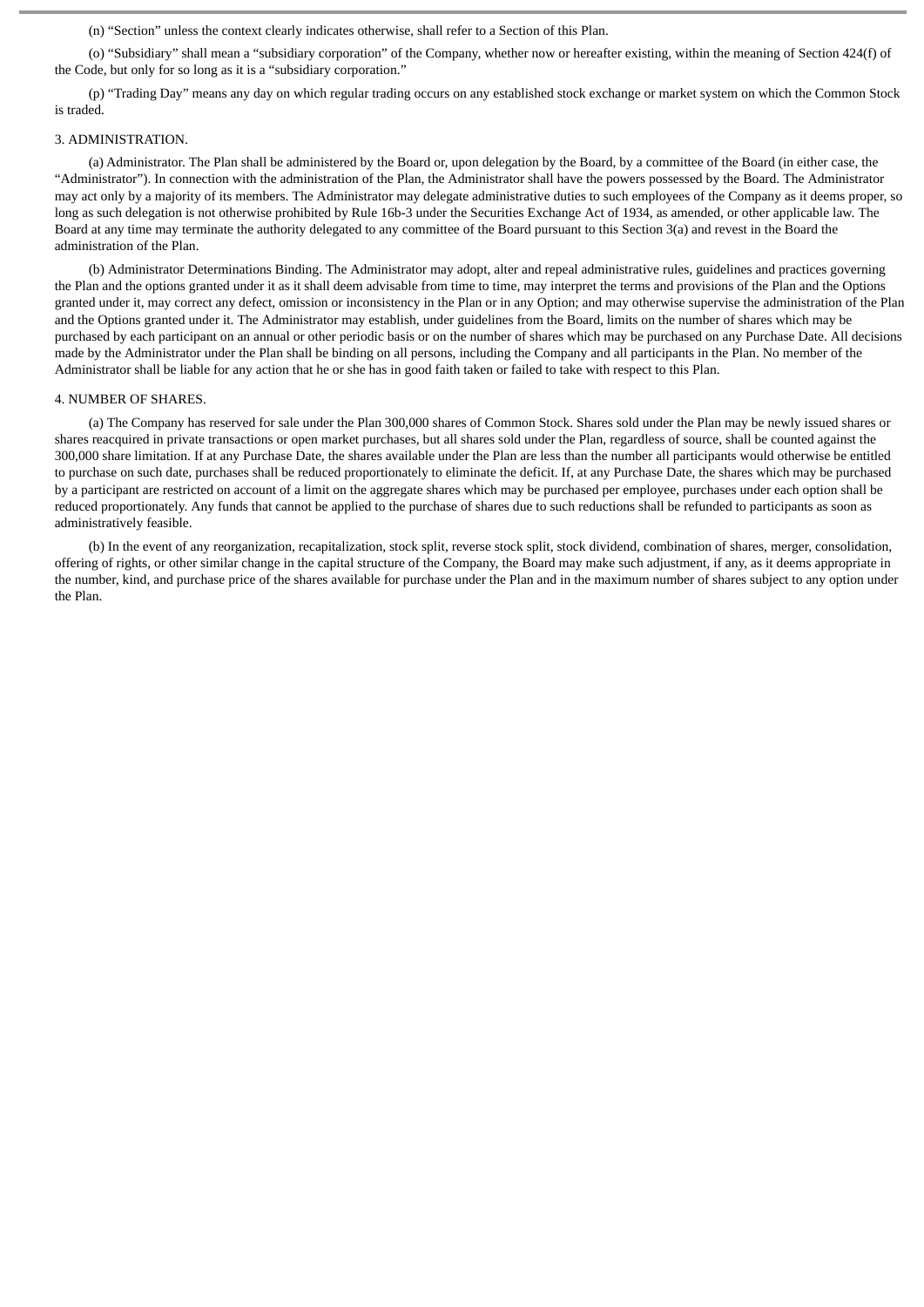(n) “Section” unless the context clearly indicates otherwise, shall refer to a Section of this Plan.

(o) “Subsidiary” shall mean a “subsidiary corporation” of the Company, whether now or hereafter existing, within the meaning of Section 424(f) of the Code, but only for so long as it is a “subsidiary corporation.”

(p) “Trading Day” means any day on which regular trading occurs on any established stock exchange or market system on which the Common Stock is traded.

3. ADMINISTRATION.

(a) Administrator. The Plan shall be administered by the Board or, upon delegation by the Board, by a committee of the Board (in either case, the “Administrator”). In connection with the administration of the Plan, the Administrator shall have the powers possessed by the Board. The Administrator may act only by a majority of its members. The Administrator may delegate administrative duties to such employees of the Company as it deems proper, so long as such delegation is not otherwise prohibited by Rule 16b-3 under the Securities Exchange Act of 1934, as amended, or other applicable law. The Board at any time may terminate the authority delegated to any committee of the Board pursuant to this Section 3(a) and revest in the Board the administration of the Plan.

(b) Administrator Determinations Binding. The Administrator may adopt, alter and repeal administrative rules, guidelines and practices governing the Plan and the options granted under it as it shall deem advisable from time to time, may interpret the terms and provisions of the Plan and the Options granted under it, may correct any defect, omission or inconsistency in the Plan or in any Option; and may otherwise supervise the administration of the Plan and the Options granted under it. The Administrator may establish, under guidelines from the Board, limits on the number of shares which may be purchased by each participant on an annual or other periodic basis or on the number of shares which may be purchased on any Purchase Date. All decisions made by the Administrator under the Plan shall be binding on all persons, including the Company and all participants in the Plan. No member of the Administrator shall be liable for any action that he or she has in good faith taken or failed to take with respect to this Plan.

4. NUMBER OF SHARES.

(a) The Company has reserved for sale under the Plan 300,000 shares of Common Stock. Shares sold under the Plan may be newly issued shares or shares reacquired in private transactions or open market purchases, but all shares sold under the Plan, regardless of source, shall be counted against the 300,000 share limitation. If at any Purchase Date, the shares available under the Plan are less than the number all participants would otherwise be entitled to purchase on such date, purchases shall be reduced proportionately to eliminate the deficit. If, at any Purchase Date, the shares which may be purchased by a participant are restricted on account of a limit on the aggregate shares which may be purchased per employee, purchases under each option shall be reduced proportionately. Any funds that cannot be applied to the purchase of shares due to such reductions shall be refunded to participants as soon as administratively feasible.

(b) In the event of any reorganization, recapitalization, stock split, reverse stock split, stock dividend, combination of shares, merger, consolidation, offering of rights, or other similar change in the capital structure of the Company, the Board may make such adjustment, if any, as it deems appropriate in the number, kind, and purchase price of the shares available for purchase under the Plan and in the maximum number of shares subject to any option under the Plan.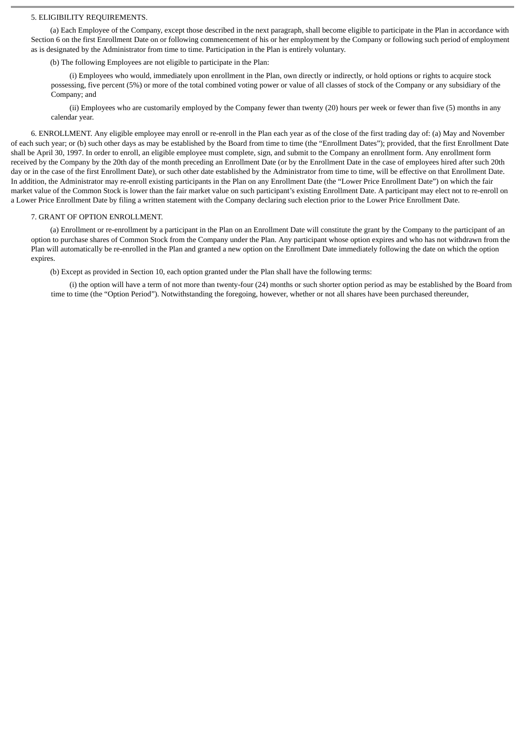5. ELIGIBILITY REQUIREMENTS.

(a) Each Employee of the Company, except those described in the next paragraph, shall become eligible to participate in the Plan in accordance with Section 6 on the first Enrollment Date on or following commencement of his or her employment by the Company or following such period of employment as is designated by the Administrator from time to time. Participation in the Plan is entirely voluntary.

(b) The following Employees are not eligible to participate in the Plan:

(i) Employees who would, immediately upon enrollment in the Plan, own directly or indirectly, or hold options or rights to acquire stock possessing, five percent (5%) or more of the total combined voting power or value of all classes of stock of the Company or any subsidiary of the Company; and

(ii) Employees who are customarily employed by the Company fewer than twenty (20) hours per week or fewer than five (5) months in any calendar year.

6. ENROLLMENT. Any eligible employee may enroll or re-enroll in the Plan each year as of the close of the first trading day of: (a) May and November of each such year; or (b) such other days as may be established by the Board from time to time (the "Enrollment Dates"); provided, that the first Enrollment Date shall be April 30, 1997. In order to enroll, an eligible employee must complete, sign, and submit to the Company an enrollment form. Any enrollment form received by the Company by the 20th day of the month preceding an Enrollment Date (or by the Enrollment Date in the case of employees hired after such 20th day or in the case of the first Enrollment Date), or such other date established by the Administrator from time to time, will be effective on that Enrollment Date. In addition, the Administrator may re-enroll existing participants in the Plan on any Enrollment Date (the "Lower Price Enrollment Date") on which the fair market value of the Common Stock is lower than the fair market value on such participant's existing Enrollment Date. A participant may elect not to re-enroll on a Lower Price Enrollment Date by filing a written statement with the Company declaring such election prior to the Lower Price Enrollment Date.

7. GRANT OF OPTION ENROLLMENT.

(a) Enrollment or re-enrollment by a participant in the Plan on an Enrollment Date will constitute the grant by the Company to the participant of an option to purchase shares of Common Stock from the Company under the Plan. Any participant whose option expires and who has not withdrawn from the Plan will automatically be re-enrolled in the Plan and granted a new option on the Enrollment Date immediately following the date on which the option expires.

(b) Except as provided in Section 10, each option granted under the Plan shall have the following terms:

(i) the option will have a term of not more than twenty-four (24) months or such shorter option period as may be established by the Board from time to time (the "Option Period"). Notwithstanding the foregoing, however, whether or not all shares have been purchased thereunder,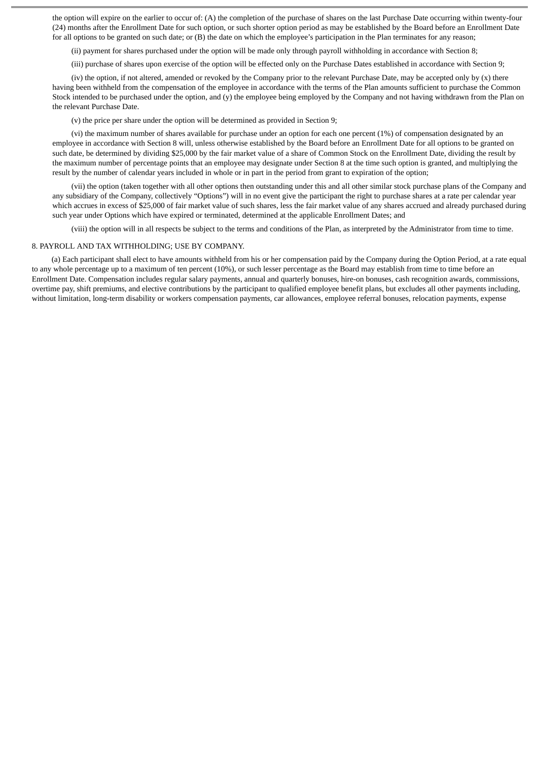the option will expire on the earlier to occur of: (A) the completion of the purchase of shares on the last Purchase Date occurring within twenty-four (24) months after the Enrollment Date for such option, or such shorter option period as may be established by the Board before an Enrollment Date for all options to be granted on such date; or (B) the date on which the employee's participation in the Plan terminates for any reason;

(ii) payment for shares purchased under the option will be made only through payroll withholding in accordance with Section 8;

(iii) purchase of shares upon exercise of the option will be effected only on the Purchase Dates established in accordance with Section 9;

(iv) the option, if not altered, amended or revoked by the Company prior to the relevant Purchase Date, may be accepted only by (x) there having been withheld from the compensation of the employee in accordance with the terms of the Plan amounts sufficient to purchase the Common Stock intended to be purchased under the option, and (y) the employee being employed by the Company and not having withdrawn from the Plan on the relevant Purchase Date.

(v) the price per share under the option will be determined as provided in Section 9;

(vi) the maximum number of shares available for purchase under an option for each one percent (1%) of compensation designated by an employee in accordance with Section 8 will, unless otherwise established by the Board before an Enrollment Date for all options to be granted on such date, be determined by dividing $25,000 by the fair market value of a share of Common Stock on the Enrollment Date, dividing the result by the maximum number of percentage points that an employee may designate under Section 8 at the time such option is granted, and multiplying the result by the number of calendar years included in whole or in part in the period from grant to expiration of the option;

(vii) the option (taken together with all other options then outstanding under this and all other similar stock purchase plans of the Company and any subsidiary of the Company, collectively "Options") will in no event give the participant the right to purchase shares at a rate per calendar year which accrues in excess of $25,000 of fair market value of such shares, less the fair market value of any shares accrued and already purchased during such year under Options which have expired or terminated, determined at the applicable Enrollment Dates; and

(viii) the option will in all respects be subject to the terms and conditions of the Plan, as interpreted by the Administrator from time to time.

8. PAYROLL AND TAX WITHHOLDING; USE BY COMPANY.

(a) Each participant shall elect to have amounts withheld from his or her compensation paid by the Company during the Option Period, at a rate equal to any whole percentage up to a maximum of ten percent (10%), or such lesser percentage as the Board may establish from time to time before an Enrollment Date. Compensation includes regular salary payments, annual and quarterly bonuses, hire-on bonuses, cash recognition awards, commissions, overtime pay, shift premiums, and elective contributions by the participant to qualified employee benefit plans, but excludes all other payments including, without limitation, long-term disability or workers compensation payments, car allowances, employee referral bonuses, relocation payments, expense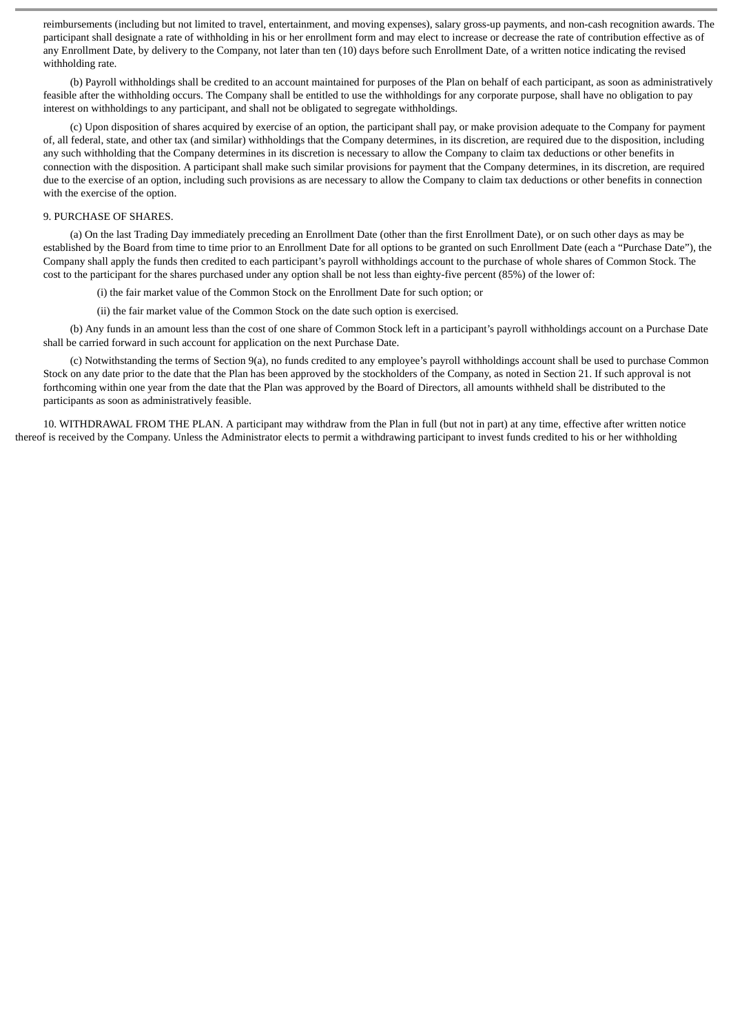reimbursements (including but not limited to travel, entertainment, and moving expenses), salary gross-up payments, and non-cash recognition awards. The participant shall designate a rate of withholding in his or her enrollment form and may elect to increase or decrease the rate of contribution effective as of any Enrollment Date, by delivery to the Company, not later than ten (10) days before such Enrollment Date, of a written notice indicating the revised withholding rate.

(b) Payroll withholdings shall be credited to an account maintained for purposes of the Plan on behalf of each participant, as soon as administratively feasible after the withholding occurs. The Company shall be entitled to use the withholdings for any corporate purpose, shall have no obligation to pay interest on withholdings to any participant, and shall not be obligated to segregate withholdings.

(c) Upon disposition of shares acquired by exercise of an option, the participant shall pay, or make provision adequate to the Company for payment of, all federal, state, and other tax (and similar) withholdings that the Company determines, in its discretion, are required due to the disposition, including any such withholding that the Company determines in its discretion is necessary to allow the Company to claim tax deductions or other benefits in connection with the disposition. A participant shall make such similar provisions for payment that the Company determines, in its discretion, are required due to the exercise of an option, including such provisions as are necessary to allow the Company to claim tax deductions or other benefits in connection with the exercise of the option.

9. PURCHASE OF SHARES.

(a) On the last Trading Day immediately preceding an Enrollment Date (other than the first Enrollment Date), or on such other days as may be established by the Board from time to time prior to an Enrollment Date for all options to be granted on such Enrollment Date (each a "Purchase Date"), the Company shall apply the funds then credited to each participant's payroll withholdings account to the purchase of whole shares of Common Stock. The cost to the participant for the shares purchased under any option shall be not less than eighty-five percent (85%) of the lower of:

(i) the fair market value of the Common Stock on the Enrollment Date for such option; or

(ii) the fair market value of the Common Stock on the date such option is exercised.

(b) Any funds in an amount less than the cost of one share of Common Stock left in a participant's payroll withholdings account on a Purchase Date shall be carried forward in such account for application on the next Purchase Date.

(c) Notwithstanding the terms of Section 9(a), no funds credited to any employee's payroll withholdings account shall be used to purchase Common Stock on any date prior to the date that the Plan has been approved by the stockholders of the Company, as noted in Section 21. If such approval is not forthcoming within one year from the date that the Plan was approved by the Board of Directors, all amounts withheld shall be distributed to the participants as soon as administratively feasible.

10. WITHDRAWAL FROM THE PLAN. A participant may withdraw from the Plan in full (but not in part) at any time, effective after written notice thereof is received by the Company. Unless the Administrator elects to permit a withdrawing participant to invest funds credited to his or her withholding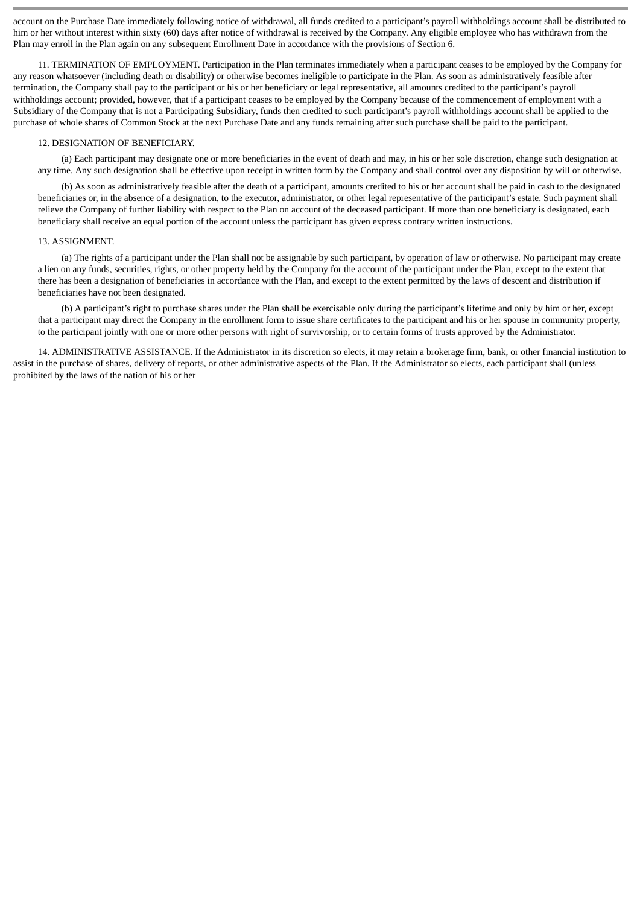account on the Purchase Date immediately following notice of withdrawal, all funds credited to a participant's payroll withholdings account shall be distributed to him or her without interest within sixty (60) days after notice of withdrawal is received by the Company. Any eligible employee who has withdrawn from the Plan may enroll in the Plan again on any subsequent Enrollment Date in accordance with the provisions of Section 6.

11. TERMINATION OF EMPLOYMENT. Participation in the Plan terminates immediately when a participant ceases to be employed by the Company for any reason whatsoever (including death or disability) or otherwise becomes ineligible to participate in the Plan. As soon as administratively feasible after termination, the Company shall pay to the participant or his or her beneficiary or legal representative, all amounts credited to the participant's payroll withholdings account; provided, however, that if a participant ceases to be employed by the Company because of the commencement of employment with a Subsidiary of the Company that is not a Participating Subsidiary, funds then credited to such participant's payroll withholdings account shall be applied to the purchase of whole shares of Common Stock at the next Purchase Date and any funds remaining after such purchase shall be paid to the participant.

12. DESIGNATION OF BENEFICIARY.

(a) Each participant may designate one or more beneficiaries in the event of death and may, in his or her sole discretion, change such designation at any time. Any such designation shall be effective upon receipt in written form by the Company and shall control over any disposition by will or otherwise.

(b) As soon as administratively feasible after the death of a participant, amounts credited to his or her account shall be paid in cash to the designated beneficiaries or, in the absence of a designation, to the executor, administrator, or other legal representative of the participant's estate. Such payment shall relieve the Company of further liability with respect to the Plan on account of the deceased participant. If more than one beneficiary is designated, each beneficiary shall receive an equal portion of the account unless the participant has given express contrary written instructions.

13. ASSIGNMENT.

(a) The rights of a participant under the Plan shall not be assignable by such participant, by operation of law or otherwise. No participant may create a lien on any funds, securities, rights, or other property held by the Company for the account of the participant under the Plan, except to the extent that there has been a designation of beneficiaries in accordance with the Plan, and except to the extent permitted by the laws of descent and distribution if beneficiaries have not been designated.

(b) A participant's right to purchase shares under the Plan shall be exercisable only during the participant's lifetime and only by him or her, except that a participant may direct the Company in the enrollment form to issue share certificates to the participant and his or her spouse in community property, to the participant jointly with one or more other persons with right of survivorship, or to certain forms of trusts approved by the Administrator.

14. ADMINISTRATIVE ASSISTANCE. If the Administrator in its discretion so elects, it may retain a brokerage firm, bank, or other financial institution to assist in the purchase of shares, delivery of reports, or other administrative aspects of the Plan. If the Administrator so elects, each participant shall (unless prohibited by the laws of the nation of his or her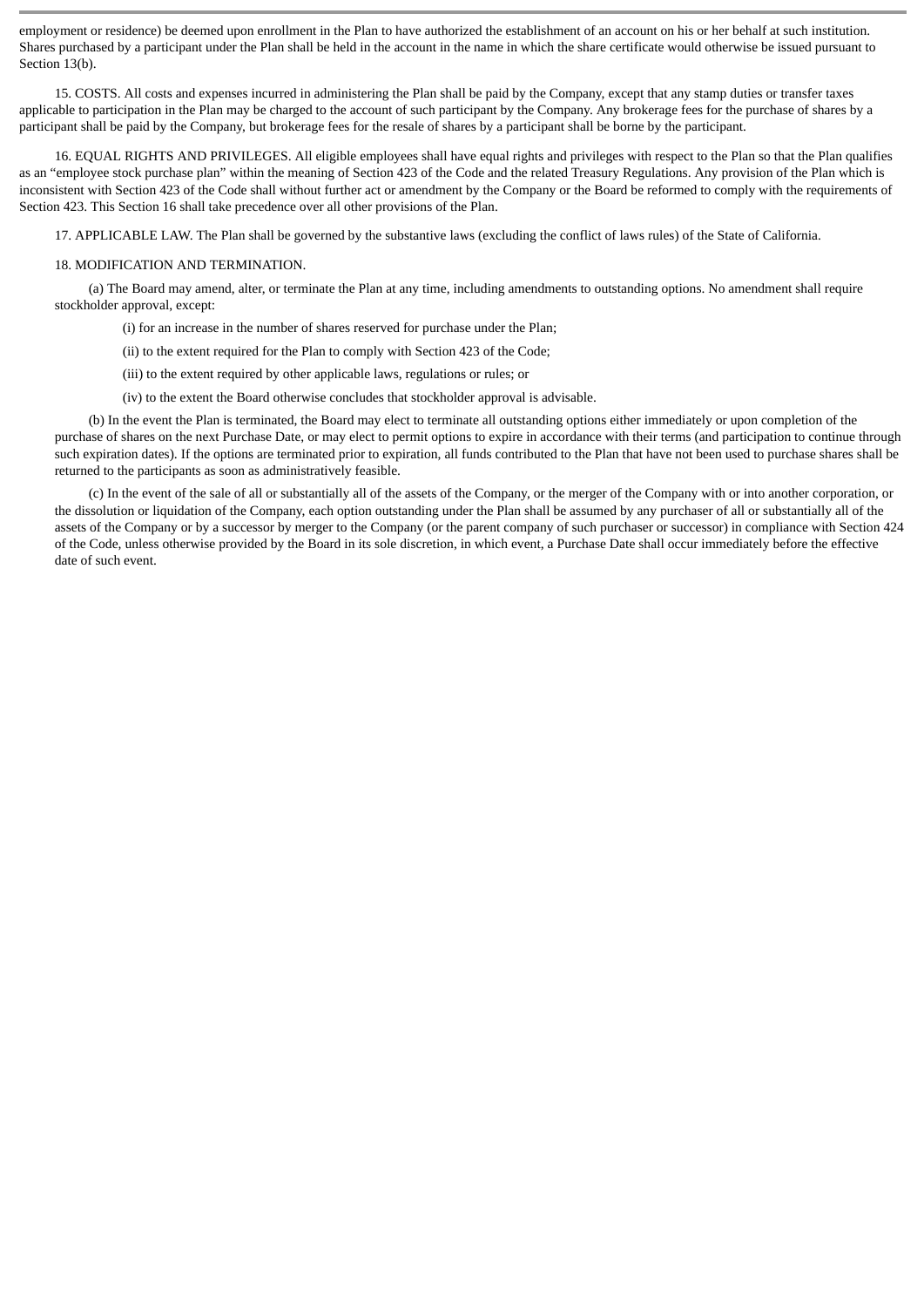employment or residence) be deemed upon enrollment in the Plan to have authorized the establishment of an account on his or her behalf at such institution. Shares purchased by a participant under the Plan shall be held in the account in the name in which the share certificate would otherwise be issued pursuant to Section 13(b).

15. COSTS. All costs and expenses incurred in administering the Plan shall be paid by the Company, except that any stamp duties or transfer taxes applicable to participation in the Plan may be charged to the account of such participant by the Company. Any brokerage fees for the purchase of shares by a participant shall be paid by the Company, but brokerage fees for the resale of shares by a participant shall be borne by the participant.

16. EQUAL RIGHTS AND PRIVILEGES. All eligible employees shall have equal rights and privileges with respect to the Plan so that the Plan qualifies as an "employee stock purchase plan" within the meaning of Section 423 of the Code and the related Treasury Regulations. Any provision of the Plan which is inconsistent with Section 423 of the Code shall without further act or amendment by the Company or the Board be reformed to comply with the requirements of Section 423. This Section 16 shall take precedence over all other provisions of the Plan.

17. APPLICABLE LAW. The Plan shall be governed by the substantive laws (excluding the conflict of laws rules) of the State of California.

18. MODIFICATION AND TERMINATION.

(a) The Board may amend, alter, or terminate the Plan at any time, including amendments to outstanding options. No amendment shall require stockholder approval, except:

(i) for an increase in the number of shares reserved for purchase under the Plan;

(ii) to the extent required for the Plan to comply with Section 423 of the Code;

(iii) to the extent required by other applicable laws, regulations or rules; or

(iv) to the extent the Board otherwise concludes that stockholder approval is advisable.

(b) In the event the Plan is terminated, the Board may elect to terminate all outstanding options either immediately or upon completion of the purchase of shares on the next Purchase Date, or may elect to permit options to expire in accordance with their terms (and participation to continue through such expiration dates). If the options are terminated prior to expiration, all funds contributed to the Plan that have not been used to purchase shares shall be returned to the participants as soon as administratively feasible.

(c) In the event of the sale of all or substantially all of the assets of the Company, or the merger of the Company with or into another corporation, or the dissolution or liquidation of the Company, each option outstanding under the Plan shall be assumed by any purchaser of all or substantially all of the assets of the Company or by a successor by merger to the Company (or the parent company of such purchaser or successor) in compliance with Section 424 of the Code, unless otherwise provided by the Board in its sole discretion, in which event, a Purchase Date shall occur immediately before the effective date of such event.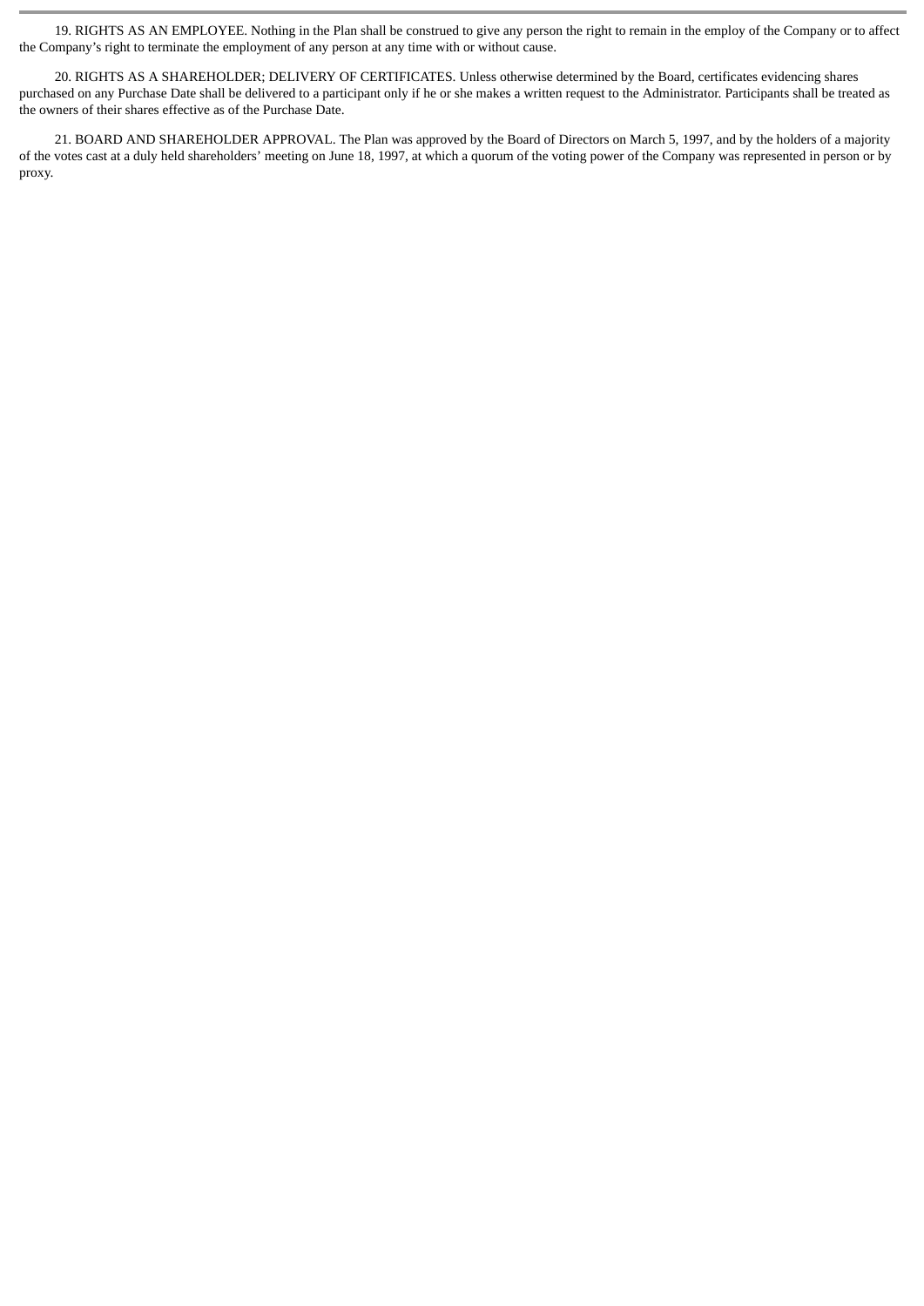19. RIGHTS AS AN EMPLOYEE. Nothing in the Plan shall be construed to give any person the right to remain in the employ of the Company or to affect the Company's right to terminate the employment of any person at any time with or without cause.

20. RIGHTS AS A SHAREHOLDER; DELIVERY OF CERTIFICATES. Unless otherwise determined by the Board, certificates evidencing shares purchased on any Purchase Date shall be delivered to a participant only if he or she makes a written request to the Administrator. Participants shall be treated as the owners of their shares effective as of the Purchase Date.

21. BOARD AND SHAREHOLDER APPROVAL. The Plan was approved by the Board of Directors on March 5, 1997, and by the holders of a majority of the votes cast at a duly held shareholders' meeting on June 18, 1997, at which a quorum of the voting power of the Company was represented in person or by proxy.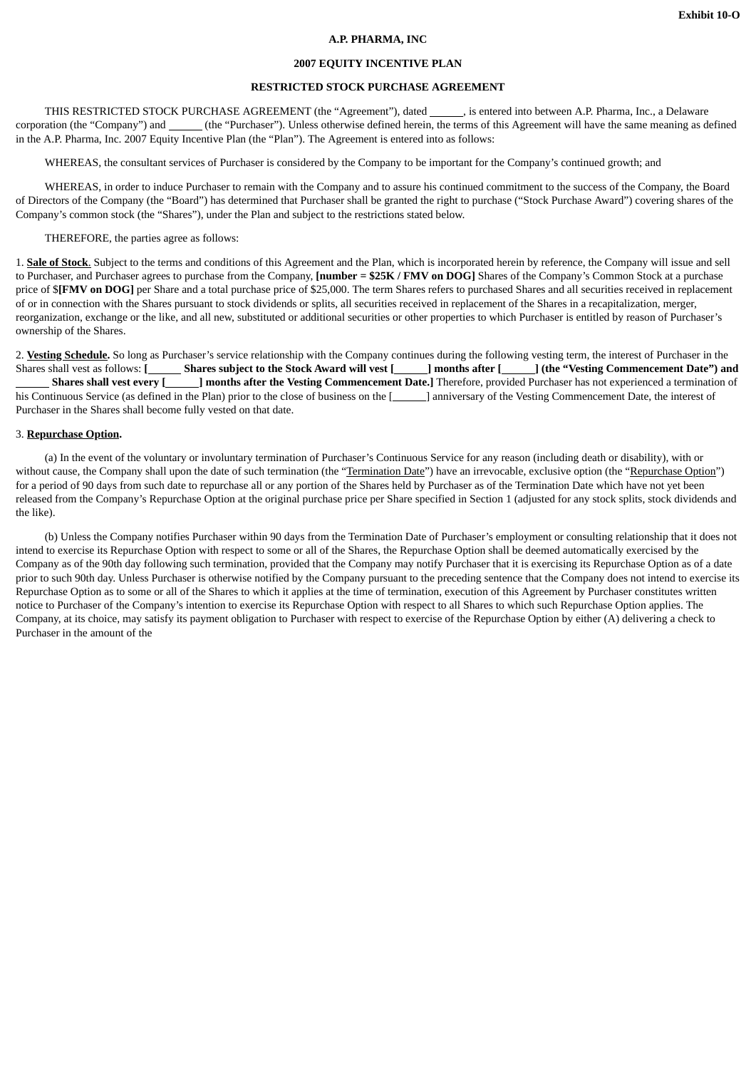Exhibit 10-O

**A.P. PHARMA, INC**

**2007 EQUITY INCENTIVE PLAN**

**RESTRICTED STOCK PURCHASE AGREEMENT**

THIS RESTRICTED STOCK PURCHASE AGREEMENT (the "Agreement"), dated ______, is entered into between A.P. Pharma, Inc., a Delaware corporation (the "Company") and ______ (the "Purchaser"). Unless otherwise defined herein, the terms of this Agreement will have the same meaning as defined in the A.P. Pharma, Inc. 2007 Equity Incentive Plan (the "Plan"). The Agreement is entered into as follows:

WHEREAS, the consultant services of Purchaser is considered by the Company to be important for the Company's continued growth; and

WHEREAS, in order to induce Purchaser to remain with the Company and to assure his continued commitment to the success of the Company, the Board of Directors of the Company (the "Board") has determined that Purchaser shall be granted the right to purchase ("Stock Purchase Award") covering shares of the Company's common stock (the "Shares"), under the Plan and subject to the restrictions stated below.

THEREFORE, the parties agree as follows:

1. **Sale of Stock**. Subject to the terms and conditions of this Agreement and the Plan, which is incorporated herein by reference, the Company will issue and sell to Purchaser, and Purchaser agrees to purchase from the Company, **[number = $25K / FMV on DOG]** Shares of the Company's Common Stock at a purchase price of $**[FMV on DOG]** per Share and a total purchase price of $25,000. The term Shares refers to purchased Shares and all securities received in replacement of or in connection with the Shares pursuant to stock dividends or splits, all securities received in replacement of the Shares in a recapitalization, merger, reorganization, exchange or the like, and all new, substituted or additional securities or other properties to which Purchaser is entitled by reason of Purchaser's ownership of the Shares.

2. **Vesting Schedule.** So long as Purchaser's service relationship with the Company continues during the following vesting term, the interest of Purchaser in the Shares shall vest as follows: **[______ Shares subject to the Stock Award will vest [______] months after [______] (the "Vesting Commencement Date") and ______ Shares shall vest every [______] months after the Vesting Commencement Date.]** Therefore, provided Purchaser has not experienced a termination of his Continuous Service (as defined in the Plan) prior to the close of business on the [______] anniversary of the Vesting Commencement Date, the interest of Purchaser in the Shares shall become fully vested on that date.

3. **Repurchase Option.**

(a) In the event of the voluntary or involuntary termination of Purchaser's Continuous Service for any reason (including death or disability), with or without cause, the Company shall upon the date of such termination (the "Termination Date") have an irrevocable, exclusive option (the "Repurchase Option") for a period of 90 days from such date to repurchase all or any portion of the Shares held by Purchaser as of the Termination Date which have not yet been released from the Company's Repurchase Option at the original purchase price per Share specified in Section 1 (adjusted for any stock splits, stock dividends and the like).

(b) Unless the Company notifies Purchaser within 90 days from the Termination Date of Purchaser's employment or consulting relationship that it does not intend to exercise its Repurchase Option with respect to some or all of the Shares, the Repurchase Option shall be deemed automatically exercised by the Company as of the 90th day following such termination, provided that the Company may notify Purchaser that it is exercising its Repurchase Option as of a date prior to such 90th day. Unless Purchaser is otherwise notified by the Company pursuant to the preceding sentence that the Company does not intend to exercise its Repurchase Option as to some or all of the Shares to which it applies at the time of termination, execution of this Agreement by Purchaser constitutes written notice to Purchaser of the Company's intention to exercise its Repurchase Option with respect to all Shares to which such Repurchase Option applies. The Company, at its choice, may satisfy its payment obligation to Purchaser with respect to exercise of the Repurchase Option by either (A) delivering a check to Purchaser in the amount of the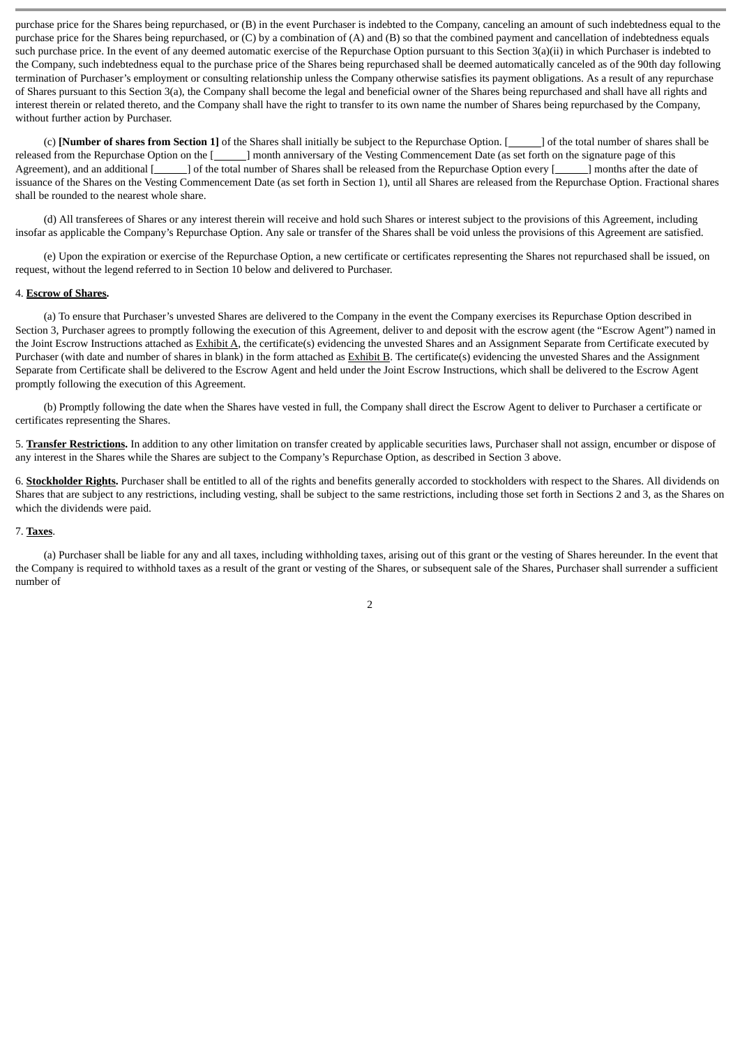purchase price for the Shares being repurchased, or (B) in the event Purchaser is indebted to the Company, canceling an amount of such indebtedness equal to the purchase price for the Shares being repurchased, or (C) by a combination of (A) and (B) so that the combined payment and cancellation of indebtedness equals such purchase price. In the event of any deemed automatic exercise of the Repurchase Option pursuant to this Section 3(a)(ii) in which Purchaser is indebted to the Company, such indebtedness equal to the purchase price of the Shares being repurchased shall be deemed automatically canceled as of the 90th day following termination of Purchaser's employment or consulting relationship unless the Company otherwise satisfies its payment obligations. As a result of any repurchase of Shares pursuant to this Section 3(a), the Company shall become the legal and beneficial owner of the Shares being repurchased and shall have all rights and interest therein or related thereto, and the Company shall have the right to transfer to its own name the number of Shares being repurchased by the Company, without further action by Purchaser.

(c) **[Number of shares from Section 1]** of the Shares shall initially be subject to the Repurchase Option. [______] of the total number of shares shall be released from the Repurchase Option on the [______] month anniversary of the Vesting Commencement Date (as set forth on the signature page of this Agreement), and an additional [______] of the total number of Shares shall be released from the Repurchase Option every [______] months after the date of issuance of the Shares on the Vesting Commencement Date (as set forth in Section 1), until all Shares are released from the Repurchase Option. Fractional shares shall be rounded to the nearest whole share.

(d) All transferees of Shares or any interest therein will receive and hold such Shares or interest subject to the provisions of this Agreement, including insofar as applicable the Company's Repurchase Option. Any sale or transfer of the Shares shall be void unless the provisions of this Agreement are satisfied.

(e) Upon the expiration or exercise of the Repurchase Option, a new certificate or certificates representing the Shares not repurchased shall be issued, on request, without the legend referred to in Section 10 below and delivered to Purchaser.

4. **Escrow of Shares.**

(a) To ensure that Purchaser's unvested Shares are delivered to the Company in the event the Company exercises its Repurchase Option described in Section 3, Purchaser agrees to promptly following the execution of this Agreement, deliver to and deposit with the escrow agent (the "Escrow Agent") named in the Joint Escrow Instructions attached as Exhibit A, the certificate(s) evidencing the unvested Shares and an Assignment Separate from Certificate executed by Purchaser (with date and number of shares in blank) in the form attached as Exhibit B. The certificate(s) evidencing the unvested Shares and the Assignment Separate from Certificate shall be delivered to the Escrow Agent and held under the Joint Escrow Instructions, which shall be delivered to the Escrow Agent promptly following the execution of this Agreement.

(b) Promptly following the date when the Shares have vested in full, the Company shall direct the Escrow Agent to deliver to Purchaser a certificate or certificates representing the Shares.

5. **Transfer Restrictions.** In addition to any other limitation on transfer created by applicable securities laws, Purchaser shall not assign, encumber or dispose of any interest in the Shares while the Shares are subject to the Company's Repurchase Option, as described in Section 3 above.

6. **Stockholder Rights.** Purchaser shall be entitled to all of the rights and benefits generally accorded to stockholders with respect to the Shares. All dividends on Shares that are subject to any restrictions, including vesting, shall be subject to the same restrictions, including those set forth in Sections 2 and 3, as the Shares on which the dividends were paid.

7. **Taxes**.

(a) Purchaser shall be liable for any and all taxes, including withholding taxes, arising out of this grant or the vesting of Shares hereunder. In the event that the Company is required to withhold taxes as a result of the grant or vesting of the Shares, or subsequent sale of the Shares, Purchaser shall surrender a sufficient number of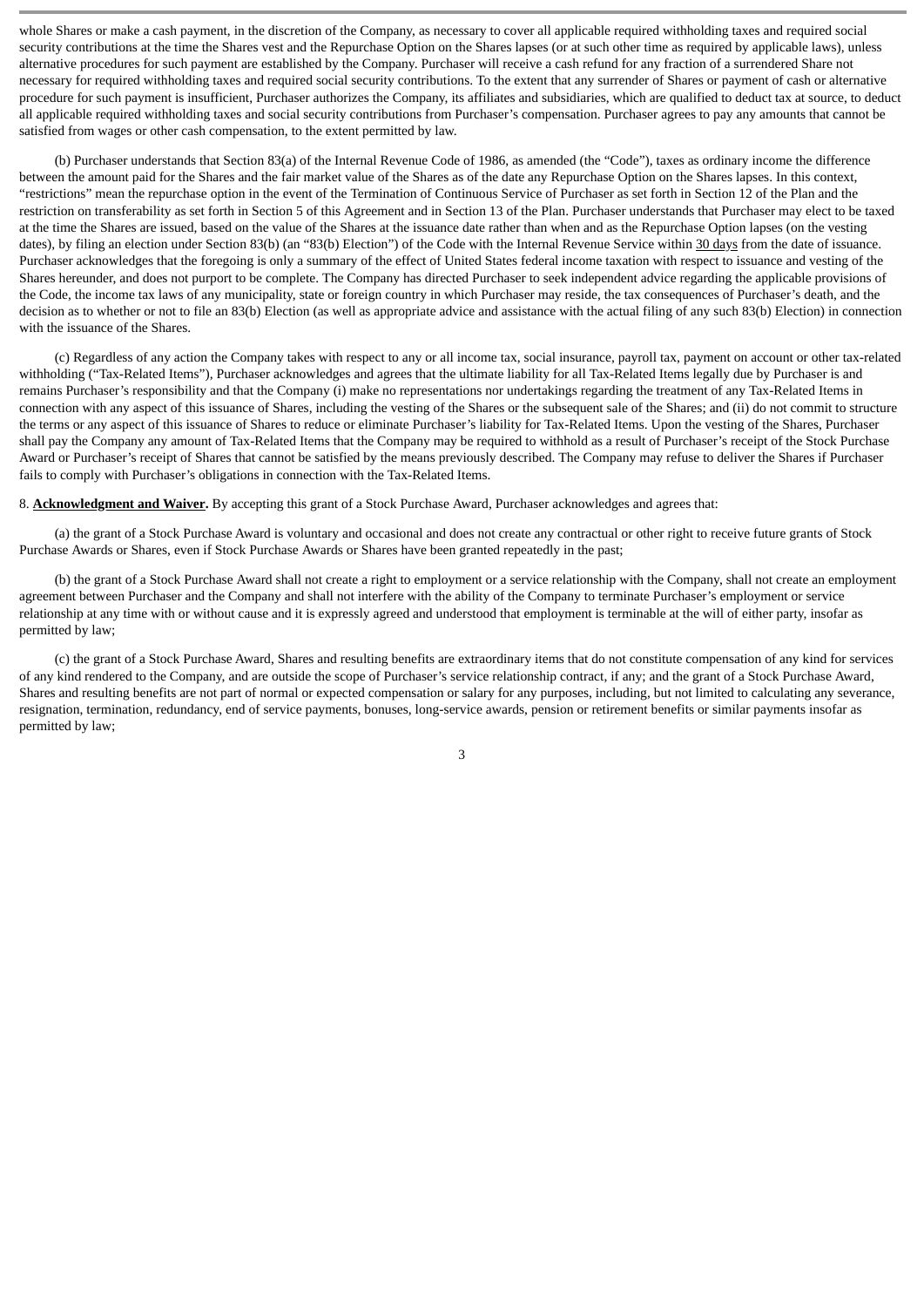whole Shares or make a cash payment, in the discretion of the Company, as necessary to cover all applicable required withholding taxes and required social security contributions at the time the Shares vest and the Repurchase Option on the Shares lapses (or at such other time as required by applicable laws), unless alternative procedures for such payment are established by the Company. Purchaser will receive a cash refund for any fraction of a surrendered Share not necessary for required withholding taxes and required social security contributions. To the extent that any surrender of Shares or payment of cash or alternative procedure for such payment is insufficient, Purchaser authorizes the Company, its affiliates and subsidiaries, which are qualified to deduct tax at source, to deduct all applicable required withholding taxes and social security contributions from Purchaser's compensation. Purchaser agrees to pay any amounts that cannot be satisfied from wages or other cash compensation, to the extent permitted by law.

(b) Purchaser understands that Section 83(a) of the Internal Revenue Code of 1986, as amended (the "Code"), taxes as ordinary income the difference between the amount paid for the Shares and the fair market value of the Shares as of the date any Repurchase Option on the Shares lapses. In this context, "restrictions" mean the repurchase option in the event of the Termination of Continuous Service of Purchaser as set forth in Section 12 of the Plan and the restriction on transferability as set forth in Section 5 of this Agreement and in Section 13 of the Plan. Purchaser understands that Purchaser may elect to be taxed at the time the Shares are issued, based on the value of the Shares at the issuance date rather than when and as the Repurchase Option lapses (on the vesting dates), by filing an election under Section 83(b) (an "83(b) Election") of the Code with the Internal Revenue Service within 30 days from the date of issuance. Purchaser acknowledges that the foregoing is only a summary of the effect of United States federal income taxation with respect to issuance and vesting of the Shares hereunder, and does not purport to be complete. The Company has directed Purchaser to seek independent advice regarding the applicable provisions of the Code, the income tax laws of any municipality, state or foreign country in which Purchaser may reside, the tax consequences of Purchaser's death, and the decision as to whether or not to file an 83(b) Election (as well as appropriate advice and assistance with the actual filing of any such 83(b) Election) in connection with the issuance of the Shares.

(c) Regardless of any action the Company takes with respect to any or all income tax, social insurance, payroll tax, payment on account or other tax-related withholding ("Tax-Related Items"), Purchaser acknowledges and agrees that the ultimate liability for all Tax-Related Items legally due by Purchaser is and remains Purchaser's responsibility and that the Company (i) make no representations nor undertakings regarding the treatment of any Tax-Related Items in connection with any aspect of this issuance of Shares, including the vesting of the Shares or the subsequent sale of the Shares; and (ii) do not commit to structure the terms or any aspect of this issuance of Shares to reduce or eliminate Purchaser's liability for Tax-Related Items. Upon the vesting of the Shares, Purchaser shall pay the Company any amount of Tax-Related Items that the Company may be required to withhold as a result of Purchaser's receipt of the Stock Purchase Award or Purchaser's receipt of Shares that cannot be satisfied by the means previously described. The Company may refuse to deliver the Shares if Purchaser fails to comply with Purchaser's obligations in connection with the Tax-Related Items.

8. **Acknowledgment and Waiver.** By accepting this grant of a Stock Purchase Award, Purchaser acknowledges and agrees that:

(a) the grant of a Stock Purchase Award is voluntary and occasional and does not create any contractual or other right to receive future grants of Stock Purchase Awards or Shares, even if Stock Purchase Awards or Shares have been granted repeatedly in the past;

(b) the grant of a Stock Purchase Award shall not create a right to employment or a service relationship with the Company, shall not create an employment agreement between Purchaser and the Company and shall not interfere with the ability of the Company to terminate Purchaser's employment or service relationship at any time with or without cause and it is expressly agreed and understood that employment is terminable at the will of either party, insofar as permitted by law;

(c) the grant of a Stock Purchase Award, Shares and resulting benefits are extraordinary items that do not constitute compensation of any kind for services of any kind rendered to the Company, and are outside the scope of Purchaser's service relationship contract, if any; and the grant of a Stock Purchase Award, Shares and resulting benefits are not part of normal or expected compensation or salary for any purposes, including, but not limited to calculating any severance, resignation, termination, redundancy, end of service payments, bonuses, long-service awards, pension or retirement benefits or similar payments insofar as permitted by law;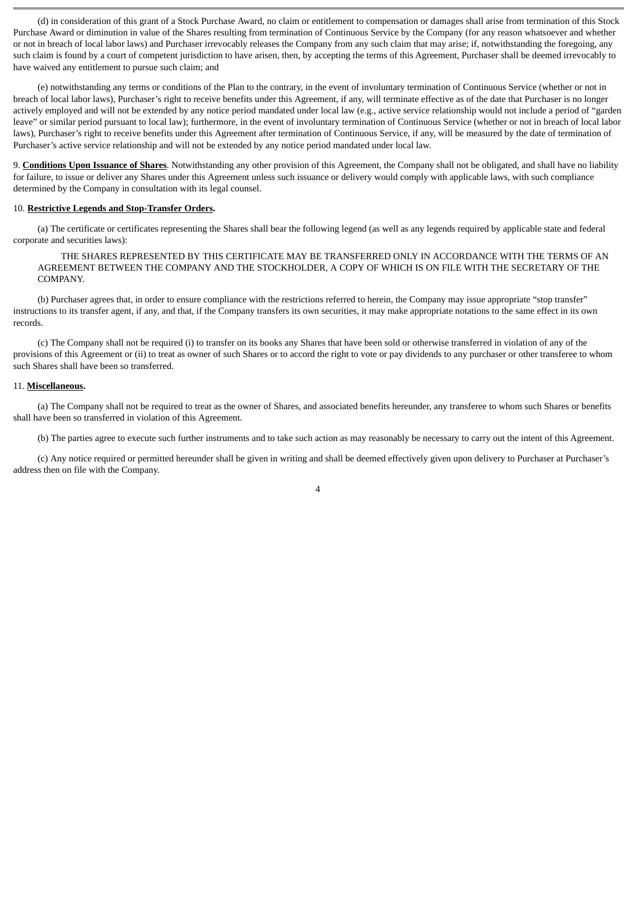(d) in consideration of this grant of a Stock Purchase Award, no claim or entitlement to compensation or damages shall arise from termination of this Stock Purchase Award or diminution in value of the Shares resulting from termination of Continuous Service by the Company (for any reason whatsoever and whether or not in breach of local labor laws) and Purchaser irrevocably releases the Company from any such claim that may arise; if, notwithstanding the foregoing, any such claim is found by a court of competent jurisdiction to have arisen, then, by accepting the terms of this Agreement, Purchaser shall be deemed irrevocably to have waived any entitlement to pursue such claim; and

(e) notwithstanding any terms or conditions of the Plan to the contrary, in the event of involuntary termination of Continuous Service (whether or not in breach of local labor laws), Purchaser's right to receive benefits under this Agreement, if any, will terminate effective as of the date that Purchaser is no longer actively employed and will not be extended by any notice period mandated under local law (e.g., active service relationship would not include a period of "garden leave" or similar period pursuant to local law); furthermore, in the event of involuntary termination of Continuous Service (whether or not in breach of local labor laws), Purchaser's right to receive benefits under this Agreement after termination of Continuous Service, if any, will be measured by the date of termination of Purchaser's active service relationship and will not be extended by any notice period mandated under local law.

9. **Conditions Upon Issuance of Shares**. Notwithstanding any other provision of this Agreement, the Company shall not be obligated, and shall have no liability for failure, to issue or deliver any Shares under this Agreement unless such issuance or delivery would comply with applicable laws, with such compliance determined by the Company in consultation with its legal counsel.

10. **Restrictive Legends and Stop-Transfer Orders.**

(a) The certificate or certificates representing the Shares shall bear the following legend (as well as any legends required by applicable state and federal corporate and securities laws):

THE SHARES REPRESENTED BY THIS CERTIFICATE MAY BE TRANSFERRED ONLY IN ACCORDANCE WITH THE TERMS OF AN AGREEMENT BETWEEN THE COMPANY AND THE STOCKHOLDER, A COPY OF WHICH IS ON FILE WITH THE SECRETARY OF THE COMPANY.

(b) Purchaser agrees that, in order to ensure compliance with the restrictions referred to herein, the Company may issue appropriate "stop transfer" instructions to its transfer agent, if any, and that, if the Company transfers its own securities, it may make appropriate notations to the same effect in its own records.

(c) The Company shall not be required (i) to transfer on its books any Shares that have been sold or otherwise transferred in violation of any of the provisions of this Agreement or (ii) to treat as owner of such Shares or to accord the right to vote or pay dividends to any purchaser or other transferee to whom such Shares shall have been so transferred.

11. **Miscellaneous.**

(a) The Company shall not be required to treat as the owner of Shares, and associated benefits hereunder, any transferee to whom such Shares or benefits shall have been so transferred in violation of this Agreement.

(b) The parties agree to execute such further instruments and to take such action as may reasonably be necessary to carry out the intent of this Agreement.

(c) Any notice required or permitted hereunder shall be given in writing and shall be deemed effectively given upon delivery to Purchaser at Purchaser's address then on file with the Company.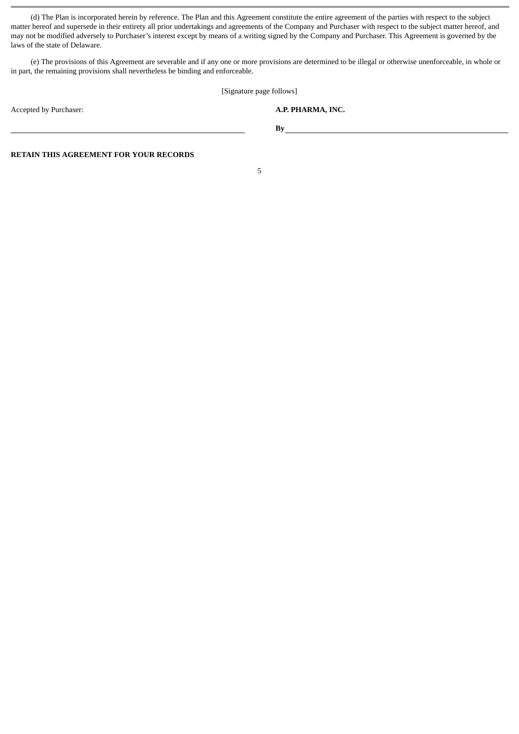(d) The Plan is incorporated herein by reference. The Plan and this Agreement constitute the entire agreement of the parties with respect to the subject matter hereof and supersede in their entirety all prior undertakings and agreements of the Company and Purchaser with respect to the subject matter hereof, and may not be modified adversely to Purchaser's interest except by means of a writing signed by the Company and Purchaser. This Agreement is governed by the laws of the state of Delaware.

(e) The provisions of this Agreement are severable and if any one or more provisions are determined to be illegal or otherwise unenforceable, in whole or in part, the remaining provisions shall nevertheless be binding and enforceable.

[Signature page follows]

| Accepted by Purchaser: | **A.P. PHARMA, INC.** |
| --- | --- |
| ______________________________ | **By** ______________________________ |

**RETAIN THIS AGREEMENT FOR YOUR RECORDS**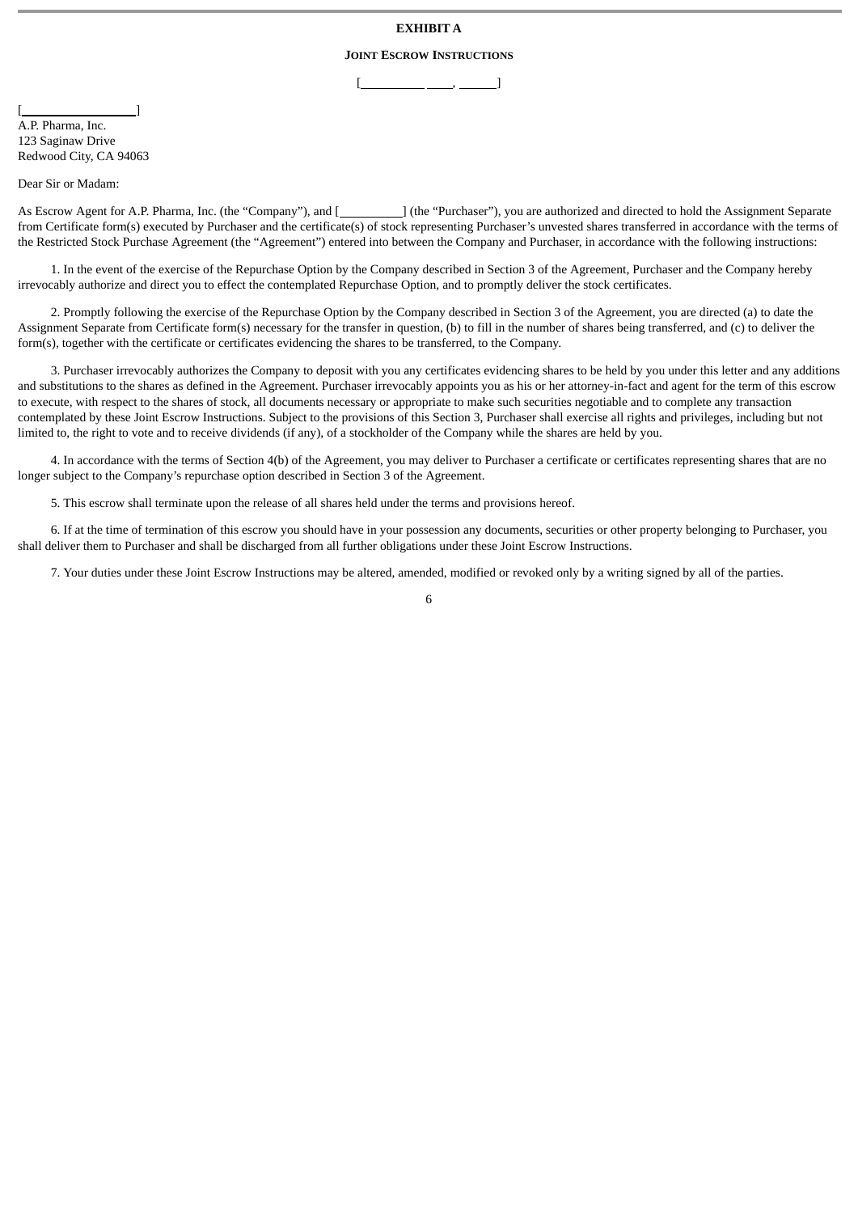**EXHIBIT A**

**JOINT ESCROW INSTRUCTIONS**

[__________ ____, ______]

[__________________]
A.P. Pharma, Inc.
123 Saginaw Drive
Redwood City, CA 94063

Dear Sir or Madam:

As Escrow Agent for A.P. Pharma, Inc. (the "Company"), and [__________] (the "Purchaser"), you are authorized and directed to hold the Assignment Separate from Certificate form(s) executed by Purchaser and the certificate(s) of stock representing Purchaser's unvested shares transferred in accordance with the terms of the Restricted Stock Purchase Agreement (the "Agreement") entered into between the Company and Purchaser, in accordance with the following instructions:

1. In the event of the exercise of the Repurchase Option by the Company described in Section 3 of the Agreement, Purchaser and the Company hereby irrevocably authorize and direct you to effect the contemplated Repurchase Option, and to promptly deliver the stock certificates.

2. Promptly following the exercise of the Repurchase Option by the Company described in Section 3 of the Agreement, you are directed (a) to date the Assignment Separate from Certificate form(s) necessary for the transfer in question, (b) to fill in the number of shares being transferred, and (c) to deliver the form(s), together with the certificate or certificates evidencing the shares to be transferred, to the Company.

3. Purchaser irrevocably authorizes the Company to deposit with you any certificates evidencing shares to be held by you under this letter and any additions and substitutions to the shares as defined in the Agreement. Purchaser irrevocably appoints you as his or her attorney-in-fact and agent for the term of this escrow to execute, with respect to the shares of stock, all documents necessary or appropriate to make such securities negotiable and to complete any transaction contemplated by these Joint Escrow Instructions. Subject to the provisions of this Section 3, Purchaser shall exercise all rights and privileges, including but not limited to, the right to vote and to receive dividends (if any), of a stockholder of the Company while the shares are held by you.

4. In accordance with the terms of Section 4(b) of the Agreement, you may deliver to Purchaser a certificate or certificates representing shares that are no longer subject to the Company's repurchase option described in Section 3 of the Agreement.

5. This escrow shall terminate upon the release of all shares held under the terms and provisions hereof.

6. If at the time of termination of this escrow you should have in your possession any documents, securities or other property belonging to Purchaser, you shall deliver them to Purchaser and shall be discharged from all further obligations under these Joint Escrow Instructions.

7. Your duties under these Joint Escrow Instructions may be altered, amended, modified or revoked only by a writing signed by all of the parties.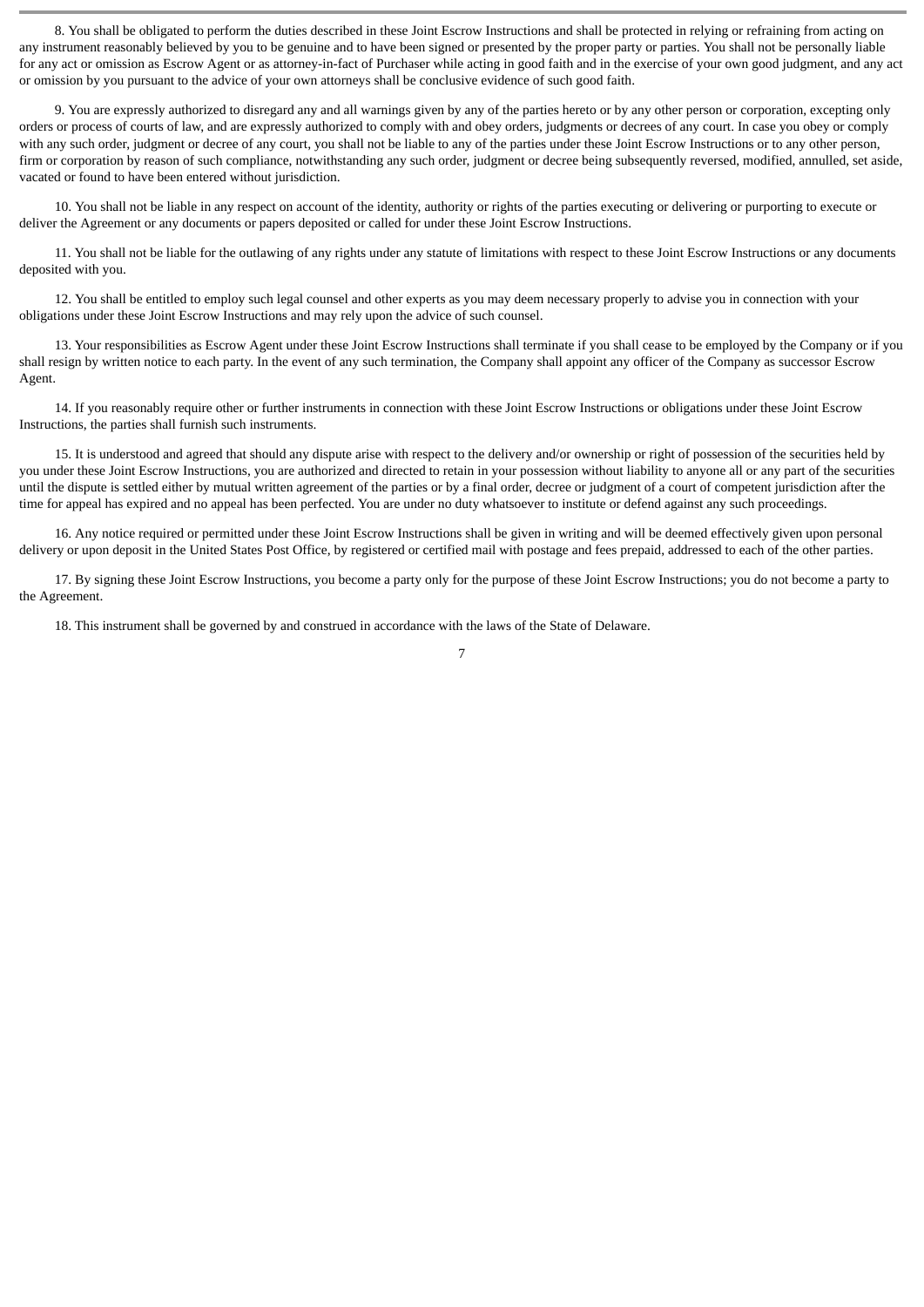8. You shall be obligated to perform the duties described in these Joint Escrow Instructions and shall be protected in relying or refraining from acting on any instrument reasonably believed by you to be genuine and to have been signed or presented by the proper party or parties. You shall not be personally liable for any act or omission as Escrow Agent or as attorney-in-fact of Purchaser while acting in good faith and in the exercise of your own good judgment, and any act or omission by you pursuant to the advice of your own attorneys shall be conclusive evidence of such good faith.

9. You are expressly authorized to disregard any and all warnings given by any of the parties hereto or by any other person or corporation, excepting only orders or process of courts of law, and are expressly authorized to comply with and obey orders, judgments or decrees of any court. In case you obey or comply with any such order, judgment or decree of any court, you shall not be liable to any of the parties under these Joint Escrow Instructions or to any other person, firm or corporation by reason of such compliance, notwithstanding any such order, judgment or decree being subsequently reversed, modified, annulled, set aside, vacated or found to have been entered without jurisdiction.

10. You shall not be liable in any respect on account of the identity, authority or rights of the parties executing or delivering or purporting to execute or deliver the Agreement or any documents or papers deposited or called for under these Joint Escrow Instructions.

11. You shall not be liable for the outlawing of any rights under any statute of limitations with respect to these Joint Escrow Instructions or any documents deposited with you.

12. You shall be entitled to employ such legal counsel and other experts as you may deem necessary properly to advise you in connection with your obligations under these Joint Escrow Instructions and may rely upon the advice of such counsel.

13. Your responsibilities as Escrow Agent under these Joint Escrow Instructions shall terminate if you shall cease to be employed by the Company or if you shall resign by written notice to each party. In the event of any such termination, the Company shall appoint any officer of the Company as successor Escrow Agent.

14. If you reasonably require other or further instruments in connection with these Joint Escrow Instructions or obligations under these Joint Escrow Instructions, the parties shall furnish such instruments.

15. It is understood and agreed that should any dispute arise with respect to the delivery and/or ownership or right of possession of the securities held by you under these Joint Escrow Instructions, you are authorized and directed to retain in your possession without liability to anyone all or any part of the securities until the dispute is settled either by mutual written agreement of the parties or by a final order, decree or judgment of a court of competent jurisdiction after the time for appeal has expired and no appeal has been perfected. You are under no duty whatsoever to institute or defend against any such proceedings.

16. Any notice required or permitted under these Joint Escrow Instructions shall be given in writing and will be deemed effectively given upon personal delivery or upon deposit in the United States Post Office, by registered or certified mail with postage and fees prepaid, addressed to each of the other parties.

17. By signing these Joint Escrow Instructions, you become a party only for the purpose of these Joint Escrow Instructions; you do not become a party to the Agreement.

18. This instrument shall be governed by and construed in accordance with the laws of the State of Delaware.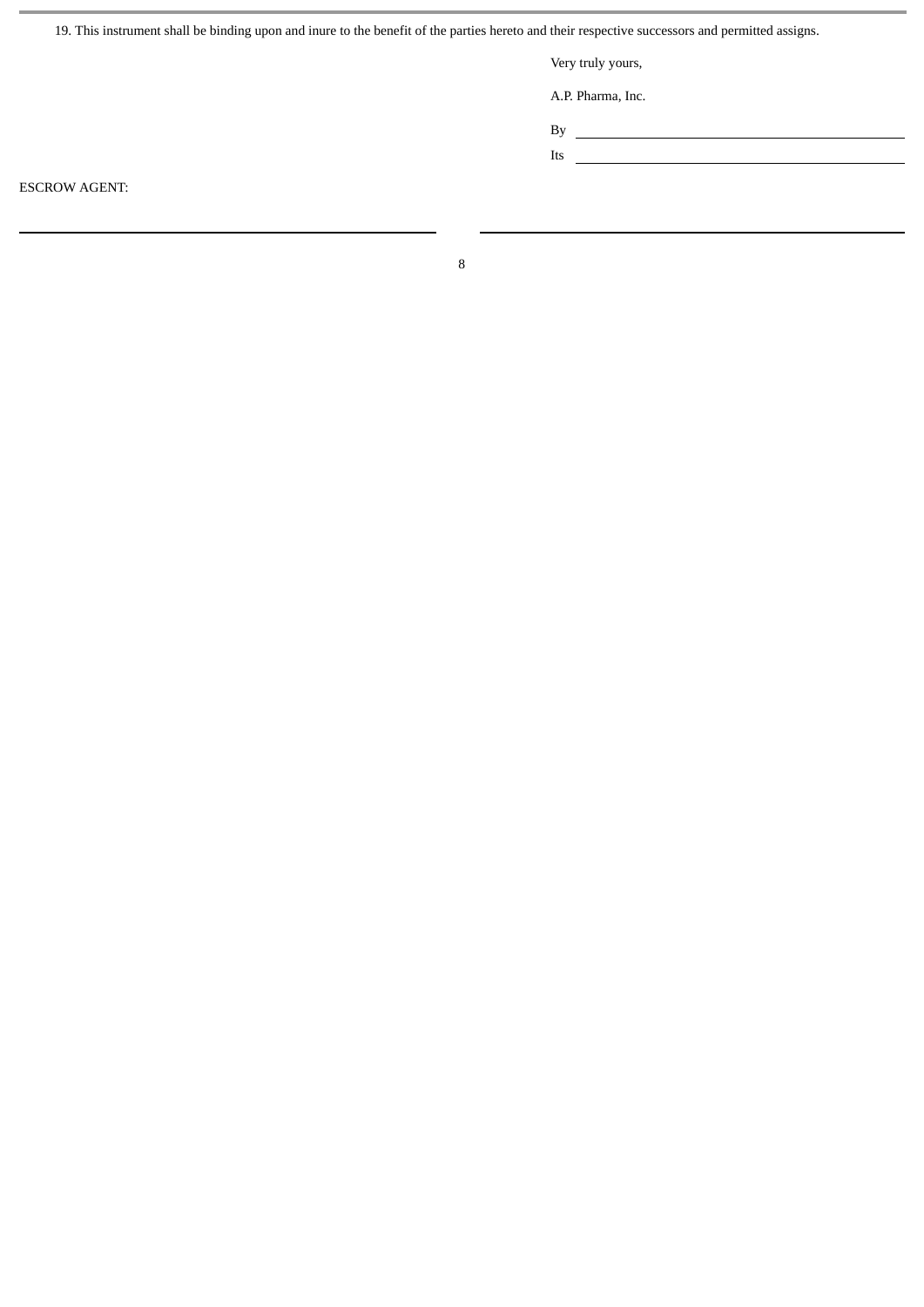19. This instrument shall be binding upon and inure to the benefit of the parties hereto and their respective successors and permitted assigns.

Very truly yours,

A.P. Pharma, Inc.

By \_\_\_\_\_\_\_\_\_\_\_\_\_\_\_\_\_\_\_\_\_\_\_\_\_\_\_\_\_\_\_\_

Its \_\_\_\_\_\_\_\_\_\_\_\_\_\_\_\_\_\_\_\_\_\_\_\_\_\_\_\_\_\_\_\_

ESCROW AGENT:

\_\_\_\_\_\_\_\_\_\_\_\_\_\_\_\_\_\_\_\_\_\_\_\_\_\_\_\_\_\_\_\_ \_\_\_\_\_\_\_\_\_\_\_\_\_\_\_\_\_\_\_\_\_\_\_\_\_\_\_\_\_\_\_\_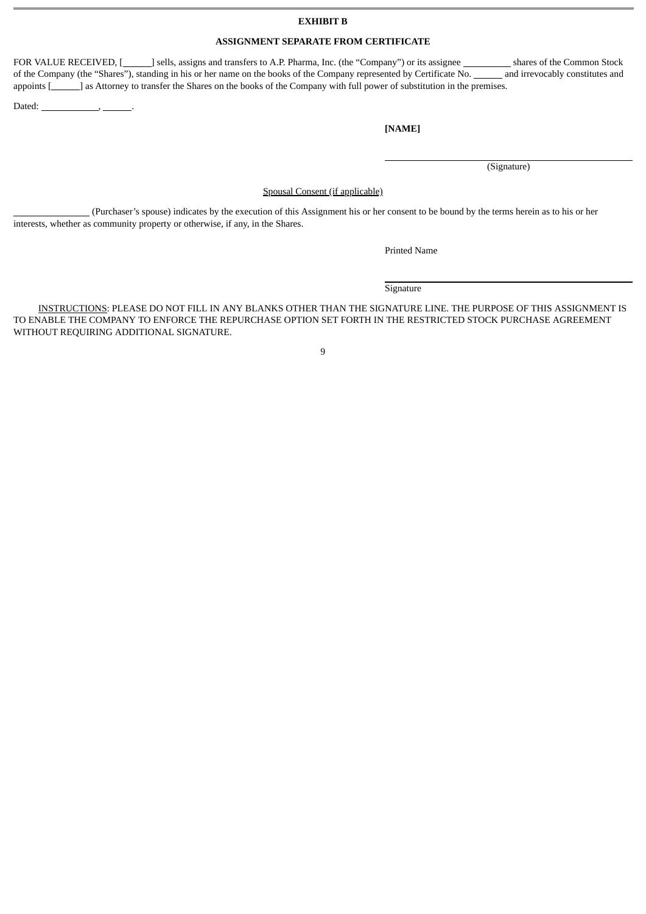**EXHIBIT B**

**ASSIGNMENT SEPARATE FROM CERTIFICATE**

FOR VALUE RECEIVED, [\_\_\_\_\_\_] sells, assigns and transfers to A.P. Pharma, Inc. (the "Company") or its assignee \_\_\_\_\_\_\_\_\_\_ shares of the Common Stock of the Company (the "Shares"), standing in his or her name on the books of the Company represented by Certificate No. \_\_\_\_\_\_ and irrevocably constitutes and appoints [\_\_\_\_\_\_] as Attorney to transfer the Shares on the books of the Company with full power of substitution in the premises.

Dated: \_\_\_\_\_\_\_\_\_\_\_\_, \_\_\_\_\_\_.

**[NAME]**

\_\_\_\_\_\_\_\_\_\_\_\_\_\_\_\_\_\_\_\_\_\_\_\_\_\_\_\_\_\_\_\_\_\_\_\_\_\_\_\_
(Signature)

Spousal Consent (if applicable)

\_\_\_\_\_\_\_\_\_\_\_\_\_\_\_\_ (Purchaser's spouse) indicates by the execution of this Assignment his or her consent to be bound by the terms herein as to his or her interests, whether as community property or otherwise, if any, in the Shares.

Printed Name

\_\_\_\_\_\_\_\_\_\_\_\_\_\_\_\_\_\_\_\_\_\_\_\_\_\_\_\_\_\_\_\_\_\_\_\_\_\_\_\_
Signature

INSTRUCTIONS: PLEASE DO NOT FILL IN ANY BLANKS OTHER THAN THE SIGNATURE LINE. THE PURPOSE OF THIS ASSIGNMENT IS TO ENABLE THE COMPANY TO ENFORCE THE REPURCHASE OPTION SET FORTH IN THE RESTRICTED STOCK PURCHASE AGREEMENT WITHOUT REQUIRING ADDITIONAL SIGNATURE.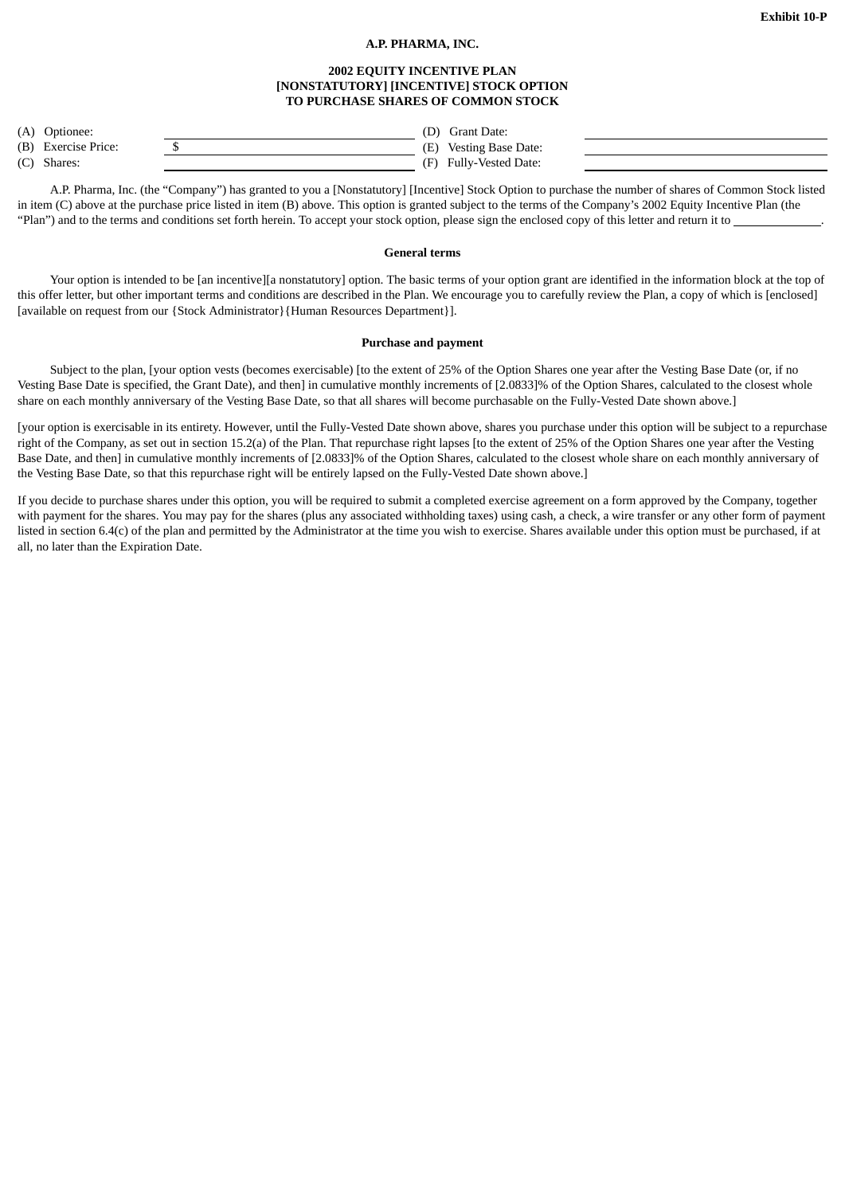**Exhibit 10-P**

**A.P. PHARMA, INC.**

**2002 EQUITY INCENTIVE PLAN**
**[NONSTATUTORY] [INCENTIVE] STOCK OPTION**
**TO PURCHASE SHARES OF COMMON STOCK**

| | | | |
|---|---|---|---|
| (A) Optionee: | | (D) Grant Date: | |
| (B) Exercise Price: | $ | (E) Vesting Base Date: | |
| (C) Shares: | | (F) Fully-Vested Date: | |

A.P. Pharma, Inc. (the "Company") has granted to you a [Nonstatutory] [Incentive] Stock Option to purchase the number of shares of Common Stock listed in item (C) above at the purchase price listed in item (B) above. This option is granted subject to the terms of the Company's 2002 Equity Incentive Plan (the "Plan") and to the terms and conditions set forth herein. To accept your stock option, please sign the enclosed copy of this letter and return it to \_\_\_\_\_\_\_\_\_\_\_\_.

**General terms**

Your option is intended to be [an incentive][a nonstatutory] option. The basic terms of your option grant are identified in the information block at the top of this offer letter, but other important terms and conditions are described in the Plan. We encourage you to carefully review the Plan, a copy of which is [enclosed] [available on request from our {Stock Administrator}{Human Resources Department}].

**Purchase and payment**

Subject to the plan, [your option vests (becomes exercisable) [to the extent of 25% of the Option Shares one year after the Vesting Base Date (or, if no Vesting Base Date is specified, the Grant Date), and then] in cumulative monthly increments of [2.0833]% of the Option Shares, calculated to the closest whole share on each monthly anniversary of the Vesting Base Date, so that all shares will become purchasable on the Fully-Vested Date shown above.]

[your option is exercisable in its entirety. However, until the Fully-Vested Date shown above, shares you purchase under this option will be subject to a repurchase right of the Company, as set out in section 15.2(a) of the Plan. That repurchase right lapses [to the extent of 25% of the Option Shares one year after the Vesting Base Date, and then] in cumulative monthly increments of [2.0833]% of the Option Shares, calculated to the closest whole share on each monthly anniversary of the Vesting Base Date, so that this repurchase right will be entirely lapsed on the Fully-Vested Date shown above.]

If you decide to purchase shares under this option, you will be required to submit a completed exercise agreement on a form approved by the Company, together with payment for the shares. You may pay for the shares (plus any associated withholding taxes) using cash, a check, a wire transfer or any other form of payment listed in section 6.4(c) of the plan and permitted by the Administrator at the time you wish to exercise. Shares available under this option must be purchased, if at all, no later than the Expiration Date.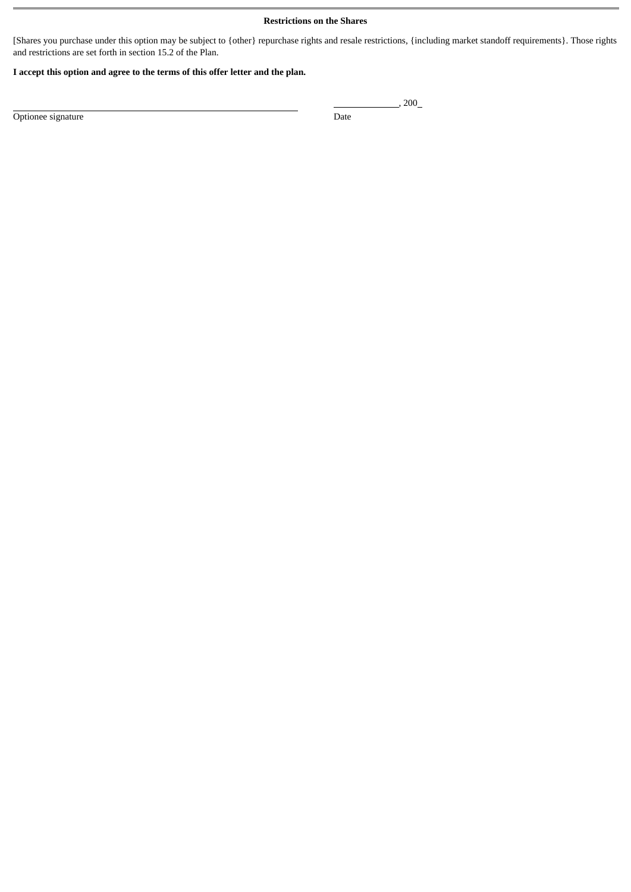**Restrictions on the Shares**

[Shares you purchase under this option may be subject to {other} repurchase rights and resale restrictions, {including market standoff requirements}. Those rights and restrictions are set forth in section 15.2 of the Plan.

**I accept this option and agree to the terms of this offer letter and the plan.**

| | |
|---|---|
| ______________________________ | ____________, 200_ |
| Optionee signature | Date |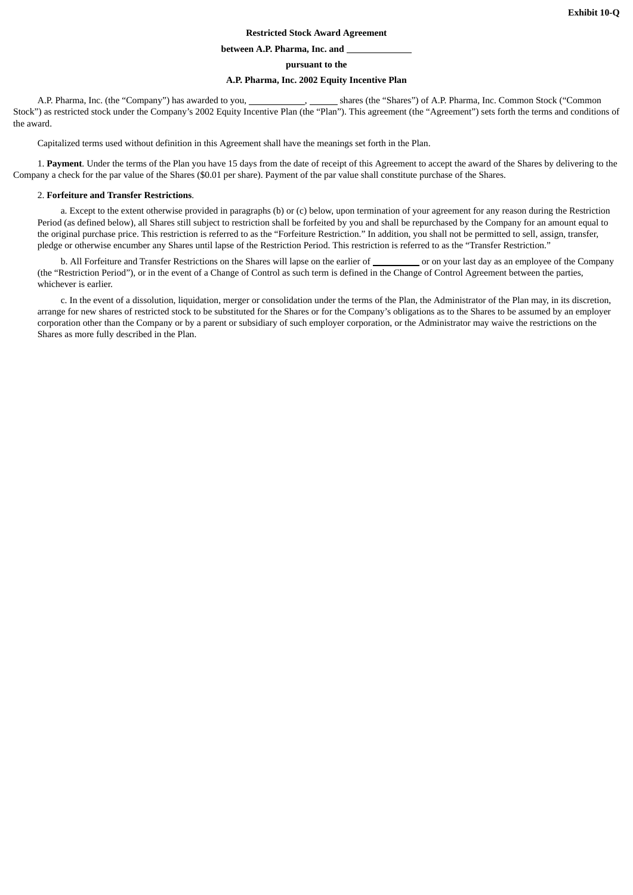**Exhibit 10-Q**

**Restricted Stock Award Agreement**

**between A.P. Pharma, Inc. and \_\_\_\_\_\_\_\_\_\_\_\_\_\_**

**pursuant to the**

**A.P. Pharma, Inc. 2002 Equity Incentive Plan**

A.P. Pharma, Inc. (the "Company") has awarded to you, \_\_\_\_\_\_\_\_\_\_\_\_, \_\_\_\_\_\_ shares (the "Shares") of A.P. Pharma, Inc. Common Stock ("Common Stock") as restricted stock under the Company's 2002 Equity Incentive Plan (the "Plan"). This agreement (the "Agreement") sets forth the terms and conditions of the award.

Capitalized terms used without definition in this Agreement shall have the meanings set forth in the Plan.

1. **Payment**. Under the terms of the Plan you have 15 days from the date of receipt of this Agreement to accept the award of the Shares by delivering to the Company a check for the par value of the Shares ($0.01 per share). Payment of the par value shall constitute purchase of the Shares.

2. **Forfeiture and Transfer Restrictions**.

a. Except to the extent otherwise provided in paragraphs (b) or (c) below, upon termination of your agreement for any reason during the Restriction Period (as defined below), all Shares still subject to restriction shall be forfeited by you and shall be repurchased by the Company for an amount equal to the original purchase price. This restriction is referred to as the "Forfeiture Restriction." In addition, you shall not be permitted to sell, assign, transfer, pledge or otherwise encumber any Shares until lapse of the Restriction Period. This restriction is referred to as the "Transfer Restriction."

b. All Forfeiture and Transfer Restrictions on the Shares will lapse on the earlier of \_\_\_\_\_\_\_\_\_\_ or on your last day as an employee of the Company (the "Restriction Period"), or in the event of a Change of Control as such term is defined in the Change of Control Agreement between the parties, whichever is earlier.

c. In the event of a dissolution, liquidation, merger or consolidation under the terms of the Plan, the Administrator of the Plan may, in its discretion, arrange for new shares of restricted stock to be substituted for the Shares or for the Company's obligations as to the Shares to be assumed by an employer corporation other than the Company or by a parent or subsidiary of such employer corporation, or the Administrator may waive the restrictions on the Shares as more fully described in the Plan.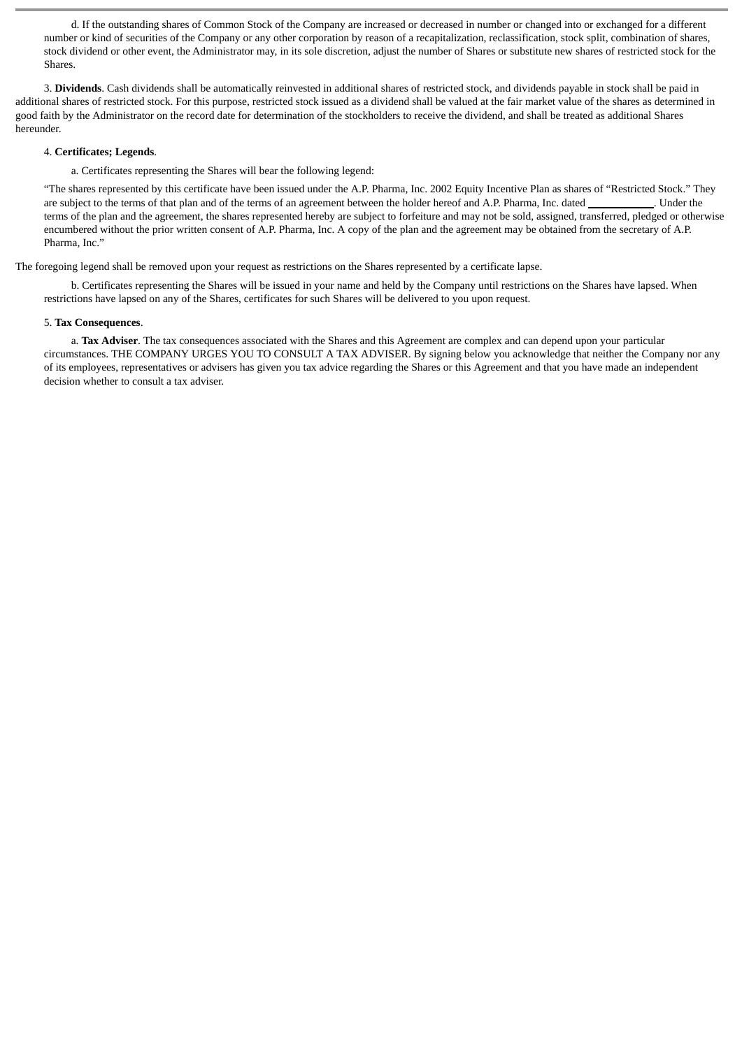d. If the outstanding shares of Common Stock of the Company are increased or decreased in number or changed into or exchanged for a different number or kind of securities of the Company or any other corporation by reason of a recapitalization, reclassification, stock split, combination of shares, stock dividend or other event, the Administrator may, in its sole discretion, adjust the number of Shares or substitute new shares of restricted stock for the Shares.

3. **Dividends**. Cash dividends shall be automatically reinvested in additional shares of restricted stock, and dividends payable in stock shall be paid in additional shares of restricted stock. For this purpose, restricted stock issued as a dividend shall be valued at the fair market value of the shares as determined in good faith by the Administrator on the record date for determination of the stockholders to receive the dividend, and shall be treated as additional Shares hereunder.

4. **Certificates; Legends**.

a. Certificates representing the Shares will bear the following legend:

"The shares represented by this certificate have been issued under the A.P. Pharma, Inc. 2002 Equity Incentive Plan as shares of "Restricted Stock." They are subject to the terms of that plan and of the terms of an agreement between the holder hereof and A.P. Pharma, Inc. dated ____________. Under the terms of the plan and the agreement, the shares represented hereby are subject to forfeiture and may not be sold, assigned, transferred, pledged or otherwise encumbered without the prior written consent of A.P. Pharma, Inc. A copy of the plan and the agreement may be obtained from the secretary of A.P. Pharma, Inc."

The foregoing legend shall be removed upon your request as restrictions on the Shares represented by a certificate lapse.

b. Certificates representing the Shares will be issued in your name and held by the Company until restrictions on the Shares have lapsed. When restrictions have lapsed on any of the Shares, certificates for such Shares will be delivered to you upon request.

5. **Tax Consequences**.

a. **Tax Adviser**. The tax consequences associated with the Shares and this Agreement are complex and can depend upon your particular circumstances. THE COMPANY URGES YOU TO CONSULT A TAX ADVISER. By signing below you acknowledge that neither the Company nor any of its employees, representatives or advisers has given you tax advice regarding the Shares or this Agreement and that you have made an independent decision whether to consult a tax adviser.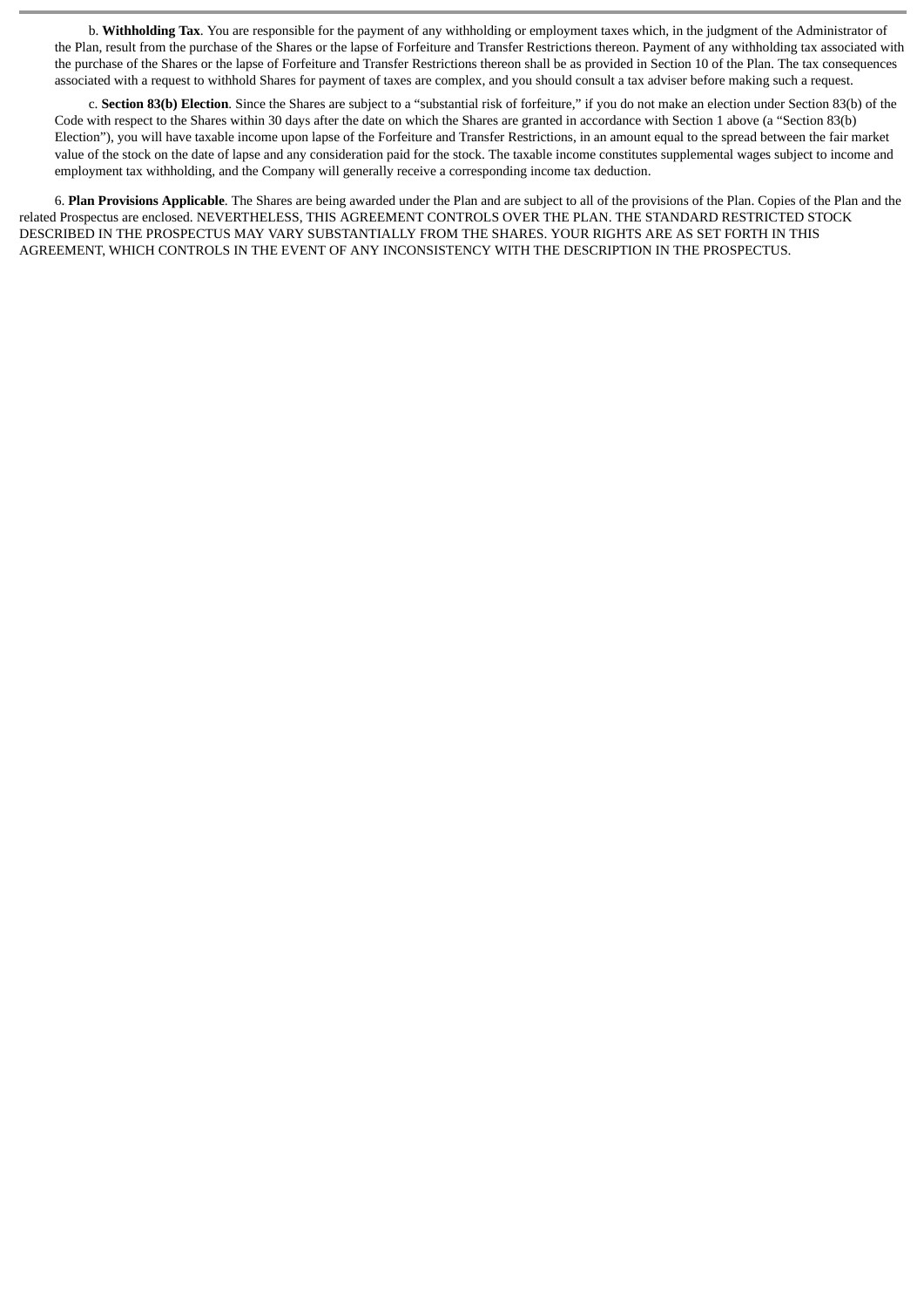b. **Withholding Tax**. You are responsible for the payment of any withholding or employment taxes which, in the judgment of the Administrator of the Plan, result from the purchase of the Shares or the lapse of Forfeiture and Transfer Restrictions thereon. Payment of any withholding tax associated with the purchase of the Shares or the lapse of Forfeiture and Transfer Restrictions thereon shall be as provided in Section 10 of the Plan. The tax consequences associated with a request to withhold Shares for payment of taxes are complex, and you should consult a tax adviser before making such a request.

c. **Section 83(b) Election**. Since the Shares are subject to a "substantial risk of forfeiture," if you do not make an election under Section 83(b) of the Code with respect to the Shares within 30 days after the date on which the Shares are granted in accordance with Section 1 above (a "Section 83(b) Election"), you will have taxable income upon lapse of the Forfeiture and Transfer Restrictions, in an amount equal to the spread between the fair market value of the stock on the date of lapse and any consideration paid for the stock. The taxable income constitutes supplemental wages subject to income and employment tax withholding, and the Company will generally receive a corresponding income tax deduction.

6. **Plan Provisions Applicable**. The Shares are being awarded under the Plan and are subject to all of the provisions of the Plan. Copies of the Plan and the related Prospectus are enclosed. NEVERTHELESS, THIS AGREEMENT CONTROLS OVER THE PLAN. THE STANDARD RESTRICTED STOCK DESCRIBED IN THE PROSPECTUS MAY VARY SUBSTANTIALLY FROM THE SHARES. YOUR RIGHTS ARE AS SET FORTH IN THIS AGREEMENT, WHICH CONTROLS IN THE EVENT OF ANY INCONSISTENCY WITH THE DESCRIPTION IN THE PROSPECTUS.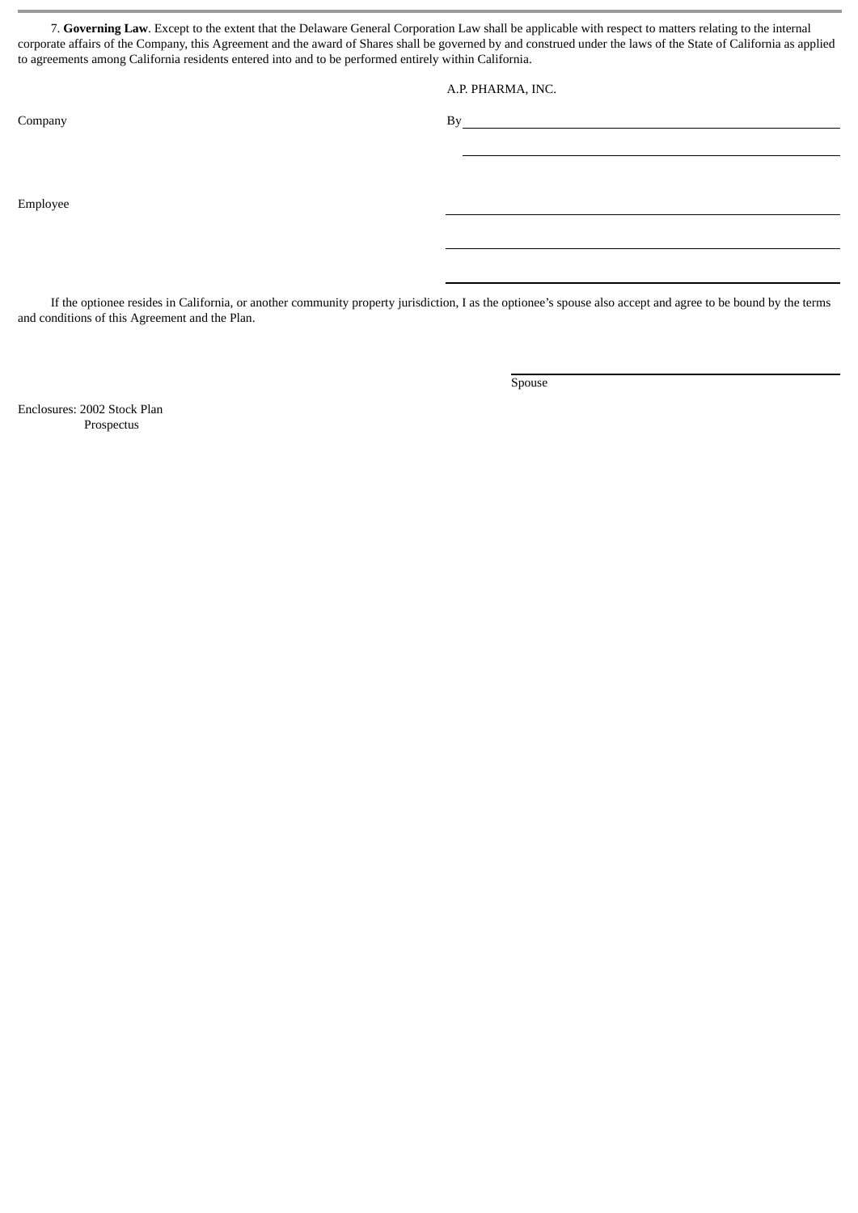7. **Governing Law**. Except to the extent that the Delaware General Corporation Law shall be applicable with respect to matters relating to the internal corporate affairs of the Company, this Agreement and the award of Shares shall be governed by and construed under the laws of the State of California as applied to agreements among California residents entered into and to be performed entirely within California.

A.P. PHARMA, INC.

Company

By ______________________________

______________________________

Employee

______________________________

______________________________

______________________________

If the optionee resides in California, or another community property jurisdiction, I as the optionee's spouse also accept and agree to be bound by the terms and conditions of this Agreement and the Plan.

______________________________
Spouse

Enclosures: 2002 Stock Plan
Prospectus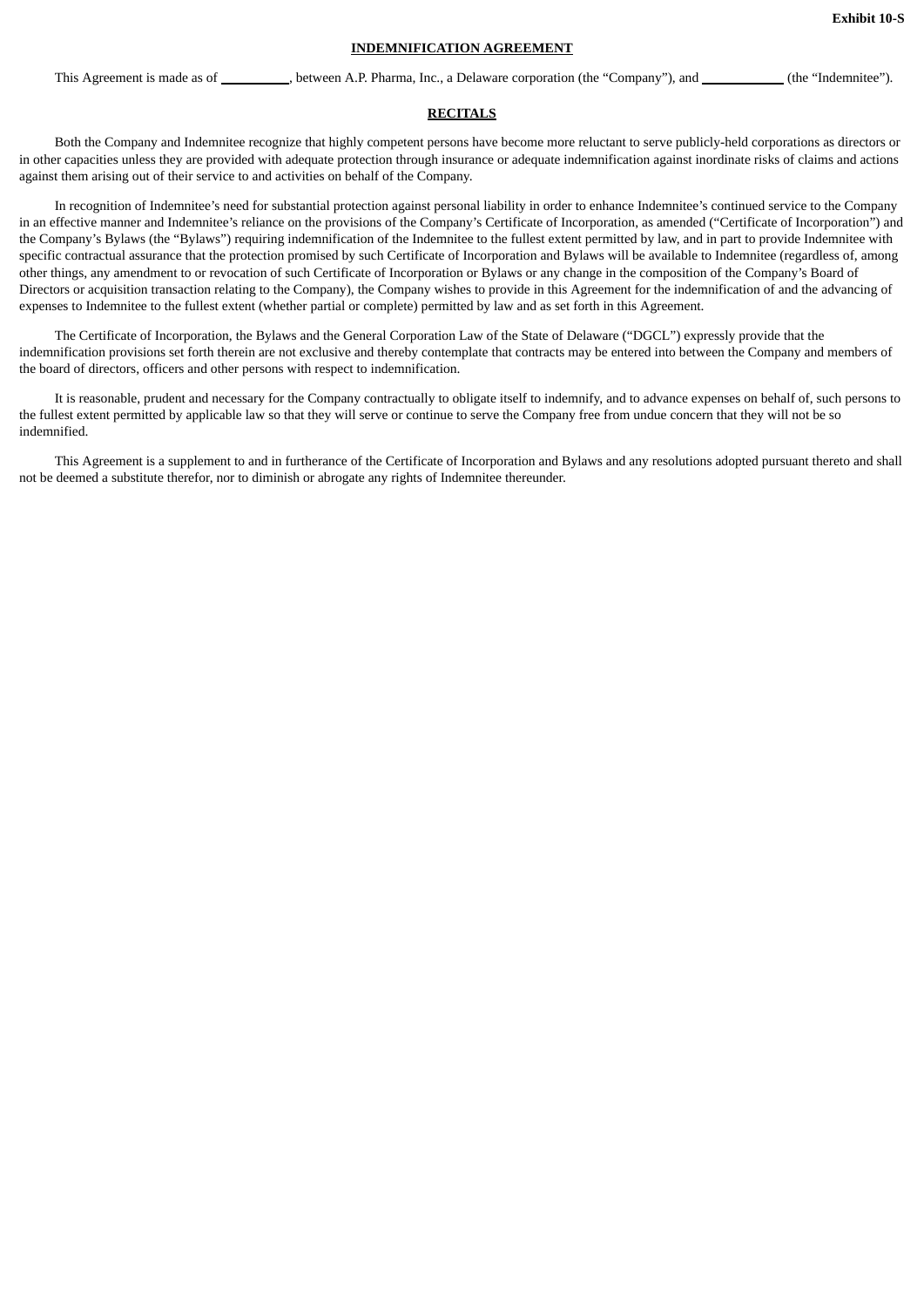**Exhibit 10-S**

**INDEMNIFICATION AGREEMENT**

This Agreement is made as of __________, between A.P. Pharma, Inc., a Delaware corporation (the "Company"), and ____________ (the "Indemnitee").

**RECITALS**

Both the Company and Indemnitee recognize that highly competent persons have become more reluctant to serve publicly-held corporations as directors or in other capacities unless they are provided with adequate protection through insurance or adequate indemnification against inordinate risks of claims and actions against them arising out of their service to and activities on behalf of the Company.

In recognition of Indemnitee's need for substantial protection against personal liability in order to enhance Indemnitee's continued service to the Company in an effective manner and Indemnitee's reliance on the provisions of the Company's Certificate of Incorporation, as amended ("Certificate of Incorporation") and the Company's Bylaws (the "Bylaws") requiring indemnification of the Indemnitee to the fullest extent permitted by law, and in part to provide Indemnitee with specific contractual assurance that the protection promised by such Certificate of Incorporation and Bylaws will be available to Indemnitee (regardless of, among other things, any amendment to or revocation of such Certificate of Incorporation or Bylaws or any change in the composition of the Company's Board of Directors or acquisition transaction relating to the Company), the Company wishes to provide in this Agreement for the indemnification of and the advancing of expenses to Indemnitee to the fullest extent (whether partial or complete) permitted by law and as set forth in this Agreement.

The Certificate of Incorporation, the Bylaws and the General Corporation Law of the State of Delaware ("DGCL") expressly provide that the indemnification provisions set forth therein are not exclusive and thereby contemplate that contracts may be entered into between the Company and members of the board of directors, officers and other persons with respect to indemnification.

It is reasonable, prudent and necessary for the Company contractually to obligate itself to indemnify, and to advance expenses on behalf of, such persons to the fullest extent permitted by applicable law so that they will serve or continue to serve the Company free from undue concern that they will not be so indemnified.

This Agreement is a supplement to and in furtherance of the Certificate of Incorporation and Bylaws and any resolutions adopted pursuant thereto and shall not be deemed a substitute therefor, nor to diminish or abrogate any rights of Indemnitee thereunder.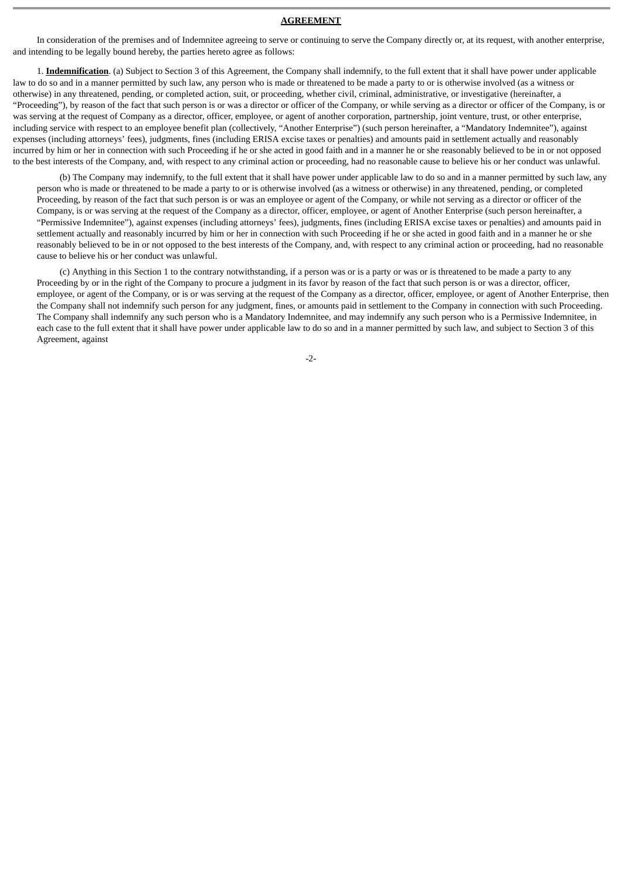**AGREEMENT**

In consideration of the premises and of Indemnitee agreeing to serve or continuing to serve the Company directly or, at its request, with another enterprise, and intending to be legally bound hereby, the parties hereto agree as follows:

1. **Indemnification**. (a) Subject to Section 3 of this Agreement, the Company shall indemnify, to the full extent that it shall have power under applicable law to do so and in a manner permitted by such law, any person who is made or threatened to be made a party to or is otherwise involved (as a witness or otherwise) in any threatened, pending, or completed action, suit, or proceeding, whether civil, criminal, administrative, or investigative (hereinafter, a "Proceeding"), by reason of the fact that such person is or was a director or officer of the Company, or while serving as a director or officer of the Company, is or was serving at the request of Company as a director, officer, employee, or agent of another corporation, partnership, joint venture, trust, or other enterprise, including service with respect to an employee benefit plan (collectively, "Another Enterprise") (such person hereinafter, a "Mandatory Indemnitee"), against expenses (including attorneys' fees), judgments, fines (including ERISA excise taxes or penalties) and amounts paid in settlement actually and reasonably incurred by him or her in connection with such Proceeding if he or she acted in good faith and in a manner he or she reasonably believed to be in or not opposed to the best interests of the Company, and, with respect to any criminal action or proceeding, had no reasonable cause to believe his or her conduct was unlawful.

(b) The Company may indemnify, to the full extent that it shall have power under applicable law to do so and in a manner permitted by such law, any person who is made or threatened to be made a party to or is otherwise involved (as a witness or otherwise) in any threatened, pending, or completed Proceeding, by reason of the fact that such person is or was an employee or agent of the Company, or while not serving as a director or officer of the Company, is or was serving at the request of the Company as a director, officer, employee, or agent of Another Enterprise (such person hereinafter, a "Permissive Indemnitee"), against expenses (including attorneys' fees), judgments, fines (including ERISA excise taxes or penalties) and amounts paid in settlement actually and reasonably incurred by him or her in connection with such Proceeding if he or she acted in good faith and in a manner he or she reasonably believed to be in or not opposed to the best interests of the Company, and, with respect to any criminal action or proceeding, had no reasonable cause to believe his or her conduct was unlawful.

(c) Anything in this Section 1 to the contrary notwithstanding, if a person was or is a party or was or is threatened to be made a party to any Proceeding by or in the right of the Company to procure a judgment in its favor by reason of the fact that such person is or was a director, officer, employee, or agent of the Company, or is or was serving at the request of the Company as a director, officer, employee, or agent of Another Enterprise, then the Company shall not indemnify such person for any judgment, fines, or amounts paid in settlement to the Company in connection with such Proceeding. The Company shall indemnify any such person who is a Mandatory Indemnitee, and may indemnify any such person who is a Permissive Indemnitee, in each case to the full extent that it shall have power under applicable law to do so and in a manner permitted by such law, and subject to Section 3 of this Agreement, against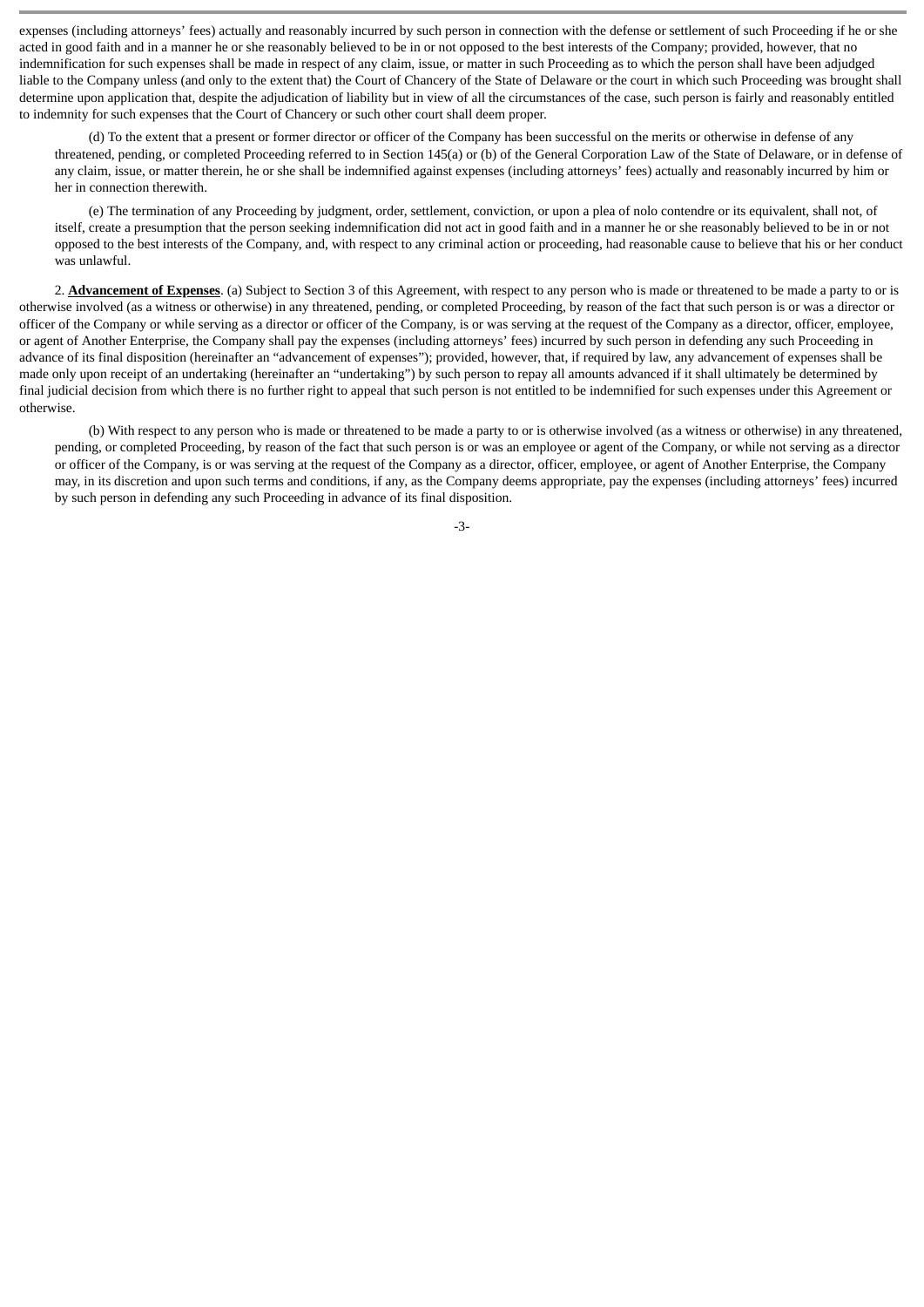expenses (including attorneys' fees) actually and reasonably incurred by such person in connection with the defense or settlement of such Proceeding if he or she acted in good faith and in a manner he or she reasonably believed to be in or not opposed to the best interests of the Company; provided, however, that no indemnification for such expenses shall be made in respect of any claim, issue, or matter in such Proceeding as to which the person shall have been adjudged liable to the Company unless (and only to the extent that) the Court of Chancery of the State of Delaware or the court in which such Proceeding was brought shall determine upon application that, despite the adjudication of liability but in view of all the circumstances of the case, such person is fairly and reasonably entitled to indemnity for such expenses that the Court of Chancery or such other court shall deem proper.

(d) To the extent that a present or former director or officer of the Company has been successful on the merits or otherwise in defense of any threatened, pending, or completed Proceeding referred to in Section 145(a) or (b) of the General Corporation Law of the State of Delaware, or in defense of any claim, issue, or matter therein, he or she shall be indemnified against expenses (including attorneys' fees) actually and reasonably incurred by him or her in connection therewith.

(e) The termination of any Proceeding by judgment, order, settlement, conviction, or upon a plea of nolo contendre or its equivalent, shall not, of itself, create a presumption that the person seeking indemnification did not act in good faith and in a manner he or she reasonably believed to be in or not opposed to the best interests of the Company, and, with respect to any criminal action or proceeding, had reasonable cause to believe that his or her conduct was unlawful.

2. **Advancement of Expenses**. (a) Subject to Section 3 of this Agreement, with respect to any person who is made or threatened to be made a party to or is otherwise involved (as a witness or otherwise) in any threatened, pending, or completed Proceeding, by reason of the fact that such person is or was a director or officer of the Company or while serving as a director or officer of the Company, is or was serving at the request of the Company as a director, officer, employee, or agent of Another Enterprise, the Company shall pay the expenses (including attorneys' fees) incurred by such person in defending any such Proceeding in advance of its final disposition (hereinafter an "advancement of expenses"); provided, however, that, if required by law, any advancement of expenses shall be made only upon receipt of an undertaking (hereinafter an "undertaking") by such person to repay all amounts advanced if it shall ultimately be determined by final judicial decision from which there is no further right to appeal that such person is not entitled to be indemnified for such expenses under this Agreement or otherwise.

(b) With respect to any person who is made or threatened to be made a party to or is otherwise involved (as a witness or otherwise) in any threatened, pending, or completed Proceeding, by reason of the fact that such person is or was an employee or agent of the Company, or while not serving as a director or officer of the Company, is or was serving at the request of the Company as a director, officer, employee, or agent of Another Enterprise, the Company may, in its discretion and upon such terms and conditions, if any, as the Company deems appropriate, pay the expenses (including attorneys' fees) incurred by such person in defending any such Proceeding in advance of its final disposition.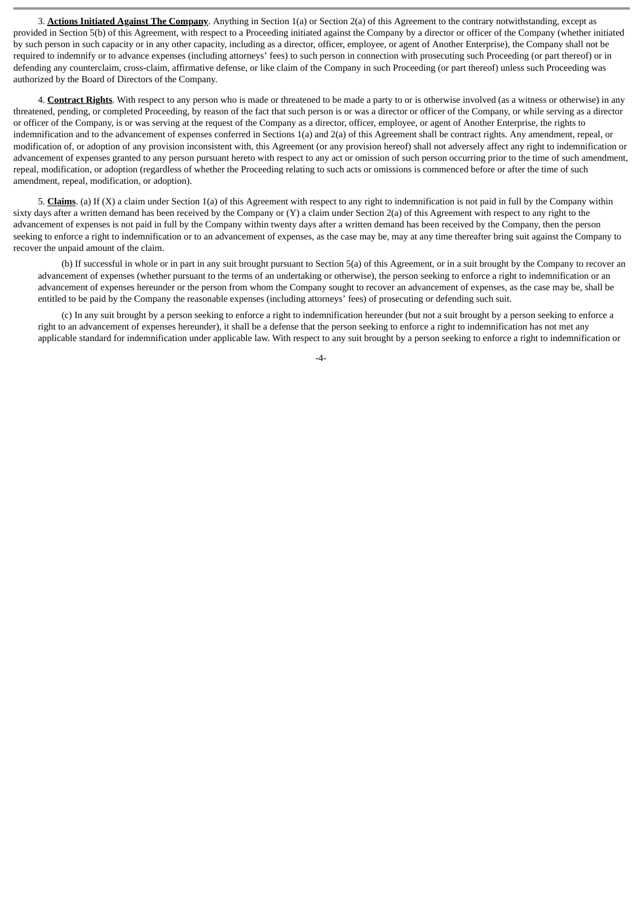3. **Actions Initiated Against The Company**. Anything in Section 1(a) or Section 2(a) of this Agreement to the contrary notwithstanding, except as provided in Section 5(b) of this Agreement, with respect to a Proceeding initiated against the Company by a director or officer of the Company (whether initiated by such person in such capacity or in any other capacity, including as a director, officer, employee, or agent of Another Enterprise), the Company shall not be required to indemnify or to advance expenses (including attorneys' fees) to such person in connection with prosecuting such Proceeding (or part thereof) or in defending any counterclaim, cross-claim, affirmative defense, or like claim of the Company in such Proceeding (or part thereof) unless such Proceeding was authorized by the Board of Directors of the Company.

4. **Contract Rights**. With respect to any person who is made or threatened to be made a party to or is otherwise involved (as a witness or otherwise) in any threatened, pending, or completed Proceeding, by reason of the fact that such person is or was a director or officer of the Company, or while serving as a director or officer of the Company, is or was serving at the request of the Company as a director, officer, employee, or agent of Another Enterprise, the rights to indemnification and to the advancement of expenses conferred in Sections 1(a) and 2(a) of this Agreement shall be contract rights. Any amendment, repeal, or modification of, or adoption of any provision inconsistent with, this Agreement (or any provision hereof) shall not adversely affect any right to indemnification or advancement of expenses granted to any person pursuant hereto with respect to any act or omission of such person occurring prior to the time of such amendment, repeal, modification, or adoption (regardless of whether the Proceeding relating to such acts or omissions is commenced before or after the time of such amendment, repeal, modification, or adoption).

5. **Claims**. (a) If (X) a claim under Section 1(a) of this Agreement with respect to any right to indemnification is not paid in full by the Company within sixty days after a written demand has been received by the Company or (Y) a claim under Section 2(a) of this Agreement with respect to any right to the advancement of expenses is not paid in full by the Company within twenty days after a written demand has been received by the Company, then the person seeking to enforce a right to indemnification or to an advancement of expenses, as the case may be, may at any time thereafter bring suit against the Company to recover the unpaid amount of the claim.

(b) If successful in whole or in part in any suit brought pursuant to Section 5(a) of this Agreement, or in a suit brought by the Company to recover an advancement of expenses (whether pursuant to the terms of an undertaking or otherwise), the person seeking to enforce a right to indemnification or an advancement of expenses hereunder or the person from whom the Company sought to recover an advancement of expenses, as the case may be, shall be entitled to be paid by the Company the reasonable expenses (including attorneys' fees) of prosecuting or defending such suit.

(c) In any suit brought by a person seeking to enforce a right to indemnification hereunder (but not a suit brought by a person seeking to enforce a right to an advancement of expenses hereunder), it shall be a defense that the person seeking to enforce a right to indemnification has not met any applicable standard for indemnification under applicable law. With respect to any suit brought by a person seeking to enforce a right to indemnification or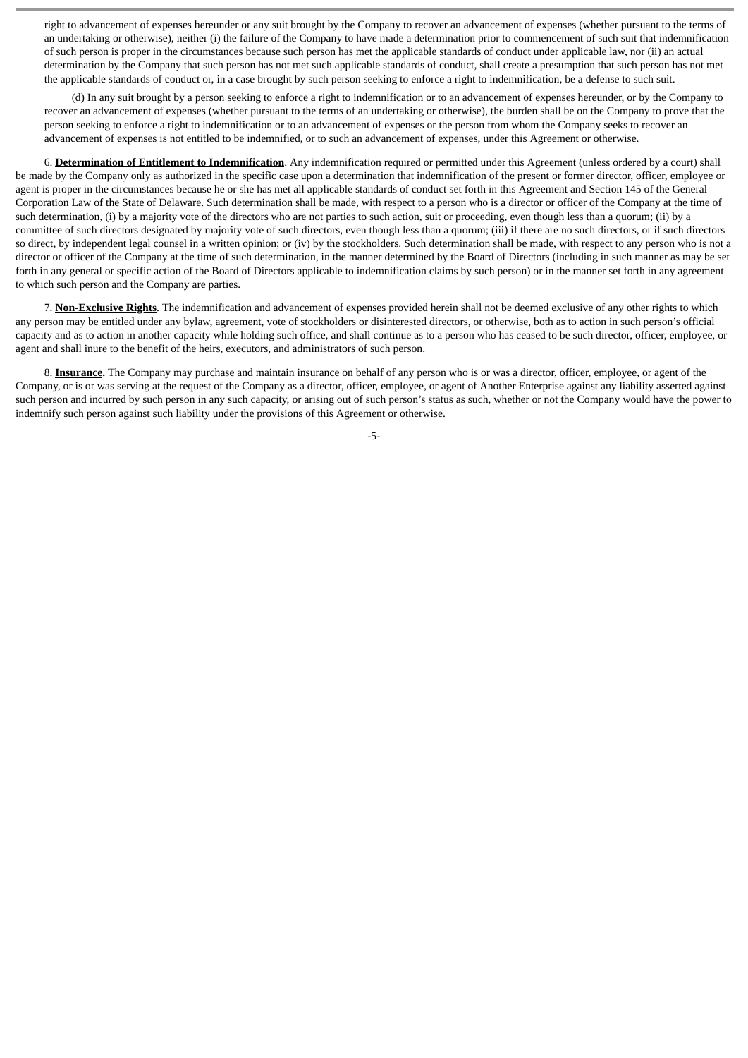right to advancement of expenses hereunder or any suit brought by the Company to recover an advancement of expenses (whether pursuant to the terms of an undertaking or otherwise), neither (i) the failure of the Company to have made a determination prior to commencement of such suit that indemnification of such person is proper in the circumstances because such person has met the applicable standards of conduct under applicable law, nor (ii) an actual determination by the Company that such person has not met such applicable standards of conduct, shall create a presumption that such person has not met the applicable standards of conduct or, in a case brought by such person seeking to enforce a right to indemnification, be a defense to such suit.

(d) In any suit brought by a person seeking to enforce a right to indemnification or to an advancement of expenses hereunder, or by the Company to recover an advancement of expenses (whether pursuant to the terms of an undertaking or otherwise), the burden shall be on the Company to prove that the person seeking to enforce a right to indemnification or to an advancement of expenses or the person from whom the Company seeks to recover an advancement of expenses is not entitled to be indemnified, or to such an advancement of expenses, under this Agreement or otherwise.

6. **Determination of Entitlement to Indemnification**. Any indemnification required or permitted under this Agreement (unless ordered by a court) shall be made by the Company only as authorized in the specific case upon a determination that indemnification of the present or former director, officer, employee or agent is proper in the circumstances because he or she has met all applicable standards of conduct set forth in this Agreement and Section 145 of the General Corporation Law of the State of Delaware. Such determination shall be made, with respect to a person who is a director or officer of the Company at the time of such determination, (i) by a majority vote of the directors who are not parties to such action, suit or proceeding, even though less than a quorum; (ii) by a committee of such directors designated by majority vote of such directors, even though less than a quorum; (iii) if there are no such directors, or if such directors so direct, by independent legal counsel in a written opinion; or (iv) by the stockholders. Such determination shall be made, with respect to any person who is not a director or officer of the Company at the time of such determination, in the manner determined by the Board of Directors (including in such manner as may be set forth in any general or specific action of the Board of Directors applicable to indemnification claims by such person) or in the manner set forth in any agreement to which such person and the Company are parties.

7. **Non-Exclusive Rights**. The indemnification and advancement of expenses provided herein shall not be deemed exclusive of any other rights to which any person may be entitled under any bylaw, agreement, vote of stockholders or disinterested directors, or otherwise, both as to action in such person's official capacity and as to action in another capacity while holding such office, and shall continue as to a person who has ceased to be such director, officer, employee, or agent and shall inure to the benefit of the heirs, executors, and administrators of such person.

8. **Insurance.** The Company may purchase and maintain insurance on behalf of any person who is or was a director, officer, employee, or agent of the Company, or is or was serving at the request of the Company as a director, officer, employee, or agent of Another Enterprise against any liability asserted against such person and incurred by such person in any such capacity, or arising out of such person's status as such, whether or not the Company would have the power to indemnify such person against such liability under the provisions of this Agreement or otherwise.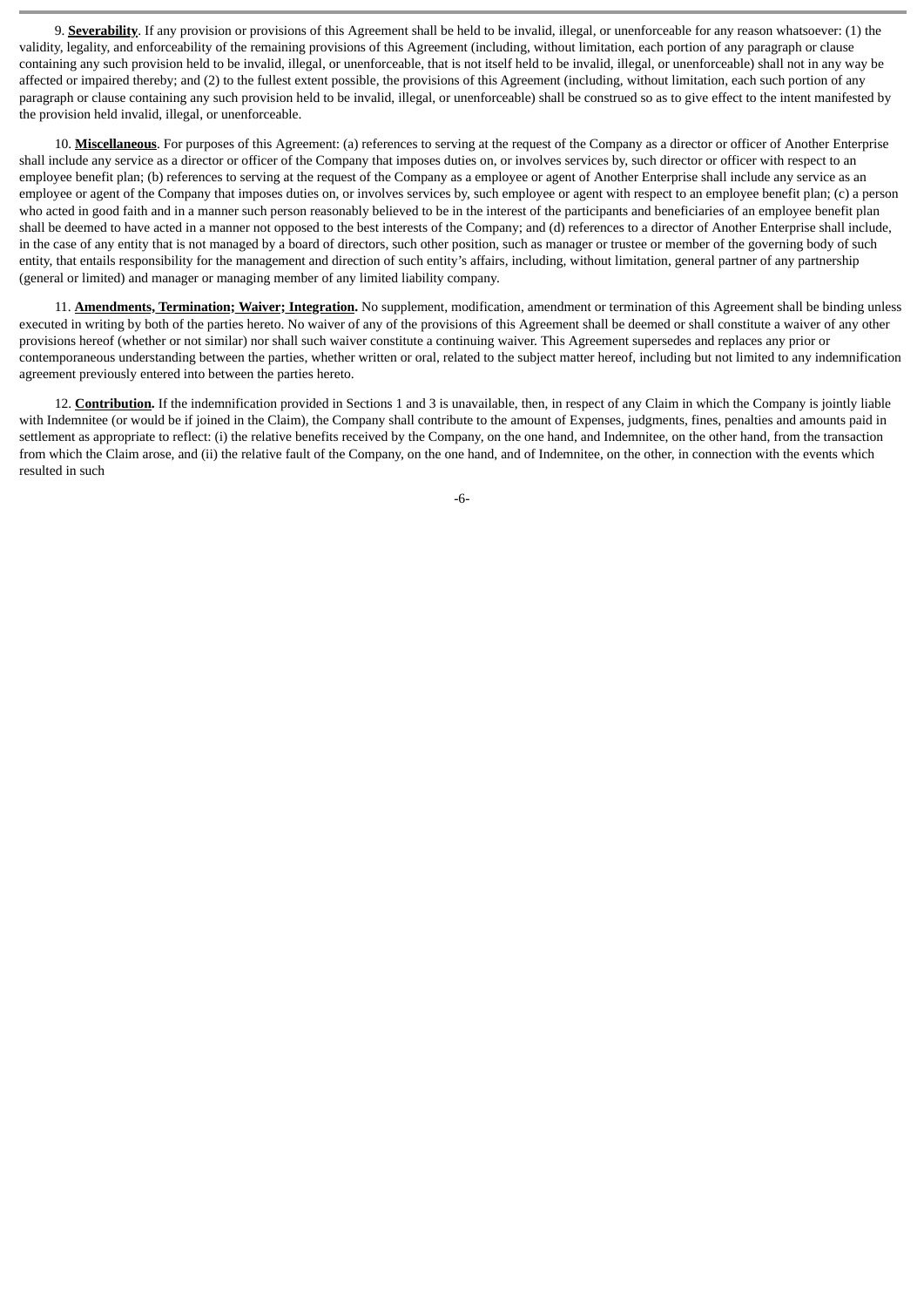9. **Severability**. If any provision or provisions of this Agreement shall be held to be invalid, illegal, or unenforceable for any reason whatsoever: (1) the validity, legality, and enforceability of the remaining provisions of this Agreement (including, without limitation, each portion of any paragraph or clause containing any such provision held to be invalid, illegal, or unenforceable, that is not itself held to be invalid, illegal, or unenforceable) shall not in any way be affected or impaired thereby; and (2) to the fullest extent possible, the provisions of this Agreement (including, without limitation, each such portion of any paragraph or clause containing any such provision held to be invalid, illegal, or unenforceable) shall be construed so as to give effect to the intent manifested by the provision held invalid, illegal, or unenforceable.

10. **Miscellaneous**. For purposes of this Agreement: (a) references to serving at the request of the Company as a director or officer of Another Enterprise shall include any service as a director or officer of the Company that imposes duties on, or involves services by, such director or officer with respect to an employee benefit plan; (b) references to serving at the request of the Company as a employee or agent of Another Enterprise shall include any service as an employee or agent of the Company that imposes duties on, or involves services by, such employee or agent with respect to an employee benefit plan; (c) a person who acted in good faith and in a manner such person reasonably believed to be in the interest of the participants and beneficiaries of an employee benefit plan shall be deemed to have acted in a manner not opposed to the best interests of the Company; and (d) references to a director of Another Enterprise shall include, in the case of any entity that is not managed by a board of directors, such other position, such as manager or trustee or member of the governing body of such entity, that entails responsibility for the management and direction of such entity's affairs, including, without limitation, general partner of any partnership (general or limited) and manager or managing member of any limited liability company.

11. **Amendments, Termination; Waiver; Integration.** No supplement, modification, amendment or termination of this Agreement shall be binding unless executed in writing by both of the parties hereto. No waiver of any of the provisions of this Agreement shall be deemed or shall constitute a waiver of any other provisions hereof (whether or not similar) nor shall such waiver constitute a continuing waiver. This Agreement supersedes and replaces any prior or contemporaneous understanding between the parties, whether written or oral, related to the subject matter hereof, including but not limited to any indemnification agreement previously entered into between the parties hereto.

12. **Contribution.** If the indemnification provided in Sections 1 and 3 is unavailable, then, in respect of any Claim in which the Company is jointly liable with Indemnitee (or would be if joined in the Claim), the Company shall contribute to the amount of Expenses, judgments, fines, penalties and amounts paid in settlement as appropriate to reflect: (i) the relative benefits received by the Company, on the one hand, and Indemnitee, on the other hand, from the transaction from which the Claim arose, and (ii) the relative fault of the Company, on the one hand, and of Indemnitee, on the other, in connection with the events which resulted in such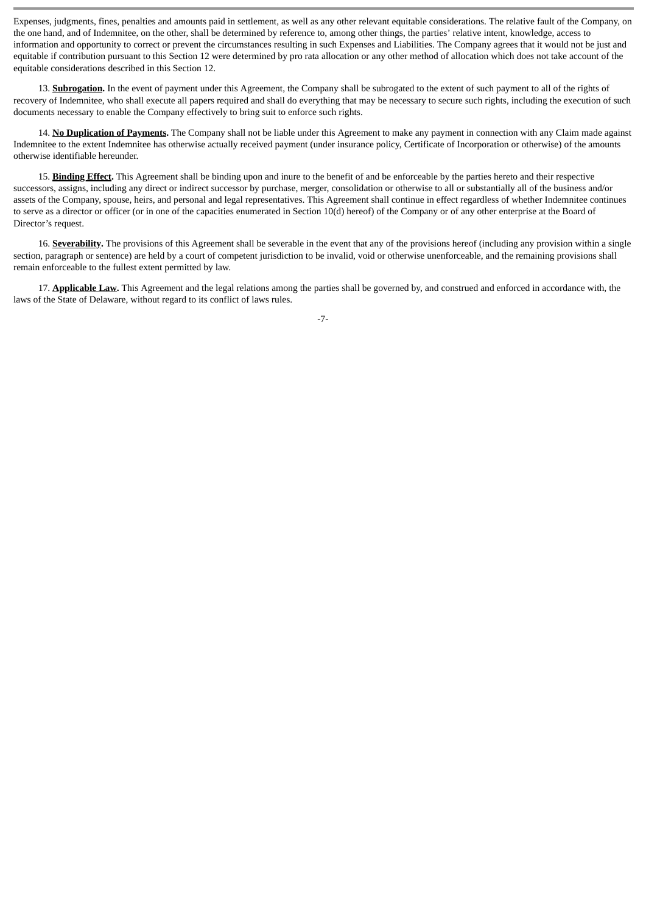Expenses, judgments, fines, penalties and amounts paid in settlement, as well as any other relevant equitable considerations. The relative fault of the Company, on the one hand, and of Indemnitee, on the other, shall be determined by reference to, among other things, the parties' relative intent, knowledge, access to information and opportunity to correct or prevent the circumstances resulting in such Expenses and Liabilities. The Company agrees that it would not be just and equitable if contribution pursuant to this Section 12 were determined by pro rata allocation or any other method of allocation which does not take account of the equitable considerations described in this Section 12.

13. **Subrogation.** In the event of payment under this Agreement, the Company shall be subrogated to the extent of such payment to all of the rights of recovery of Indemnitee, who shall execute all papers required and shall do everything that may be necessary to secure such rights, including the execution of such documents necessary to enable the Company effectively to bring suit to enforce such rights.

14. **No Duplication of Payments.** The Company shall not be liable under this Agreement to make any payment in connection with any Claim made against Indemnitee to the extent Indemnitee has otherwise actually received payment (under insurance policy, Certificate of Incorporation or otherwise) of the amounts otherwise identifiable hereunder.

15. **Binding Effect.** This Agreement shall be binding upon and inure to the benefit of and be enforceable by the parties hereto and their respective successors, assigns, including any direct or indirect successor by purchase, merger, consolidation or otherwise to all or substantially all of the business and/or assets of the Company, spouse, heirs, and personal and legal representatives. This Agreement shall continue in effect regardless of whether Indemnitee continues to serve as a director or officer (or in one of the capacities enumerated in Section 10(d) hereof) of the Company or of any other enterprise at the Board of Director's request.

16. **Severability.** The provisions of this Agreement shall be severable in the event that any of the provisions hereof (including any provision within a single section, paragraph or sentence) are held by a court of competent jurisdiction to be invalid, void or otherwise unenforceable, and the remaining provisions shall remain enforceable to the fullest extent permitted by law.

17. **Applicable Law.** This Agreement and the legal relations among the parties shall be governed by, and construed and enforced in accordance with, the laws of the State of Delaware, without regard to its conflict of laws rules.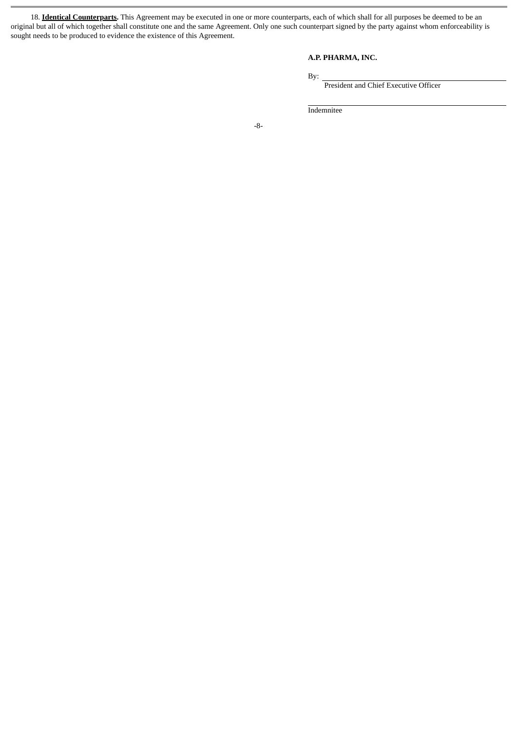18. **Identical Counterparts.** This Agreement may be executed in one or more counterparts, each of which shall for all purposes be deemed to be an original but all of which together shall constitute one and the same Agreement. Only one such counterpart signed by the party against whom enforceability is sought needs to be produced to evidence the existence of this Agreement.

**A.P. PHARMA, INC.**

By: \_\_\_\_\_\_\_\_\_\_\_\_\_\_\_\_\_\_\_\_\_\_\_\_\_\_\_\_\_\_\_\_
President and Chief Executive Officer

\_\_\_\_\_\_\_\_\_\_\_\_\_\_\_\_\_\_\_\_\_\_\_\_\_\_\_\_\_\_\_\_
Indemnitee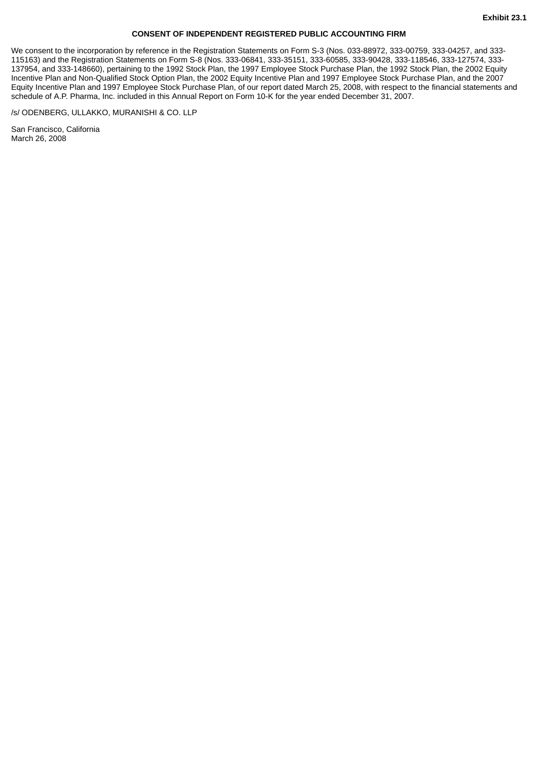**Exhibit 23.1**

**CONSENT OF INDEPENDENT REGISTERED PUBLIC ACCOUNTING FIRM**

We consent to the incorporation by reference in the Registration Statements on Form S-3 (Nos. 033-88972, 333-00759, 333-04257, and 333-115163) and the Registration Statements on Form S-8 (Nos. 333-06841, 333-35151, 333-60585, 333-90428, 333-118546, 333-127574, 333-137954, and 333-148660), pertaining to the 1992 Stock Plan, the 1997 Employee Stock Purchase Plan, the 1992 Stock Plan, the 2002 Equity Incentive Plan and Non-Qualified Stock Option Plan, the 2002 Equity Incentive Plan and 1997 Employee Stock Purchase Plan, and the 2007 Equity Incentive Plan and 1997 Employee Stock Purchase Plan, of our report dated March 25, 2008, with respect to the financial statements and schedule of A.P. Pharma, Inc. included in this Annual Report on Form 10-K for the year ended December 31, 2007.

/s/ ODENBERG, ULLAKKO, MURANISHI & CO. LLP

San Francisco, California
March 26, 2008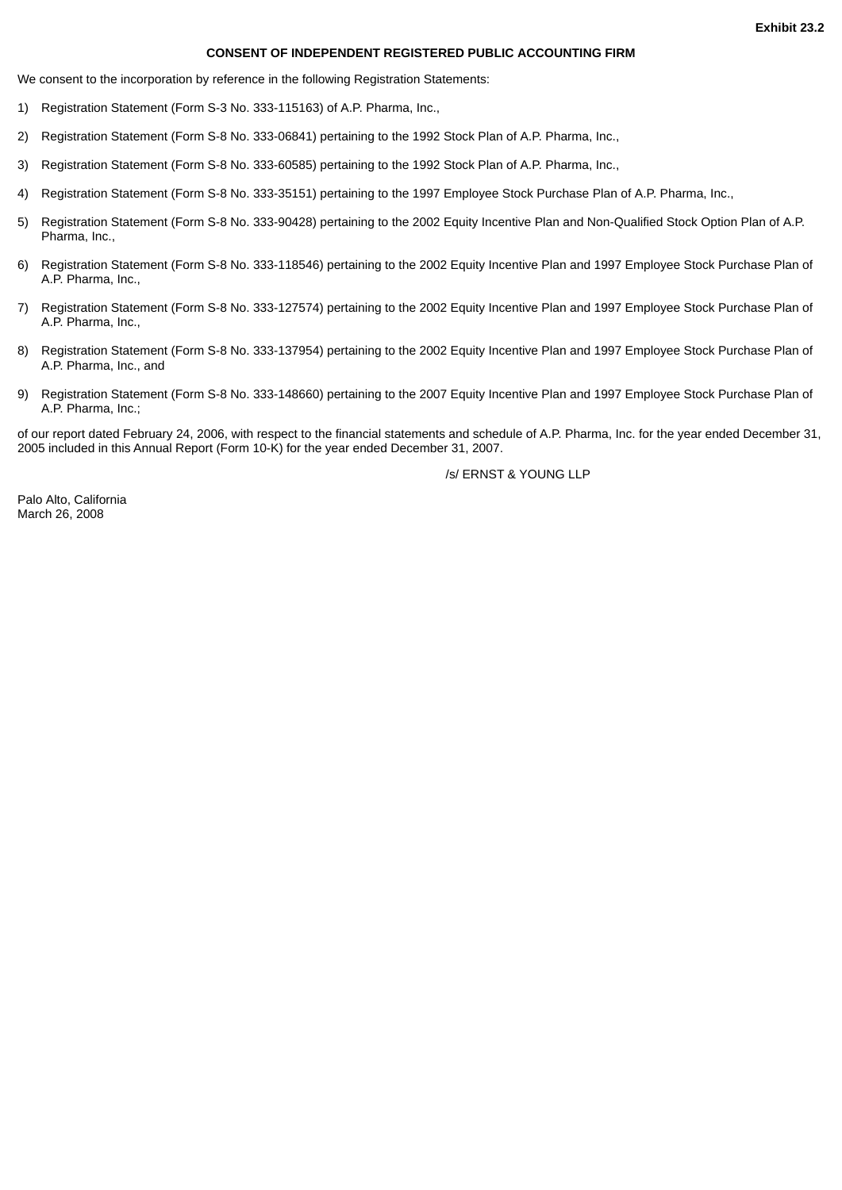**Exhibit 23.2**

**CONSENT OF INDEPENDENT REGISTERED PUBLIC ACCOUNTING FIRM**

We consent to the incorporation by reference in the following Registration Statements:

1) Registration Statement (Form S-3 No. 333-115163) of A.P. Pharma, Inc.,

2) Registration Statement (Form S-8 No. 333-06841) pertaining to the 1992 Stock Plan of A.P. Pharma, Inc.,

3) Registration Statement (Form S-8 No. 333-60585) pertaining to the 1992 Stock Plan of A.P. Pharma, Inc.,

4) Registration Statement (Form S-8 No. 333-35151) pertaining to the 1997 Employee Stock Purchase Plan of A.P. Pharma, Inc.,

5) Registration Statement (Form S-8 No. 333-90428) pertaining to the 2002 Equity Incentive Plan and Non-Qualified Stock Option Plan of A.P. Pharma, Inc.,

6) Registration Statement (Form S-8 No. 333-118546) pertaining to the 2002 Equity Incentive Plan and 1997 Employee Stock Purchase Plan of A.P. Pharma, Inc.,

7) Registration Statement (Form S-8 No. 333-127574) pertaining to the 2002 Equity Incentive Plan and 1997 Employee Stock Purchase Plan of A.P. Pharma, Inc.,

8) Registration Statement (Form S-8 No. 333-137954) pertaining to the 2002 Equity Incentive Plan and 1997 Employee Stock Purchase Plan of A.P. Pharma, Inc., and

9) Registration Statement (Form S-8 No. 333-148660) pertaining to the 2007 Equity Incentive Plan and 1997 Employee Stock Purchase Plan of A.P. Pharma, Inc.;

of our report dated February 24, 2006, with respect to the financial statements and schedule of A.P. Pharma, Inc. for the year ended December 31, 2005 included in this Annual Report (Form 10-K) for the year ended December 31, 2007.

/s/ ERNST & YOUNG LLP

Palo Alto, California
March 26, 2008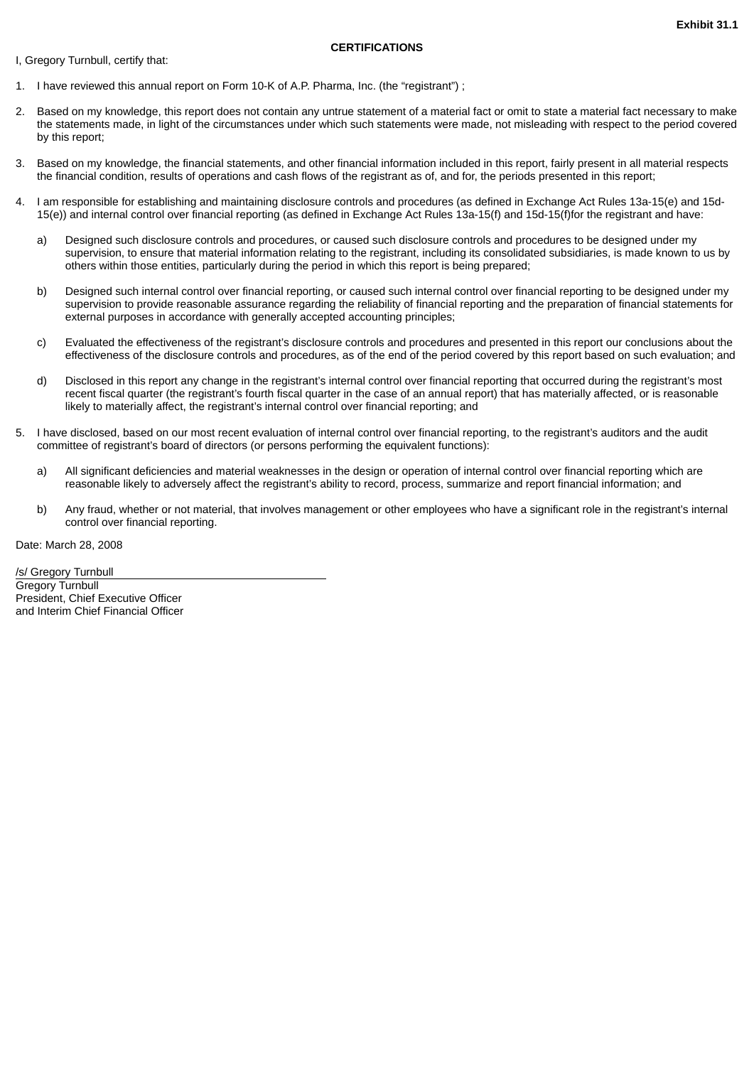**Exhibit 31.1**

**CERTIFICATIONS**

I, Gregory Turnbull, certify that:

1. I have reviewed this annual report on Form 10-K of A.P. Pharma, Inc. (the “registrant”) ;

2. Based on my knowledge, this report does not contain any untrue statement of a material fact or omit to state a material fact necessary to make the statements made, in light of the circumstances under which such statements were made, not misleading with respect to the period covered by this report;

3. Based on my knowledge, the financial statements, and other financial information included in this report, fairly present in all material respects the financial condition, results of operations and cash flows of the registrant as of, and for, the periods presented in this report;

4. I am responsible for establishing and maintaining disclosure controls and procedures (as defined in Exchange Act Rules 13a-15(e) and 15d-15(e)) and internal control over financial reporting (as defined in Exchange Act Rules 13a-15(f) and 15d-15(f)for the registrant and have:

   a) Designed such disclosure controls and procedures, or caused such disclosure controls and procedures to be designed under my supervision, to ensure that material information relating to the registrant, including its consolidated subsidiaries, is made known to us by others within those entities, particularly during the period in which this report is being prepared;

   b) Designed such internal control over financial reporting, or caused such internal control over financial reporting to be designed under my supervision to provide reasonable assurance regarding the reliability of financial reporting and the preparation of financial statements for external purposes in accordance with generally accepted accounting principles;

   c) Evaluated the effectiveness of the registrant’s disclosure controls and procedures and presented in this report our conclusions about the effectiveness of the disclosure controls and procedures, as of the end of the period covered by this report based on such evaluation; and

   d) Disclosed in this report any change in the registrant’s internal control over financial reporting that occurred during the registrant’s most recent fiscal quarter (the registrant’s fourth fiscal quarter in the case of an annual report) that has materially affected, or is reasonable likely to materially affect, the registrant’s internal control over financial reporting; and

5. I have disclosed, based on our most recent evaluation of internal control over financial reporting, to the registrant’s auditors and the audit committee of registrant’s board of directors (or persons performing the equivalent functions):

   a) All significant deficiencies and material weaknesses in the design or operation of internal control over financial reporting which are reasonable likely to adversely affect the registrant’s ability to record, process, summarize and report financial information; and

   b) Any fraud, whether or not material, that involves management or other employees who have a significant role in the registrant’s internal control over financial reporting.

Date: March 28, 2008

/s/ Gregory Turnbull

Gregory Turnbull
President, Chief Executive Officer
and Interim Chief Financial Officer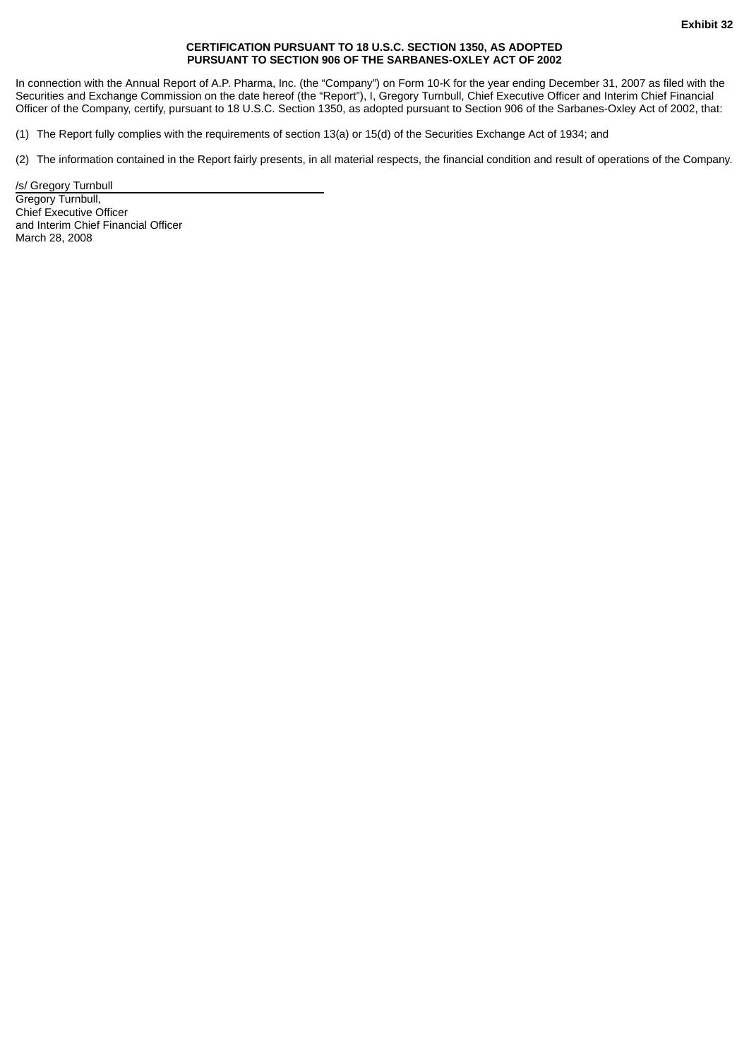**Exhibit 32**

**CERTIFICATION PURSUANT TO 18 U.S.C. SECTION 1350, AS ADOPTED PURSUANT TO SECTION 906 OF THE SARBANES-OXLEY ACT OF 2002**

In connection with the Annual Report of A.P. Pharma, Inc. (the "Company") on Form 10-K for the year ending December 31, 2007 as filed with the Securities and Exchange Commission on the date hereof (the "Report"), I, Gregory Turnbull, Chief Executive Officer and Interim Chief Financial Officer of the Company, certify, pursuant to 18 U.S.C. Section 1350, as adopted pursuant to Section 906 of the Sarbanes-Oxley Act of 2002, that:

(1) The Report fully complies with the requirements of section 13(a) or 15(d) of the Securities Exchange Act of 1934; and

(2) The information contained in the Report fairly presents, in all material respects, the financial condition and result of operations of the Company.

/s/ Gregory Turnbull
Gregory Turnbull,
Chief Executive Officer
and Interim Chief Financial Officer
March 28, 2008